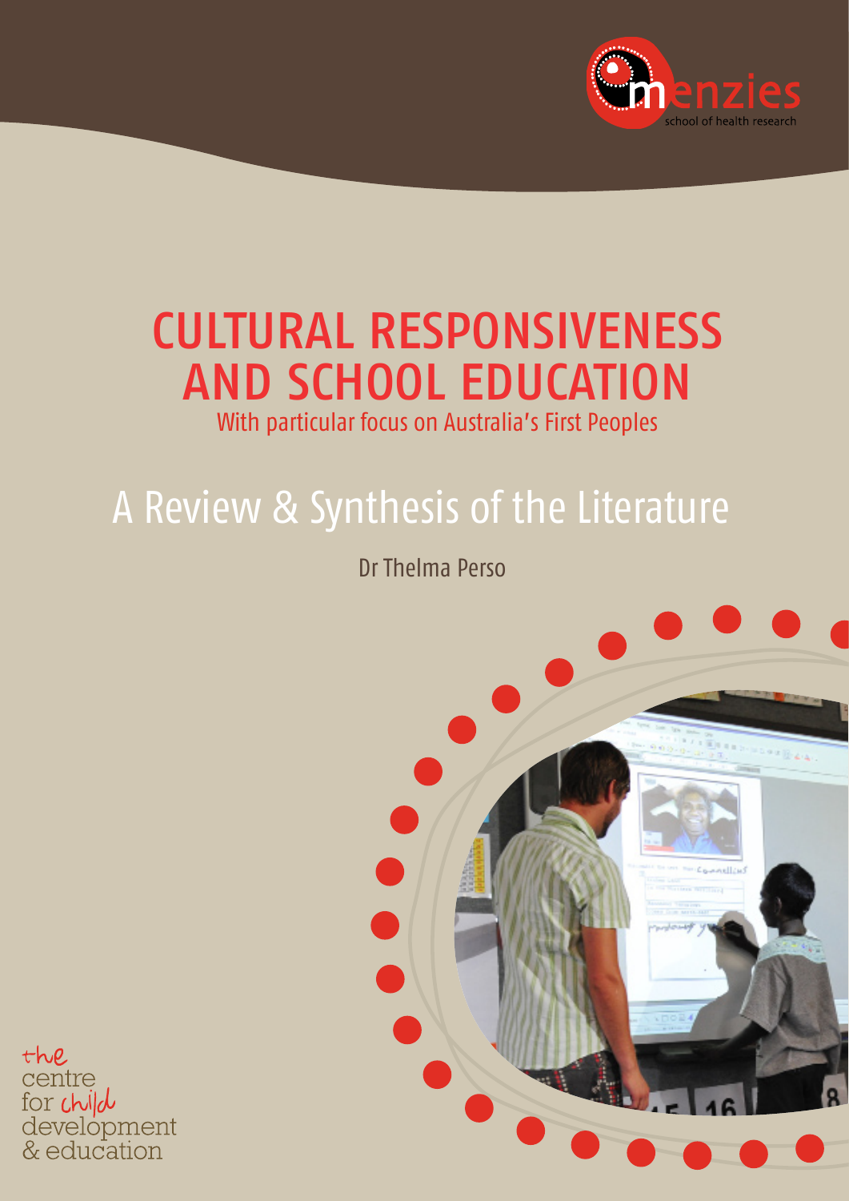menzies

school of health research

# CULTURAL RESPONSIVENESS AND SCHOOL EDUCATION

With particular focus on Australia's First Peoples

## A Review & Synthesis of the Literature

Dr Thelma Perso

the centre for child development & education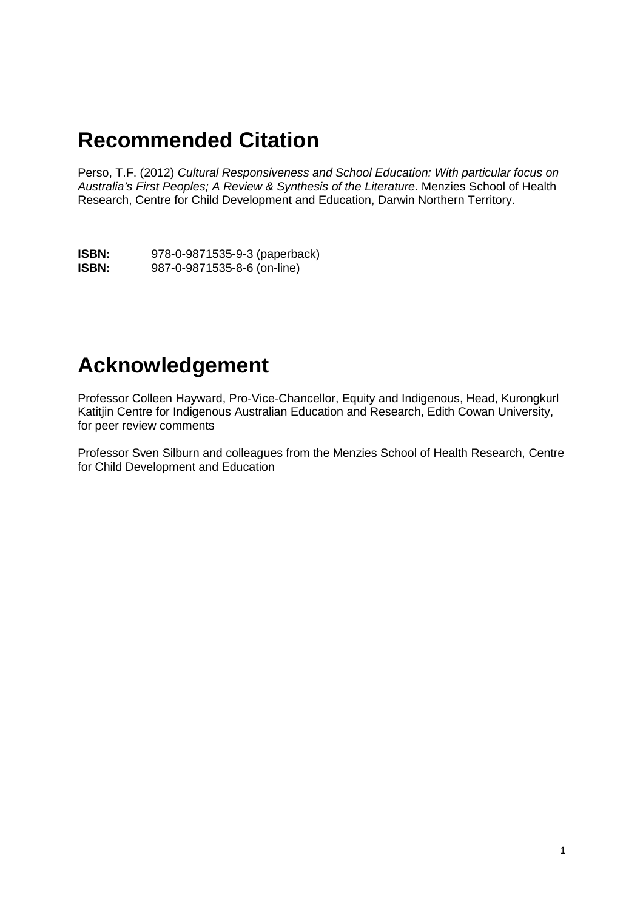# Recommended Citation

Perso, T.F. (2012) *Cultural Responsiveness and School Education: With particular focus on Australia's First Peoples; A Review & Synthesis of the Literature*. Menzies School of Health Research, Centre for Child Development and Education, Darwin Northern Territory.

**ISBN:** 978-0-9871535-9-3 (paperback)
**ISBN:** 987-0-9871535-8-6 (on-line)

# Acknowledgement

Professor Colleen Hayward, Pro-Vice-Chancellor, Equity and Indigenous, Head, Kurongkurl Katitjin Centre for Indigenous Australian Education and Research, Edith Cowan University, for peer review comments

Professor Sven Silburn and colleagues from the Menzies School of Health Research, Centre for Child Development and Education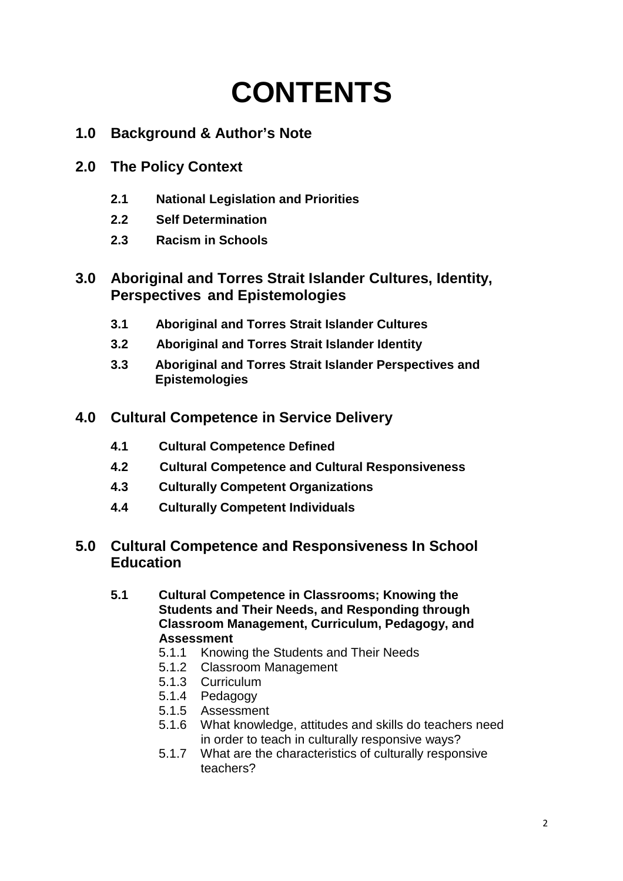# CONTENTS

## 1.0 Background & Author's Note

## 2.0 The Policy Context

- **2.1 National Legislation and Priorities**
- **2.2 Self Determination**
- **2.3 Racism in Schools**

## 3.0 Aboriginal and Torres Strait Islander Cultures, Identity, Perspectives and Epistemologies

- **3.1 Aboriginal and Torres Strait Islander Cultures**
- **3.2 Aboriginal and Torres Strait Islander Identity**
- **3.3 Aboriginal and Torres Strait Islander Perspectives and Epistemologies**

## 4.0 Cultural Competence in Service Delivery

- **4.1 Cultural Competence Defined**
- **4.2 Cultural Competence and Cultural Responsiveness**
- **4.3 Culturally Competent Organizations**
- **4.4 Culturally Competent Individuals**

## 5.0 Cultural Competence and Responsiveness In School Education

- **5.1 Cultural Competence in Classrooms; Knowing the Students and Their Needs, and Responding through Classroom Management, Curriculum, Pedagogy, and Assessment**
  - 5.1.1 Knowing the Students and Their Needs
  - 5.1.2 Classroom Management
  - 5.1.3 Curriculum
  - 5.1.4 Pedagogy
  - 5.1.5 Assessment
  - 5.1.6 What knowledge, attitudes and skills do teachers need in order to teach in culturally responsive ways?
  - 5.1.7 What are the characteristics of culturally responsive teachers?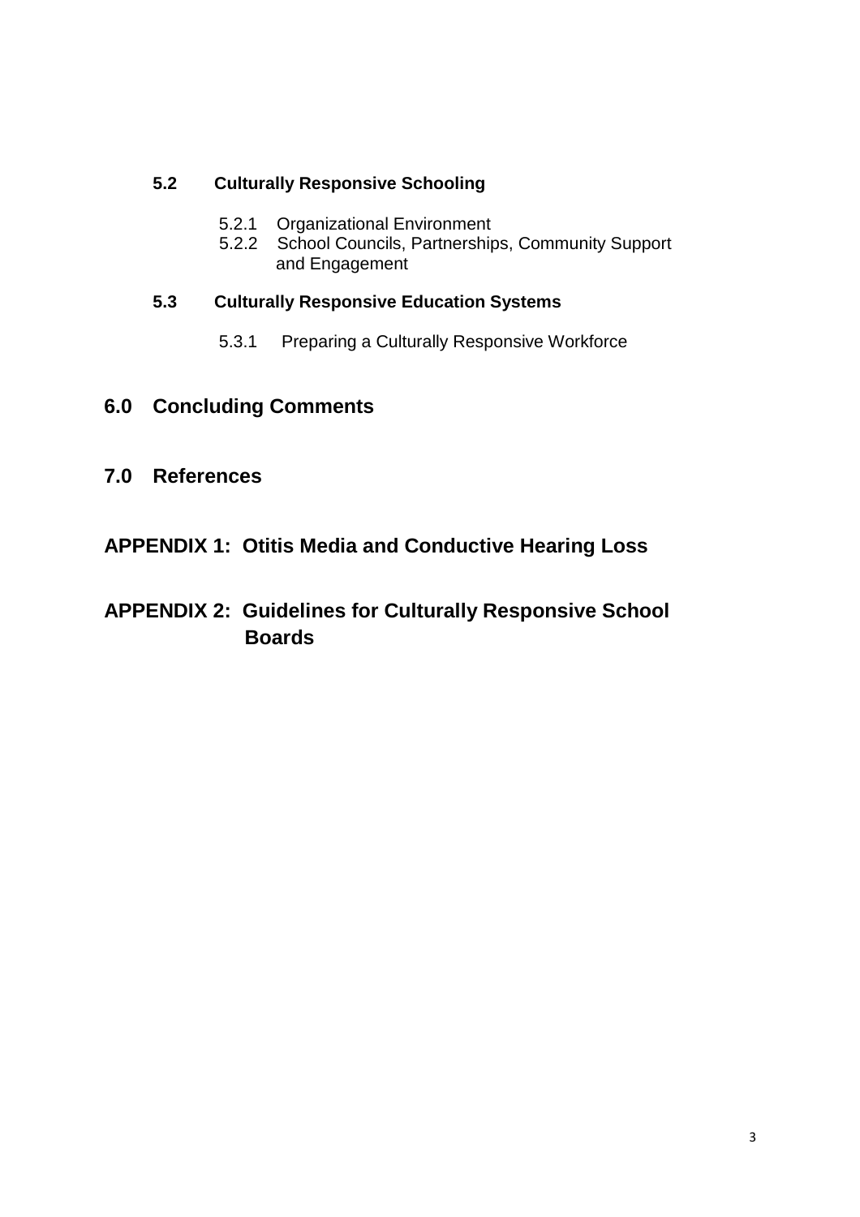**5.2 Culturally Responsive Schooling**

- 5.2.1 Organizational Environment
- 5.2.2 School Councils, Partnerships, Community Support and Engagement

**5.3 Culturally Responsive Education Systems**

- 5.3.1 Preparing a Culturally Responsive Workforce

## 6.0 Concluding Comments

## 7.0 References

## APPENDIX 1: Otitis Media and Conductive Hearing Loss

## APPENDIX 2: Guidelines for Culturally Responsive School Boards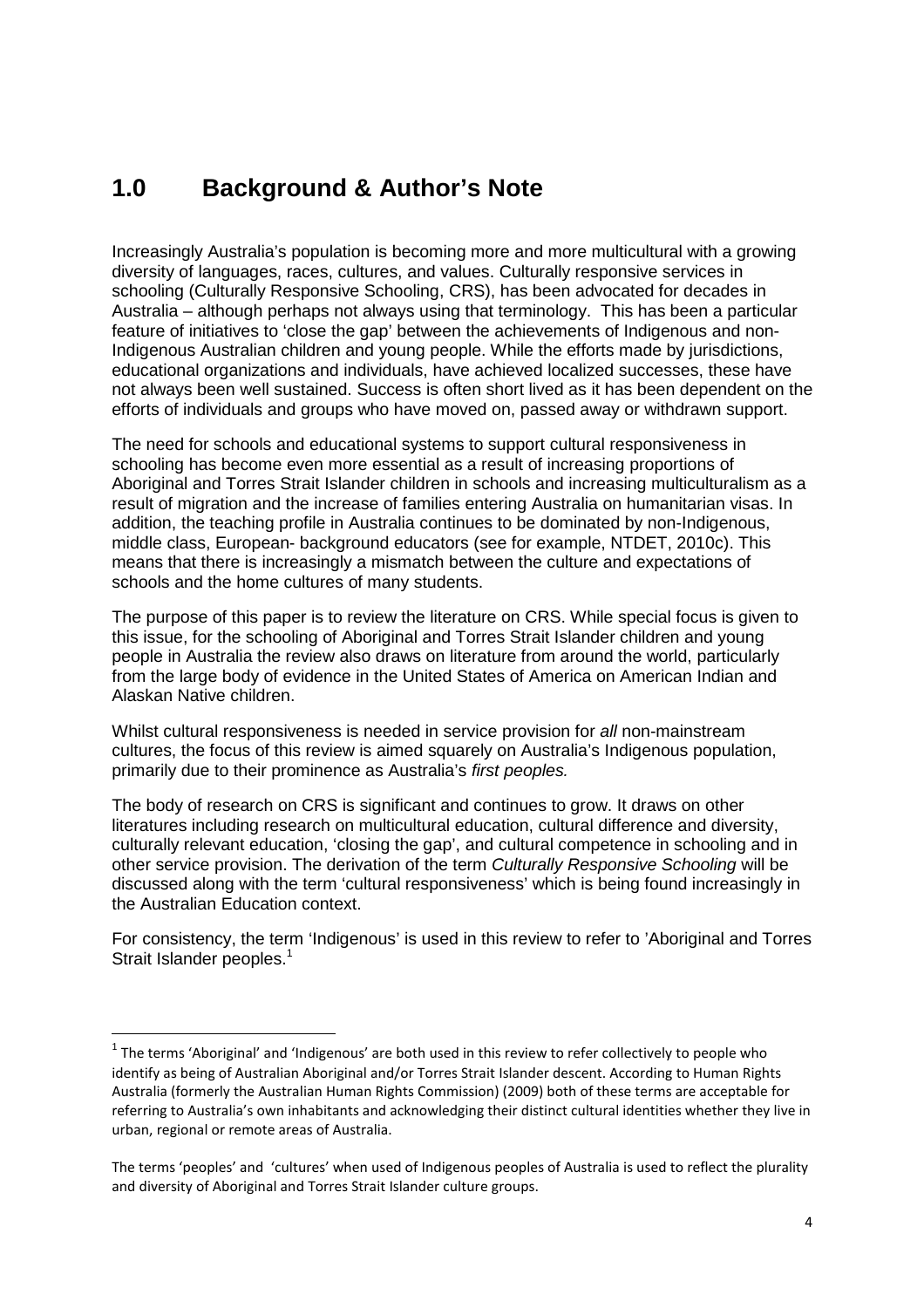# 1.0 Background & Author's Note

Increasingly Australia's population is becoming more and more multicultural with a growing diversity of languages, races, cultures, and values. Culturally responsive services in schooling (Culturally Responsive Schooling, CRS), has been advocated for decades in Australia – although perhaps not always using that terminology. This has been a particular feature of initiatives to 'close the gap' between the achievements of Indigenous and non-Indigenous Australian children and young people. While the efforts made by jurisdictions, educational organizations and individuals, have achieved localized successes, these have not always been well sustained. Success is often short lived as it has been dependent on the efforts of individuals and groups who have moved on, passed away or withdrawn support.

The need for schools and educational systems to support cultural responsiveness in schooling has become even more essential as a result of increasing proportions of Aboriginal and Torres Strait Islander children in schools and increasing multiculturalism as a result of migration and the increase of families entering Australia on humanitarian visas. In addition, the teaching profile in Australia continues to be dominated by non-Indigenous, middle class, European- background educators (see for example, NTDET, 2010c). This means that there is increasingly a mismatch between the culture and expectations of schools and the home cultures of many students.

The purpose of this paper is to review the literature on CRS. While special focus is given to this issue, for the schooling of Aboriginal and Torres Strait Islander children and young people in Australia the review also draws on literature from around the world, particularly from the large body of evidence in the United States of America on American Indian and Alaskan Native children.

Whilst cultural responsiveness is needed in service provision for *all* non-mainstream cultures, the focus of this review is aimed squarely on Australia's Indigenous population, primarily due to their prominence as Australia's *first peoples.*

The body of research on CRS is significant and continues to grow. It draws on other literatures including research on multicultural education, cultural difference and diversity, culturally relevant education, 'closing the gap', and cultural competence in schooling and in other service provision. The derivation of the term *Culturally Responsive Schooling* will be discussed along with the term 'cultural responsiveness' which is being found increasingly in the Australian Education context.

For consistency, the term 'Indigenous' is used in this review to refer to 'Aboriginal and Torres Strait Islander peoples.[1]

---

[1] The terms 'Aboriginal' and 'Indigenous' are both used in this review to refer collectively to people who identify as being of Australian Aboriginal and/or Torres Strait Islander descent. According to Human Rights Australia (formerly the Australian Human Rights Commission) (2009) both of these terms are acceptable for referring to Australia's own inhabitants and acknowledging their distinct cultural identities whether they live in urban, regional or remote areas of Australia.

The terms 'peoples' and 'cultures' when used of Indigenous peoples of Australia is used to reflect the plurality and diversity of Aboriginal and Torres Strait Islander culture groups.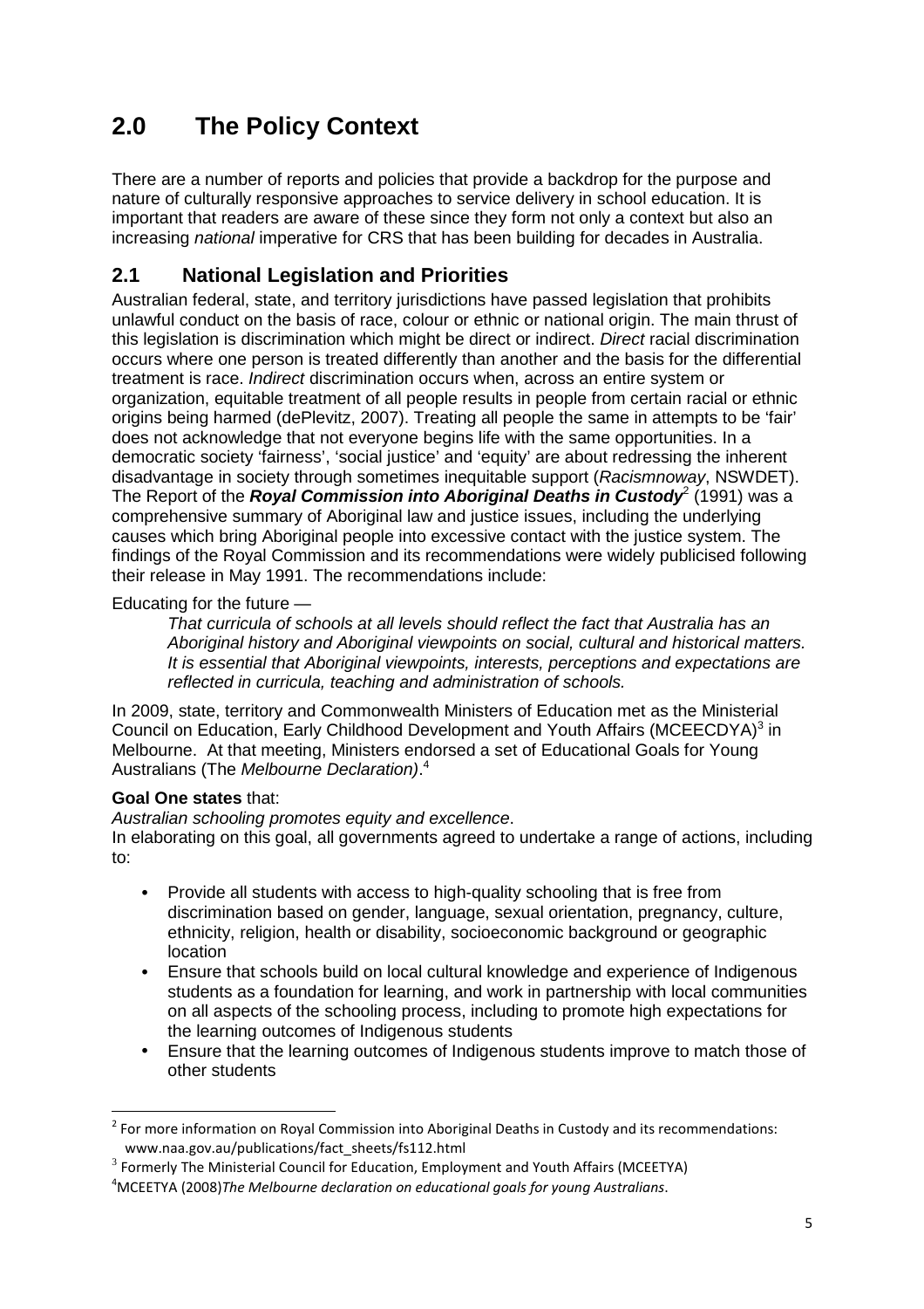# 2.0 The Policy Context

There are a number of reports and policies that provide a backdrop for the purpose and nature of culturally responsive approaches to service delivery in school education. It is important that readers are aware of these since they form not only a context but also an increasing *national* imperative for CRS that has been building for decades in Australia.

## 2.1 National Legislation and Priorities

Australian federal, state, and territory jurisdictions have passed legislation that prohibits unlawful conduct on the basis of race, colour or ethnic or national origin. The main thrust of this legislation is discrimination which might be direct or indirect. *Direct* racial discrimination occurs where one person is treated differently than another and the basis for the differential treatment is race. *Indirect* discrimination occurs when, across an entire system or organization, equitable treatment of all people results in people from certain racial or ethnic origins being harmed (dePlevitz, 2007). Treating all people the same in attempts to be 'fair' does not acknowledge that not everyone begins life with the same opportunities. In a democratic society 'fairness', 'social justice' and 'equity' are about redressing the inherent disadvantage in society through sometimes inequitable support (*Racismnoway*, NSWDET). The Report of the ***Royal Commission into Aboriginal Deaths in Custody***[2] (1991) was a comprehensive summary of Aboriginal law and justice issues, including the underlying causes which bring Aboriginal people into excessive contact with the justice system. The findings of the Royal Commission and its recommendations were widely publicised following their release in May 1991. The recommendations include:

Educating for the future —

> *That curricula of schools at all levels should reflect the fact that Australia has an Aboriginal history and Aboriginal viewpoints on social, cultural and historical matters. It is essential that Aboriginal viewpoints, interests, perceptions and expectations are reflected in curricula, teaching and administration of schools.*

In 2009, state, territory and Commonwealth Ministers of Education met as the Ministerial Council on Education, Early Childhood Development and Youth Affairs (MCEECDYA)[3] in Melbourne. At that meeting, Ministers endorsed a set of Educational Goals for Young Australians (The *Melbourne Declaration)*.[4]

**Goal One states** that:

*Australian schooling promotes equity and excellence*.

In elaborating on this goal, all governments agreed to undertake a range of actions, including to:

- Provide all students with access to high-quality schooling that is free from discrimination based on gender, language, sexual orientation, pregnancy, culture, ethnicity, religion, health or disability, socioeconomic background or geographic location
- Ensure that schools build on local cultural knowledge and experience of Indigenous students as a foundation for learning, and work in partnership with local communities on all aspects of the schooling process, including to promote high expectations for the learning outcomes of Indigenous students
- Ensure that the learning outcomes of Indigenous students improve to match those of other students

---

[2] For more information on Royal Commission into Aboriginal Deaths in Custody and its recommendations: www.naa.gov.au/publications/fact_sheets/fs112.html

[3] Formerly The Ministerial Council for Education, Employment and Youth Affairs (MCEETYA)

[4] MCEETYA (2008) *The Melbourne declaration on educational goals for young Australians*.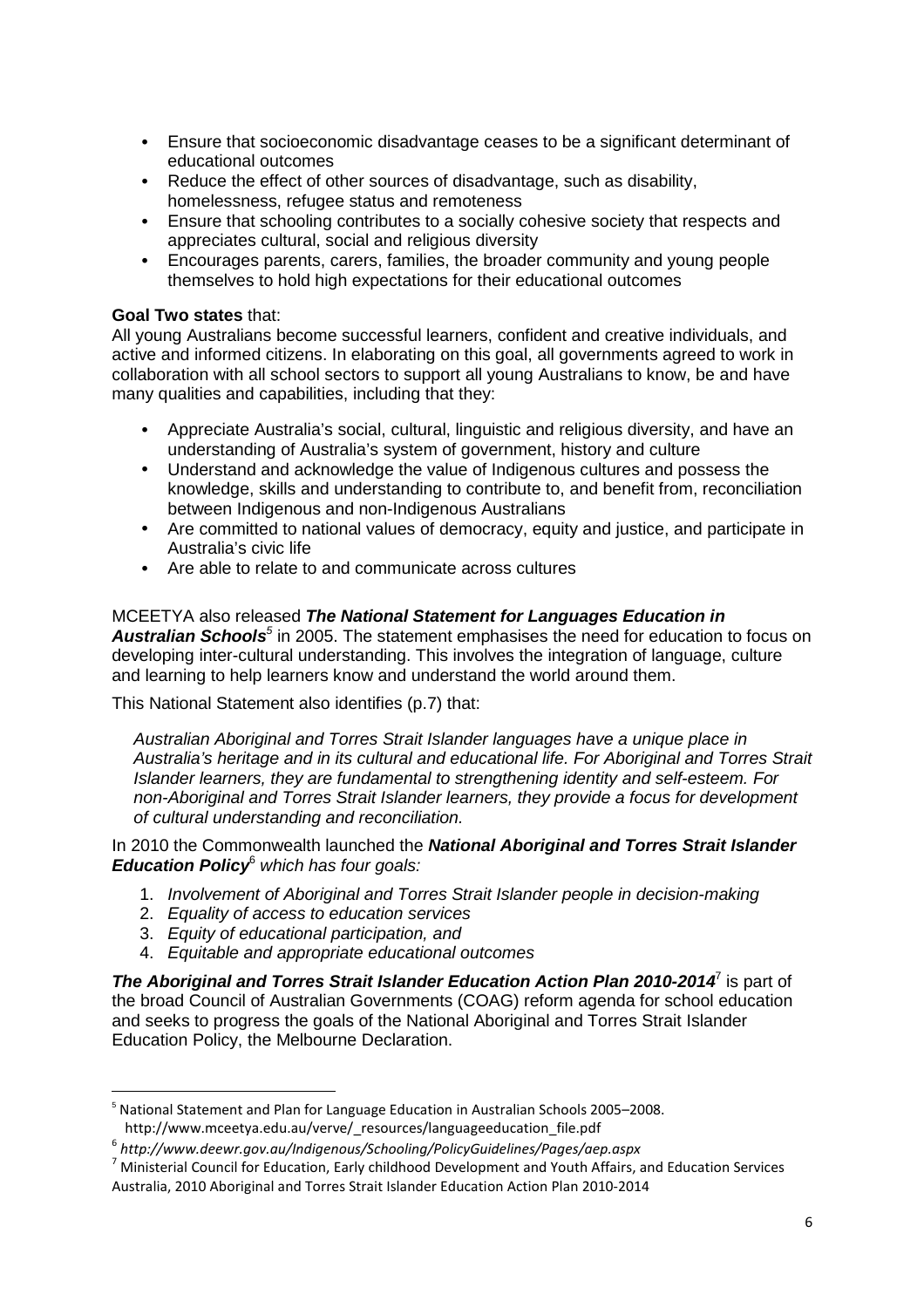- Ensure that socioeconomic disadvantage ceases to be a significant determinant of educational outcomes
- Reduce the effect of other sources of disadvantage, such as disability, homelessness, refugee status and remoteness
- Ensure that schooling contributes to a socially cohesive society that respects and appreciates cultural, social and religious diversity
- Encourages parents, carers, families, the broader community and young people themselves to hold high expectations for their educational outcomes

**Goal Two states** that:
All young Australians become successful learners, confident and creative individuals, and active and informed citizens. In elaborating on this goal, all governments agreed to work in collaboration with all school sectors to support all young Australians to know, be and have many qualities and capabilities, including that they:

- Appreciate Australia's social, cultural, linguistic and religious diversity, and have an understanding of Australia's system of government, history and culture
- Understand and acknowledge the value of Indigenous cultures and possess the knowledge, skills and understanding to contribute to, and benefit from, reconciliation between Indigenous and non-Indigenous Australians
- Are committed to national values of democracy, equity and justice, and participate in Australia's civic life
- Are able to relate to and communicate across cultures

MCEETYA also released ***The National Statement for Languages Education in Australian Schools***[5] in 2005. The statement emphasises the need for education to focus on developing inter-cultural understanding. This involves the integration of language, culture and learning to help learners know and understand the world around them.

This National Statement also identifies (p.7) that:

> *Australian Aboriginal and Torres Strait Islander languages have a unique place in Australia's heritage and in its cultural and educational life. For Aboriginal and Torres Strait Islander learners, they are fundamental to strengthening identity and self-esteem. For non-Aboriginal and Torres Strait Islander learners, they provide a focus for development of cultural understanding and reconciliation.*

In 2010 the Commonwealth launched the ***National Aboriginal and Torres Strait Islander Education Policy***[6] *which has four goals:*

1. *Involvement of Aboriginal and Torres Strait Islander people in decision-making*
2. *Equality of access to education services*
3. *Equity of educational participation, and*
4. *Equitable and appropriate educational outcomes*

***The Aboriginal and Torres Strait Islander Education Action Plan 2010-2014***[7] is part of the broad Council of Australian Governments (COAG) reform agenda for school education and seeks to progress the goals of the National Aboriginal and Torres Strait Islander Education Policy, the Melbourne Declaration.

---

[5] National Statement and Plan for Language Education in Australian Schools 2005–2008. http://www.mceetya.edu.au/verve/_resources/languageeducation_file.pdf

[6] *http://www.deewr.gov.au/Indigenous/Schooling/PolicyGuidelines/Pages/aep.aspx*

[7] Ministerial Council for Education, Early childhood Development and Youth Affairs, and Education Services Australia, 2010 Aboriginal and Torres Strait Islander Education Action Plan 2010-2014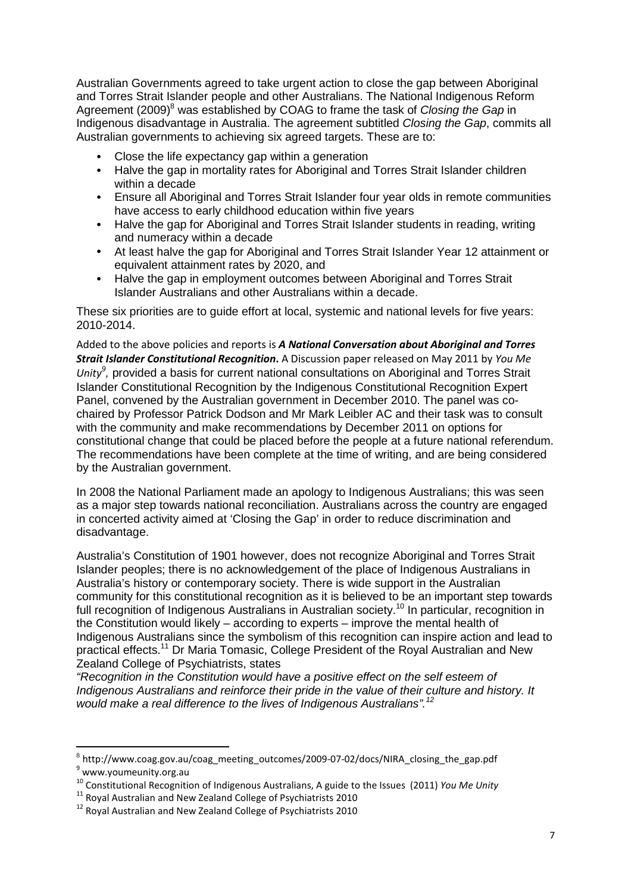Australian Governments agreed to take urgent action to close the gap between Aboriginal and Torres Strait Islander people and other Australians. The National Indigenous Reform Agreement (2009)[8] was established by COAG to frame the task of *Closing the Gap* in Indigenous disadvantage in Australia. The agreement subtitled *Closing the Gap*, commits all Australian governments to achieving six agreed targets. These are to:

- Close the life expectancy gap within a generation
- Halve the gap in mortality rates for Aboriginal and Torres Strait Islander children within a decade
- Ensure all Aboriginal and Torres Strait Islander four year olds in remote communities have access to early childhood education within five years
- Halve the gap for Aboriginal and Torres Strait Islander students in reading, writing and numeracy within a decade
- At least halve the gap for Aboriginal and Torres Strait Islander Year 12 attainment or equivalent attainment rates by 2020, and
- Halve the gap in employment outcomes between Aboriginal and Torres Strait Islander Australians and other Australians within a decade.

These six priorities are to guide effort at local, systemic and national levels for five years: 2010-2014.

Added to the above policies and reports is ***A National Conversation about Aboriginal and Torres Strait Islander Constitutional Recognition***. A Discussion paper released on May 2011 by *You Me Unity*[9], provided a basis for current national consultations on Aboriginal and Torres Strait Islander Constitutional Recognition by the Indigenous Constitutional Recognition Expert Panel, convened by the Australian government in December 2010. The panel was co-chaired by Professor Patrick Dodson and Mr Mark Leibler AC and their task was to consult with the community and make recommendations by December 2011 on options for constitutional change that could be placed before the people at a future national referendum. The recommendations have been complete at the time of writing, and are being considered by the Australian government.

In 2008 the National Parliament made an apology to Indigenous Australians; this was seen as a major step towards national reconciliation. Australians across the country are engaged in concerted activity aimed at 'Closing the Gap' in order to reduce discrimination and disadvantage.

Australia's Constitution of 1901 however, does not recognize Aboriginal and Torres Strait Islander peoples; there is no acknowledgement of the place of Indigenous Australians in Australia's history or contemporary society. There is wide support in the Australian community for this constitutional recognition as it is believed to be an important step towards full recognition of Indigenous Australians in Australian society.[10] In particular, recognition in the Constitution would likely – according to experts – improve the mental health of Indigenous Australians since the symbolism of this recognition can inspire action and lead to practical effects.[11] Dr Maria Tomasic, College President of the Royal Australian and New Zealand College of Psychiatrists, states

*"Recognition in the Constitution would have a positive effect on the self esteem of Indigenous Australians and reinforce their pride in the value of their culture and history. It would make a real difference to the lives of Indigenous Australians".*[12]

---

[8] http://www.coag.gov.au/coag_meeting_outcomes/2009-07-02/docs/NIRA_closing_the_gap.pdf

[9] www.youmeunity.org.au

[10] Constitutional Recognition of Indigenous Australians, A guide to the Issues (2011) *You Me Unity*

[11] Royal Australian and New Zealand College of Psychiatrists 2010

[12] Royal Australian and New Zealand College of Psychiatrists 2010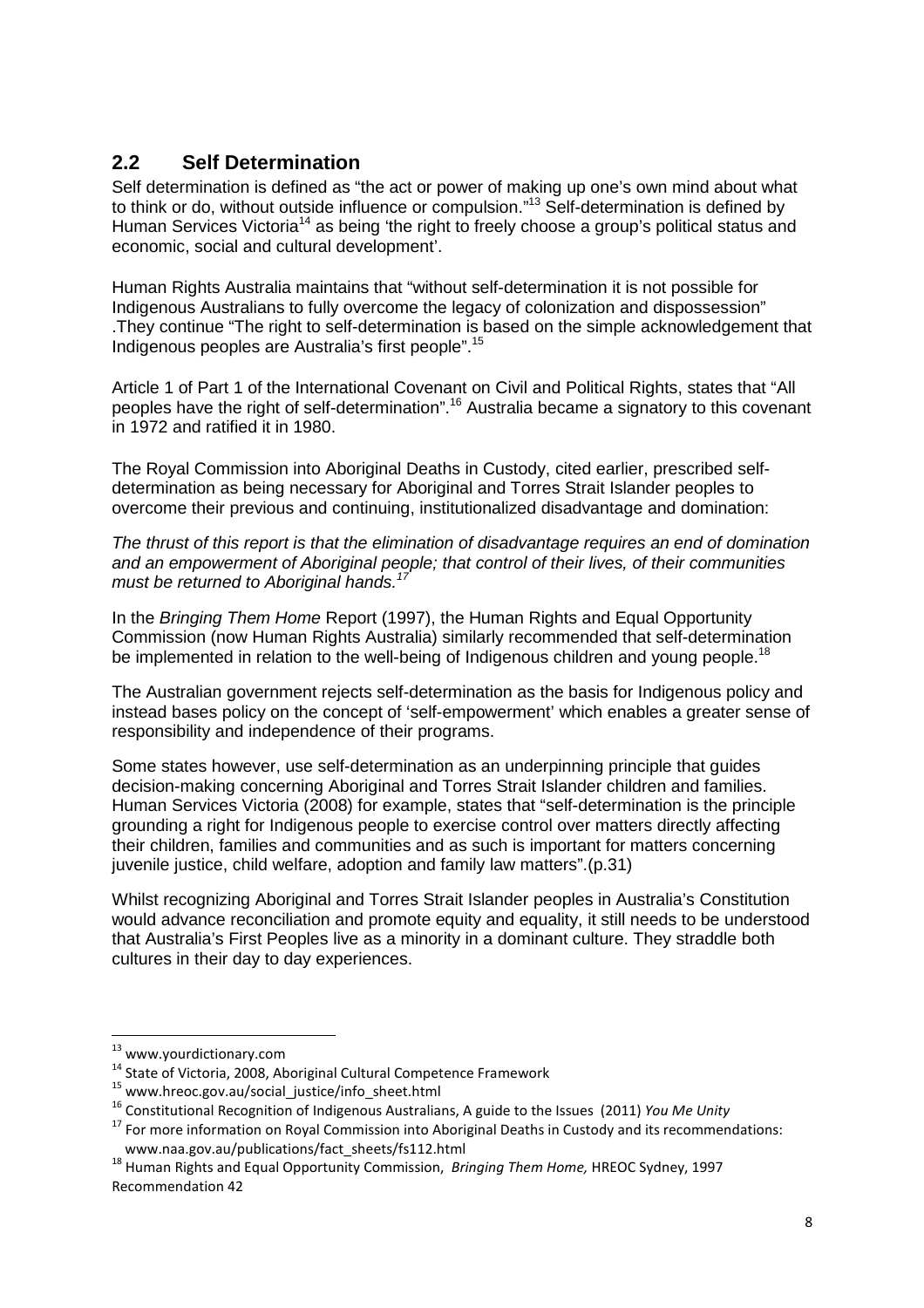## 2.2 Self Determination

Self determination is defined as "the act or power of making up one's own mind about what to think or do, without outside influence or compulsion."[13] Self-determination is defined by Human Services Victoria[14] as being 'the right to freely choose a group's political status and economic, social and cultural development'.

Human Rights Australia maintains that "without self-determination it is not possible for Indigenous Australians to fully overcome the legacy of colonization and dispossession" .They continue "The right to self-determination is based on the simple acknowledgement that Indigenous peoples are Australia's first people".[15]

Article 1 of Part 1 of the International Covenant on Civil and Political Rights, states that "All peoples have the right of self-determination".[16] Australia became a signatory to this covenant in 1972 and ratified it in 1980.

The Royal Commission into Aboriginal Deaths in Custody, cited earlier, prescribed self-determination as being necessary for Aboriginal and Torres Strait Islander peoples to overcome their previous and continuing, institutionalized disadvantage and domination:

*The thrust of this report is that the elimination of disadvantage requires an end of domination and an empowerment of Aboriginal people; that control of their lives, of their communities must be returned to Aboriginal hands.*[17]

In the *Bringing Them Home* Report (1997), the Human Rights and Equal Opportunity Commission (now Human Rights Australia) similarly recommended that self-determination be implemented in relation to the well-being of Indigenous children and young people.[18]

The Australian government rejects self-determination as the basis for Indigenous policy and instead bases policy on the concept of 'self-empowerment' which enables a greater sense of responsibility and independence of their programs.

Some states however, use self-determination as an underpinning principle that guides decision-making concerning Aboriginal and Torres Strait Islander children and families. Human Services Victoria (2008) for example, states that "self-determination is the principle grounding a right for Indigenous people to exercise control over matters directly affecting their children, families and communities and as such is important for matters concerning juvenile justice, child welfare, adoption and family law matters".(p.31)

Whilst recognizing Aboriginal and Torres Strait Islander peoples in Australia's Constitution would advance reconciliation and promote equity and equality, it still needs to be understood that Australia's First Peoples live as a minority in a dominant culture. They straddle both cultures in their day to day experiences.

---

[13] www.yourdictionary.com

[14] State of Victoria, 2008, Aboriginal Cultural Competence Framework

[15] www.hreoc.gov.au/social_justice/info_sheet.html

[16] Constitutional Recognition of Indigenous Australians, A guide to the Issues (2011) *You Me Unity*

[17] For more information on Royal Commission into Aboriginal Deaths in Custody and its recommendations: www.naa.gov.au/publications/fact_sheets/fs112.html

[18] Human Rights and Equal Opportunity Commission, *Bringing Them Home,* HREOC Sydney, 1997 Recommendation 42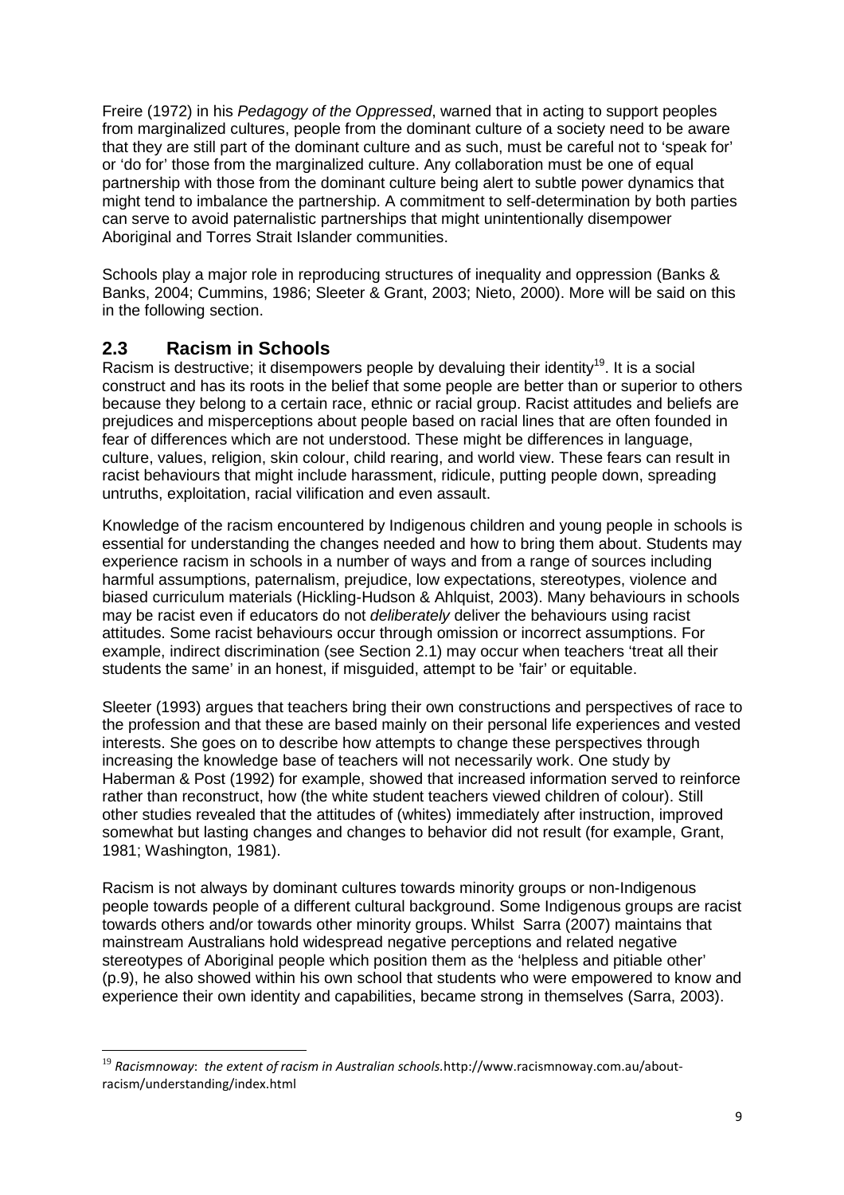Freire (1972) in his *Pedagogy of the Oppressed*, warned that in acting to support peoples from marginalized cultures, people from the dominant culture of a society need to be aware that they are still part of the dominant culture and as such, must be careful not to 'speak for' or 'do for' those from the marginalized culture. Any collaboration must be one of equal partnership with those from the dominant culture being alert to subtle power dynamics that might tend to imbalance the partnership. A commitment to self-determination by both parties can serve to avoid paternalistic partnerships that might unintentionally disempower Aboriginal and Torres Strait Islander communities.

Schools play a major role in reproducing structures of inequality and oppression (Banks & Banks, 2004; Cummins, 1986; Sleeter & Grant, 2003; Nieto, 2000). More will be said on this in the following section.

## 2.3 Racism in Schools

Racism is destructive; it disempowers people by devaluing their identity[19]. It is a social construct and has its roots in the belief that some people are better than or superior to others because they belong to a certain race, ethnic or racial group. Racist attitudes and beliefs are prejudices and misperceptions about people based on racial lines that are often founded in fear of differences which are not understood. These might be differences in language, culture, values, religion, skin colour, child rearing, and world view. These fears can result in racist behaviours that might include harassment, ridicule, putting people down, spreading untruths, exploitation, racial vilification and even assault.

Knowledge of the racism encountered by Indigenous children and young people in schools is essential for understanding the changes needed and how to bring them about. Students may experience racism in schools in a number of ways and from a range of sources including harmful assumptions, paternalism, prejudice, low expectations, stereotypes, violence and biased curriculum materials (Hickling-Hudson & Ahlquist, 2003). Many behaviours in schools may be racist even if educators do not *deliberately* deliver the behaviours using racist attitudes. Some racist behaviours occur through omission or incorrect assumptions. For example, indirect discrimination (see Section 2.1) may occur when teachers 'treat all their students the same' in an honest, if misguided, attempt to be 'fair' or equitable.

Sleeter (1993) argues that teachers bring their own constructions and perspectives of race to the profession and that these are based mainly on their personal life experiences and vested interests. She goes on to describe how attempts to change these perspectives through increasing the knowledge base of teachers will not necessarily work. One study by Haberman & Post (1992) for example, showed that increased information served to reinforce rather than reconstruct, how (the white student teachers viewed children of colour). Still other studies revealed that the attitudes of (whites) immediately after instruction, improved somewhat but lasting changes and changes to behavior did not result (for example, Grant, 1981; Washington, 1981).

Racism is not always by dominant cultures towards minority groups or non-Indigenous people towards people of a different cultural background. Some Indigenous groups are racist towards others and/or towards other minority groups. Whilst Sarra (2007) maintains that mainstream Australians hold widespread negative perceptions and related negative stereotypes of Aboriginal people which position them as the 'helpless and pitiable other' (p.9), he also showed within his own school that students who were empowered to know and experience their own identity and capabilities, became strong in themselves (Sarra, 2003).

---

[19] *Racismnoway: the extent of racism in Australian schools.* http://www.racismnoway.com.au/about-racism/understanding/index.html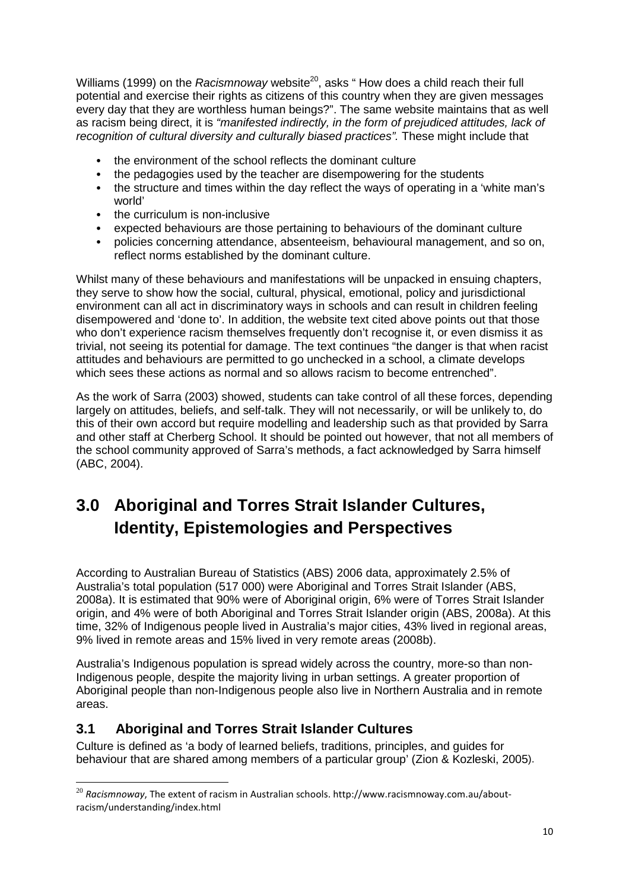Williams (1999) on the *Racismnoway* website[20], asks " How does a child reach their full potential and exercise their rights as citizens of this country when they are given messages every day that they are worthless human beings?". The same website maintains that as well as racism being direct, it is *"manifested indirectly, in the form of prejudiced attitudes, lack of recognition of cultural diversity and culturally biased practices".* These might include that

- the environment of the school reflects the dominant culture
- the pedagogies used by the teacher are disempowering for the students
- the structure and times within the day reflect the ways of operating in a 'white man's world'
- the curriculum is non-inclusive
- expected behaviours are those pertaining to behaviours of the dominant culture
- policies concerning attendance, absenteeism, behavioural management, and so on, reflect norms established by the dominant culture.

Whilst many of these behaviours and manifestations will be unpacked in ensuing chapters, they serve to show how the social, cultural, physical, emotional, policy and jurisdictional environment can all act in discriminatory ways in schools and can result in children feeling disempowered and 'done to'. In addition, the website text cited above points out that those who don't experience racism themselves frequently don't recognise it, or even dismiss it as trivial, not seeing its potential for damage. The text continues "the danger is that when racist attitudes and behaviours are permitted to go unchecked in a school, a climate develops which sees these actions as normal and so allows racism to become entrenched".

As the work of Sarra (2003) showed, students can take control of all these forces, depending largely on attitudes, beliefs, and self-talk. They will not necessarily, or will be unlikely to, do this of their own accord but require modelling and leadership such as that provided by Sarra and other staff at Cherberg School. It should be pointed out however, that not all members of the school community approved of Sarra's methods, a fact acknowledged by Sarra himself (ABC, 2004).

# 3.0 Aboriginal and Torres Strait Islander Cultures, Identity, Epistemologies and Perspectives

According to Australian Bureau of Statistics (ABS) 2006 data, approximately 2.5% of Australia's total population (517 000) were Aboriginal and Torres Strait Islander (ABS, 2008a). It is estimated that 90% were of Aboriginal origin, 6% were of Torres Strait Islander origin, and 4% were of both Aboriginal and Torres Strait Islander origin (ABS, 2008a). At this time, 32% of Indigenous people lived in Australia's major cities, 43% lived in regional areas, 9% lived in remote areas and 15% lived in very remote areas (2008b).

Australia's Indigenous population is spread widely across the country, more-so than non-Indigenous people, despite the majority living in urban settings. A greater proportion of Aboriginal people than non-Indigenous people also live in Northern Australia and in remote areas.

## 3.1 Aboriginal and Torres Strait Islander Cultures

Culture is defined as 'a body of learned beliefs, traditions, principles, and guides for behaviour that are shared among members of a particular group' (Zion & Kozleski, 2005).

[20] *Racismnoway*, The extent of racism in Australian schools. http://www.racismnoway.com.au/about-racism/understanding/index.html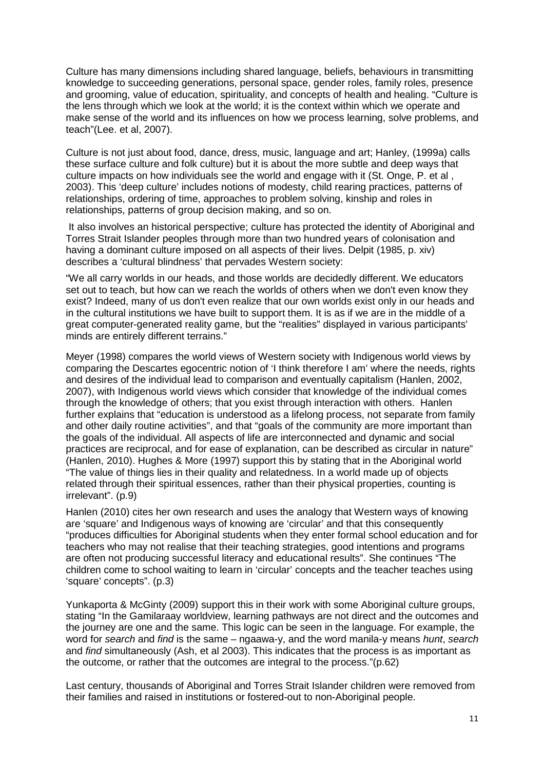Culture has many dimensions including shared language, beliefs, behaviours in transmitting knowledge to succeeding generations, personal space, gender roles, family roles, presence and grooming, value of education, spirituality, and concepts of health and healing. "Culture is the lens through which we look at the world; it is the context within which we operate and make sense of the world and its influences on how we process learning, solve problems, and teach"(Lee. et al, 2007).

Culture is not just about food, dance, dress, music, language and art; Hanley, (1999a) calls these surface culture and folk culture) but it is about the more subtle and deep ways that culture impacts on how individuals see the world and engage with it (St. Onge, P. et al , 2003). This 'deep culture' includes notions of modesty, child rearing practices, patterns of relationships, ordering of time, approaches to problem solving, kinship and roles in relationships, patterns of group decision making, and so on.

It also involves an historical perspective; culture has protected the identity of Aboriginal and Torres Strait Islander peoples through more than two hundred years of colonisation and having a dominant culture imposed on all aspects of their lives. Delpit (1985, p. xiv) describes a 'cultural blindness' that pervades Western society:

"We all carry worlds in our heads, and those worlds are decidedly different. We educators set out to teach, but how can we reach the worlds of others when we don't even know they exist? Indeed, many of us don't even realize that our own worlds exist only in our heads and in the cultural institutions we have built to support them. It is as if we are in the middle of a great computer-generated reality game, but the "realities" displayed in various participants' minds are entirely different terrains."

Meyer (1998) compares the world views of Western society with Indigenous world views by comparing the Descartes egocentric notion of 'I think therefore I am' where the needs, rights and desires of the individual lead to comparison and eventually capitalism (Hanlen, 2002, 2007), with Indigenous world views which consider that knowledge of the individual comes through the knowledge of others; that you exist through interaction with others. Hanlen further explains that "education is understood as a lifelong process, not separate from family and other daily routine activities", and that "goals of the community are more important than the goals of the individual. All aspects of life are interconnected and dynamic and social practices are reciprocal, and for ease of explanation, can be described as circular in nature" (Hanlen, 2010). Hughes & More (1997) support this by stating that in the Aboriginal world "The value of things lies in their quality and relatedness. In a world made up of objects related through their spiritual essences, rather than their physical properties, counting is irrelevant". (p.9)

Hanlen (2010) cites her own research and uses the analogy that Western ways of knowing are 'square' and Indigenous ways of knowing are 'circular' and that this consequently "produces difficulties for Aboriginal students when they enter formal school education and for teachers who may not realise that their teaching strategies, good intentions and programs are often not producing successful literacy and educational results". She continues "The children come to school waiting to learn in 'circular' concepts and the teacher teaches using 'square' concepts". (p.3)

Yunkaporta & McGinty (2009) support this in their work with some Aboriginal culture groups, stating "In the Gamilaraay worldview, learning pathways are not direct and the outcomes and the journey are one and the same. This logic can be seen in the language. For example, the word for *search* and *find* is the same – ngaawa-y, and the word manila-y means *hunt*, *search* and *find* simultaneously (Ash, et al 2003). This indicates that the process is as important as the outcome, or rather that the outcomes are integral to the process."(p.62)

Last century, thousands of Aboriginal and Torres Strait Islander children were removed from their families and raised in institutions or fostered-out to non-Aboriginal people.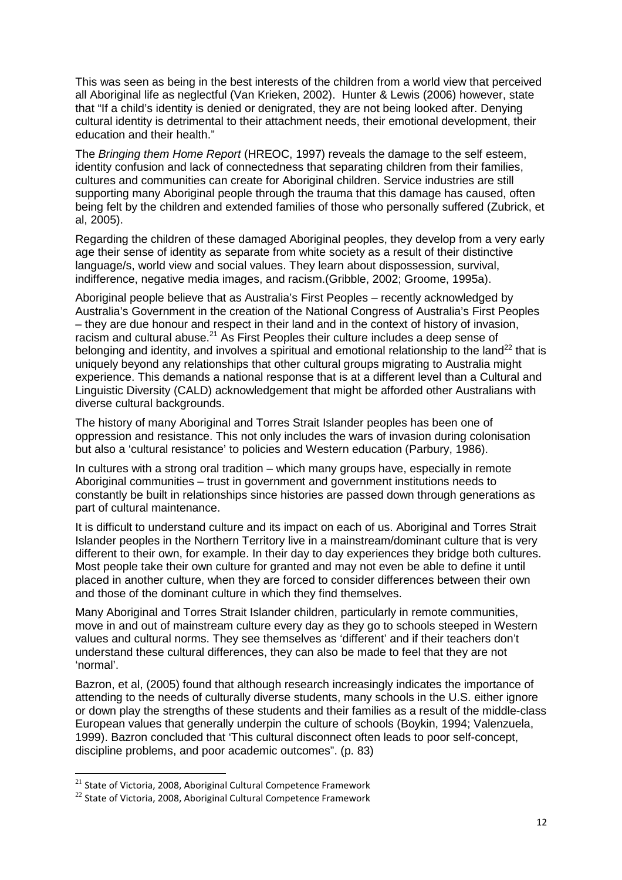This was seen as being in the best interests of the children from a world view that perceived all Aboriginal life as neglectful (Van Krieken, 2002). Hunter & Lewis (2006) however, state that "If a child's identity is denied or denigrated, they are not being looked after. Denying cultural identity is detrimental to their attachment needs, their emotional development, their education and their health."

The *Bringing them Home Report* (HREOC, 1997) reveals the damage to the self esteem, identity confusion and lack of connectedness that separating children from their families, cultures and communities can create for Aboriginal children. Service industries are still supporting many Aboriginal people through the trauma that this damage has caused, often being felt by the children and extended families of those who personally suffered (Zubrick, et al, 2005).

Regarding the children of these damaged Aboriginal peoples, they develop from a very early age their sense of identity as separate from white society as a result of their distinctive language/s, world view and social values. They learn about dispossession, survival, indifference, negative media images, and racism.(Gribble, 2002; Groome, 1995a).

Aboriginal people believe that as Australia's First Peoples – recently acknowledged by Australia's Government in the creation of the National Congress of Australia's First Peoples – they are due honour and respect in their land and in the context of history of invasion, racism and cultural abuse.[21] As First Peoples their culture includes a deep sense of belonging and identity, and involves a spiritual and emotional relationship to the land[22] that is uniquely beyond any relationships that other cultural groups migrating to Australia might experience. This demands a national response that is at a different level than a Cultural and Linguistic Diversity (CALD) acknowledgement that might be afforded other Australians with diverse cultural backgrounds.

The history of many Aboriginal and Torres Strait Islander peoples has been one of oppression and resistance. This not only includes the wars of invasion during colonisation but also a 'cultural resistance' to policies and Western education (Parbury, 1986).

In cultures with a strong oral tradition – which many groups have, especially in remote Aboriginal communities – trust in government and government institutions needs to constantly be built in relationships since histories are passed down through generations as part of cultural maintenance.

It is difficult to understand culture and its impact on each of us. Aboriginal and Torres Strait Islander peoples in the Northern Territory live in a mainstream/dominant culture that is very different to their own, for example. In their day to day experiences they bridge both cultures. Most people take their own culture for granted and may not even be able to define it until placed in another culture, when they are forced to consider differences between their own and those of the dominant culture in which they find themselves.

Many Aboriginal and Torres Strait Islander children, particularly in remote communities, move in and out of mainstream culture every day as they go to schools steeped in Western values and cultural norms. They see themselves as 'different' and if their teachers don't understand these cultural differences, they can also be made to feel that they are not 'normal'.

Bazron, et al, (2005) found that although research increasingly indicates the importance of attending to the needs of culturally diverse students, many schools in the U.S. either ignore or down play the strengths of these students and their families as a result of the middle-class European values that generally underpin the culture of schools (Boykin, 1994; Valenzuela, 1999). Bazron concluded that 'This cultural disconnect often leads to poor self-concept, discipline problems, and poor academic outcomes". (p. 83)

---

[21] State of Victoria, 2008, Aboriginal Cultural Competence Framework

[22] State of Victoria, 2008, Aboriginal Cultural Competence Framework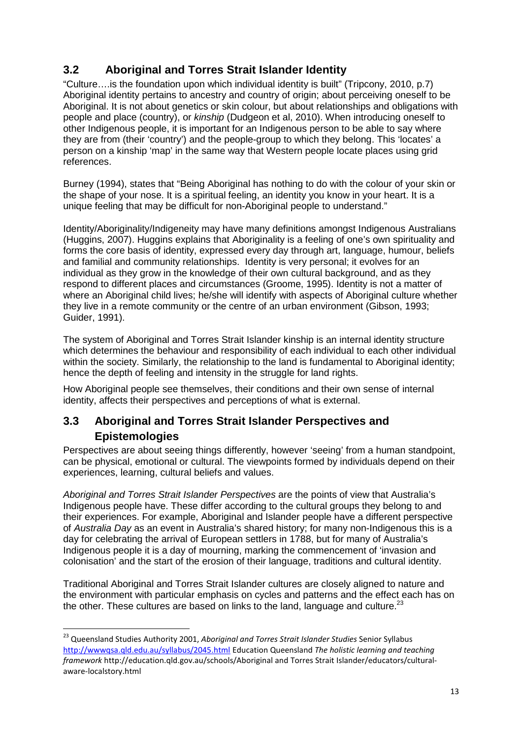## 3.2 Aboriginal and Torres Strait Islander Identity

"Culture….is the foundation upon which individual identity is built" (Tripcony, 2010, p.7) Aboriginal identity pertains to ancestry and country of origin; about perceiving oneself to be Aboriginal. It is not about genetics or skin colour, but about relationships and obligations with people and place (country), or *kinship* (Dudgeon et al, 2010). When introducing oneself to other Indigenous people, it is important for an Indigenous person to be able to say where they are from (their 'country') and the people-group to which they belong. This 'locates' a person on a kinship 'map' in the same way that Western people locate places using grid references.

Burney (1994), states that "Being Aboriginal has nothing to do with the colour of your skin or the shape of your nose. It is a spiritual feeling, an identity you know in your heart. It is a unique feeling that may be difficult for non-Aboriginal people to understand."

Identity/Aboriginality/Indigeneity may have many definitions amongst Indigenous Australians (Huggins, 2007). Huggins explains that Aboriginality is a feeling of one's own spirituality and forms the core basis of identity, expressed every day through art, language, humour, beliefs and familial and community relationships. Identity is very personal; it evolves for an individual as they grow in the knowledge of their own cultural background, and as they respond to different places and circumstances (Groome, 1995). Identity is not a matter of where an Aboriginal child lives; he/she will identify with aspects of Aboriginal culture whether they live in a remote community or the centre of an urban environment (Gibson, 1993; Guider, 1991).

The system of Aboriginal and Torres Strait Islander kinship is an internal identity structure which determines the behaviour and responsibility of each individual to each other individual within the society. Similarly, the relationship to the land is fundamental to Aboriginal identity; hence the depth of feeling and intensity in the struggle for land rights.

How Aboriginal people see themselves, their conditions and their own sense of internal identity, affects their perspectives and perceptions of what is external.

## 3.3 Aboriginal and Torres Strait Islander Perspectives and Epistemologies

Perspectives are about seeing things differently, however 'seeing' from a human standpoint, can be physical, emotional or cultural. The viewpoints formed by individuals depend on their experiences, learning, cultural beliefs and values.

*Aboriginal and Torres Strait Islander Perspectives* are the points of view that Australia's Indigenous people have. These differ according to the cultural groups they belong to and their experiences. For example, Aboriginal and Islander people have a different perspective of *Australia Day* as an event in Australia's shared history; for many non-Indigenous this is a day for celebrating the arrival of European settlers in 1788, but for many of Australia's Indigenous people it is a day of mourning, marking the commencement of 'invasion and colonisation' and the start of the erosion of their language, traditions and cultural identity.

Traditional Aboriginal and Torres Strait Islander cultures are closely aligned to nature and the environment with particular emphasis on cycles and patterns and the effect each has on the other. These cultures are based on links to the land, language and culture.[23]

---

[23] Queensland Studies Authority 2001, *Aboriginal and Torres Strait Islander Studies* Senior Syllabus http://wwwqsa.qld.edu.au/syllabus/2045.html Education Queensland *The holistic learning and teaching framework* http://education.qld.gov.au/schools/Aboriginal and Torres Strait Islander/educators/cultural-aware-localstory.html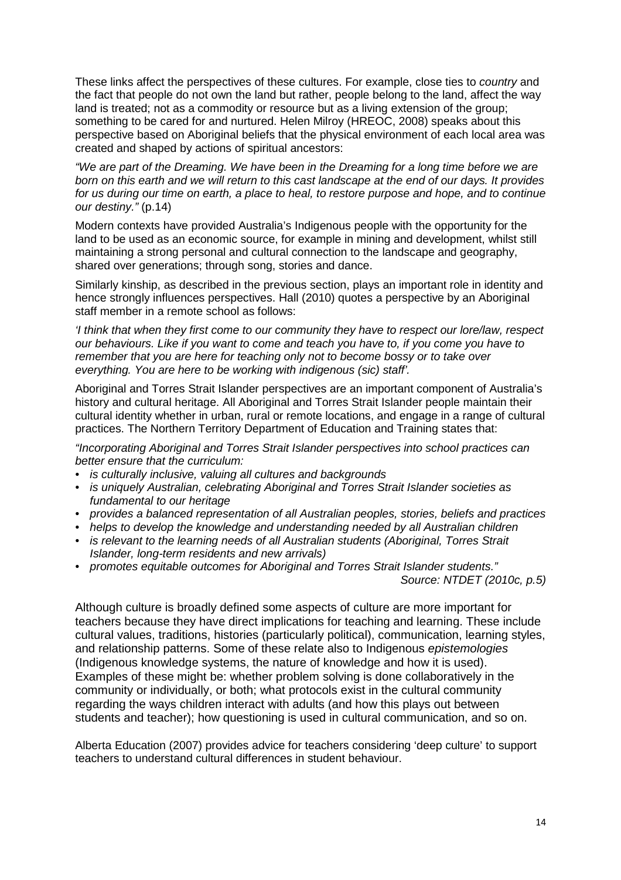These links affect the perspectives of these cultures. For example, close ties to *country* and the fact that people do not own the land but rather, people belong to the land, affect the way land is treated; not as a commodity or resource but as a living extension of the group; something to be cared for and nurtured. Helen Milroy (HREOC, 2008) speaks about this perspective based on Aboriginal beliefs that the physical environment of each local area was created and shaped by actions of spiritual ancestors:

*"We are part of the Dreaming. We have been in the Dreaming for a long time before we are born on this earth and we will return to this cast landscape at the end of our days. It provides for us during our time on earth, a place to heal, to restore purpose and hope, and to continue our destiny."* (p.14)

Modern contexts have provided Australia's Indigenous people with the opportunity for the land to be used as an economic source, for example in mining and development, whilst still maintaining a strong personal and cultural connection to the landscape and geography, shared over generations; through song, stories and dance.

Similarly kinship, as described in the previous section, plays an important role in identity and hence strongly influences perspectives. Hall (2010) quotes a perspective by an Aboriginal staff member in a remote school as follows:

*'I think that when they first come to our community they have to respect our lore/law, respect our behaviours. Like if you want to come and teach you have to, if you come you have to remember that you are here for teaching only not to become bossy or to take over everything. You are here to be working with indigenous (sic) staff'.*

Aboriginal and Torres Strait Islander perspectives are an important component of Australia's history and cultural heritage. All Aboriginal and Torres Strait Islander people maintain their cultural identity whether in urban, rural or remote locations, and engage in a range of cultural practices. The Northern Territory Department of Education and Training states that:

*"Incorporating Aboriginal and Torres Strait Islander perspectives into school practices can better ensure that the curriculum:*

- *is culturally inclusive, valuing all cultures and backgrounds*
- *is uniquely Australian, celebrating Aboriginal and Torres Strait Islander societies as fundamental to our heritage*
- *provides a balanced representation of all Australian peoples, stories, beliefs and practices*
- *helps to develop the knowledge and understanding needed by all Australian children*
- *is relevant to the learning needs of all Australian students (Aboriginal, Torres Strait Islander, long-term residents and new arrivals)*
- *promotes equitable outcomes for Aboriginal and Torres Strait Islander students."*

*Source: NTDET (2010c, p.5)*

Although culture is broadly defined some aspects of culture are more important for teachers because they have direct implications for teaching and learning. These include cultural values, traditions, histories (particularly political), communication, learning styles, and relationship patterns. Some of these relate also to Indigenous *epistemologies* (Indigenous knowledge systems, the nature of knowledge and how it is used). Examples of these might be: whether problem solving is done collaboratively in the community or individually, or both; what protocols exist in the cultural community regarding the ways children interact with adults (and how this plays out between students and teacher); how questioning is used in cultural communication, and so on.

Alberta Education (2007) provides advice for teachers considering 'deep culture' to support teachers to understand cultural differences in student behaviour.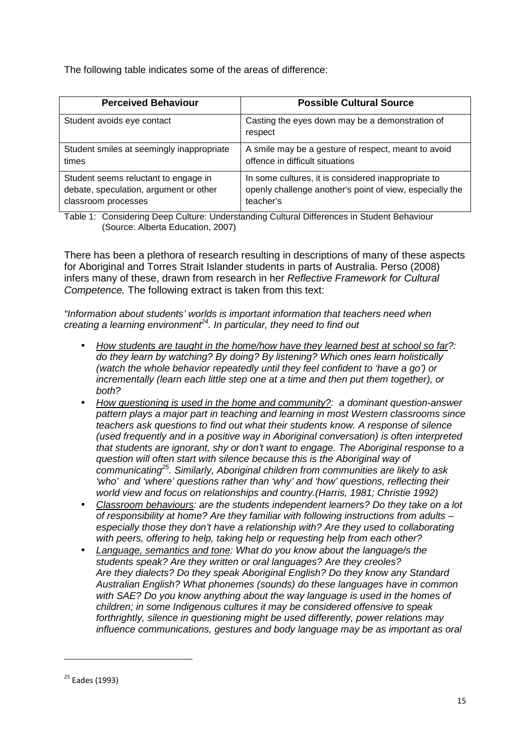The following table indicates some of the areas of difference:

| Perceived Behaviour | Possible Cultural Source |
| --- | --- |
| Student avoids eye contact | Casting the eyes down may be a demonstration of respect |
| Student smiles at seemingly inappropriate times | A smile may be a gesture of respect, meant to avoid offence in difficult situations |
| Student seems reluctant to engage in debate, speculation, argument or other classroom processes | In some cultures, it is considered inappropriate to openly challenge another's point of view, especially the teacher's |

Table 1: Considering Deep Culture: Understanding Cultural Differences in Student Behaviour (Source: Alberta Education, 2007)

There has been a plethora of research resulting in descriptions of many of these aspects for Aboriginal and Torres Strait Islander students in parts of Australia. Perso (2008) infers many of these, drawn from research in her *Reflective Framework for Cultural Competence.* The following extract is taken from this text:

*"Information about students' worlds is important information that teachers need when creating a learning environment[24]. In particular, they need to find out*

- *<u>How students are taught in the home/how have they learned best at school so far?</u>: do they learn by watching? By doing? By listening? Which ones learn holistically (watch the whole behavior repeatedly until they feel confident to 'have a go') or incrementally (learn each little step one at a time and then put them together), or both?*
- *<u>How questioning is used in the home and community?</u>: a dominant question-answer pattern plays a major part in teaching and learning in most Western classrooms since teachers ask questions to find out what their students know. A response of silence (used frequently and in a positive way in Aboriginal conversation) is often interpreted that students are ignorant, shy or don't want to engage. The Aboriginal response to a question will often start with silence because this is the Aboriginal way of communicating[25]. Similarly, Aboriginal children from communities are likely to ask 'who' and 'where' questions rather than 'why' and 'how' questions, reflecting their world view and focus on relationships and country.(Harris, 1981; Christie 1992)*
- *<u>Classroom behaviours</u>: are the students independent learners? Do they take on a lot of responsibility at home? Are they familiar with following instructions from adults – especially those they don't have a relationship with? Are they used to collaborating with peers, offering to help, taking help or requesting help from each other?*
- *<u>Language, semantics and tone</u>: What do you know about the language/s the students speak? Are they written or oral languages? Are they creoles? Are they dialects? Do they speak Aboriginal English? Do they know any Standard Australian English? What phonemes (sounds) do these languages have in common with SAE? Do you know anything about the way language is used in the homes of children; in some Indigenous cultures it may be considered offensive to speak forthrightly, silence in questioning might be used differently, power relations may influence communications, gestures and body language may be as important as oral*

[25] Eades (1993)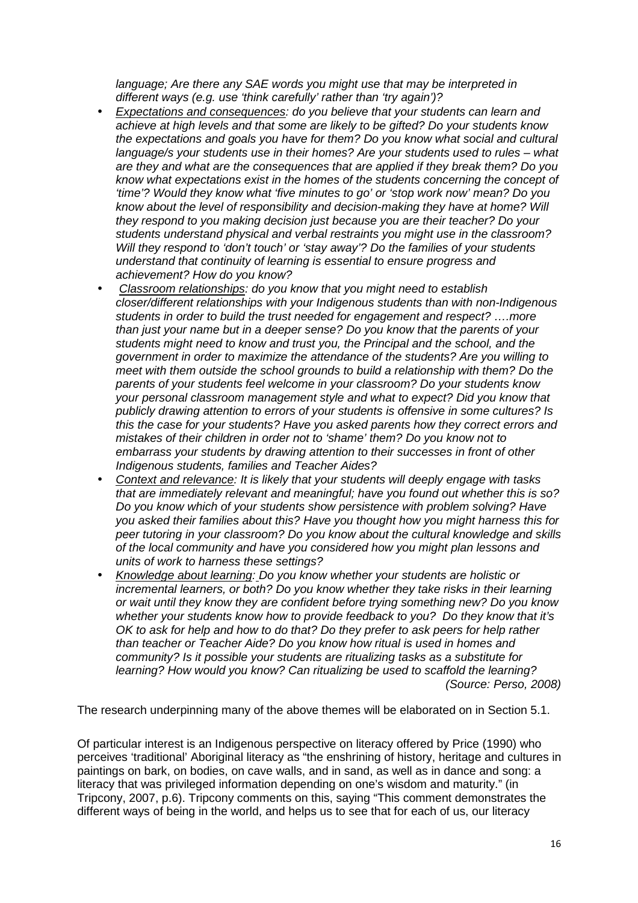*language; Are there any SAE words you might use that may be interpreted in different ways (e.g. use 'think carefully' rather than 'try again')?*

- *Expectations and consequences: do you believe that your students can learn and achieve at high levels and that some are likely to be gifted? Do your students know the expectations and goals you have for them? Do you know what social and cultural language/s your students use in their homes? Are your students used to rules – what are they and what are the consequences that are applied if they break them? Do you know what expectations exist in the homes of the students concerning the concept of 'time'? Would they know what 'five minutes to go' or 'stop work now' mean? Do you know about the level of responsibility and decision-making they have at home? Will they respond to you making decision just because you are their teacher? Do your students understand physical and verbal restraints you might use in the classroom? Will they respond to 'don't touch' or 'stay away'? Do the families of your students understand that continuity of learning is essential to ensure progress and achievement? How do you know?*
- *Classroom relationships: do you know that you might need to establish closer/different relationships with your Indigenous students than with non-Indigenous students in order to build the trust needed for engagement and respect? ….more than just your name but in a deeper sense? Do you know that the parents of your students might need to know and trust you, the Principal and the school, and the government in order to maximize the attendance of the students? Are you willing to meet with them outside the school grounds to build a relationship with them? Do the parents of your students feel welcome in your classroom? Do your students know your personal classroom management style and what to expect? Did you know that publicly drawing attention to errors of your students is offensive in some cultures? Is this the case for your students? Have you asked parents how they correct errors and mistakes of their children in order not to 'shame' them? Do you know not to embarrass your students by drawing attention to their successes in front of other Indigenous students, families and Teacher Aides?*
- *Context and relevance: It is likely that your students will deeply engage with tasks that are immediately relevant and meaningful; have you found out whether this is so? Do you know which of your students show persistence with problem solving? Have you asked their families about this? Have you thought how you might harness this for peer tutoring in your classroom? Do you know about the cultural knowledge and skills of the local community and have you considered how you might plan lessons and units of work to harness these settings?*
- *Knowledge about learning: Do you know whether your students are holistic or incremental learners, or both? Do you know whether they take risks in their learning or wait until they know they are confident before trying something new? Do you know whether your students know how to provide feedback to you? Do they know that it's OK to ask for help and how to do that? Do they prefer to ask peers for help rather than teacher or Teacher Aide? Do you know how ritual is used in homes and community? Is it possible your students are ritualizing tasks as a substitute for learning? How would you know? Can ritualizing be used to scaffold the learning?*

*(Source: Perso, 2008)*

The research underpinning many of the above themes will be elaborated on in Section 5.1.

Of particular interest is an Indigenous perspective on literacy offered by Price (1990) who perceives 'traditional' Aboriginal literacy as "the enshrining of history, heritage and cultures in paintings on bark, on bodies, on cave walls, and in sand, as well as in dance and song: a literacy that was privileged information depending on one's wisdom and maturity." (in Tripcony, 2007, p.6). Tripcony comments on this, saying "This comment demonstrates the different ways of being in the world, and helps us to see that for each of us, our literacy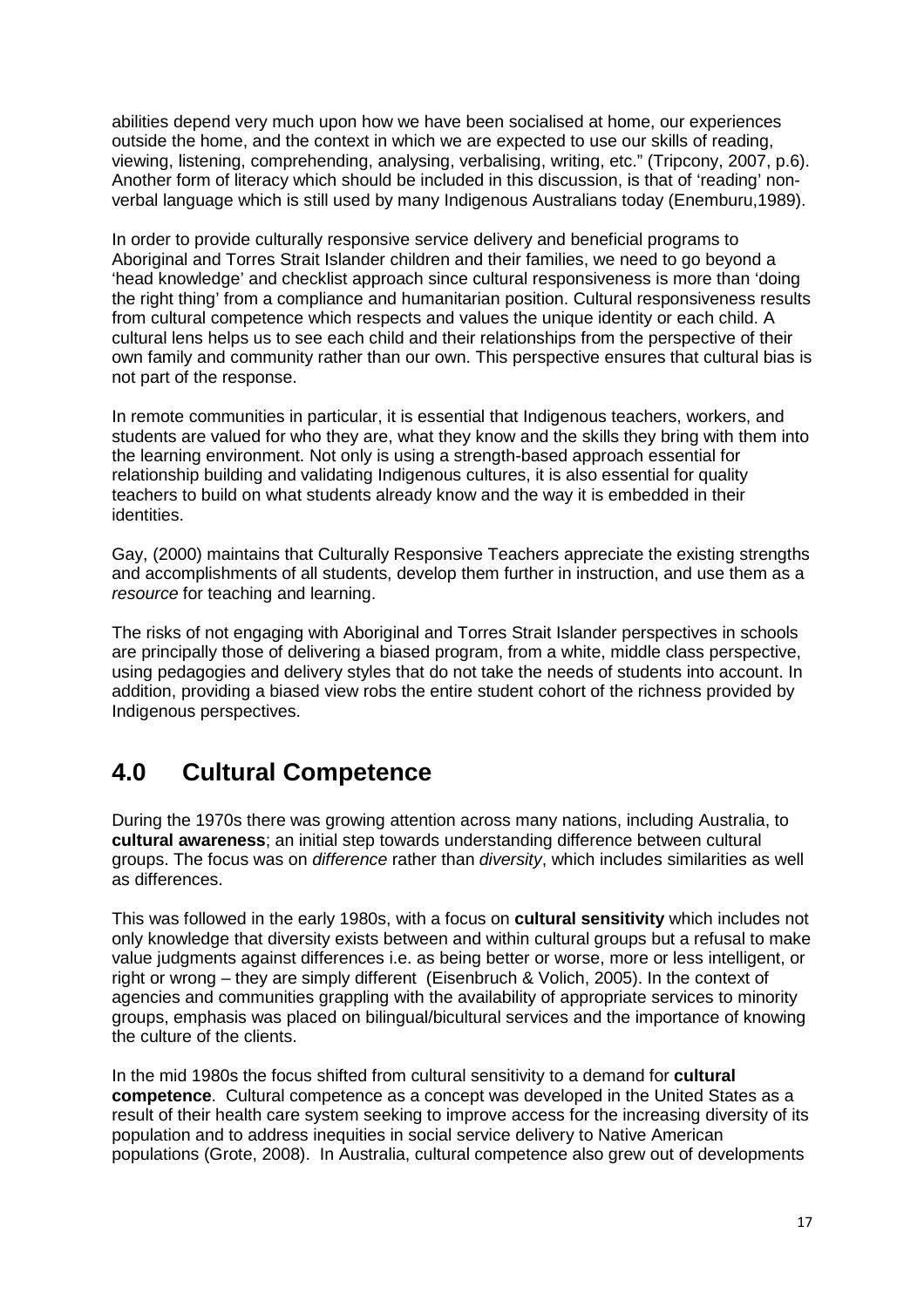abilities depend very much upon how we have been socialised at home, our experiences outside the home, and the context in which we are expected to use our skills of reading, viewing, listening, comprehending, analysing, verbalising, writing, etc." (Tripcony, 2007, p.6). Another form of literacy which should be included in this discussion, is that of 'reading' non-verbal language which is still used by many Indigenous Australians today (Enemburu,1989).

In order to provide culturally responsive service delivery and beneficial programs to Aboriginal and Torres Strait Islander children and their families, we need to go beyond a 'head knowledge' and checklist approach since cultural responsiveness is more than 'doing the right thing' from a compliance and humanitarian position. Cultural responsiveness results from cultural competence which respects and values the unique identity or each child. A cultural lens helps us to see each child and their relationships from the perspective of their own family and community rather than our own. This perspective ensures that cultural bias is not part of the response.

In remote communities in particular, it is essential that Indigenous teachers, workers, and students are valued for who they are, what they know and the skills they bring with them into the learning environment. Not only is using a strength-based approach essential for relationship building and validating Indigenous cultures, it is also essential for quality teachers to build on what students already know and the way it is embedded in their identities.

Gay, (2000) maintains that Culturally Responsive Teachers appreciate the existing strengths and accomplishments of all students, develop them further in instruction, and use them as a *resource* for teaching and learning.

The risks of not engaging with Aboriginal and Torres Strait Islander perspectives in schools are principally those of delivering a biased program, from a white, middle class perspective, using pedagogies and delivery styles that do not take the needs of students into account. In addition, providing a biased view robs the entire student cohort of the richness provided by Indigenous perspectives.

## 4.0 Cultural Competence

During the 1970s there was growing attention across many nations, including Australia, to **cultural awareness**; an initial step towards understanding difference between cultural groups. The focus was on *difference* rather than *diversity*, which includes similarities as well as differences.

This was followed in the early 1980s, with a focus on **cultural sensitivity** which includes not only knowledge that diversity exists between and within cultural groups but a refusal to make value judgments against differences i.e. as being better or worse, more or less intelligent, or right or wrong – they are simply different (Eisenbruch & Volich, 2005). In the context of agencies and communities grappling with the availability of appropriate services to minority groups, emphasis was placed on bilingual/bicultural services and the importance of knowing the culture of the clients.

In the mid 1980s the focus shifted from cultural sensitivity to a demand for **cultural competence**. Cultural competence as a concept was developed in the United States as a result of their health care system seeking to improve access for the increasing diversity of its population and to address inequities in social service delivery to Native American populations (Grote, 2008). In Australia, cultural competence also grew out of developments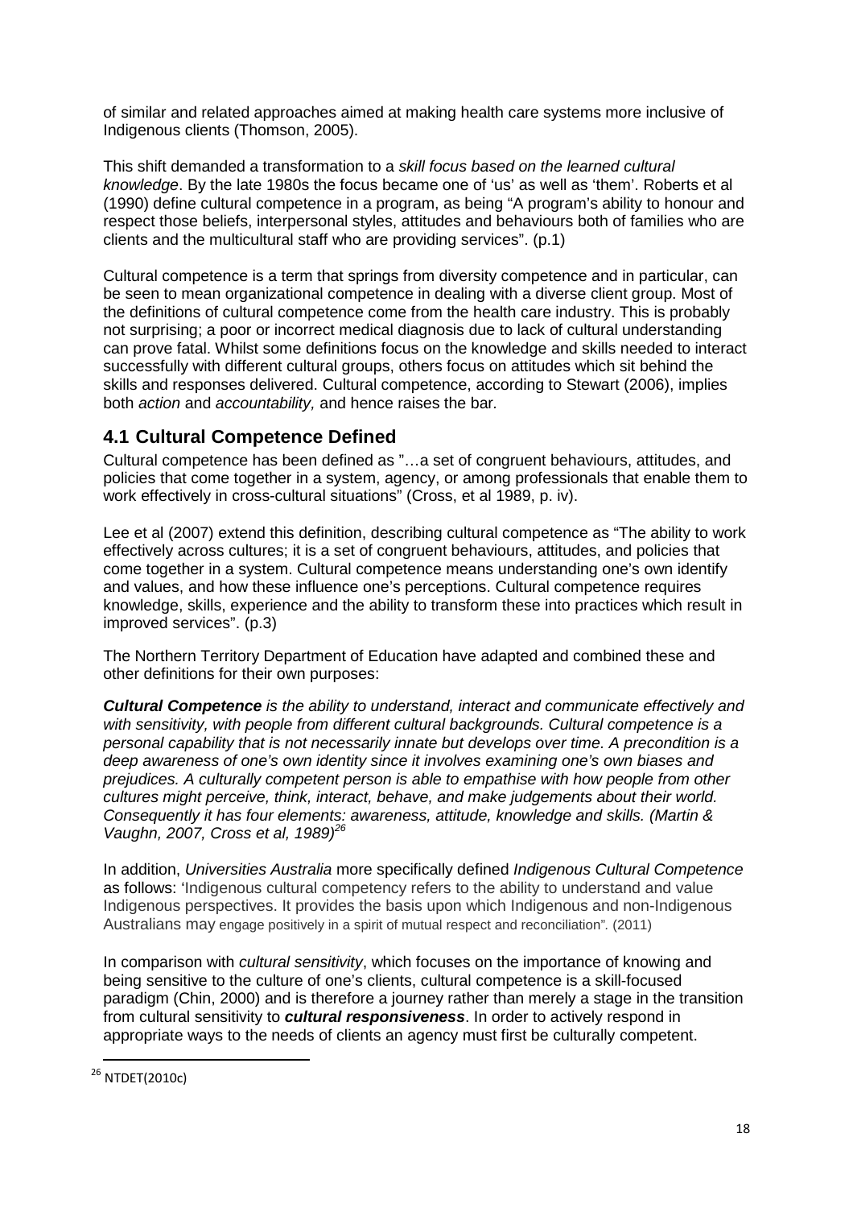of similar and related approaches aimed at making health care systems more inclusive of Indigenous clients (Thomson, 2005).

This shift demanded a transformation to a *skill focus based on the learned cultural knowledge*. By the late 1980s the focus became one of 'us' as well as 'them'. Roberts et al (1990) define cultural competence in a program, as being "A program's ability to honour and respect those beliefs, interpersonal styles, attitudes and behaviours both of families who are clients and the multicultural staff who are providing services". (p.1)

Cultural competence is a term that springs from diversity competence and in particular, can be seen to mean organizational competence in dealing with a diverse client group. Most of the definitions of cultural competence come from the health care industry. This is probably not surprising; a poor or incorrect medical diagnosis due to lack of cultural understanding can prove fatal. Whilst some definitions focus on the knowledge and skills needed to interact successfully with different cultural groups, others focus on attitudes which sit behind the skills and responses delivered. Cultural competence, according to Stewart (2006), implies both *action* and *accountability,* and hence raises the bar.

## 4.1 Cultural Competence Defined

Cultural competence has been defined as "…a set of congruent behaviours, attitudes, and policies that come together in a system, agency, or among professionals that enable them to work effectively in cross-cultural situations" (Cross, et al 1989, p. iv).

Lee et al (2007) extend this definition, describing cultural competence as "The ability to work effectively across cultures; it is a set of congruent behaviours, attitudes, and policies that come together in a system. Cultural competence means understanding one's own identify and values, and how these influence one's perceptions. Cultural competence requires knowledge, skills, experience and the ability to transform these into practices which result in improved services". (p.3)

The Northern Territory Department of Education have adapted and combined these and other definitions for their own purposes:

***Cultural Competence** is the ability to understand, interact and communicate effectively and with sensitivity, with people from different cultural backgrounds. Cultural competence is a personal capability that is not necessarily innate but develops over time. A precondition is a deep awareness of one's own identity since it involves examining one's own biases and prejudices. A culturally competent person is able to empathise with how people from other cultures might perceive, think, interact, behave, and make judgements about their world. Consequently it has four elements: awareness, attitude, knowledge and skills. (Martin & Vaughn, 2007, Cross et al, 1989)*[26]

In addition, *Universities Australia* more specifically defined *Indigenous Cultural Competence* as follows: 'Indigenous cultural competency refers to the ability to understand and value Indigenous perspectives. It provides the basis upon which Indigenous and non-Indigenous Australians may engage positively in a spirit of mutual respect and reconciliation". (2011)

In comparison with *cultural sensitivity*, which focuses on the importance of knowing and being sensitive to the culture of one's clients, cultural competence is a skill-focused paradigm (Chin, 2000) and is therefore a journey rather than merely a stage in the transition from cultural sensitivity to ***cultural responsiveness***. In order to actively respond in appropriate ways to the needs of clients an agency must first be culturally competent.

---

[26] NTDET(2010c)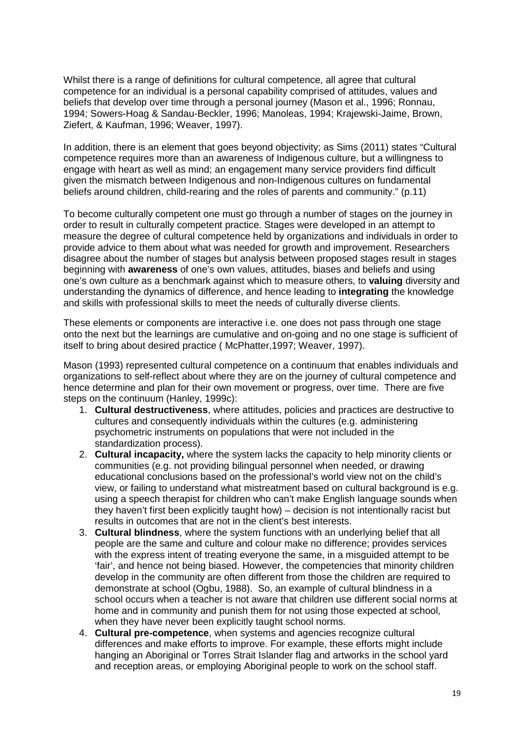Whilst there is a range of definitions for cultural competence, all agree that cultural competence for an individual is a personal capability comprised of attitudes, values and beliefs that develop over time through a personal journey (Mason et al., 1996; Ronnau, 1994; Sowers-Hoag & Sandau-Beckler, 1996; Manoleas, 1994; Krajewski-Jaime, Brown, Ziefert, & Kaufman, 1996; Weaver, 1997).

In addition, there is an element that goes beyond objectivity; as Sims (2011) states "Cultural competence requires more than an awareness of Indigenous culture, but a willingness to engage with heart as well as mind; an engagement many service providers find difficult given the mismatch between Indigenous and non-Indigenous cultures on fundamental beliefs around children, child-rearing and the roles of parents and community." (p.11)

To become culturally competent one must go through a number of stages on the journey in order to result in culturally competent practice. Stages were developed in an attempt to measure the degree of cultural competence held by organizations and individuals in order to provide advice to them about what was needed for growth and improvement. Researchers disagree about the number of stages but analysis between proposed stages result in stages beginning with **awareness** of one's own values, attitudes, biases and beliefs and using one's own culture as a benchmark against which to measure others, to **valuing** diversity and understanding the dynamics of difference, and hence leading to **integrating** the knowledge and skills with professional skills to meet the needs of culturally diverse clients.

These elements or components are interactive i.e. one does not pass through one stage onto the next but the learnings are cumulative and on-going and no one stage is sufficient of itself to bring about desired practice ( McPhatter,1997; Weaver, 1997).

Mason (1993) represented cultural competence on a continuum that enables individuals and organizations to self-reflect about where they are on the journey of cultural competence and hence determine and plan for their own movement or progress, over time. There are five steps on the continuum (Hanley, 1999c):

1. **Cultural destructiveness**, where attitudes, policies and practices are destructive to cultures and consequently individuals within the cultures (e.g. administering psychometric instruments on populations that were not included in the standardization process).
2. **Cultural incapacity,** where the system lacks the capacity to help minority clients or communities (e.g. not providing bilingual personnel when needed, or drawing educational conclusions based on the professional's world view not on the child's view, or failing to understand what mistreatment based on cultural background is e.g. using a speech therapist for children who can't make English language sounds when they haven't first been explicitly taught how) – decision is not intentionally racist but results in outcomes that are not in the client's best interests.
3. **Cultural blindness**, where the system functions with an underlying belief that all people are the same and culture and colour make no difference; provides services with the express intent of treating everyone the same, in a misguided attempt to be 'fair', and hence not being biased. However, the competencies that minority children develop in the community are often different from those the children are required to demonstrate at school (Ogbu, 1988). So, an example of cultural blindness in a school occurs when a teacher is not aware that children use different social norms at home and in community and punish them for not using those expected at school, when they have never been explicitly taught school norms.
4. **Cultural pre-competence**, when systems and agencies recognize cultural differences and make efforts to improve. For example, these efforts might include hanging an Aboriginal or Torres Strait Islander flag and artworks in the school yard and reception areas, or employing Aboriginal people to work on the school staff.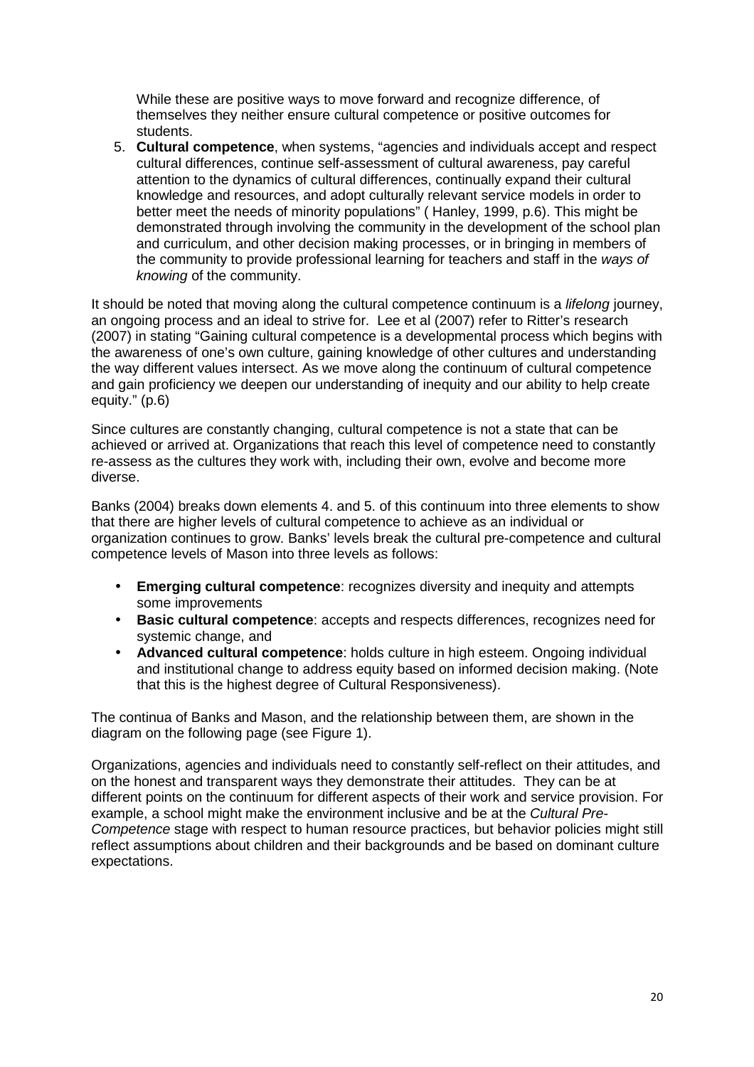While these are positive ways to move forward and recognize difference, of themselves they neither ensure cultural competence or positive outcomes for students.

5. **Cultural competence**, when systems, "agencies and individuals accept and respect cultural differences, continue self-assessment of cultural awareness, pay careful attention to the dynamics of cultural differences, continually expand their cultural knowledge and resources, and adopt culturally relevant service models in order to better meet the needs of minority populations" ( Hanley, 1999, p.6). This might be demonstrated through involving the community in the development of the school plan and curriculum, and other decision making processes, or in bringing in members of the community to provide professional learning for teachers and staff in the *ways of knowing* of the community.

It should be noted that moving along the cultural competence continuum is a *lifelong* journey, an ongoing process and an ideal to strive for. Lee et al (2007) refer to Ritter's research (2007) in stating "Gaining cultural competence is a developmental process which begins with the awareness of one's own culture, gaining knowledge of other cultures and understanding the way different values intersect. As we move along the continuum of cultural competence and gain proficiency we deepen our understanding of inequity and our ability to help create equity." (p.6)

Since cultures are constantly changing, cultural competence is not a state that can be achieved or arrived at. Organizations that reach this level of competence need to constantly re-assess as the cultures they work with, including their own, evolve and become more diverse.

Banks (2004) breaks down elements 4. and 5. of this continuum into three elements to show that there are higher levels of cultural competence to achieve as an individual or organization continues to grow. Banks' levels break the cultural pre-competence and cultural competence levels of Mason into three levels as follows:

- **Emerging cultural competence**: recognizes diversity and inequity and attempts some improvements
- **Basic cultural competence**: accepts and respects differences, recognizes need for systemic change, and
- **Advanced cultural competence**: holds culture in high esteem. Ongoing individual and institutional change to address equity based on informed decision making. (Note that this is the highest degree of Cultural Responsiveness).

The continua of Banks and Mason, and the relationship between them, are shown in the diagram on the following page (see Figure 1).

Organizations, agencies and individuals need to constantly self-reflect on their attitudes, and on the honest and transparent ways they demonstrate their attitudes. They can be at different points on the continuum for different aspects of their work and service provision. For example, a school might make the environment inclusive and be at the *Cultural Pre-Competence* stage with respect to human resource practices, but behavior policies might still reflect assumptions about children and their backgrounds and be based on dominant culture expectations.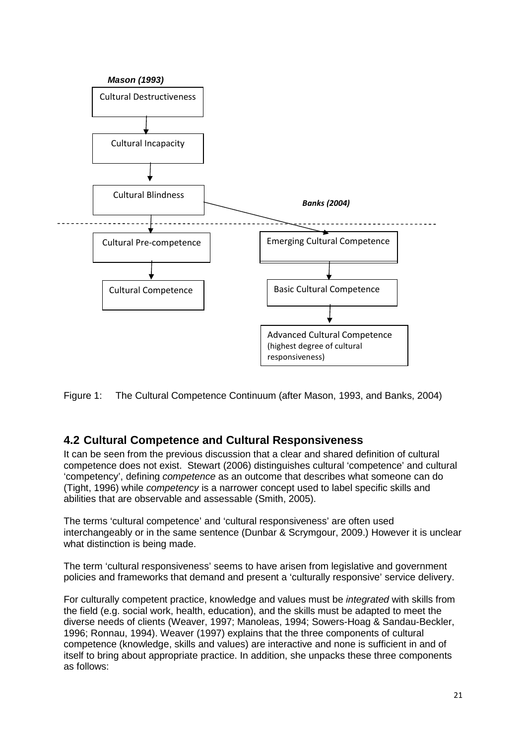*Mason (1993)*

Cultural Destructiveness

Cultural Incapacity

Cultural Blindness

*Banks (2004)*

Cultural Pre-competence

Emerging Cultural Competence

Cultural Competence

Basic Cultural Competence

Advanced Cultural Competence (highest degree of cultural responsiveness)

Figure 1: The Cultural Competence Continuum (after Mason, 1993, and Banks, 2004)

## 4.2 Cultural Competence and Cultural Responsiveness

It can be seen from the previous discussion that a clear and shared definition of cultural competence does not exist. Stewart (2006) distinguishes cultural 'competence' and cultural 'competency', defining *competence* as an outcome that describes what someone can do (Tight, 1996) while *competency* is a narrower concept used to label specific skills and abilities that are observable and assessable (Smith, 2005).

The terms 'cultural competence' and 'cultural responsiveness' are often used interchangeably or in the same sentence (Dunbar & Scrymgour, 2009.) However it is unclear what distinction is being made.

The term 'cultural responsiveness' seems to have arisen from legislative and government policies and frameworks that demand and present a 'culturally responsive' service delivery.

For culturally competent practice, knowledge and values must be *integrated* with skills from the field (e.g. social work, health, education), and the skills must be adapted to meet the diverse needs of clients (Weaver, 1997; Manoleas, 1994; Sowers-Hoag & Sandau-Beckler, 1996; Ronnau, 1994). Weaver (1997) explains that the three components of cultural competence (knowledge, skills and values) are interactive and none is sufficient in and of itself to bring about appropriate practice. In addition, she unpacks these three components as follows: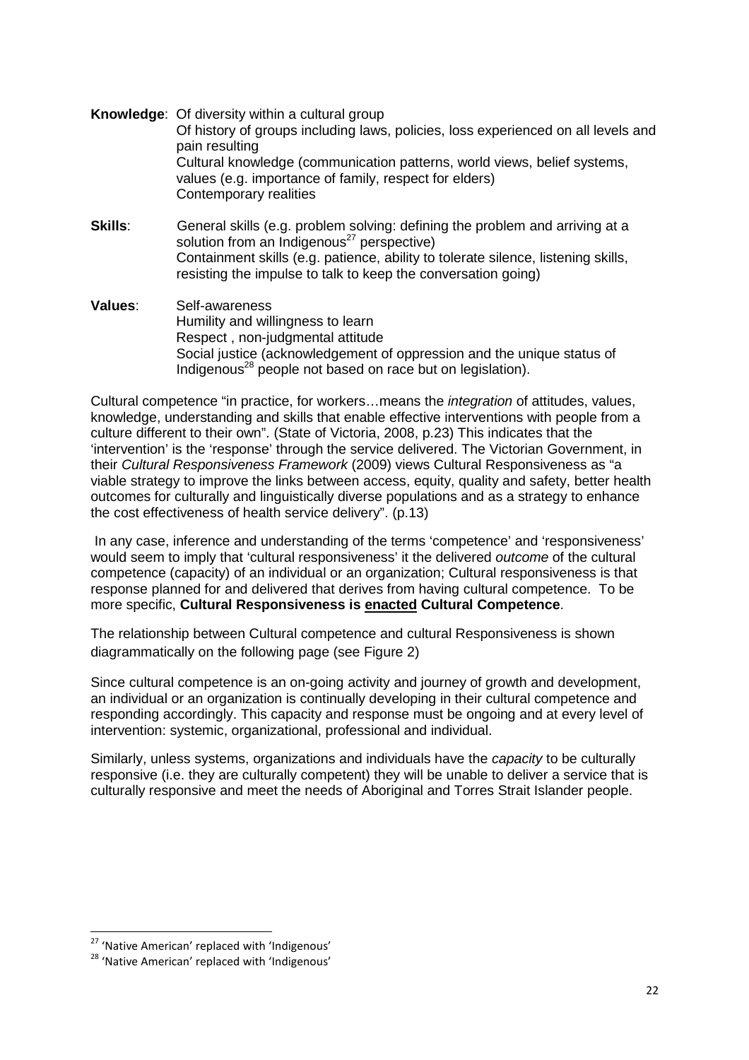**Knowledge**: Of diversity within a cultural group
Of history of groups including laws, policies, loss experienced on all levels and pain resulting
Cultural knowledge (communication patterns, world views, belief systems, values (e.g. importance of family, respect for elders)
Contemporary realities

**Skills**: General skills (e.g. problem solving: defining the problem and arriving at a solution from an Indigenous[27] perspective)
Containment skills (e.g. patience, ability to tolerate silence, listening skills, resisting the impulse to talk to keep the conversation going)

**Values**: Self-awareness
Humility and willingness to learn
Respect , non-judgmental attitude
Social justice (acknowledgement of oppression and the unique status of Indigenous[28] people not based on race but on legislation).

Cultural competence "in practice, for workers…means the *integration* of attitudes, values, knowledge, understanding and skills that enable effective interventions with people from a culture different to their own". (State of Victoria, 2008, p.23) This indicates that the 'intervention' is the 'response' through the service delivered. The Victorian Government, in their *Cultural Responsiveness Framework* (2009) views Cultural Responsiveness as "a viable strategy to improve the links between access, equity, quality and safety, better health outcomes for culturally and linguistically diverse populations and as a strategy to enhance the cost effectiveness of health service delivery". (p.13)

In any case, inference and understanding of the terms 'competence' and 'responsiveness' would seem to imply that 'cultural responsiveness' it the delivered *outcome* of the cultural competence (capacity) of an individual or an organization; Cultural responsiveness is that response planned for and delivered that derives from having cultural competence. To be more specific, **Cultural Responsiveness is <u>enacted</u> Cultural Competence**.

The relationship between Cultural competence and cultural Responsiveness is shown diagrammatically on the following page (see Figure 2)

Since cultural competence is an on-going activity and journey of growth and development, an individual or an organization is continually developing in their cultural competence and responding accordingly. This capacity and response must be ongoing and at every level of intervention: systemic, organizational, professional and individual.

Similarly, unless systems, organizations and individuals have the *capacity* to be culturally responsive (i.e. they are culturally competent) they will be unable to deliver a service that is culturally responsive and meet the needs of Aboriginal and Torres Strait Islander people.

---

[27] 'Native American' replaced with 'Indigenous'

[28] 'Native American' replaced with 'Indigenous'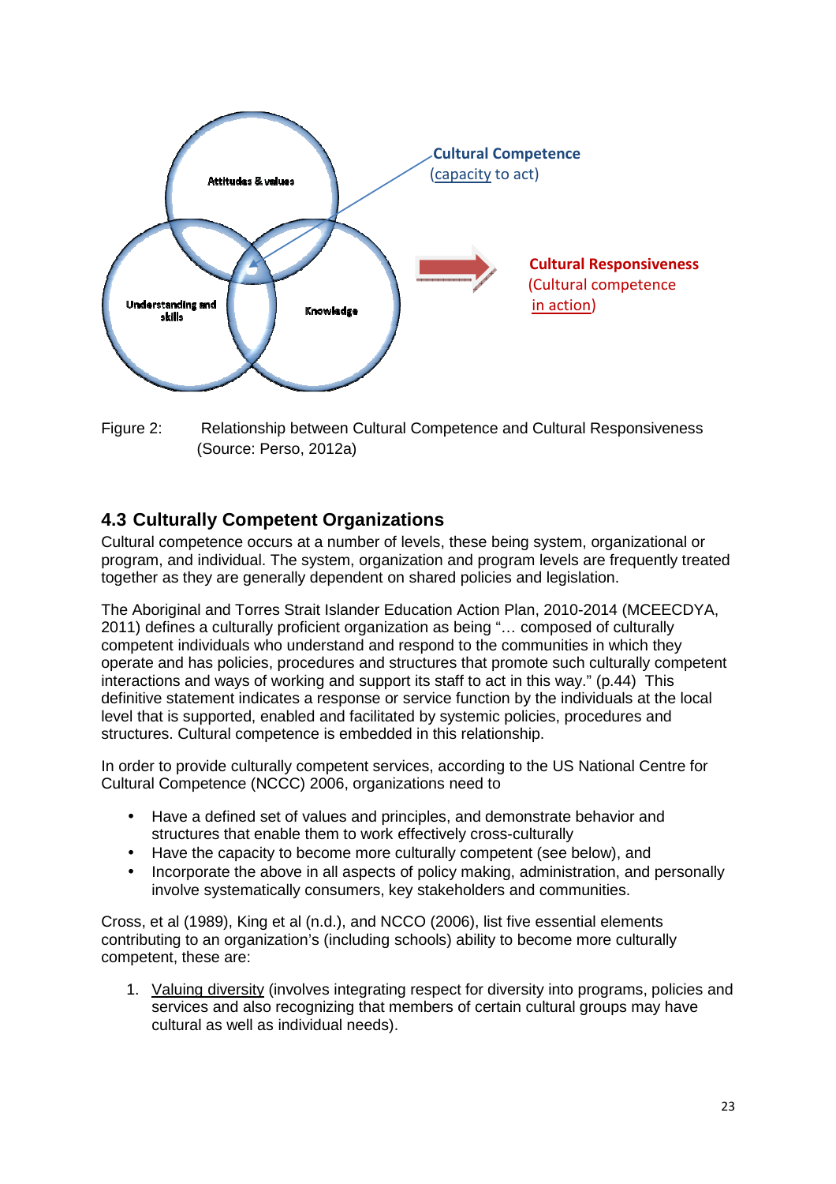Attitudes & values

Understanding and skills

Knowledge

**Cultural Competence**
(capacity to act)

**Cultural Responsiveness**
(Cultural competence in action)

Figure 2: Relationship between Cultural Competence and Cultural Responsiveness (Source: Perso, 2012a)

## 4.3 Culturally Competent Organizations

Cultural competence occurs at a number of levels, these being system, organizational or program, and individual. The system, organization and program levels are frequently treated together as they are generally dependent on shared policies and legislation.

The Aboriginal and Torres Strait Islander Education Action Plan, 2010-2014 (MCEECDYA, 2011) defines a culturally proficient organization as being "… composed of culturally competent individuals who understand and respond to the communities in which they operate and has policies, procedures and structures that promote such culturally competent interactions and ways of working and support its staff to act in this way." (p.44) This definitive statement indicates a response or service function by the individuals at the local level that is supported, enabled and facilitated by systemic policies, procedures and structures. Cultural competence is embedded in this relationship.

In order to provide culturally competent services, according to the US National Centre for Cultural Competence (NCCC) 2006, organizations need to

- Have a defined set of values and principles, and demonstrate behavior and structures that enable them to work effectively cross-culturally
- Have the capacity to become more culturally competent (see below), and
- Incorporate the above in all aspects of policy making, administration, and personally involve systematically consumers, key stakeholders and communities.

Cross, et al (1989), King et al (n.d.), and NCCO (2006), list five essential elements contributing to an organization's (including schools) ability to become more culturally competent, these are:

1. Valuing diversity (involves integrating respect for diversity into programs, policies and services and also recognizing that members of certain cultural groups may have cultural as well as individual needs).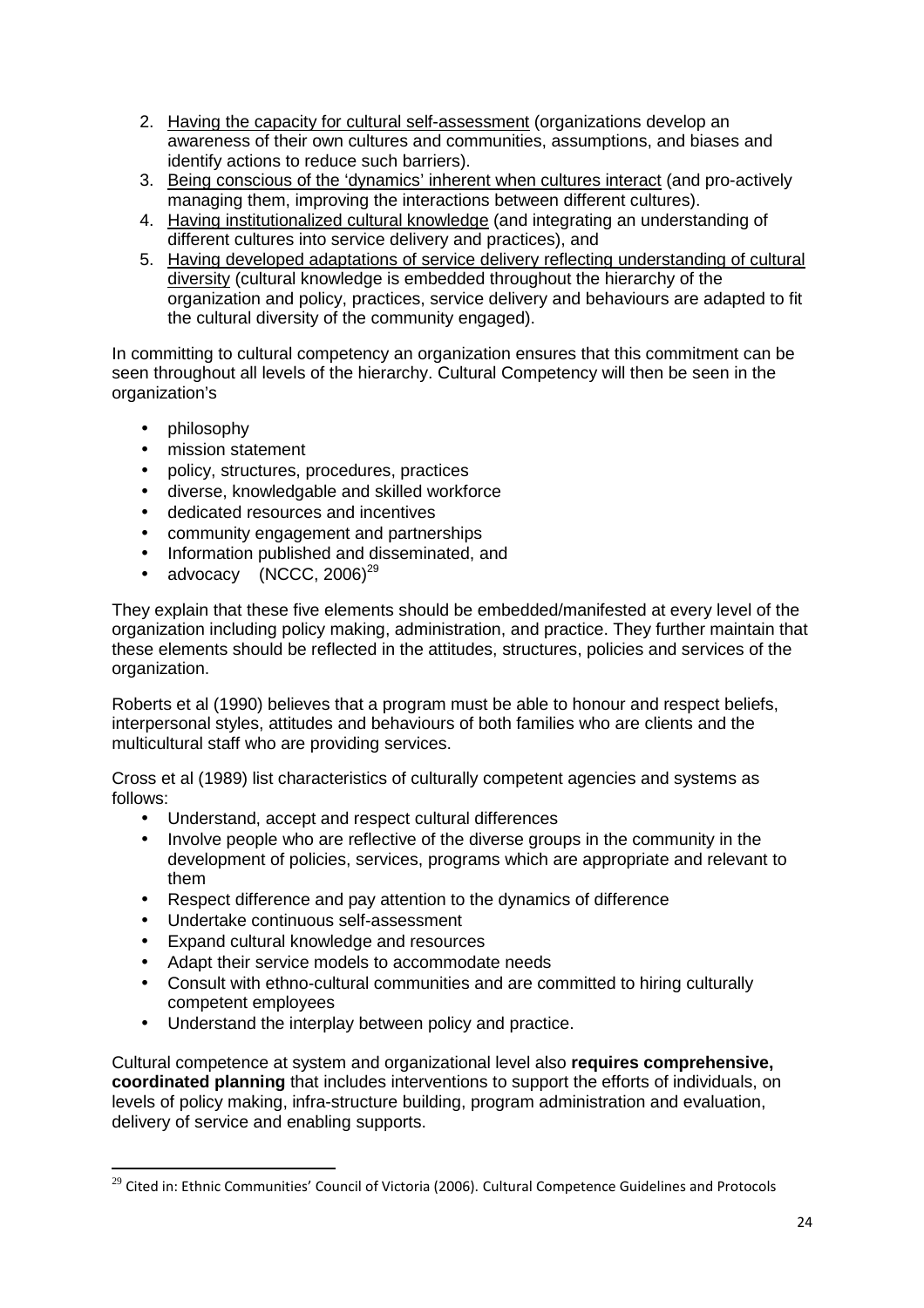2. Having the capacity for cultural self-assessment (organizations develop an awareness of their own cultures and communities, assumptions, and biases and identify actions to reduce such barriers).
3. Being conscious of the 'dynamics' inherent when cultures interact (and pro-actively managing them, improving the interactions between different cultures).
4. Having institutionalized cultural knowledge (and integrating an understanding of different cultures into service delivery and practices), and
5. Having developed adaptations of service delivery reflecting understanding of cultural diversity (cultural knowledge is embedded throughout the hierarchy of the organization and policy, practices, service delivery and behaviours are adapted to fit the cultural diversity of the community engaged).

In committing to cultural competency an organization ensures that this commitment can be seen throughout all levels of the hierarchy. Cultural Competency will then be seen in the organization's

- philosophy
- mission statement
- policy, structures, procedures, practices
- diverse, knowledgable and skilled workforce
- dedicated resources and incentives
- community engagement and partnerships
- Information published and disseminated, and
- advocacy (NCCC, 2006)[29]

They explain that these five elements should be embedded/manifested at every level of the organization including policy making, administration, and practice. They further maintain that these elements should be reflected in the attitudes, structures, policies and services of the organization.

Roberts et al (1990) believes that a program must be able to honour and respect beliefs, interpersonal styles, attitudes and behaviours of both families who are clients and the multicultural staff who are providing services.

Cross et al (1989) list characteristics of culturally competent agencies and systems as follows:

- Understand, accept and respect cultural differences
- Involve people who are reflective of the diverse groups in the community in the development of policies, services, programs which are appropriate and relevant to them
- Respect difference and pay attention to the dynamics of difference
- Undertake continuous self-assessment
- Expand cultural knowledge and resources
- Adapt their service models to accommodate needs
- Consult with ethno-cultural communities and are committed to hiring culturally competent employees
- Understand the interplay between policy and practice.

Cultural competence at system and organizational level also **requires comprehensive, coordinated planning** that includes interventions to support the efforts of individuals, on levels of policy making, infra-structure building, program administration and evaluation, delivery of service and enabling supports.

[29] Cited in: Ethnic Communities' Council of Victoria (2006). Cultural Competence Guidelines and Protocols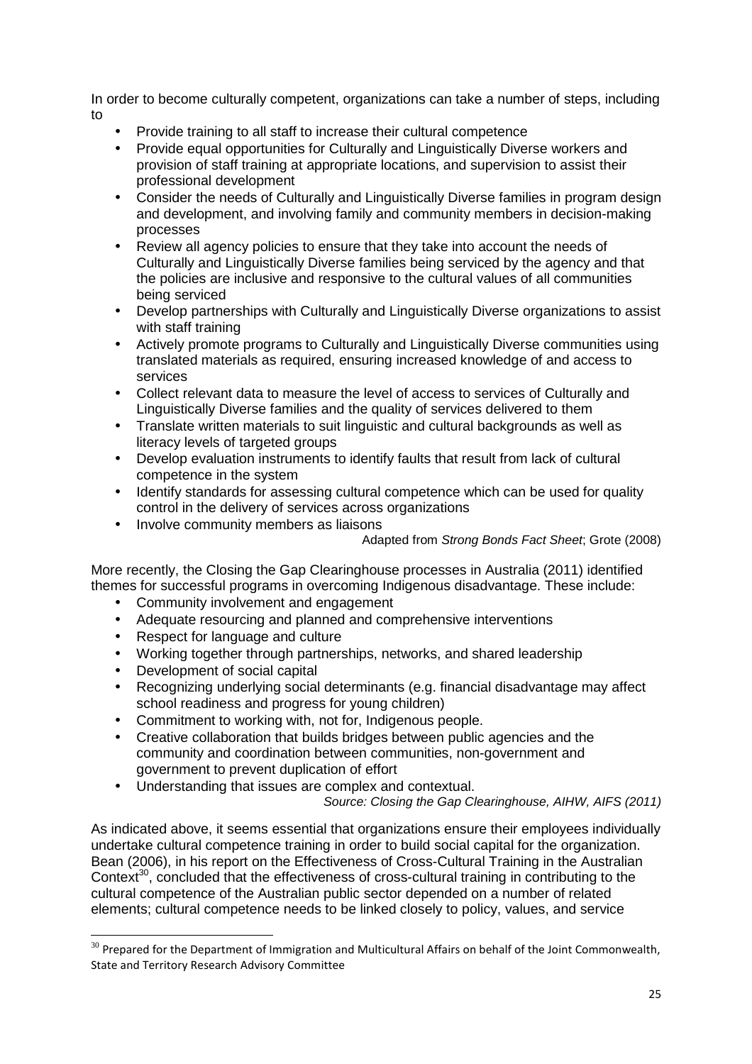In order to become culturally competent, organizations can take a number of steps, including to

- Provide training to all staff to increase their cultural competence
- Provide equal opportunities for Culturally and Linguistically Diverse workers and provision of staff training at appropriate locations, and supervision to assist their professional development
- Consider the needs of Culturally and Linguistically Diverse families in program design and development, and involving family and community members in decision-making processes
- Review all agency policies to ensure that they take into account the needs of Culturally and Linguistically Diverse families being serviced by the agency and that the policies are inclusive and responsive to the cultural values of all communities being serviced
- Develop partnerships with Culturally and Linguistically Diverse organizations to assist with staff training
- Actively promote programs to Culturally and Linguistically Diverse communities using translated materials as required, ensuring increased knowledge of and access to services
- Collect relevant data to measure the level of access to services of Culturally and Linguistically Diverse families and the quality of services delivered to them
- Translate written materials to suit linguistic and cultural backgrounds as well as literacy levels of targeted groups
- Develop evaluation instruments to identify faults that result from lack of cultural competence in the system
- Identify standards for assessing cultural competence which can be used for quality control in the delivery of services across organizations
- Involve community members as liaisons

Adapted from *Strong Bonds Fact Sheet*; Grote (2008)

More recently, the Closing the Gap Clearinghouse processes in Australia (2011) identified themes for successful programs in overcoming Indigenous disadvantage. These include:

- Community involvement and engagement
- Adequate resourcing and planned and comprehensive interventions
- Respect for language and culture
- Working together through partnerships, networks, and shared leadership
- Development of social capital
- Recognizing underlying social determinants (e.g. financial disadvantage may affect school readiness and progress for young children)
- Commitment to working with, not for, Indigenous people.
- Creative collaboration that builds bridges between public agencies and the community and coordination between communities, non-government and government to prevent duplication of effort
- Understanding that issues are complex and contextual.

*Source: Closing the Gap Clearinghouse, AIHW, AIFS (2011)*

As indicated above, it seems essential that organizations ensure their employees individually undertake cultural competence training in order to build social capital for the organization. Bean (2006), in his report on the Effectiveness of Cross-Cultural Training in the Australian Context[30], concluded that the effectiveness of cross-cultural training in contributing to the cultural competence of the Australian public sector depended on a number of related elements; cultural competence needs to be linked closely to policy, values, and service

[30] Prepared for the Department of Immigration and Multicultural Affairs on behalf of the Joint Commonwealth, State and Territory Research Advisory Committee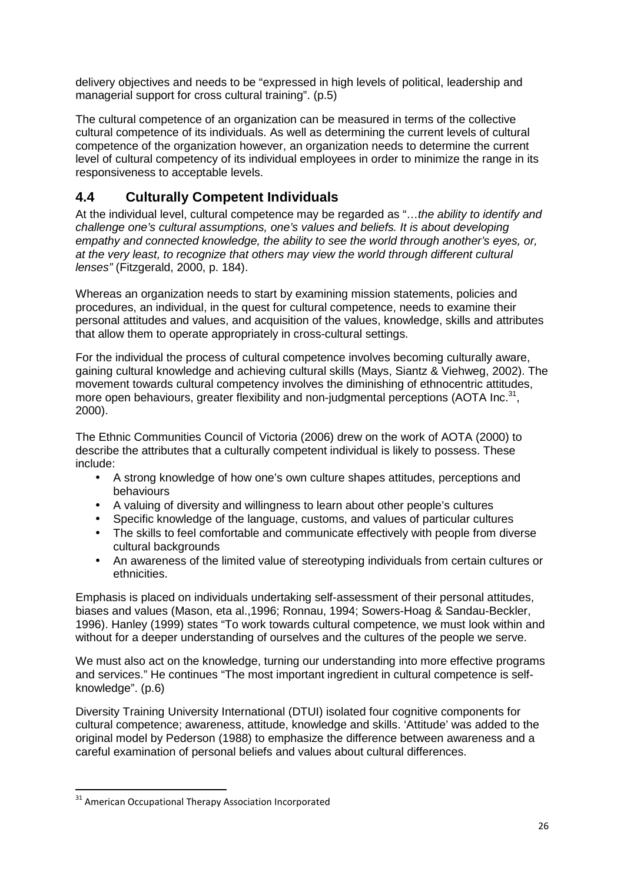delivery objectives and needs to be "expressed in high levels of political, leadership and managerial support for cross cultural training". (p.5)

The cultural competence of an organization can be measured in terms of the collective cultural competence of its individuals. As well as determining the current levels of cultural competence of the organization however, an organization needs to determine the current level of cultural competency of its individual employees in order to minimize the range in its responsiveness to acceptable levels.

## 4.4 Culturally Competent Individuals

At the individual level, cultural competence may be regarded as "…*the ability to identify and challenge one's cultural assumptions, one's values and beliefs. It is about developing empathy and connected knowledge, the ability to see the world through another's eyes, or, at the very least, to recognize that others may view the world through different cultural lenses"* (Fitzgerald, 2000, p. 184).

Whereas an organization needs to start by examining mission statements, policies and procedures, an individual, in the quest for cultural competence, needs to examine their personal attitudes and values, and acquisition of the values, knowledge, skills and attributes that allow them to operate appropriately in cross-cultural settings.

For the individual the process of cultural competence involves becoming culturally aware, gaining cultural knowledge and achieving cultural skills (Mays, Siantz & Viehweg, 2002). The movement towards cultural competency involves the diminishing of ethnocentric attitudes, more open behaviours, greater flexibility and non-judgmental perceptions (AOTA Inc.[31], 2000).

The Ethnic Communities Council of Victoria (2006) drew on the work of AOTA (2000) to describe the attributes that a culturally competent individual is likely to possess. These include:

- A strong knowledge of how one's own culture shapes attitudes, perceptions and behaviours
- A valuing of diversity and willingness to learn about other people's cultures
- Specific knowledge of the language, customs, and values of particular cultures
- The skills to feel comfortable and communicate effectively with people from diverse cultural backgrounds
- An awareness of the limited value of stereotyping individuals from certain cultures or ethnicities.

Emphasis is placed on individuals undertaking self-assessment of their personal attitudes, biases and values (Mason, eta al.,1996; Ronnau, 1994; Sowers-Hoag & Sandau-Beckler, 1996). Hanley (1999) states "To work towards cultural competence, we must look within and without for a deeper understanding of ourselves and the cultures of the people we serve.

We must also act on the knowledge, turning our understanding into more effective programs and services." He continues "The most important ingredient in cultural competence is self-knowledge". (p.6)

Diversity Training University International (DTUI) isolated four cognitive components for cultural competence; awareness, attitude, knowledge and skills. 'Attitude' was added to the original model by Pederson (1988) to emphasize the difference between awareness and a careful examination of personal beliefs and values about cultural differences.

[31] American Occupational Therapy Association Incorporated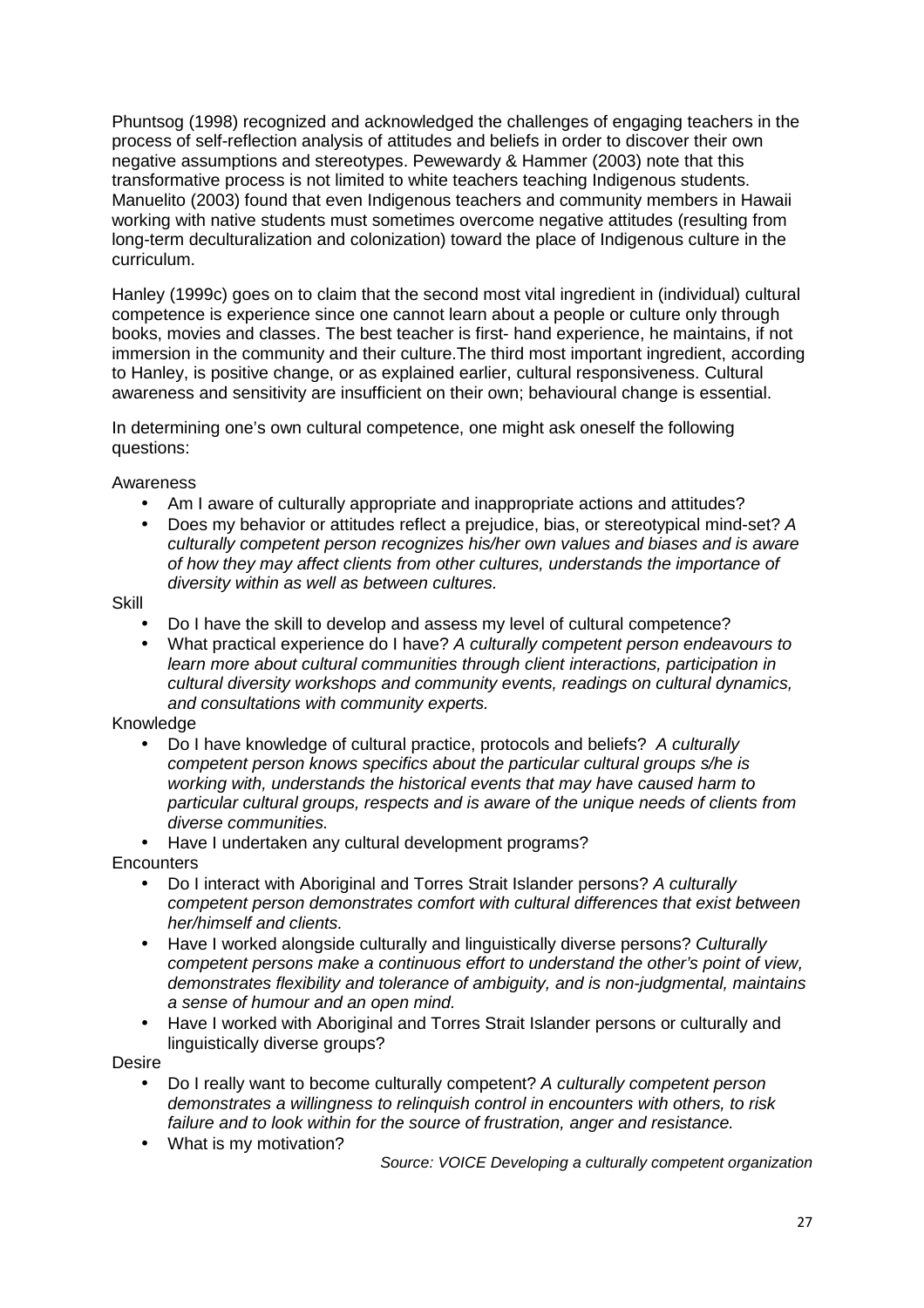Phuntsog (1998) recognized and acknowledged the challenges of engaging teachers in the process of self-reflection analysis of attitudes and beliefs in order to discover their own negative assumptions and stereotypes. Pewewardy & Hammer (2003) note that this transformative process is not limited to white teachers teaching Indigenous students. Manuelito (2003) found that even Indigenous teachers and community members in Hawaii working with native students must sometimes overcome negative attitudes (resulting from long-term deculturalization and colonization) toward the place of Indigenous culture in the curriculum.

Hanley (1999c) goes on to claim that the second most vital ingredient in (individual) cultural competence is experience since one cannot learn about a people or culture only through books, movies and classes. The best teacher is first- hand experience, he maintains, if not immersion in the community and their culture.The third most important ingredient, according to Hanley, is positive change, or as explained earlier, cultural responsiveness. Cultural awareness and sensitivity are insufficient on their own; behavioural change is essential.

In determining one's own cultural competence, one might ask oneself the following questions:

Awareness

- Am I aware of culturally appropriate and inappropriate actions and attitudes?
- Does my behavior or attitudes reflect a prejudice, bias, or stereotypical mind-set? *A culturally competent person recognizes his/her own values and biases and is aware of how they may affect clients from other cultures, understands the importance of diversity within as well as between cultures.*

Skill

- Do I have the skill to develop and assess my level of cultural competence?
- What practical experience do I have? *A culturally competent person endeavours to learn more about cultural communities through client interactions, participation in cultural diversity workshops and community events, readings on cultural dynamics, and consultations with community experts.*

Knowledge

- Do I have knowledge of cultural practice, protocols and beliefs? *A culturally competent person knows specifics about the particular cultural groups s/he is working with, understands the historical events that may have caused harm to particular cultural groups, respects and is aware of the unique needs of clients from diverse communities.*
- Have I undertaken any cultural development programs?

Encounters

- Do I interact with Aboriginal and Torres Strait Islander persons? *A culturally competent person demonstrates comfort with cultural differences that exist between her/himself and clients.*
- Have I worked alongside culturally and linguistically diverse persons? *Culturally competent persons make a continuous effort to understand the other's point of view, demonstrates flexibility and tolerance of ambiguity, and is non-judgmental, maintains a sense of humour and an open mind.*
- Have I worked with Aboriginal and Torres Strait Islander persons or culturally and linguistically diverse groups?

Desire

- Do I really want to become culturally competent? *A culturally competent person demonstrates a willingness to relinquish control in encounters with others, to risk failure and to look within for the source of frustration, anger and resistance.*
- What is my motivation?

*Source: VOICE Developing a culturally competent organization*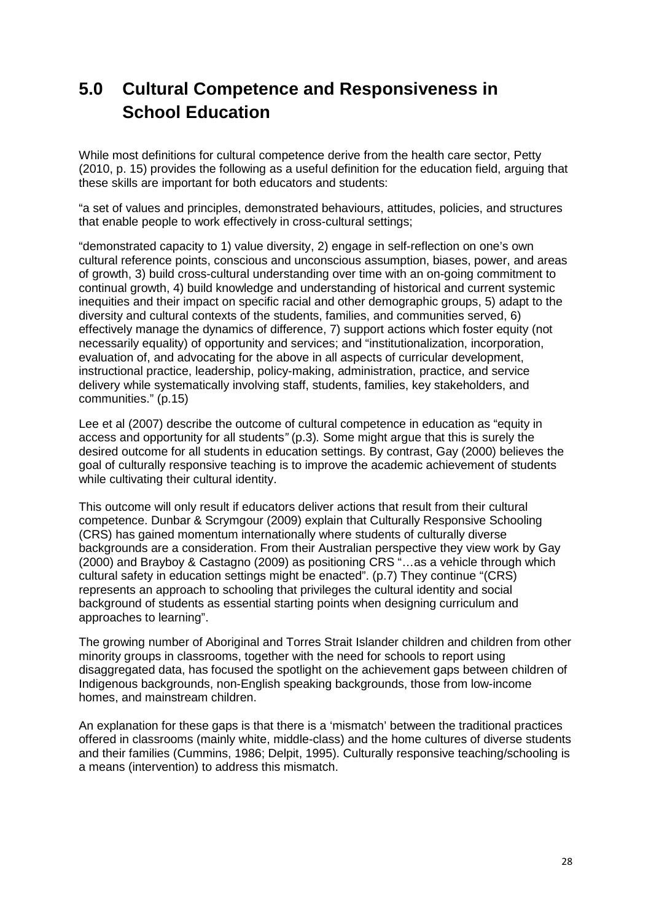# 5.0 Cultural Competence and Responsiveness in School Education

While most definitions for cultural competence derive from the health care sector, Petty (2010, p. 15) provides the following as a useful definition for the education field, arguing that these skills are important for both educators and students:

"a set of values and principles, demonstrated behaviours, attitudes, policies, and structures that enable people to work effectively in cross-cultural settings;

"demonstrated capacity to 1) value diversity, 2) engage in self-reflection on one's own cultural reference points, conscious and unconscious assumption, biases, power, and areas of growth, 3) build cross-cultural understanding over time with an on-going commitment to continual growth, 4) build knowledge and understanding of historical and current systemic inequities and their impact on specific racial and other demographic groups, 5) adapt to the diversity and cultural contexts of the students, families, and communities served, 6) effectively manage the dynamics of difference, 7) support actions which foster equity (not necessarily equality) of opportunity and services; and "institutionalization, incorporation, evaluation of, and advocating for the above in all aspects of curricular development, instructional practice, leadership, policy-making, administration, practice, and service delivery while systematically involving staff, students, families, key stakeholders, and communities." (p.15)

Lee et al (2007) describe the outcome of cultural competence in education as "equity in access and opportunity for all students*"* (p.3)*.* Some might argue that this is surely the desired outcome for all students in education settings. By contrast, Gay (2000) believes the goal of culturally responsive teaching is to improve the academic achievement of students while cultivating their cultural identity.

This outcome will only result if educators deliver actions that result from their cultural competence. Dunbar & Scrymgour (2009) explain that Culturally Responsive Schooling (CRS) has gained momentum internationally where students of culturally diverse backgrounds are a consideration. From their Australian perspective they view work by Gay (2000) and Brayboy & Castagno (2009) as positioning CRS "…as a vehicle through which cultural safety in education settings might be enacted". (p.7) They continue "(CRS) represents an approach to schooling that privileges the cultural identity and social background of students as essential starting points when designing curriculum and approaches to learning".

The growing number of Aboriginal and Torres Strait Islander children and children from other minority groups in classrooms, together with the need for schools to report using disaggregated data, has focused the spotlight on the achievement gaps between children of Indigenous backgrounds, non-English speaking backgrounds, those from low-income homes, and mainstream children.

An explanation for these gaps is that there is a 'mismatch' between the traditional practices offered in classrooms (mainly white, middle-class) and the home cultures of diverse students and their families (Cummins, 1986; Delpit, 1995). Culturally responsive teaching/schooling is a means (intervention) to address this mismatch.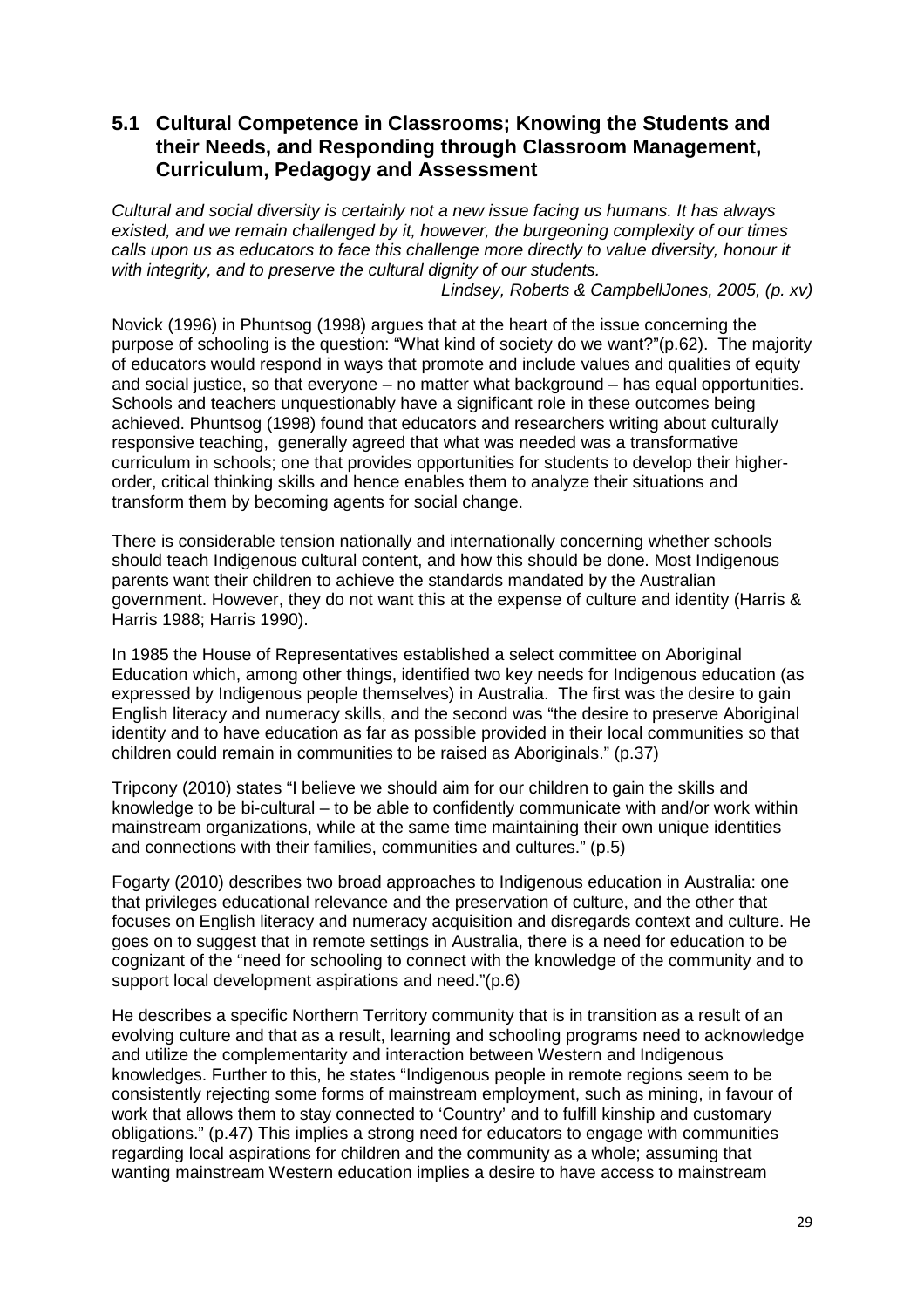## 5.1 Cultural Competence in Classrooms; Knowing the Students and their Needs, and Responding through Classroom Management, Curriculum, Pedagogy and Assessment

*Cultural and social diversity is certainly not a new issue facing us humans. It has always existed, and we remain challenged by it, however, the burgeoning complexity of our times calls upon us as educators to face this challenge more directly to value diversity, honour it with integrity, and to preserve the cultural dignity of our students.*

*Lindsey, Roberts & CampbellJones, 2005, (p. xv)*

Novick (1996) in Phuntsog (1998) argues that at the heart of the issue concerning the purpose of schooling is the question: "What kind of society do we want?"(p.62). The majority of educators would respond in ways that promote and include values and qualities of equity and social justice, so that everyone – no matter what background – has equal opportunities. Schools and teachers unquestionably have a significant role in these outcomes being achieved. Phuntsog (1998) found that educators and researchers writing about culturally responsive teaching, generally agreed that what was needed was a transformative curriculum in schools; one that provides opportunities for students to develop their higher-order, critical thinking skills and hence enables them to analyze their situations and transform them by becoming agents for social change.

There is considerable tension nationally and internationally concerning whether schools should teach Indigenous cultural content, and how this should be done. Most Indigenous parents want their children to achieve the standards mandated by the Australian government. However, they do not want this at the expense of culture and identity (Harris & Harris 1988; Harris 1990).

In 1985 the House of Representatives established a select committee on Aboriginal Education which, among other things, identified two key needs for Indigenous education (as expressed by Indigenous people themselves) in Australia. The first was the desire to gain English literacy and numeracy skills, and the second was "the desire to preserve Aboriginal identity and to have education as far as possible provided in their local communities so that children could remain in communities to be raised as Aboriginals." (p.37)

Tripcony (2010) states "I believe we should aim for our children to gain the skills and knowledge to be bi-cultural – to be able to confidently communicate with and/or work within mainstream organizations, while at the same time maintaining their own unique identities and connections with their families, communities and cultures." (p.5)

Fogarty (2010) describes two broad approaches to Indigenous education in Australia: one that privileges educational relevance and the preservation of culture, and the other that focuses on English literacy and numeracy acquisition and disregards context and culture. He goes on to suggest that in remote settings in Australia, there is a need for education to be cognizant of the "need for schooling to connect with the knowledge of the community and to support local development aspirations and need."(p.6)

He describes a specific Northern Territory community that is in transition as a result of an evolving culture and that as a result, learning and schooling programs need to acknowledge and utilize the complementarity and interaction between Western and Indigenous knowledges. Further to this, he states "Indigenous people in remote regions seem to be consistently rejecting some forms of mainstream employment, such as mining, in favour of work that allows them to stay connected to 'Country' and to fulfill kinship and customary obligations." (p.47) This implies a strong need for educators to engage with communities regarding local aspirations for children and the community as a whole; assuming that wanting mainstream Western education implies a desire to have access to mainstream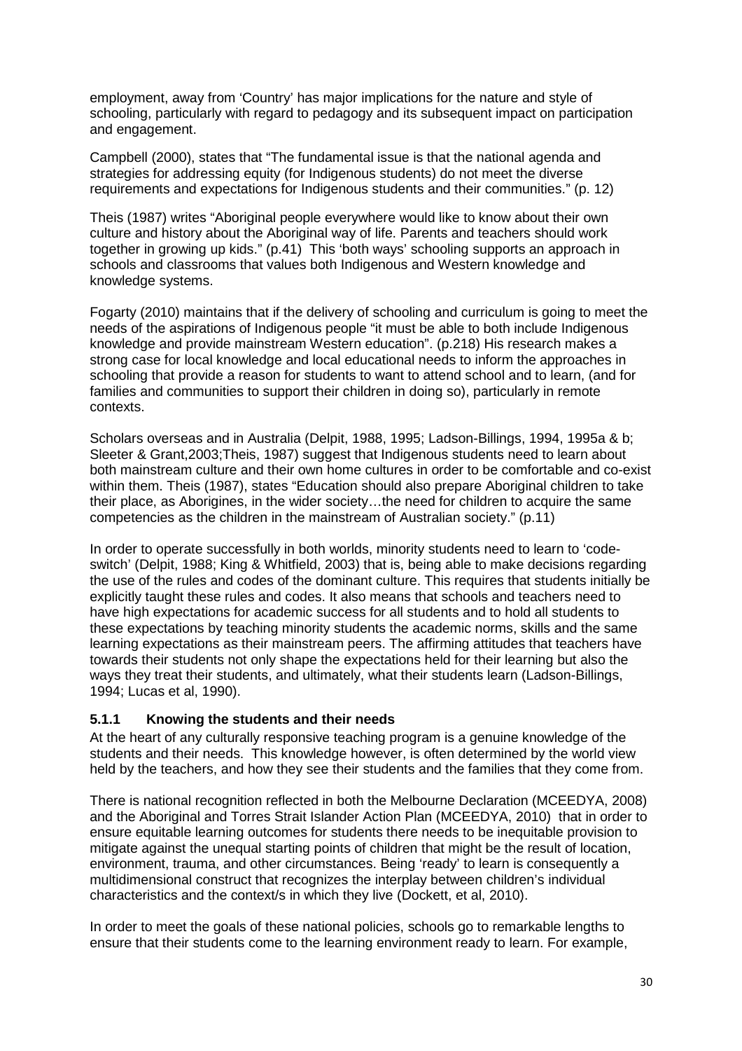employment, away from 'Country' has major implications for the nature and style of schooling, particularly with regard to pedagogy and its subsequent impact on participation and engagement.

Campbell (2000), states that "The fundamental issue is that the national agenda and strategies for addressing equity (for Indigenous students) do not meet the diverse requirements and expectations for Indigenous students and their communities." (p. 12)

Theis (1987) writes "Aboriginal people everywhere would like to know about their own culture and history about the Aboriginal way of life. Parents and teachers should work together in growing up kids." (p.41) This 'both ways' schooling supports an approach in schools and classrooms that values both Indigenous and Western knowledge and knowledge systems.

Fogarty (2010) maintains that if the delivery of schooling and curriculum is going to meet the needs of the aspirations of Indigenous people "it must be able to both include Indigenous knowledge and provide mainstream Western education". (p.218) His research makes a strong case for local knowledge and local educational needs to inform the approaches in schooling that provide a reason for students to want to attend school and to learn, (and for families and communities to support their children in doing so), particularly in remote contexts.

Scholars overseas and in Australia (Delpit, 1988, 1995; Ladson-Billings, 1994, 1995a & b; Sleeter & Grant,2003;Theis, 1987) suggest that Indigenous students need to learn about both mainstream culture and their own home cultures in order to be comfortable and co-exist within them. Theis (1987), states "Education should also prepare Aboriginal children to take their place, as Aborigines, in the wider society…the need for children to acquire the same competencies as the children in the mainstream of Australian society." (p.11)

In order to operate successfully in both worlds, minority students need to learn to 'code-switch' (Delpit, 1988; King & Whitfield, 2003) that is, being able to make decisions regarding the use of the rules and codes of the dominant culture. This requires that students initially be explicitly taught these rules and codes. It also means that schools and teachers need to have high expectations for academic success for all students and to hold all students to these expectations by teaching minority students the academic norms, skills and the same learning expectations as their mainstream peers. The affirming attitudes that teachers have towards their students not only shape the expectations held for their learning but also the ways they treat their students, and ultimately, what their students learn (Ladson-Billings, 1994; Lucas et al, 1990).

### 5.1.1 Knowing the students and their needs

At the heart of any culturally responsive teaching program is a genuine knowledge of the students and their needs. This knowledge however, is often determined by the world view held by the teachers, and how they see their students and the families that they come from.

There is national recognition reflected in both the Melbourne Declaration (MCEEDYA, 2008) and the Aboriginal and Torres Strait Islander Action Plan (MCEEDYA, 2010) that in order to ensure equitable learning outcomes for students there needs to be inequitable provision to mitigate against the unequal starting points of children that might be the result of location, environment, trauma, and other circumstances. Being 'ready' to learn is consequently a multidimensional construct that recognizes the interplay between children's individual characteristics and the context/s in which they live (Dockett, et al, 2010).

In order to meet the goals of these national policies, schools go to remarkable lengths to ensure that their students come to the learning environment ready to learn. For example,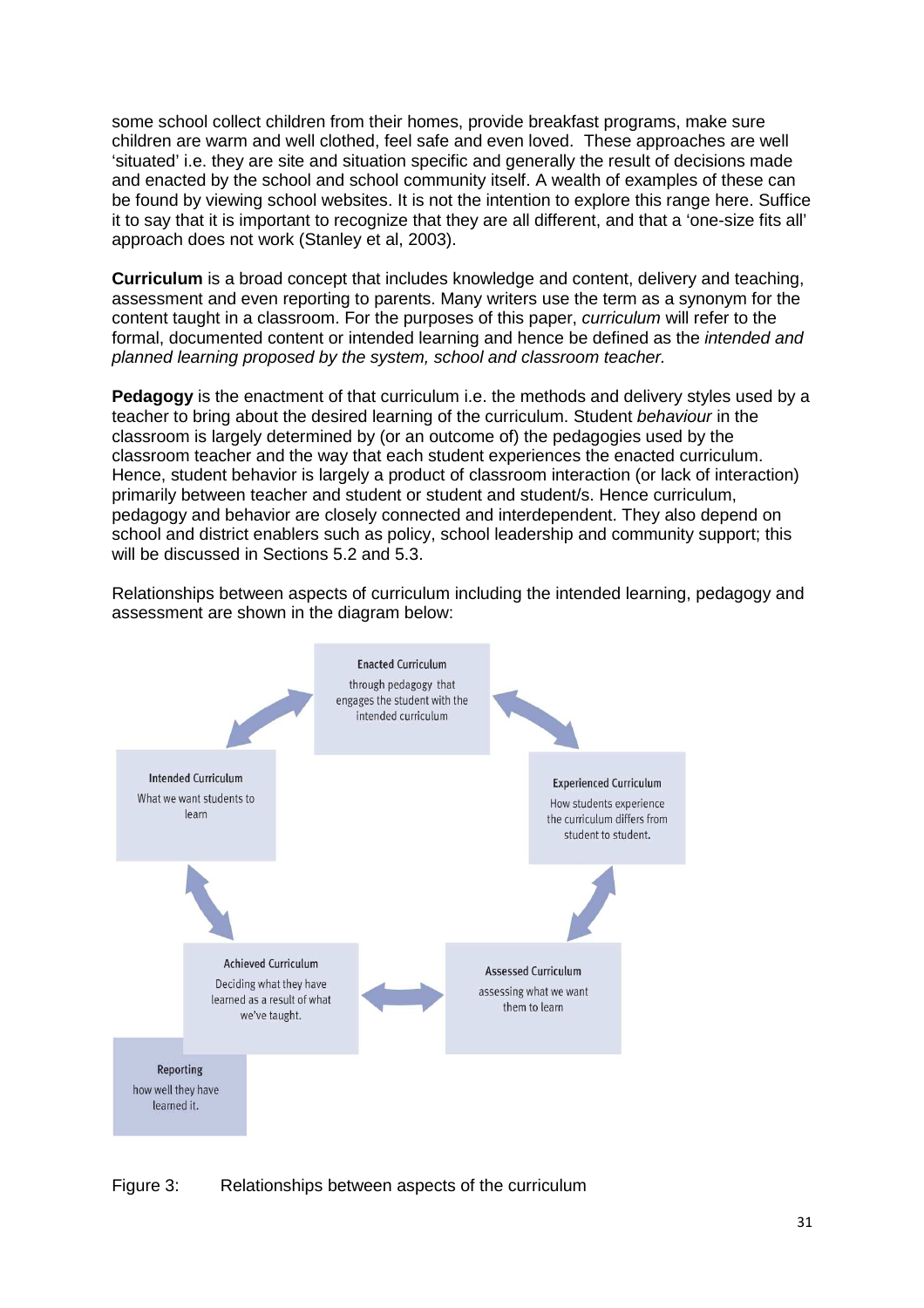some school collect children from their homes, provide breakfast programs, make sure children are warm and well clothed, feel safe and even loved. These approaches are well 'situated' i.e. they are site and situation specific and generally the result of decisions made and enacted by the school and school community itself. A wealth of examples of these can be found by viewing school websites. It is not the intention to explore this range here. Suffice it to say that it is important to recognize that they are all different, and that a 'one-size fits all' approach does not work (Stanley et al, 2003).

**Curriculum** is a broad concept that includes knowledge and content, delivery and teaching, assessment and even reporting to parents. Many writers use the term as a synonym for the content taught in a classroom. For the purposes of this paper, *curriculum* will refer to the formal, documented content or intended learning and hence be defined as the *intended and planned learning proposed by the system, school and classroom teacher.*

**Pedagogy** is the enactment of that curriculum i.e. the methods and delivery styles used by a teacher to bring about the desired learning of the curriculum. Student *behaviour* in the classroom is largely determined by (or an outcome of) the pedagogies used by the classroom teacher and the way that each student experiences the enacted curriculum. Hence, student behavior is largely a product of classroom interaction (or lack of interaction) primarily between teacher and student or student and student/s. Hence curriculum, pedagogy and behavior are closely connected and interdependent. They also depend on school and district enablers such as policy, school leadership and community support; this will be discussed in Sections 5.2 and 5.3.

Relationships between aspects of curriculum including the intended learning, pedagogy and assessment are shown in the diagram below:

**Enacted Curriculum**
through pedagogy that engages the student with the intended curriculum

**Intended Curriculum**
What we want students to learn

**Experienced Curriculum**
How students experience the curriculum differs from student to student.

**Achieved Curriculum**
Deciding what they have learned as a result of what we've taught.

**Assessed Curriculum**
assessing what we want them to learn

**Reporting**
how well they have learned it.

Figure 3: Relationships between aspects of the curriculum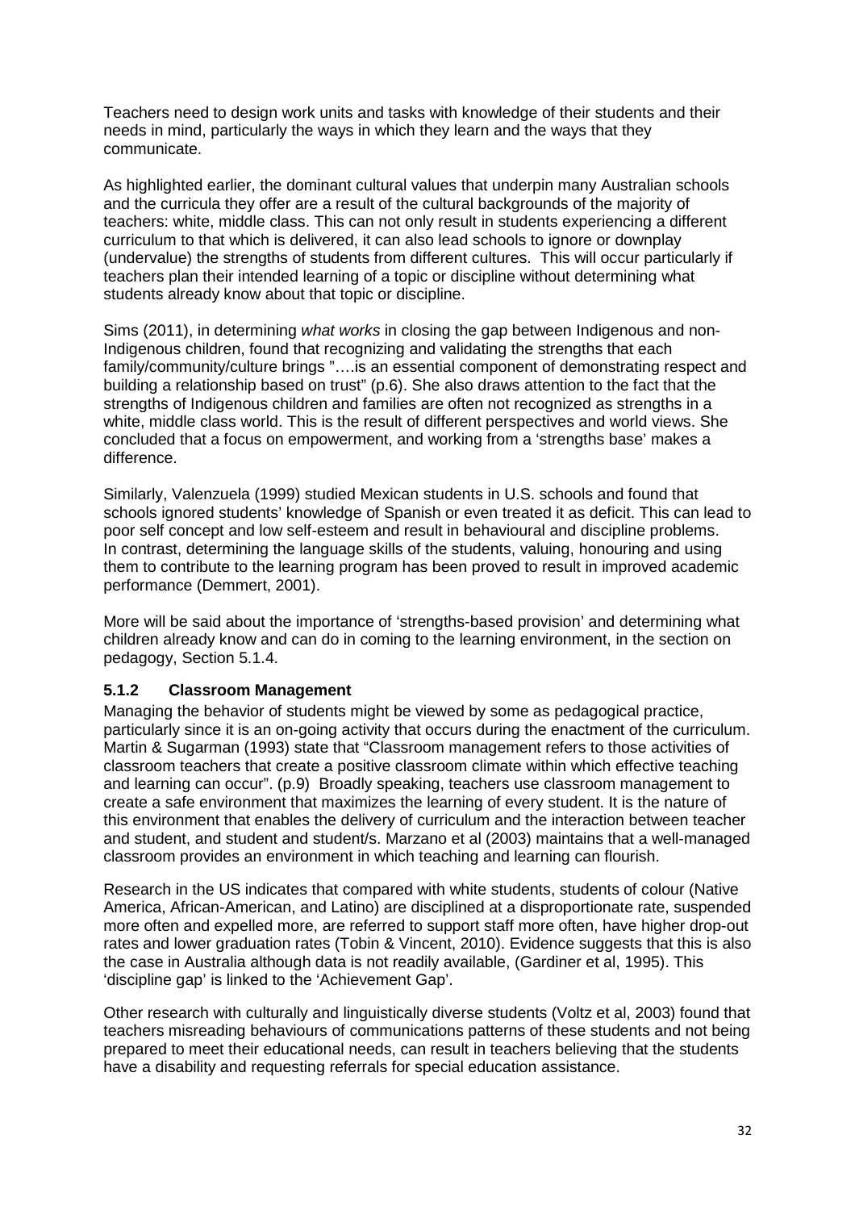Teachers need to design work units and tasks with knowledge of their students and their needs in mind, particularly the ways in which they learn and the ways that they communicate.

As highlighted earlier, the dominant cultural values that underpin many Australian schools and the curricula they offer are a result of the cultural backgrounds of the majority of teachers: white, middle class. This can not only result in students experiencing a different curriculum to that which is delivered, it can also lead schools to ignore or downplay (undervalue) the strengths of students from different cultures. This will occur particularly if teachers plan their intended learning of a topic or discipline without determining what students already know about that topic or discipline.

Sims (2011), in determining *what works* in closing the gap between Indigenous and non-Indigenous children, found that recognizing and validating the strengths that each family/community/culture brings "….is an essential component of demonstrating respect and building a relationship based on trust" (p.6). She also draws attention to the fact that the strengths of Indigenous children and families are often not recognized as strengths in a white, middle class world. This is the result of different perspectives and world views. She concluded that a focus on empowerment, and working from a 'strengths base' makes a difference.

Similarly, Valenzuela (1999) studied Mexican students in U.S. schools and found that schools ignored students' knowledge of Spanish or even treated it as deficit. This can lead to poor self concept and low self-esteem and result in behavioural and discipline problems. In contrast, determining the language skills of the students, valuing, honouring and using them to contribute to the learning program has been proved to result in improved academic performance (Demmert, 2001).

More will be said about the importance of 'strengths-based provision' and determining what children already know and can do in coming to the learning environment, in the section on pedagogy, Section 5.1.4.

### 5.1.2 Classroom Management

Managing the behavior of students might be viewed by some as pedagogical practice, particularly since it is an on-going activity that occurs during the enactment of the curriculum. Martin & Sugarman (1993) state that "Classroom management refers to those activities of classroom teachers that create a positive classroom climate within which effective teaching and learning can occur". (p.9) Broadly speaking, teachers use classroom management to create a safe environment that maximizes the learning of every student. It is the nature of this environment that enables the delivery of curriculum and the interaction between teacher and student, and student and student/s. Marzano et al (2003) maintains that a well-managed classroom provides an environment in which teaching and learning can flourish.

Research in the US indicates that compared with white students, students of colour (Native America, African-American, and Latino) are disciplined at a disproportionate rate, suspended more often and expelled more, are referred to support staff more often, have higher drop-out rates and lower graduation rates (Tobin & Vincent, 2010). Evidence suggests that this is also the case in Australia although data is not readily available, (Gardiner et al, 1995). This 'discipline gap' is linked to the 'Achievement Gap'.

Other research with culturally and linguistically diverse students (Voltz et al, 2003) found that teachers misreading behaviours of communications patterns of these students and not being prepared to meet their educational needs, can result in teachers believing that the students have a disability and requesting referrals for special education assistance.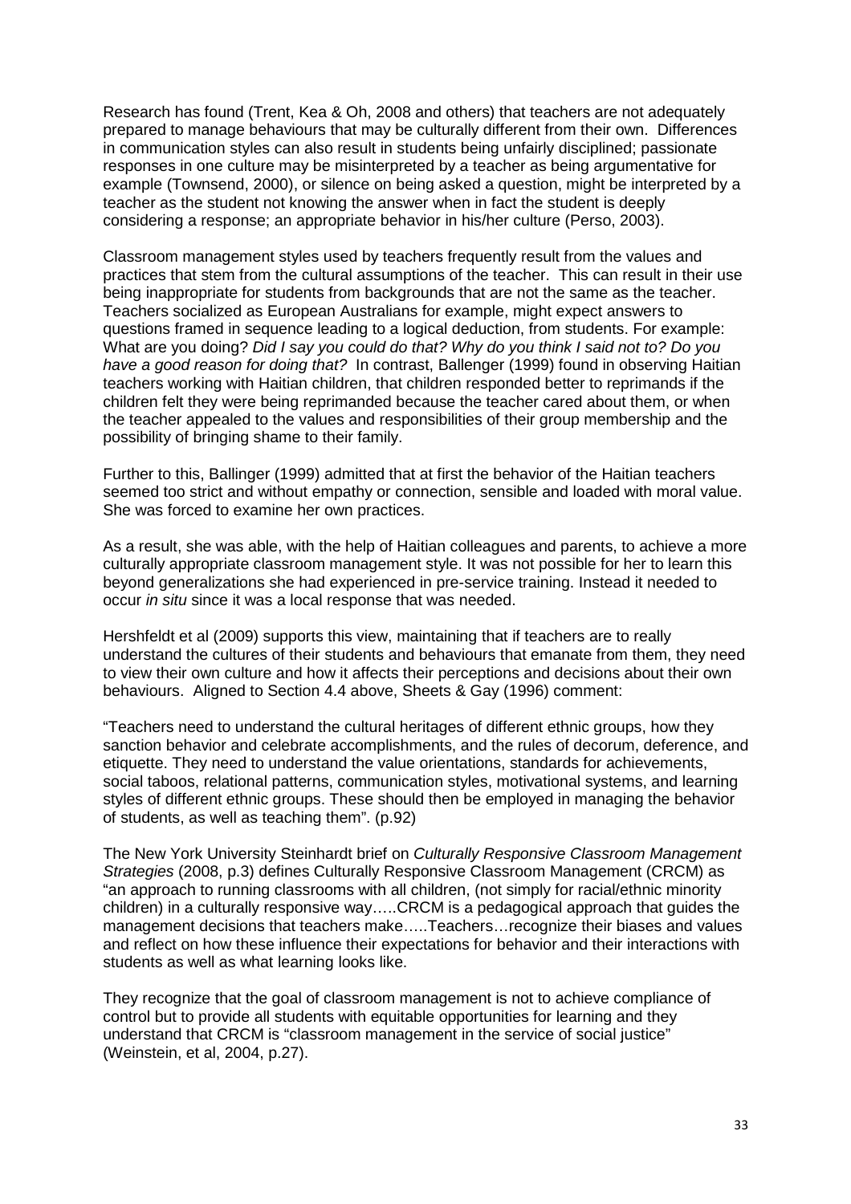Research has found (Trent, Kea & Oh, 2008 and others) that teachers are not adequately prepared to manage behaviours that may be culturally different from their own. Differences in communication styles can also result in students being unfairly disciplined; passionate responses in one culture may be misinterpreted by a teacher as being argumentative for example (Townsend, 2000), or silence on being asked a question, might be interpreted by a teacher as the student not knowing the answer when in fact the student is deeply considering a response; an appropriate behavior in his/her culture (Perso, 2003).

Classroom management styles used by teachers frequently result from the values and practices that stem from the cultural assumptions of the teacher. This can result in their use being inappropriate for students from backgrounds that are not the same as the teacher. Teachers socialized as European Australians for example, might expect answers to questions framed in sequence leading to a logical deduction, from students. For example: What are you doing? *Did I say you could do that? Why do you think I said not to? Do you have a good reason for doing that?* In contrast, Ballenger (1999) found in observing Haitian teachers working with Haitian children, that children responded better to reprimands if the children felt they were being reprimanded because the teacher cared about them, or when the teacher appealed to the values and responsibilities of their group membership and the possibility of bringing shame to their family.

Further to this, Ballinger (1999) admitted that at first the behavior of the Haitian teachers seemed too strict and without empathy or connection, sensible and loaded with moral value. She was forced to examine her own practices.

As a result, she was able, with the help of Haitian colleagues and parents, to achieve a more culturally appropriate classroom management style. It was not possible for her to learn this beyond generalizations she had experienced in pre-service training. Instead it needed to occur *in situ* since it was a local response that was needed.

Hershfeldt et al (2009) supports this view, maintaining that if teachers are to really understand the cultures of their students and behaviours that emanate from them, they need to view their own culture and how it affects their perceptions and decisions about their own behaviours. Aligned to Section 4.4 above, Sheets & Gay (1996) comment:

"Teachers need to understand the cultural heritages of different ethnic groups, how they sanction behavior and celebrate accomplishments, and the rules of decorum, deference, and etiquette. They need to understand the value orientations, standards for achievements, social taboos, relational patterns, communication styles, motivational systems, and learning styles of different ethnic groups. These should then be employed in managing the behavior of students, as well as teaching them". (p.92)

The New York University Steinhardt brief on *Culturally Responsive Classroom Management Strategies* (2008, p.3) defines Culturally Responsive Classroom Management (CRCM) as "an approach to running classrooms with all children, (not simply for racial/ethnic minority children) in a culturally responsive way…..CRCM is a pedagogical approach that guides the management decisions that teachers make…..Teachers…recognize their biases and values and reflect on how these influence their expectations for behavior and their interactions with students as well as what learning looks like.

They recognize that the goal of classroom management is not to achieve compliance of control but to provide all students with equitable opportunities for learning and they understand that CRCM is "classroom management in the service of social justice" (Weinstein, et al, 2004, p.27).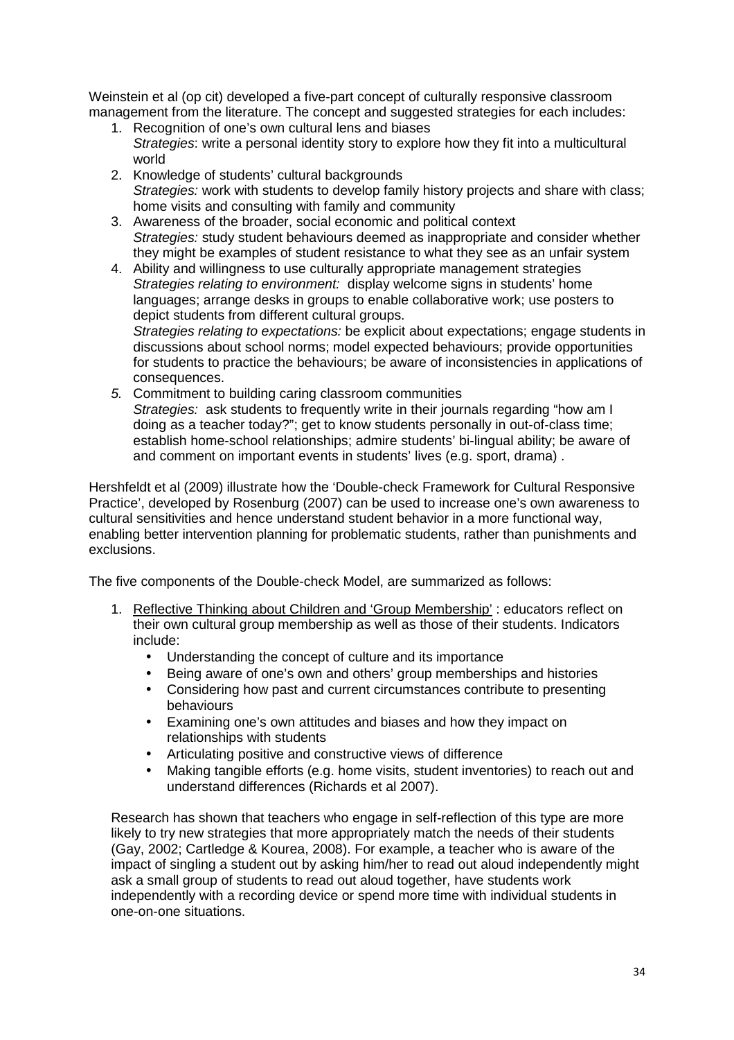Weinstein et al (op cit) developed a five-part concept of culturally responsive classroom management from the literature. The concept and suggested strategies for each includes:

1. Recognition of one's own cultural lens and biases
   *Strategies*: write a personal identity story to explore how they fit into a multicultural world
2. Knowledge of students' cultural backgrounds
   *Strategies:* work with students to develop family history projects and share with class; home visits and consulting with family and community
3. Awareness of the broader, social economic and political context
   *Strategies:* study student behaviours deemed as inappropriate and consider whether they might be examples of student resistance to what they see as an unfair system
4. Ability and willingness to use culturally appropriate management strategies
   *Strategies relating to environment:* display welcome signs in students' home languages; arrange desks in groups to enable collaborative work; use posters to depict students from different cultural groups.
   *Strategies relating to expectations:* be explicit about expectations; engage students in discussions about school norms; model expected behaviours; provide opportunities for students to practice the behaviours; be aware of inconsistencies in applications of consequences.
5. Commitment to building caring classroom communities
   *Strategies:* ask students to frequently write in their journals regarding "how am I doing as a teacher today?"; get to know students personally in out-of-class time; establish home-school relationships; admire students' bi-lingual ability; be aware of and comment on important events in students' lives (e.g. sport, drama) .

Hershfeldt et al (2009) illustrate how the 'Double-check Framework for Cultural Responsive Practice', developed by Rosenburg (2007) can be used to increase one's own awareness to cultural sensitivities and hence understand student behavior in a more functional way, enabling better intervention planning for problematic students, rather than punishments and exclusions.

The five components of the Double-check Model, are summarized as follows:

1. Reflective Thinking about Children and 'Group Membership' : educators reflect on their own cultural group membership as well as those of their students. Indicators include:
   - Understanding the concept of culture and its importance
   - Being aware of one's own and others' group memberships and histories
   - Considering how past and current circumstances contribute to presenting behaviours
   - Examining one's own attitudes and biases and how they impact on relationships with students
   - Articulating positive and constructive views of difference
   - Making tangible efforts (e.g. home visits, student inventories) to reach out and understand differences (Richards et al 2007).

   Research has shown that teachers who engage in self-reflection of this type are more likely to try new strategies that more appropriately match the needs of their students (Gay, 2002; Cartledge & Kourea, 2008). For example, a teacher who is aware of the impact of singling a student out by asking him/her to read out aloud independently might ask a small group of students to read out aloud together, have students work independently with a recording device or spend more time with individual students in one-on-one situations.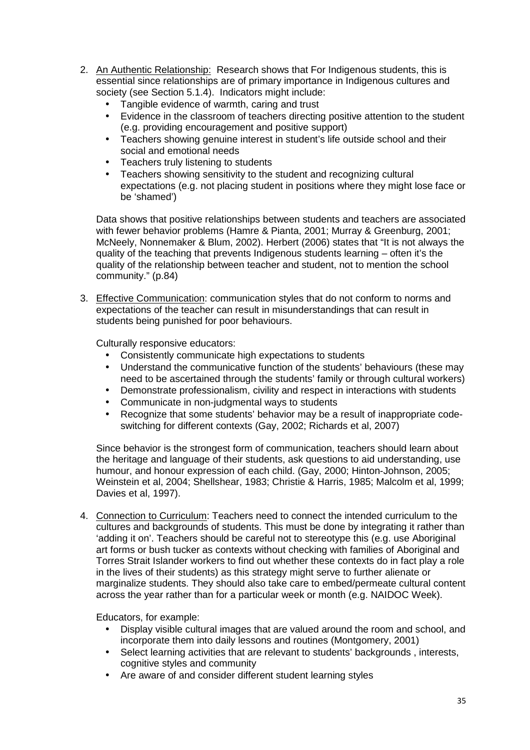2. <u>An Authentic Relationship:</u> Research shows that For Indigenous students, this is essential since relationships are of primary importance in Indigenous cultures and society (see Section 5.1.4). Indicators might include:
   - Tangible evidence of warmth, caring and trust
   - Evidence in the classroom of teachers directing positive attention to the student (e.g. providing encouragement and positive support)
   - Teachers showing genuine interest in student's life outside school and their social and emotional needs
   - Teachers truly listening to students
   - Teachers showing sensitivity to the student and recognizing cultural expectations (e.g. not placing student in positions where they might lose face or be 'shamed')

   Data shows that positive relationships between students and teachers are associated with fewer behavior problems (Hamre & Pianta, 2001; Murray & Greenburg, 2001; McNeely, Nonnemaker & Blum, 2002). Herbert (2006) states that "It is not always the quality of the teaching that prevents Indigenous students learning – often it's the quality of the relationship between teacher and student, not to mention the school community." (p.84)

3. <u>Effective Communication</u>: communication styles that do not conform to norms and expectations of the teacher can result in misunderstandings that can result in students being punished for poor behaviours.

   Culturally responsive educators:
   - Consistently communicate high expectations to students
   - Understand the communicative function of the students' behaviours (these may need to be ascertained through the students' family or through cultural workers)
   - Demonstrate professionalism, civility and respect in interactions with students
   - Communicate in non-judgmental ways to students
   - Recognize that some students' behavior may be a result of inappropriate code-switching for different contexts (Gay, 2002; Richards et al, 2007)

   Since behavior is the strongest form of communication, teachers should learn about the heritage and language of their students, ask questions to aid understanding, use humour, and honour expression of each child. (Gay, 2000; Hinton-Johnson, 2005; Weinstein et al, 2004; Shellshear, 1983; Christie & Harris, 1985; Malcolm et al, 1999; Davies et al, 1997).

4. <u>Connection to Curriculum</u>: Teachers need to connect the intended curriculum to the cultures and backgrounds of students. This must be done by integrating it rather than 'adding it on'. Teachers should be careful not to stereotype this (e.g. use Aboriginal art forms or bush tucker as contexts without checking with families of Aboriginal and Torres Strait Islander workers to find out whether these contexts do in fact play a role in the lives of their students) as this strategy might serve to further alienate or marginalize students. They should also take care to embed/permeate cultural content across the year rather than for a particular week or month (e.g. NAIDOC Week).

   Educators, for example:
   - Display visible cultural images that are valued around the room and school, and incorporate them into daily lessons and routines (Montgomery, 2001)
   - Select learning activities that are relevant to students' backgrounds , interests, cognitive styles and community
   - Are aware of and consider different student learning styles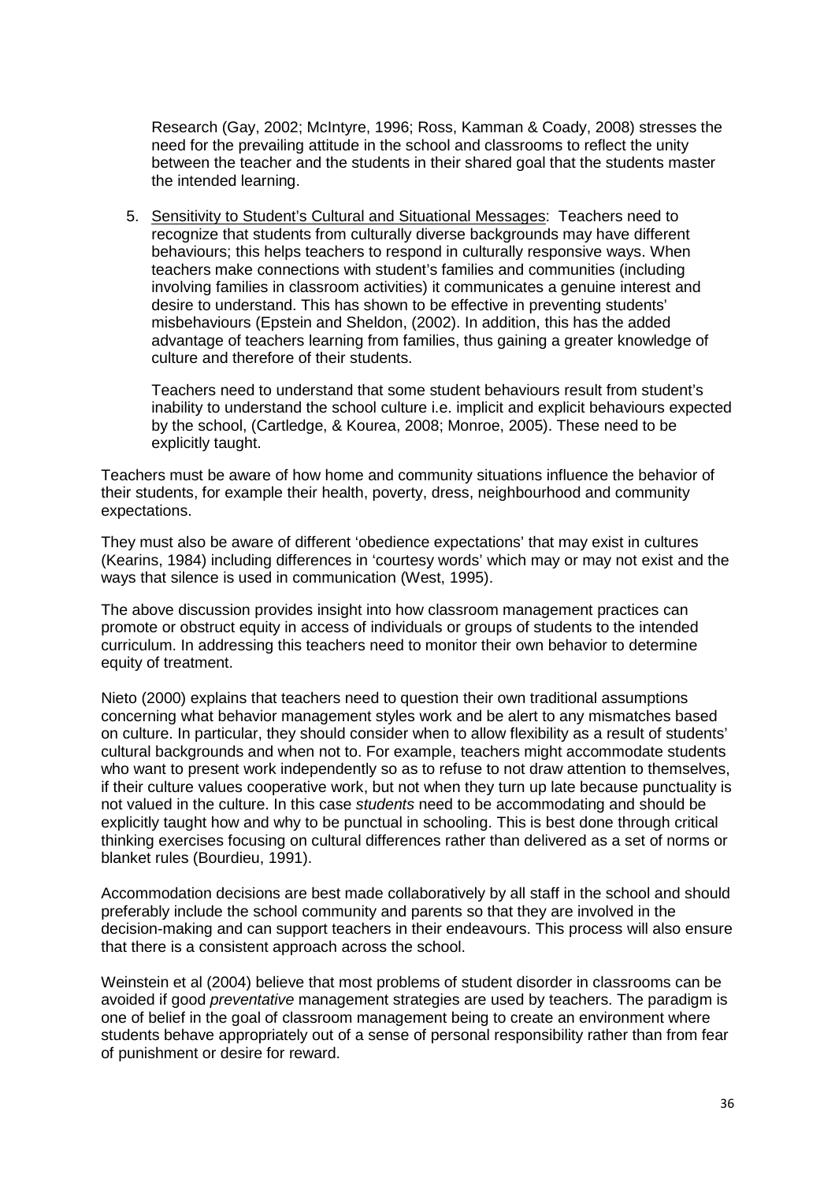Research (Gay, 2002; McIntyre, 1996; Ross, Kamman & Coady, 2008) stresses the need for the prevailing attitude in the school and classrooms to reflect the unity between the teacher and the students in their shared goal that the students master the intended learning.

5. <u>Sensitivity to Student's Cultural and Situational Messages</u>: Teachers need to recognize that students from culturally diverse backgrounds may have different behaviours; this helps teachers to respond in culturally responsive ways. When teachers make connections with student's families and communities (including involving families in classroom activities) it communicates a genuine interest and desire to understand. This has shown to be effective in preventing students' misbehaviours (Epstein and Sheldon, (2002). In addition, this has the added advantage of teachers learning from families, thus gaining a greater knowledge of culture and therefore of their students.

   Teachers need to understand that some student behaviours result from student's inability to understand the school culture i.e. implicit and explicit behaviours expected by the school, (Cartledge, & Kourea, 2008; Monroe, 2005). These need to be explicitly taught.

Teachers must be aware of how home and community situations influence the behavior of their students, for example their health, poverty, dress, neighbourhood and community expectations.

They must also be aware of different 'obedience expectations' that may exist in cultures (Kearins, 1984) including differences in 'courtesy words' which may or may not exist and the ways that silence is used in communication (West, 1995).

The above discussion provides insight into how classroom management practices can promote or obstruct equity in access of individuals or groups of students to the intended curriculum. In addressing this teachers need to monitor their own behavior to determine equity of treatment.

Nieto (2000) explains that teachers need to question their own traditional assumptions concerning what behavior management styles work and be alert to any mismatches based on culture. In particular, they should consider when to allow flexibility as a result of students' cultural backgrounds and when not to. For example, teachers might accommodate students who want to present work independently so as to refuse to not draw attention to themselves, if their culture values cooperative work, but not when they turn up late because punctuality is not valued in the culture. In this case *students* need to be accommodating and should be explicitly taught how and why to be punctual in schooling. This is best done through critical thinking exercises focusing on cultural differences rather than delivered as a set of norms or blanket rules (Bourdieu, 1991).

Accommodation decisions are best made collaboratively by all staff in the school and should preferably include the school community and parents so that they are involved in the decision-making and can support teachers in their endeavours. This process will also ensure that there is a consistent approach across the school.

Weinstein et al (2004) believe that most problems of student disorder in classrooms can be avoided if good *preventative* management strategies are used by teachers. The paradigm is one of belief in the goal of classroom management being to create an environment where students behave appropriately out of a sense of personal responsibility rather than from fear of punishment or desire for reward.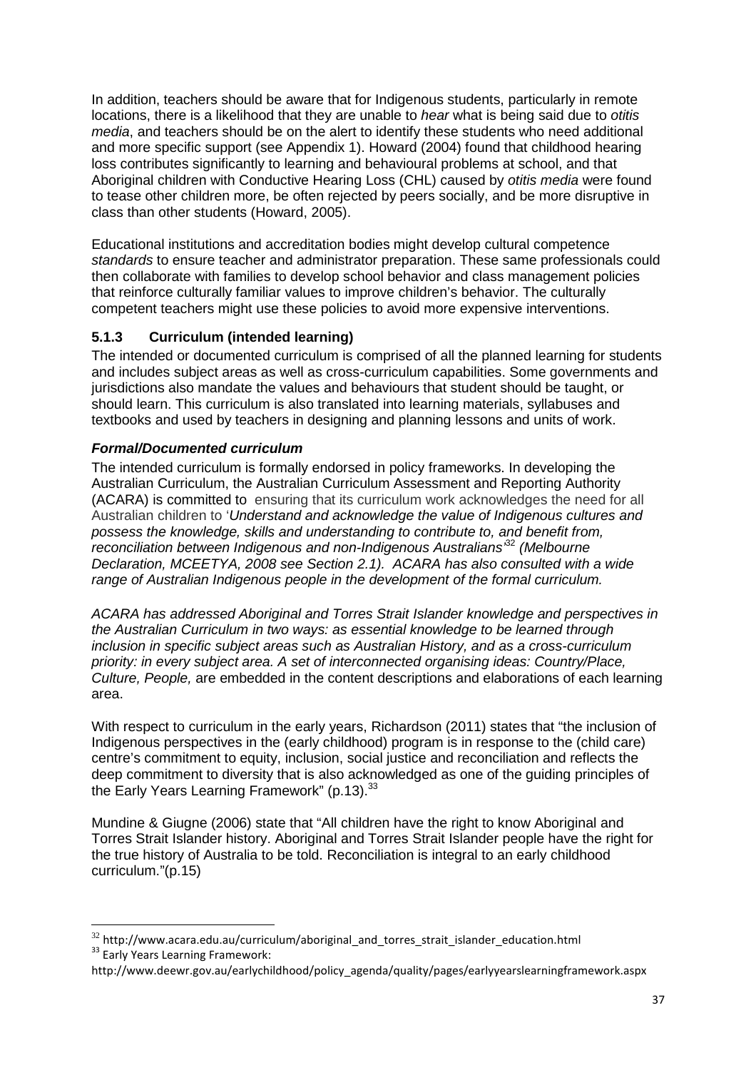In addition, teachers should be aware that for Indigenous students, particularly in remote locations, there is a likelihood that they are unable to *hear* what is being said due to *otitis media*, and teachers should be on the alert to identify these students who need additional and more specific support (see Appendix 1). Howard (2004) found that childhood hearing loss contributes significantly to learning and behavioural problems at school, and that Aboriginal children with Conductive Hearing Loss (CHL) caused by *otitis media* were found to tease other children more, be often rejected by peers socially, and be more disruptive in class than other students (Howard, 2005).

Educational institutions and accreditation bodies might develop cultural competence *standards* to ensure teacher and administrator preparation. These same professionals could then collaborate with families to develop school behavior and class management policies that reinforce culturally familiar values to improve children's behavior. The culturally competent teachers might use these policies to avoid more expensive interventions.

### 5.1.3 Curriculum (intended learning)

The intended or documented curriculum is comprised of all the planned learning for students and includes subject areas as well as cross-curriculum capabilities. Some governments and jurisdictions also mandate the values and behaviours that student should be taught, or should learn. This curriculum is also translated into learning materials, syllabuses and textbooks and used by teachers in designing and planning lessons and units of work.

#### *Formal/Documented curriculum*

The intended curriculum is formally endorsed in policy frameworks. In developing the Australian Curriculum, the Australian Curriculum Assessment and Reporting Authority (ACARA) is committed to ensuring that its curriculum work acknowledges the need for all Australian children to '*Understand and acknowledge the value of Indigenous cultures and possess the knowledge, skills and understanding to contribute to, and benefit from, reconciliation between Indigenous and non-Indigenous Australians'*[32] *(Melbourne Declaration, MCEETYA, 2008 see Section 2.1). ACARA has also consulted with a wide range of Australian Indigenous people in the development of the formal curriculum.*

*ACARA has addressed Aboriginal and Torres Strait Islander knowledge and perspectives in the Australian Curriculum in two ways: as essential knowledge to be learned through inclusion in specific subject areas such as Australian History, and as a cross-curriculum priority: in every subject area. A set of interconnected organising ideas: Country/Place, Culture, People,* are embedded in the content descriptions and elaborations of each learning area.

With respect to curriculum in the early years, Richardson (2011) states that "the inclusion of Indigenous perspectives in the (early childhood) program is in response to the (child care) centre's commitment to equity, inclusion, social justice and reconciliation and reflects the deep commitment to diversity that is also acknowledged as one of the guiding principles of the Early Years Learning Framework" (p.13).[33]

Mundine & Giugne (2006) state that "All children have the right to know Aboriginal and Torres Strait Islander history. Aboriginal and Torres Strait Islander people have the right for the true history of Australia to be told. Reconciliation is integral to an early childhood curriculum."(p.15)

---

[32] http://www.acara.edu.au/curriculum/aboriginal_and_torres_strait_islander_education.html

[33] Early Years Learning Framework: http://www.deewr.gov.au/earlychildhood/policy_agenda/quality/pages/earlyyearslearningframework.aspx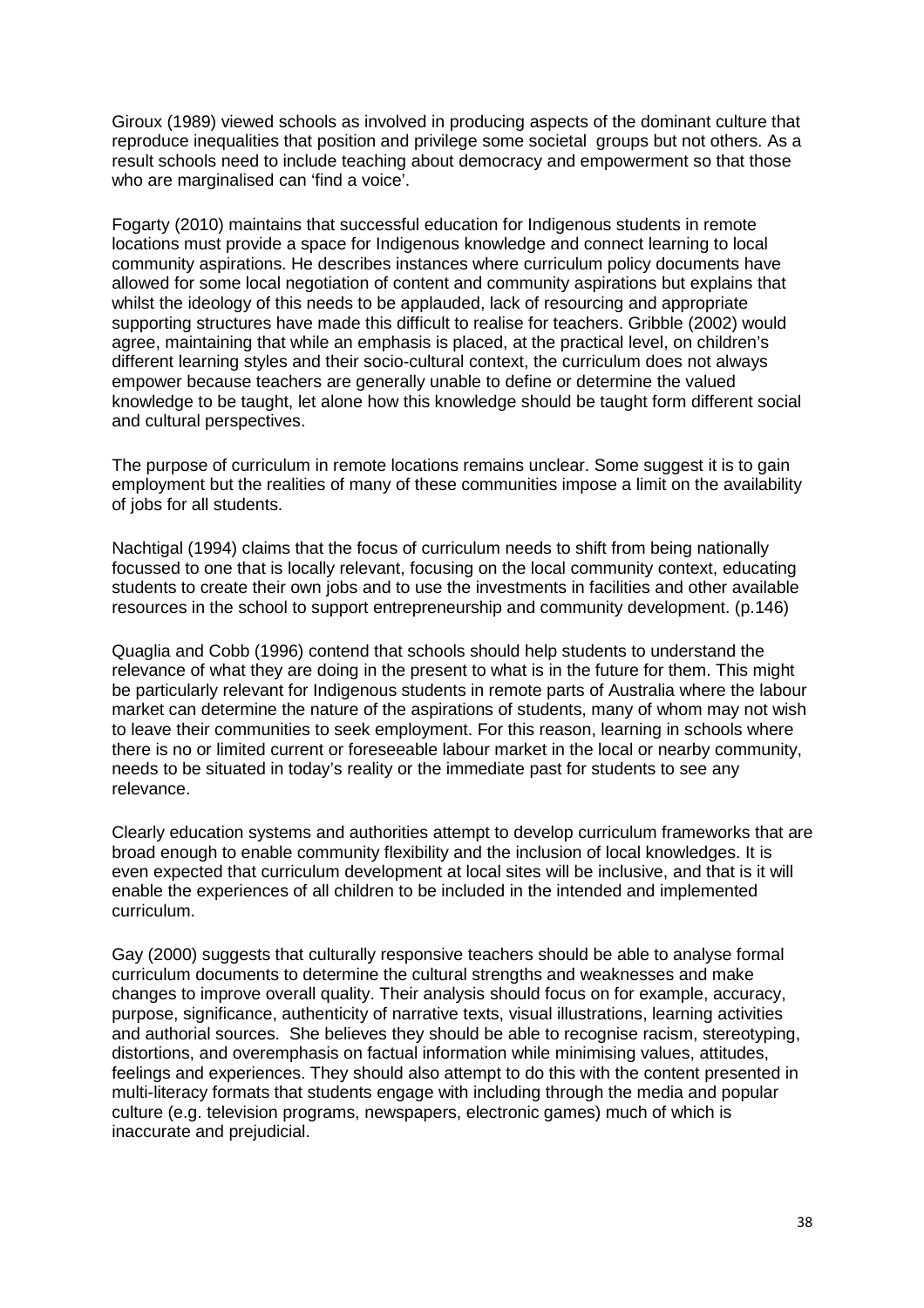Giroux (1989) viewed schools as involved in producing aspects of the dominant culture that reproduce inequalities that position and privilege some societal groups but not others. As a result schools need to include teaching about democracy and empowerment so that those who are marginalised can 'find a voice'.

Fogarty (2010) maintains that successful education for Indigenous students in remote locations must provide a space for Indigenous knowledge and connect learning to local community aspirations. He describes instances where curriculum policy documents have allowed for some local negotiation of content and community aspirations but explains that whilst the ideology of this needs to be applauded, lack of resourcing and appropriate supporting structures have made this difficult to realise for teachers. Gribble (2002) would agree, maintaining that while an emphasis is placed, at the practical level, on children's different learning styles and their socio-cultural context, the curriculum does not always empower because teachers are generally unable to define or determine the valued knowledge to be taught, let alone how this knowledge should be taught form different social and cultural perspectives.

The purpose of curriculum in remote locations remains unclear. Some suggest it is to gain employment but the realities of many of these communities impose a limit on the availability of jobs for all students.

Nachtigal (1994) claims that the focus of curriculum needs to shift from being nationally focussed to one that is locally relevant, focusing on the local community context, educating students to create their own jobs and to use the investments in facilities and other available resources in the school to support entrepreneurship and community development. (p.146)

Quaglia and Cobb (1996) contend that schools should help students to understand the relevance of what they are doing in the present to what is in the future for them. This might be particularly relevant for Indigenous students in remote parts of Australia where the labour market can determine the nature of the aspirations of students, many of whom may not wish to leave their communities to seek employment. For this reason, learning in schools where there is no or limited current or foreseeable labour market in the local or nearby community, needs to be situated in today's reality or the immediate past for students to see any relevance.

Clearly education systems and authorities attempt to develop curriculum frameworks that are broad enough to enable community flexibility and the inclusion of local knowledges. It is even expected that curriculum development at local sites will be inclusive, and that is it will enable the experiences of all children to be included in the intended and implemented curriculum.

Gay (2000) suggests that culturally responsive teachers should be able to analyse formal curriculum documents to determine the cultural strengths and weaknesses and make changes to improve overall quality. Their analysis should focus on for example, accuracy, purpose, significance, authenticity of narrative texts, visual illustrations, learning activities and authorial sources. She believes they should be able to recognise racism, stereotyping, distortions, and overemphasis on factual information while minimising values, attitudes, feelings and experiences. They should also attempt to do this with the content presented in multi-literacy formats that students engage with including through the media and popular culture (e.g. television programs, newspapers, electronic games) much of which is inaccurate and prejudicial.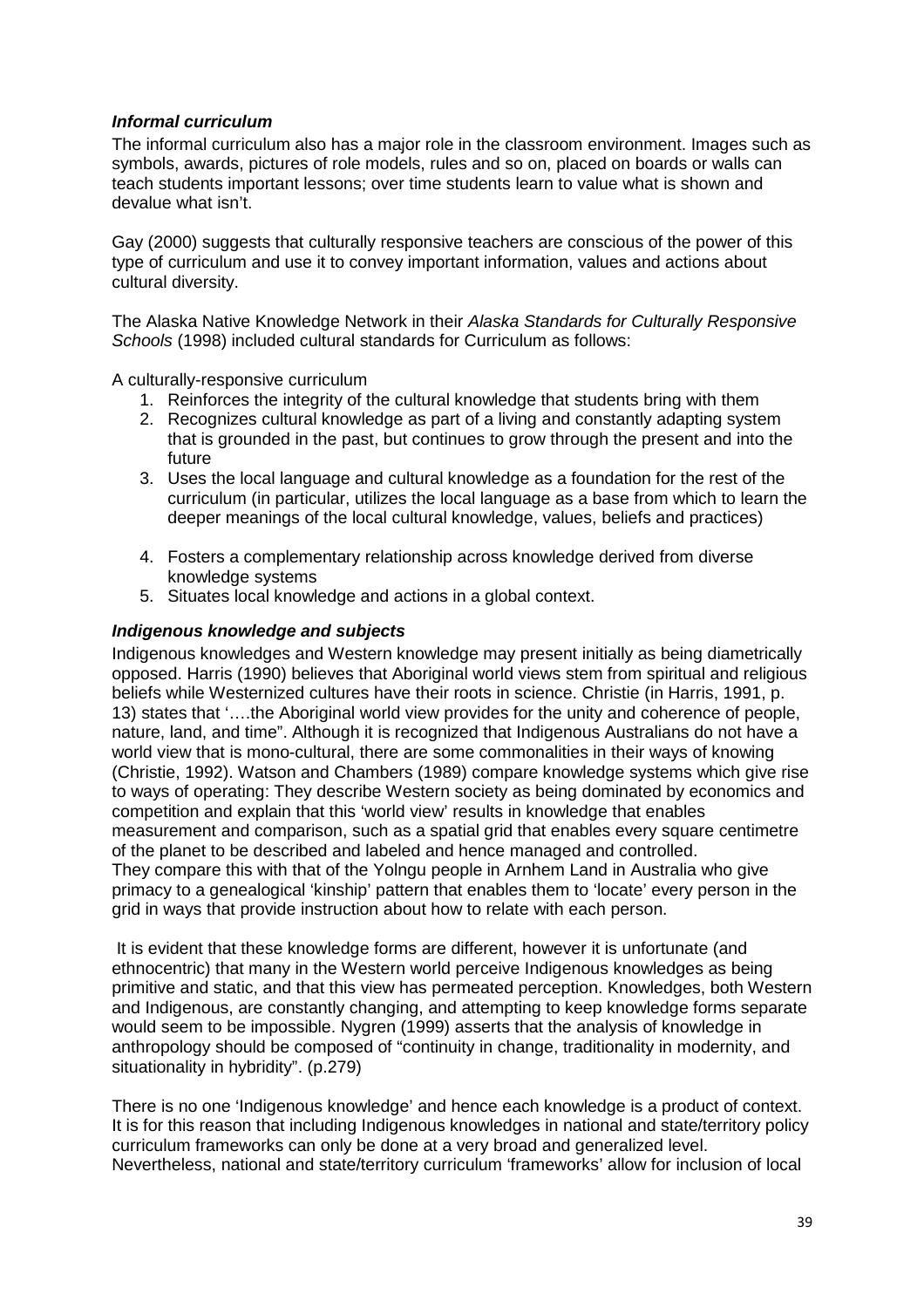### *Informal curriculum*

The informal curriculum also has a major role in the classroom environment. Images such as symbols, awards, pictures of role models, rules and so on, placed on boards or walls can teach students important lessons; over time students learn to value what is shown and devalue what isn't.

Gay (2000) suggests that culturally responsive teachers are conscious of the power of this type of curriculum and use it to convey important information, values and actions about cultural diversity.

The Alaska Native Knowledge Network in their *Alaska Standards for Culturally Responsive Schools* (1998) included cultural standards for Curriculum as follows:

A culturally-responsive curriculum

1. Reinforces the integrity of the cultural knowledge that students bring with them
2. Recognizes cultural knowledge as part of a living and constantly adapting system that is grounded in the past, but continues to grow through the present and into the future
3. Uses the local language and cultural knowledge as a foundation for the rest of the curriculum (in particular, utilizes the local language as a base from which to learn the deeper meanings of the local cultural knowledge, values, beliefs and practices)
4. Fosters a complementary relationship across knowledge derived from diverse knowledge systems
5. Situates local knowledge and actions in a global context.

### *Indigenous knowledge and subjects*

Indigenous knowledges and Western knowledge may present initially as being diametrically opposed. Harris (1990) believes that Aboriginal world views stem from spiritual and religious beliefs while Westernized cultures have their roots in science. Christie (in Harris, 1991, p. 13) states that '….the Aboriginal world view provides for the unity and coherence of people, nature, land, and time". Although it is recognized that Indigenous Australians do not have a world view that is mono-cultural, there are some commonalities in their ways of knowing (Christie, 1992). Watson and Chambers (1989) compare knowledge systems which give rise to ways of operating: They describe Western society as being dominated by economics and competition and explain that this 'world view' results in knowledge that enables measurement and comparison, such as a spatial grid that enables every square centimetre of the planet to be described and labeled and hence managed and controlled.
They compare this with that of the Yolngu people in Arnhem Land in Australia who give primacy to a genealogical 'kinship' pattern that enables them to 'locate' every person in the grid in ways that provide instruction about how to relate with each person.

It is evident that these knowledge forms are different, however it is unfortunate (and ethnocentric) that many in the Western world perceive Indigenous knowledges as being primitive and static, and that this view has permeated perception. Knowledges, both Western and Indigenous, are constantly changing, and attempting to keep knowledge forms separate would seem to be impossible. Nygren (1999) asserts that the analysis of knowledge in anthropology should be composed of "continuity in change, traditionality in modernity, and situationality in hybridity". (p.279)

There is no one 'Indigenous knowledge' and hence each knowledge is a product of context. It is for this reason that including Indigenous knowledges in national and state/territory policy curriculum frameworks can only be done at a very broad and generalized level. Nevertheless, national and state/territory curriculum 'frameworks' allow for inclusion of local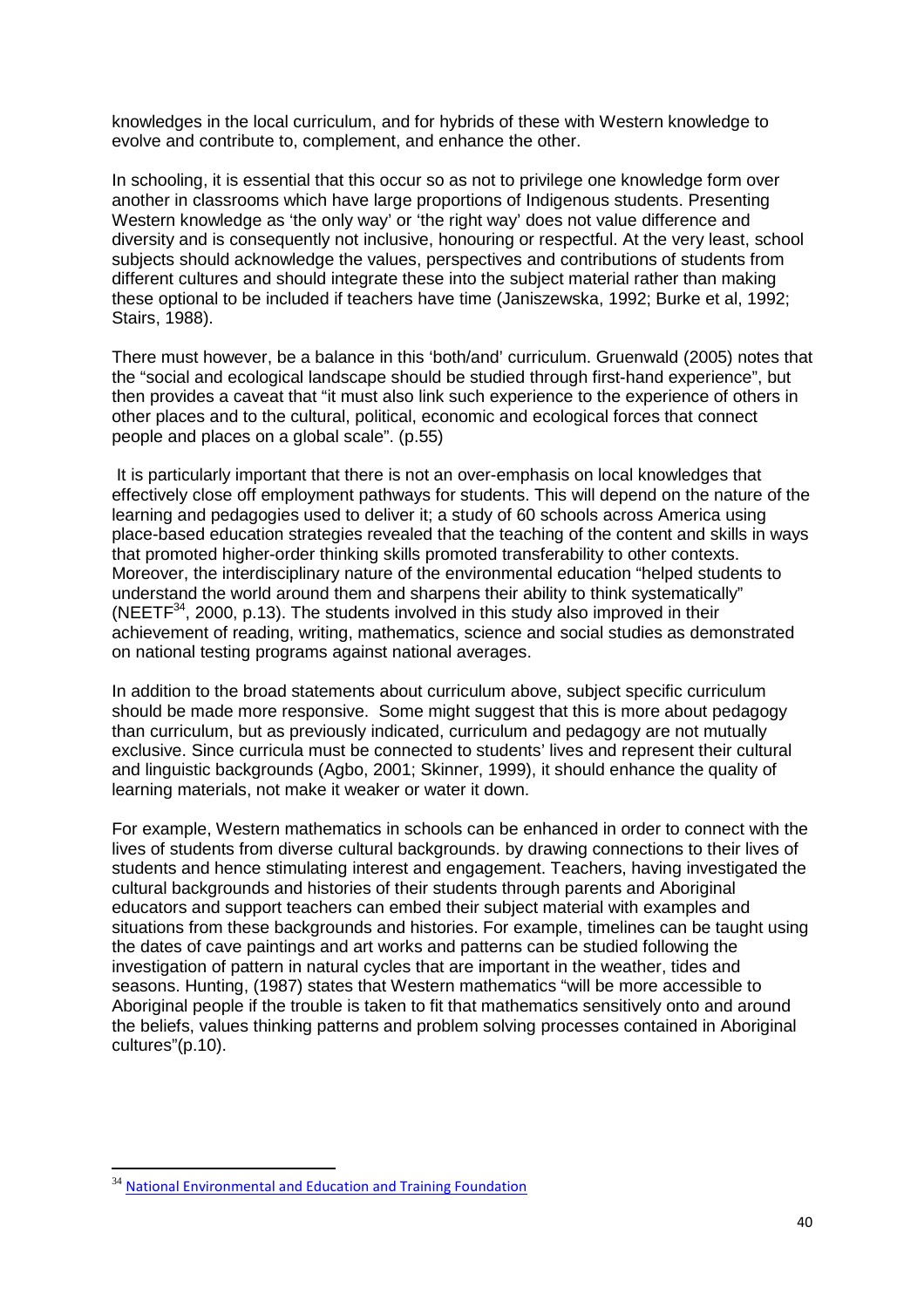knowledges in the local curriculum, and for hybrids of these with Western knowledge to evolve and contribute to, complement, and enhance the other.

In schooling, it is essential that this occur so as not to privilege one knowledge form over another in classrooms which have large proportions of Indigenous students. Presenting Western knowledge as 'the only way' or 'the right way' does not value difference and diversity and is consequently not inclusive, honouring or respectful. At the very least, school subjects should acknowledge the values, perspectives and contributions of students from different cultures and should integrate these into the subject material rather than making these optional to be included if teachers have time (Janiszewska, 1992; Burke et al, 1992; Stairs, 1988).

There must however, be a balance in this 'both/and' curriculum. Gruenwald (2005) notes that the "social and ecological landscape should be studied through first-hand experience", but then provides a caveat that "it must also link such experience to the experience of others in other places and to the cultural, political, economic and ecological forces that connect people and places on a global scale". (p.55)

It is particularly important that there is not an over-emphasis on local knowledges that effectively close off employment pathways for students. This will depend on the nature of the learning and pedagogies used to deliver it; a study of 60 schools across America using place-based education strategies revealed that the teaching of the content and skills in ways that promoted higher-order thinking skills promoted transferability to other contexts. Moreover, the interdisciplinary nature of the environmental education "helped students to understand the world around them and sharpens their ability to think systematically" (NEETF[34], 2000, p.13). The students involved in this study also improved in their achievement of reading, writing, mathematics, science and social studies as demonstrated on national testing programs against national averages.

In addition to the broad statements about curriculum above, subject specific curriculum should be made more responsive. Some might suggest that this is more about pedagogy than curriculum, but as previously indicated, curriculum and pedagogy are not mutually exclusive. Since curricula must be connected to students' lives and represent their cultural and linguistic backgrounds (Agbo, 2001; Skinner, 1999), it should enhance the quality of learning materials, not make it weaker or water it down.

For example, Western mathematics in schools can be enhanced in order to connect with the lives of students from diverse cultural backgrounds. by drawing connections to their lives of students and hence stimulating interest and engagement. Teachers, having investigated the cultural backgrounds and histories of their students through parents and Aboriginal educators and support teachers can embed their subject material with examples and situations from these backgrounds and histories. For example, timelines can be taught using the dates of cave paintings and art works and patterns can be studied following the investigation of pattern in natural cycles that are important in the weather, tides and seasons. Hunting, (1987) states that Western mathematics "will be more accessible to Aboriginal people if the trouble is taken to fit that mathematics sensitively onto and around the beliefs, values thinking patterns and problem solving processes contained in Aboriginal cultures"(p.10).

---

[34] National Environmental and Education and Training Foundation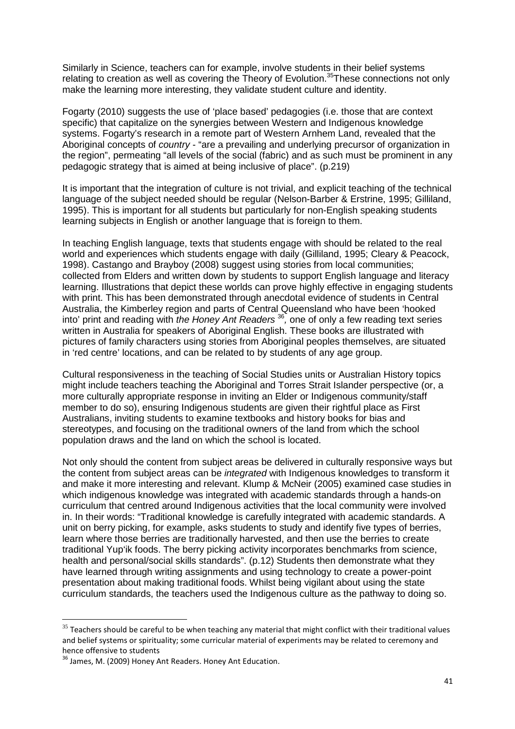Similarly in Science, teachers can for example, involve students in their belief systems relating to creation as well as covering the Theory of Evolution.[35]These connections not only make the learning more interesting, they validate student culture and identity.

Fogarty (2010) suggests the use of 'place based' pedagogies (i.e. those that are context specific) that capitalize on the synergies between Western and Indigenous knowledge systems. Fogarty's research in a remote part of Western Arnhem Land, revealed that the Aboriginal concepts of *country* - "are a prevailing and underlying precursor of organization in the region", permeating "all levels of the social (fabric) and as such must be prominent in any pedagogic strategy that is aimed at being inclusive of place". (p.219)

It is important that the integration of culture is not trivial, and explicit teaching of the technical language of the subject needed should be regular (Nelson-Barber & Erstrine, 1995; Gilliland, 1995). This is important for all students but particularly for non-English speaking students learning subjects in English or another language that is foreign to them.

In teaching English language, texts that students engage with should be related to the real world and experiences which students engage with daily (Gilliland, 1995; Cleary & Peacock, 1998). Castango and Brayboy (2008) suggest using stories from local communities; collected from Elders and written down by students to support English language and literacy learning. Illustrations that depict these worlds can prove highly effective in engaging students with print. This has been demonstrated through anecdotal evidence of students in Central Australia, the Kimberley region and parts of Central Queensland who have been 'hooked into' print and reading with *the Honey Ant Readers* [36], one of only a few reading text series written in Australia for speakers of Aboriginal English. These books are illustrated with pictures of family characters using stories from Aboriginal peoples themselves, are situated in 'red centre' locations, and can be related to by students of any age group.

Cultural responsiveness in the teaching of Social Studies units or Australian History topics might include teachers teaching the Aboriginal and Torres Strait Islander perspective (or, a more culturally appropriate response in inviting an Elder or Indigenous community/staff member to do so), ensuring Indigenous students are given their rightful place as First Australians, inviting students to examine textbooks and history books for bias and stereotypes, and focusing on the traditional owners of the land from which the school population draws and the land on which the school is located.

Not only should the content from subject areas be delivered in culturally responsive ways but the content from subject areas can be *integrated* with Indigenous knowledges to transform it and make it more interesting and relevant. Klump & McNeir (2005) examined case studies in which indigenous knowledge was integrated with academic standards through a hands-on curriculum that centred around Indigenous activities that the local community were involved in. In their words: "Traditional knowledge is carefully integrated with academic standards. A unit on berry picking, for example, asks students to study and identify five types of berries, learn where those berries are traditionally harvested, and then use the berries to create traditional Yup'ik foods. The berry picking activity incorporates benchmarks from science, health and personal/social skills standards". (p.12) Students then demonstrate what they have learned through writing assignments and using technology to create a power-point presentation about making traditional foods. Whilst being vigilant about using the state curriculum standards, the teachers used the Indigenous culture as the pathway to doing so.

---

[35] Teachers should be careful to be when teaching any material that might conflict with their traditional values and belief systems or spirituality; some curricular material of experiments may be related to ceremony and hence offensive to students

[36] James, M. (2009) Honey Ant Readers. Honey Ant Education.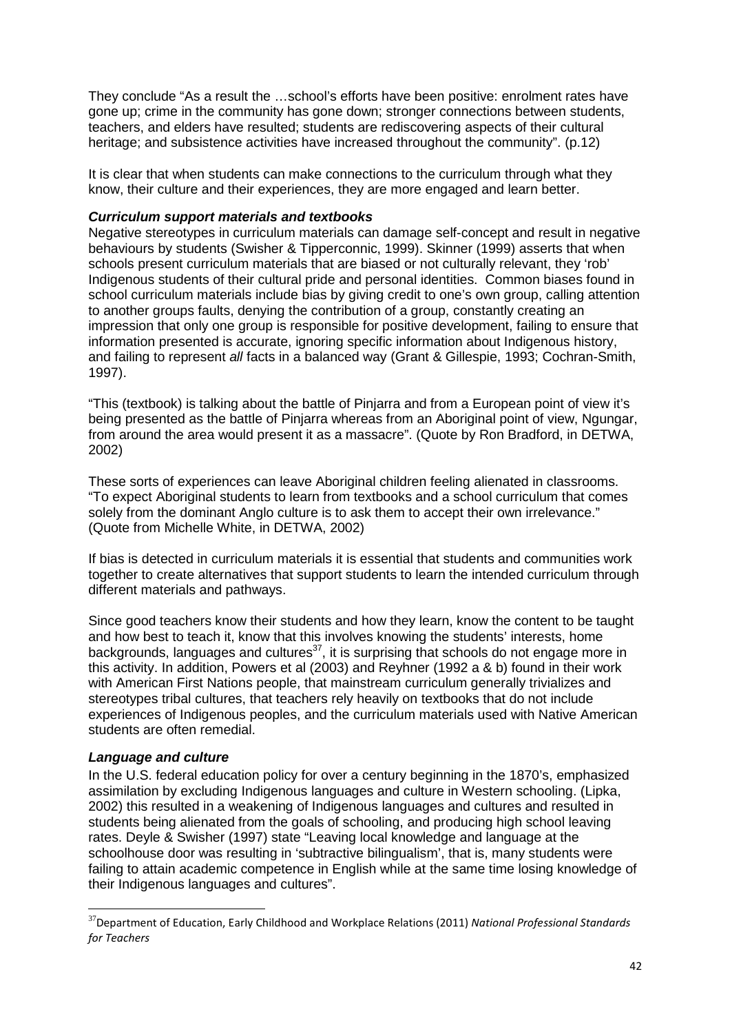They conclude "As a result the …school's efforts have been positive: enrolment rates have gone up; crime in the community has gone down; stronger connections between students, teachers, and elders have resulted; students are rediscovering aspects of their cultural heritage; and subsistence activities have increased throughout the community". (p.12)

It is clear that when students can make connections to the curriculum through what they know, their culture and their experiences, they are more engaged and learn better.

### ***Curriculum support materials and textbooks***

Negative stereotypes in curriculum materials can damage self-concept and result in negative behaviours by students (Swisher & Tipperconnic, 1999). Skinner (1999) asserts that when schools present curriculum materials that are biased or not culturally relevant, they 'rob' Indigenous students of their cultural pride and personal identities. Common biases found in school curriculum materials include bias by giving credit to one's own group, calling attention to another groups faults, denying the contribution of a group, constantly creating an impression that only one group is responsible for positive development, failing to ensure that information presented is accurate, ignoring specific information about Indigenous history, and failing to represent *all* facts in a balanced way (Grant & Gillespie, 1993; Cochran-Smith, 1997).

"This (textbook) is talking about the battle of Pinjarra and from a European point of view it's being presented as the battle of Pinjarra whereas from an Aboriginal point of view, Ngungar, from around the area would present it as a massacre". (Quote by Ron Bradford, in DETWA, 2002)

These sorts of experiences can leave Aboriginal children feeling alienated in classrooms. "To expect Aboriginal students to learn from textbooks and a school curriculum that comes solely from the dominant Anglo culture is to ask them to accept their own irrelevance." (Quote from Michelle White, in DETWA, 2002)

If bias is detected in curriculum materials it is essential that students and communities work together to create alternatives that support students to learn the intended curriculum through different materials and pathways.

Since good teachers know their students and how they learn, know the content to be taught and how best to teach it, know that this involves knowing the students' interests, home backgrounds, languages and cultures[37], it is surprising that schools do not engage more in this activity. In addition, Powers et al (2003) and Reyhner (1992 a & b) found in their work with American First Nations people, that mainstream curriculum generally trivializes and stereotypes tribal cultures, that teachers rely heavily on textbooks that do not include experiences of Indigenous peoples, and the curriculum materials used with Native American students are often remedial.

### ***Language and culture***

In the U.S. federal education policy for over a century beginning in the 1870's, emphasized assimilation by excluding Indigenous languages and culture in Western schooling. (Lipka, 2002) this resulted in a weakening of Indigenous languages and cultures and resulted in students being alienated from the goals of schooling, and producing high school leaving rates. Deyle & Swisher (1997) state "Leaving local knowledge and language at the schoolhouse door was resulting in 'subtractive bilingualism', that is, many students were failing to attain academic competence in English while at the same time losing knowledge of their Indigenous languages and cultures".

---

[37] Department of Education, Early Childhood and Workplace Relations (2011) *National Professional Standards for Teachers*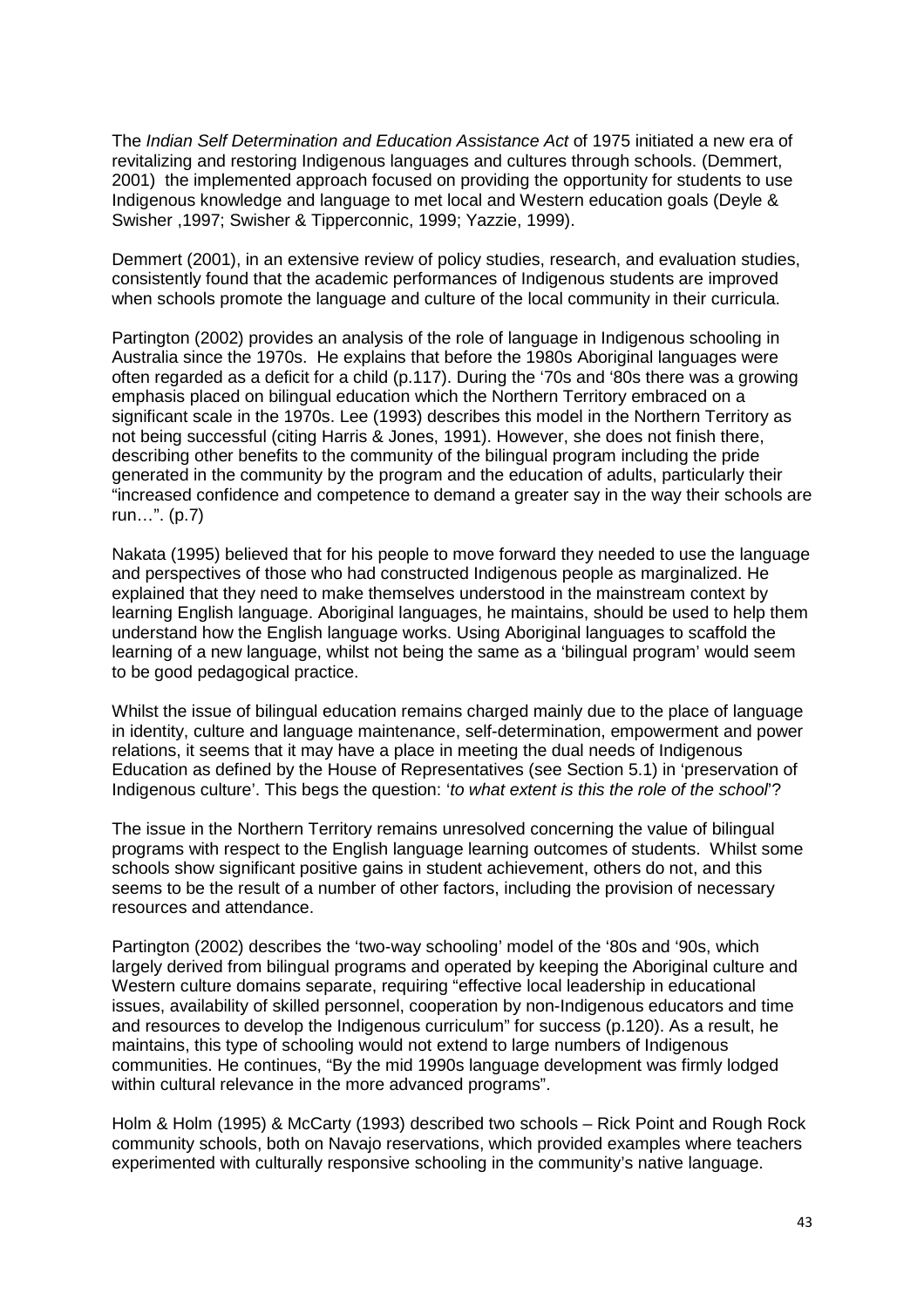The *Indian Self Determination and Education Assistance Act* of 1975 initiated a new era of revitalizing and restoring Indigenous languages and cultures through schools. (Demmert, 2001) the implemented approach focused on providing the opportunity for students to use Indigenous knowledge and language to met local and Western education goals (Deyle & Swisher ,1997; Swisher & Tipperconnic, 1999; Yazzie, 1999).

Demmert (2001), in an extensive review of policy studies, research, and evaluation studies, consistently found that the academic performances of Indigenous students are improved when schools promote the language and culture of the local community in their curricula.

Partington (2002) provides an analysis of the role of language in Indigenous schooling in Australia since the 1970s. He explains that before the 1980s Aboriginal languages were often regarded as a deficit for a child (p.117). During the '70s and '80s there was a growing emphasis placed on bilingual education which the Northern Territory embraced on a significant scale in the 1970s. Lee (1993) describes this model in the Northern Territory as not being successful (citing Harris & Jones, 1991). However, she does not finish there, describing other benefits to the community of the bilingual program including the pride generated in the community by the program and the education of adults, particularly their "increased confidence and competence to demand a greater say in the way their schools are run…". (p.7)

Nakata (1995) believed that for his people to move forward they needed to use the language and perspectives of those who had constructed Indigenous people as marginalized. He explained that they need to make themselves understood in the mainstream context by learning English language. Aboriginal languages, he maintains, should be used to help them understand how the English language works. Using Aboriginal languages to scaffold the learning of a new language, whilst not being the same as a 'bilingual program' would seem to be good pedagogical practice.

Whilst the issue of bilingual education remains charged mainly due to the place of language in identity, culture and language maintenance, self-determination, empowerment and power relations, it seems that it may have a place in meeting the dual needs of Indigenous Education as defined by the House of Representatives (see Section 5.1) in 'preservation of Indigenous culture'. This begs the question: '*to what extent is this the role of the school*'?

The issue in the Northern Territory remains unresolved concerning the value of bilingual programs with respect to the English language learning outcomes of students. Whilst some schools show significant positive gains in student achievement, others do not, and this seems to be the result of a number of other factors, including the provision of necessary resources and attendance.

Partington (2002) describes the 'two-way schooling' model of the '80s and '90s, which largely derived from bilingual programs and operated by keeping the Aboriginal culture and Western culture domains separate, requiring "effective local leadership in educational issues, availability of skilled personnel, cooperation by non-Indigenous educators and time and resources to develop the Indigenous curriculum" for success (p.120). As a result, he maintains, this type of schooling would not extend to large numbers of Indigenous communities. He continues, "By the mid 1990s language development was firmly lodged within cultural relevance in the more advanced programs".

Holm & Holm (1995) & McCarty (1993) described two schools – Rick Point and Rough Rock community schools, both on Navajo reservations, which provided examples where teachers experimented with culturally responsive schooling in the community's native language.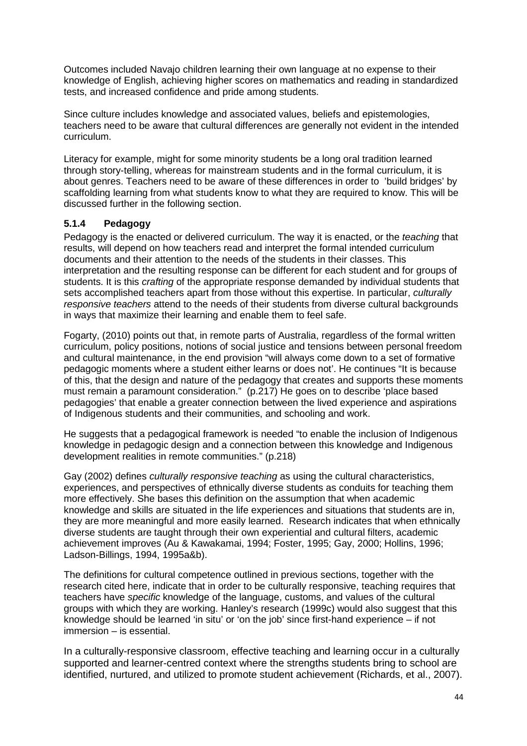Outcomes included Navajo children learning their own language at no expense to their knowledge of English, achieving higher scores on mathematics and reading in standardized tests, and increased confidence and pride among students.

Since culture includes knowledge and associated values, beliefs and epistemologies, teachers need to be aware that cultural differences are generally not evident in the intended curriculum.

Literacy for example, might for some minority students be a long oral tradition learned through story-telling, whereas for mainstream students and in the formal curriculum, it is about genres. Teachers need to be aware of these differences in order to 'build bridges' by scaffolding learning from what students know to what they are required to know. This will be discussed further in the following section.

### 5.1.4 Pedagogy

Pedagogy is the enacted or delivered curriculum. The way it is enacted, or the *teaching* that results, will depend on how teachers read and interpret the formal intended curriculum documents and their attention to the needs of the students in their classes. This interpretation and the resulting response can be different for each student and for groups of students. It is this *crafting* of the appropriate response demanded by individual students that sets accomplished teachers apart from those without this expertise. In particular, *culturally responsive teachers* attend to the needs of their students from diverse cultural backgrounds in ways that maximize their learning and enable them to feel safe.

Fogarty, (2010) points out that, in remote parts of Australia, regardless of the formal written curriculum, policy positions, notions of social justice and tensions between personal freedom and cultural maintenance, in the end provision "will always come down to a set of formative pedagogic moments where a student either learns or does not'. He continues "It is because of this, that the design and nature of the pedagogy that creates and supports these moments must remain a paramount consideration." (p.217) He goes on to describe 'place based pedagogies' that enable a greater connection between the lived experience and aspirations of Indigenous students and their communities, and schooling and work.

He suggests that a pedagogical framework is needed "to enable the inclusion of Indigenous knowledge in pedagogic design and a connection between this knowledge and Indigenous development realities in remote communities." (p.218)

Gay (2002) defines *culturally responsive teaching* as using the cultural characteristics, experiences, and perspectives of ethnically diverse students as conduits for teaching them more effectively. She bases this definition on the assumption that when academic knowledge and skills are situated in the life experiences and situations that students are in, they are more meaningful and more easily learned. Research indicates that when ethnically diverse students are taught through their own experiential and cultural filters, academic achievement improves (Au & Kawakamai, 1994; Foster, 1995; Gay, 2000; Hollins, 1996; Ladson-Billings, 1994, 1995a&b).

The definitions for cultural competence outlined in previous sections, together with the research cited here, indicate that in order to be culturally responsive, teaching requires that teachers have *specific* knowledge of the language, customs, and values of the cultural groups with which they are working. Hanley's research (1999c) would also suggest that this knowledge should be learned 'in situ' or 'on the job' since first-hand experience – if not immersion – is essential.

In a culturally-responsive classroom, effective teaching and learning occur in a culturally supported and learner-centred context where the strengths students bring to school are identified, nurtured, and utilized to promote student achievement (Richards, et al., 2007).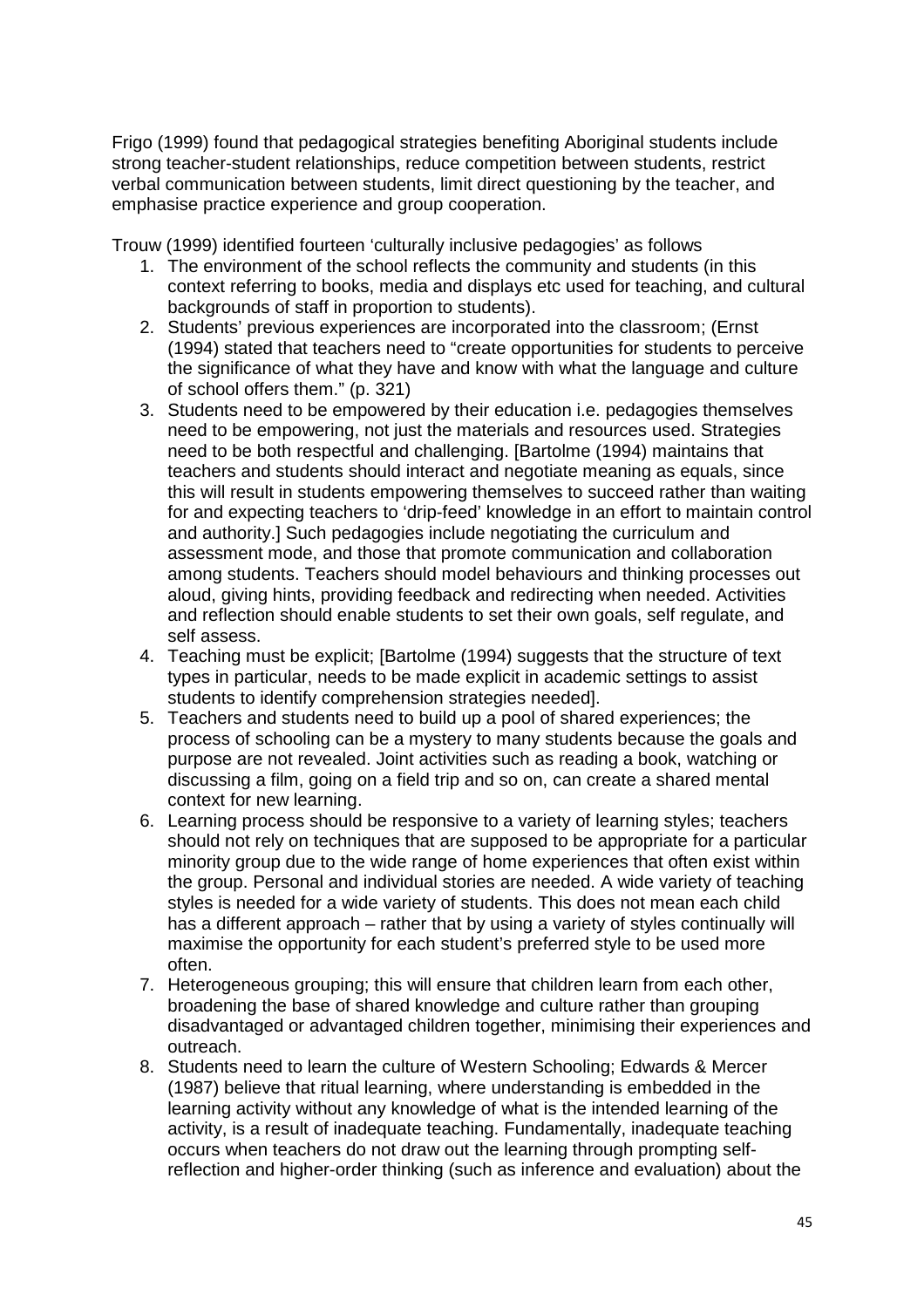Frigo (1999) found that pedagogical strategies benefiting Aboriginal students include strong teacher-student relationships, reduce competition between students, restrict verbal communication between students, limit direct questioning by the teacher, and emphasise practice experience and group cooperation.

Trouw (1999) identified fourteen 'culturally inclusive pedagogies' as follows

1. The environment of the school reflects the community and students (in this context referring to books, media and displays etc used for teaching, and cultural backgrounds of staff in proportion to students).
2. Students' previous experiences are incorporated into the classroom; (Ernst (1994) stated that teachers need to "create opportunities for students to perceive the significance of what they have and know with what the language and culture of school offers them." (p. 321)
3. Students need to be empowered by their education i.e. pedagogies themselves need to be empowering, not just the materials and resources used. Strategies need to be both respectful and challenging. [Bartolme (1994) maintains that teachers and students should interact and negotiate meaning as equals, since this will result in students empowering themselves to succeed rather than waiting for and expecting teachers to 'drip-feed' knowledge in an effort to maintain control and authority.] Such pedagogies include negotiating the curriculum and assessment mode, and those that promote communication and collaboration among students. Teachers should model behaviours and thinking processes out aloud, giving hints, providing feedback and redirecting when needed. Activities and reflection should enable students to set their own goals, self regulate, and self assess.
4. Teaching must be explicit; [Bartolme (1994) suggests that the structure of text types in particular, needs to be made explicit in academic settings to assist students to identify comprehension strategies needed].
5. Teachers and students need to build up a pool of shared experiences; the process of schooling can be a mystery to many students because the goals and purpose are not revealed. Joint activities such as reading a book, watching or discussing a film, going on a field trip and so on, can create a shared mental context for new learning.
6. Learning process should be responsive to a variety of learning styles; teachers should not rely on techniques that are supposed to be appropriate for a particular minority group due to the wide range of home experiences that often exist within the group. Personal and individual stories are needed. A wide variety of teaching styles is needed for a wide variety of students. This does not mean each child has a different approach – rather that by using a variety of styles continually will maximise the opportunity for each student's preferred style to be used more often.
7. Heterogeneous grouping; this will ensure that children learn from each other, broadening the base of shared knowledge and culture rather than grouping disadvantaged or advantaged children together, minimising their experiences and outreach.
8. Students need to learn the culture of Western Schooling; Edwards & Mercer (1987) believe that ritual learning, where understanding is embedded in the learning activity without any knowledge of what is the intended learning of the activity, is a result of inadequate teaching. Fundamentally, inadequate teaching occurs when teachers do not draw out the learning through prompting self-reflection and higher-order thinking (such as inference and evaluation) about the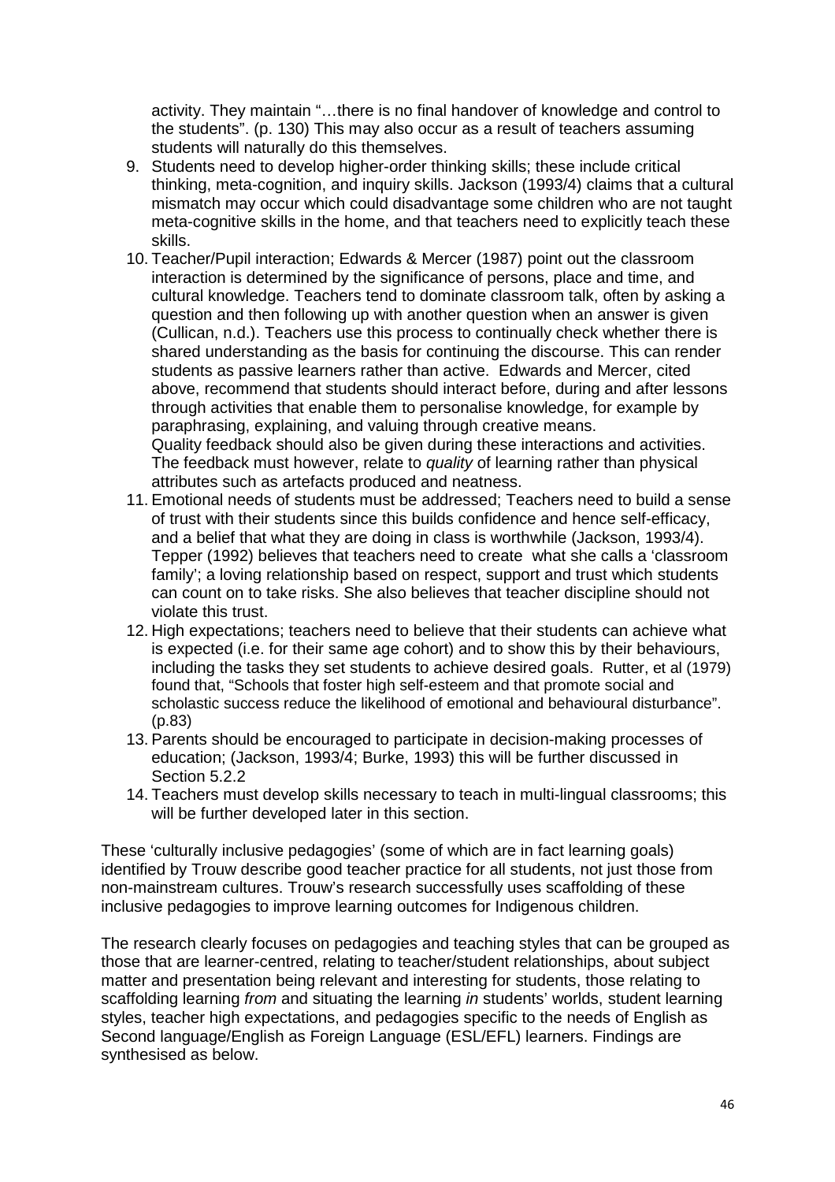activity. They maintain "…there is no final handover of knowledge and control to the students". (p. 130) This may also occur as a result of teachers assuming students will naturally do this themselves.

9. Students need to develop higher-order thinking skills; these include critical thinking, meta-cognition, and inquiry skills. Jackson (1993/4) claims that a cultural mismatch may occur which could disadvantage some children who are not taught meta-cognitive skills in the home, and that teachers need to explicitly teach these skills.
10. Teacher/Pupil interaction; Edwards & Mercer (1987) point out the classroom interaction is determined by the significance of persons, place and time, and cultural knowledge. Teachers tend to dominate classroom talk, often by asking a question and then following up with another question when an answer is given (Cullican, n.d.). Teachers use this process to continually check whether there is shared understanding as the basis for continuing the discourse. This can render students as passive learners rather than active. Edwards and Mercer, cited above, recommend that students should interact before, during and after lessons through activities that enable them to personalise knowledge, for example by paraphrasing, explaining, and valuing through creative means.
    Quality feedback should also be given during these interactions and activities. The feedback must however, relate to *quality* of learning rather than physical attributes such as artefacts produced and neatness.
11. Emotional needs of students must be addressed; Teachers need to build a sense of trust with their students since this builds confidence and hence self-efficacy, and a belief that what they are doing in class is worthwhile (Jackson, 1993/4). Tepper (1992) believes that teachers need to create what she calls a 'classroom family'; a loving relationship based on respect, support and trust which students can count on to take risks. She also believes that teacher discipline should not violate this trust.
12. High expectations; teachers need to believe that their students can achieve what is expected (i.e. for their same age cohort) and to show this by their behaviours, including the tasks they set students to achieve desired goals. Rutter, et al (1979) found that, "Schools that foster high self-esteem and that promote social and scholastic success reduce the likelihood of emotional and behavioural disturbance". (p.83)
13. Parents should be encouraged to participate in decision-making processes of education; (Jackson, 1993/4; Burke, 1993) this will be further discussed in Section 5.2.2
14. Teachers must develop skills necessary to teach in multi-lingual classrooms; this will be further developed later in this section.

These 'culturally inclusive pedagogies' (some of which are in fact learning goals) identified by Trouw describe good teacher practice for all students, not just those from non-mainstream cultures. Trouw's research successfully uses scaffolding of these inclusive pedagogies to improve learning outcomes for Indigenous children.

The research clearly focuses on pedagogies and teaching styles that can be grouped as those that are learner-centred, relating to teacher/student relationships, about subject matter and presentation being relevant and interesting for students, those relating to scaffolding learning *from* and situating the learning *in* students' worlds, student learning styles, teacher high expectations, and pedagogies specific to the needs of English as Second language/English as Foreign Language (ESL/EFL) learners. Findings are synthesised as below.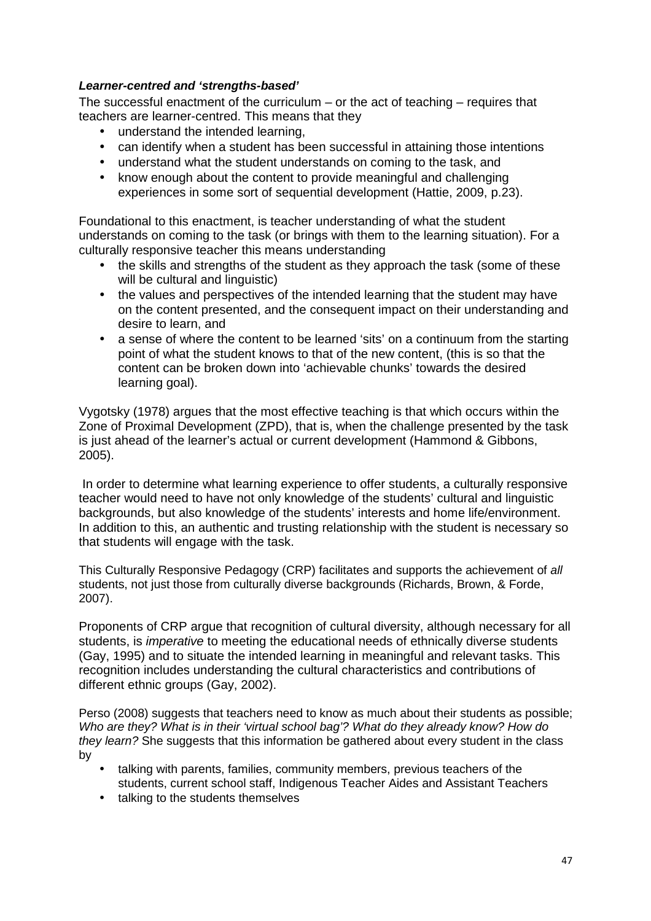***Learner-centred and 'strengths-based'***

The successful enactment of the curriculum – or the act of teaching – requires that teachers are learner-centred. This means that they

- understand the intended learning,
- can identify when a student has been successful in attaining those intentions
- understand what the student understands on coming to the task, and
- know enough about the content to provide meaningful and challenging experiences in some sort of sequential development (Hattie, 2009, p.23).

Foundational to this enactment, is teacher understanding of what the student understands on coming to the task (or brings with them to the learning situation). For a culturally responsive teacher this means understanding

- the skills and strengths of the student as they approach the task (some of these will be cultural and linguistic)
- the values and perspectives of the intended learning that the student may have on the content presented, and the consequent impact on their understanding and desire to learn, and
- a sense of where the content to be learned 'sits' on a continuum from the starting point of what the student knows to that of the new content, (this is so that the content can be broken down into 'achievable chunks' towards the desired learning goal).

Vygotsky (1978) argues that the most effective teaching is that which occurs within the Zone of Proximal Development (ZPD), that is, when the challenge presented by the task is just ahead of the learner's actual or current development (Hammond & Gibbons, 2005).

In order to determine what learning experience to offer students, a culturally responsive teacher would need to have not only knowledge of the students' cultural and linguistic backgrounds, but also knowledge of the students' interests and home life/environment. In addition to this, an authentic and trusting relationship with the student is necessary so that students will engage with the task.

This Culturally Responsive Pedagogy (CRP) facilitates and supports the achievement of *all* students, not just those from culturally diverse backgrounds (Richards, Brown, & Forde, 2007).

Proponents of CRP argue that recognition of cultural diversity, although necessary for all students, is *imperative* to meeting the educational needs of ethnically diverse students (Gay, 1995) and to situate the intended learning in meaningful and relevant tasks. This recognition includes understanding the cultural characteristics and contributions of different ethnic groups (Gay, 2002).

Perso (2008) suggests that teachers need to know as much about their students as possible; *Who are they? What is in their 'virtual school bag'? What do they already know? How do they learn?* She suggests that this information be gathered about every student in the class by

- talking with parents, families, community members, previous teachers of the students, current school staff, Indigenous Teacher Aides and Assistant Teachers
- talking to the students themselves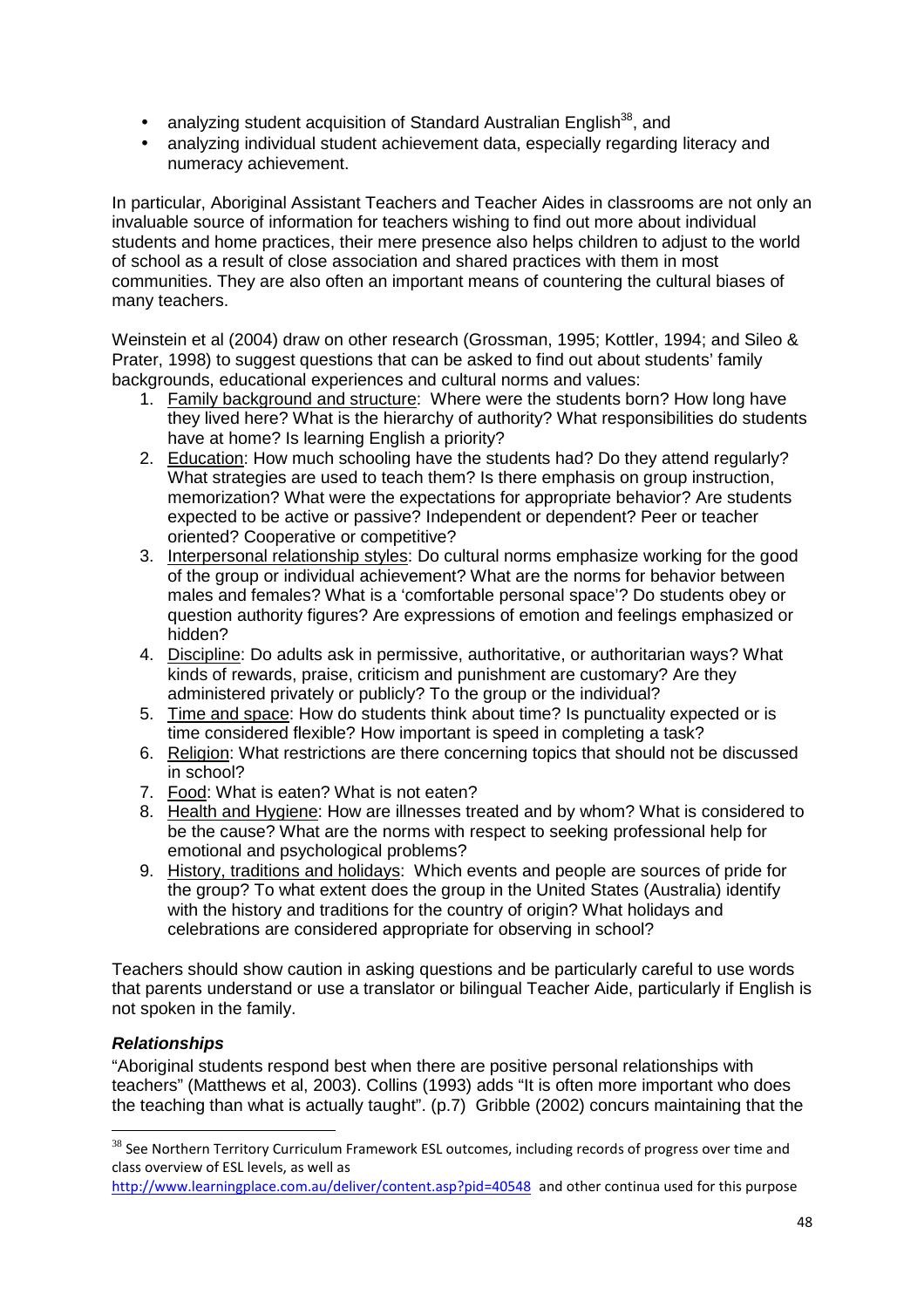- analyzing student acquisition of Standard Australian English[38], and
- analyzing individual student achievement data, especially regarding literacy and numeracy achievement.

In particular, Aboriginal Assistant Teachers and Teacher Aides in classrooms are not only an invaluable source of information for teachers wishing to find out more about individual students and home practices, their mere presence also helps children to adjust to the world of school as a result of close association and shared practices with them in most communities. They are also often an important means of countering the cultural biases of many teachers.

Weinstein et al (2004) draw on other research (Grossman, 1995; Kottler, 1994; and Sileo & Prater, 1998) to suggest questions that can be asked to find out about students' family backgrounds, educational experiences and cultural norms and values:

1. Family background and structure: Where were the students born? How long have they lived here? What is the hierarchy of authority? What responsibilities do students have at home? Is learning English a priority?
2. Education: How much schooling have the students had? Do they attend regularly? What strategies are used to teach them? Is there emphasis on group instruction, memorization? What were the expectations for appropriate behavior? Are students expected to be active or passive? Independent or dependent? Peer or teacher oriented? Cooperative or competitive?
3. Interpersonal relationship styles: Do cultural norms emphasize working for the good of the group or individual achievement? What are the norms for behavior between males and females? What is a 'comfortable personal space'? Do students obey or question authority figures? Are expressions of emotion and feelings emphasized or hidden?
4. Discipline: Do adults ask in permissive, authoritative, or authoritarian ways? What kinds of rewards, praise, criticism and punishment are customary? Are they administered privately or publicly? To the group or the individual?
5. Time and space: How do students think about time? Is punctuality expected or is time considered flexible? How important is speed in completing a task?
6. Religion: What restrictions are there concerning topics that should not be discussed in school?
7. Food: What is eaten? What is not eaten?
8. Health and Hygiene: How are illnesses treated and by whom? What is considered to be the cause? What are the norms with respect to seeking professional help for emotional and psychological problems?
9. History, traditions and holidays: Which events and people are sources of pride for the group? To what extent does the group in the United States (Australia) identify with the history and traditions for the country of origin? What holidays and celebrations are considered appropriate for observing in school?

Teachers should show caution in asking questions and be particularly careful to use words that parents understand or use a translator or bilingual Teacher Aide, particularly if English is not spoken in the family.

### *Relationships*

"Aboriginal students respond best when there are positive personal relationships with teachers" (Matthews et al, 2003). Collins (1993) adds "It is often more important who does the teaching than what is actually taught". (p.7) Gribble (2002) concurs maintaining that the

---

[38] See Northern Territory Curriculum Framework ESL outcomes, including records of progress over time and class overview of ESL levels, as well as http://www.learningplace.com.au/deliver/content.asp?pid=40548 and other continua used for this purpose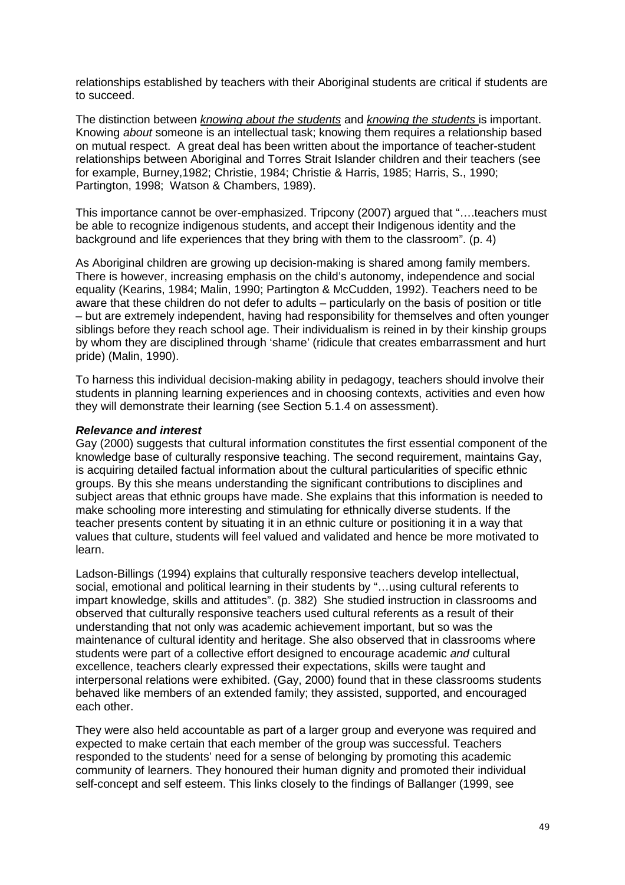relationships established by teachers with their Aboriginal students are critical if students are to succeed.

The distinction between _knowing about the students_ and _knowing the students_ is important. Knowing *about* someone is an intellectual task; knowing them requires a relationship based on mutual respect. A great deal has been written about the importance of teacher-student relationships between Aboriginal and Torres Strait Islander children and their teachers (see for example, Burney,1982; Christie, 1984; Christie & Harris, 1985; Harris, S., 1990; Partington, 1998; Watson & Chambers, 1989).

This importance cannot be over-emphasized. Tripcony (2007) argued that "….teachers must be able to recognize indigenous students, and accept their Indigenous identity and the background and life experiences that they bring with them to the classroom". (p. 4)

As Aboriginal children are growing up decision-making is shared among family members. There is however, increasing emphasis on the child's autonomy, independence and social equality (Kearins, 1984; Malin, 1990; Partington & McCudden, 1992). Teachers need to be aware that these children do not defer to adults – particularly on the basis of position or title – but are extremely independent, having had responsibility for themselves and often younger siblings before they reach school age. Their individualism is reined in by their kinship groups by whom they are disciplined through 'shame' (ridicule that creates embarrassment and hurt pride) (Malin, 1990).

To harness this individual decision-making ability in pedagogy, teachers should involve their students in planning learning experiences and in choosing contexts, activities and even how they will demonstrate their learning (see Section 5.1.4 on assessment).

***Relevance and interest***

Gay (2000) suggests that cultural information constitutes the first essential component of the knowledge base of culturally responsive teaching. The second requirement, maintains Gay, is acquiring detailed factual information about the cultural particularities of specific ethnic groups. By this she means understanding the significant contributions to disciplines and subject areas that ethnic groups have made. She explains that this information is needed to make schooling more interesting and stimulating for ethnically diverse students. If the teacher presents content by situating it in an ethnic culture or positioning it in a way that values that culture, students will feel valued and validated and hence be more motivated to learn.

Ladson-Billings (1994) explains that culturally responsive teachers develop intellectual, social, emotional and political learning in their students by "…using cultural referents to impart knowledge, skills and attitudes". (p. 382) She studied instruction in classrooms and observed that culturally responsive teachers used cultural referents as a result of their understanding that not only was academic achievement important, but so was the maintenance of cultural identity and heritage. She also observed that in classrooms where students were part of a collective effort designed to encourage academic *and* cultural excellence, teachers clearly expressed their expectations, skills were taught and interpersonal relations were exhibited. (Gay, 2000) found that in these classrooms students behaved like members of an extended family; they assisted, supported, and encouraged each other.

They were also held accountable as part of a larger group and everyone was required and expected to make certain that each member of the group was successful. Teachers responded to the students' need for a sense of belonging by promoting this academic community of learners. They honoured their human dignity and promoted their individual self-concept and self esteem. This links closely to the findings of Ballanger (1999, see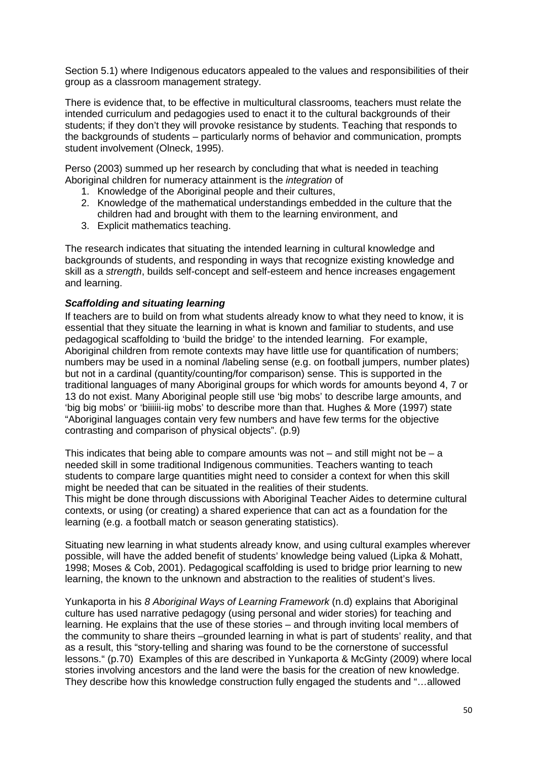Section 5.1) where Indigenous educators appealed to the values and responsibilities of their group as a classroom management strategy.

There is evidence that, to be effective in multicultural classrooms, teachers must relate the intended curriculum and pedagogies used to enact it to the cultural backgrounds of their students; if they don't they will provoke resistance by students. Teaching that responds to the backgrounds of students – particularly norms of behavior and communication, prompts student involvement (Olneck, 1995).

Perso (2003) summed up her research by concluding that what is needed in teaching Aboriginal children for numeracy attainment is the *integration* of

1. Knowledge of the Aboriginal people and their cultures,
2. Knowledge of the mathematical understandings embedded in the culture that the children had and brought with them to the learning environment, and
3. Explicit mathematics teaching.

The research indicates that situating the intended learning in cultural knowledge and backgrounds of students, and responding in ways that recognize existing knowledge and skill as a *strength*, builds self-concept and self-esteem and hence increases engagement and learning.

### ***Scaffolding and situating learning***

If teachers are to build on from what students already know to what they need to know, it is essential that they situate the learning in what is known and familiar to students, and use pedagogical scaffolding to 'build the bridge' to the intended learning. For example, Aboriginal children from remote contexts may have little use for quantification of numbers; numbers may be used in a nominal /labeling sense (e.g. on football jumpers, number plates) but not in a cardinal (quantity/counting/for comparison) sense. This is supported in the traditional languages of many Aboriginal groups for which words for amounts beyond 4, 7 or 13 do not exist. Many Aboriginal people still use 'big mobs' to describe large amounts, and 'big big mobs' or 'biiiiii-iig mobs' to describe more than that. Hughes & More (1997) state "Aboriginal languages contain very few numbers and have few terms for the objective contrasting and comparison of physical objects". (p.9)

This indicates that being able to compare amounts was not – and still might not be – a needed skill in some traditional Indigenous communities. Teachers wanting to teach students to compare large quantities might need to consider a context for when this skill might be needed that can be situated in the realities of their students.
This might be done through discussions with Aboriginal Teacher Aides to determine cultural contexts, or using (or creating) a shared experience that can act as a foundation for the learning (e.g. a football match or season generating statistics).

Situating new learning in what students already know, and using cultural examples wherever possible, will have the added benefit of students' knowledge being valued (Lipka & Mohatt, 1998; Moses & Cob, 2001). Pedagogical scaffolding is used to bridge prior learning to new learning, the known to the unknown and abstraction to the realities of student's lives.

Yunkaporta in his *8 Aboriginal Ways of Learning Framework* (n.d) explains that Aboriginal culture has used narrative pedagogy (using personal and wider stories) for teaching and learning. He explains that the use of these stories – and through inviting local members of the community to share theirs –grounded learning in what is part of students' reality, and that as a result, this "story-telling and sharing was found to be the cornerstone of successful lessons." (p.70) Examples of this are described in Yunkaporta & McGinty (2009) where local stories involving ancestors and the land were the basis for the creation of new knowledge. They describe how this knowledge construction fully engaged the students and "…allowed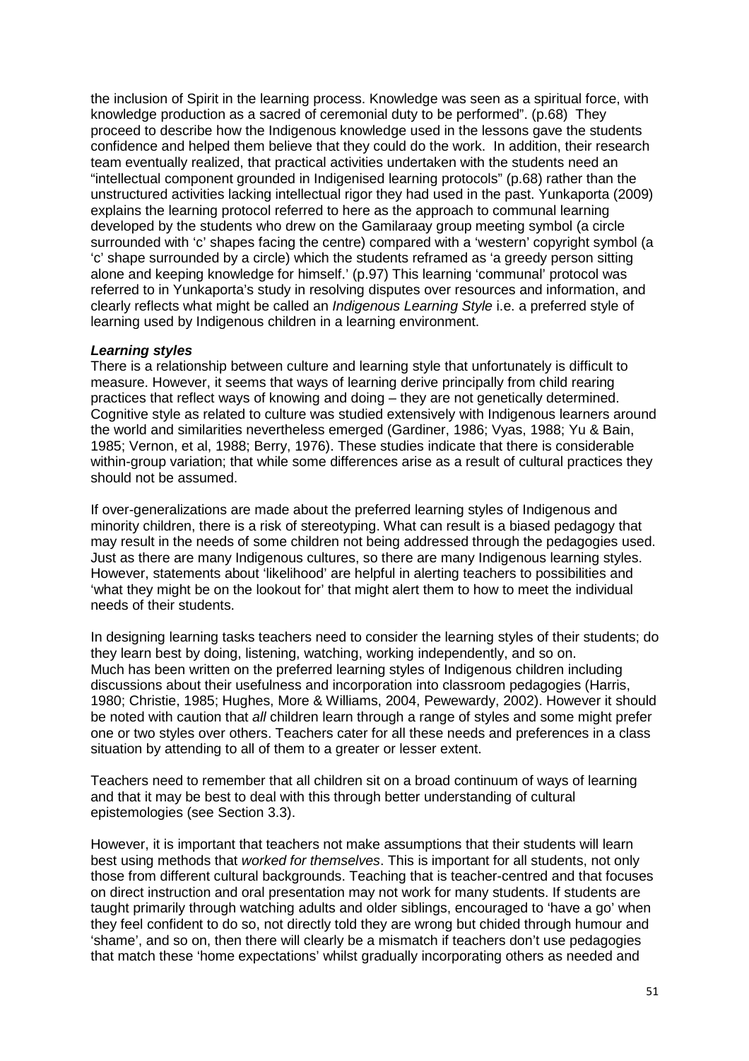the inclusion of Spirit in the learning process. Knowledge was seen as a spiritual force, with knowledge production as a sacred of ceremonial duty to be performed". (p.68) They proceed to describe how the Indigenous knowledge used in the lessons gave the students confidence and helped them believe that they could do the work. In addition, their research team eventually realized, that practical activities undertaken with the students need an "intellectual component grounded in Indigenised learning protocols" (p.68) rather than the unstructured activities lacking intellectual rigor they had used in the past. Yunkaporta (2009) explains the learning protocol referred to here as the approach to communal learning developed by the students who drew on the Gamilaraay group meeting symbol (a circle surrounded with 'c' shapes facing the centre) compared with a 'western' copyright symbol (a 'c' shape surrounded by a circle) which the students reframed as 'a greedy person sitting alone and keeping knowledge for himself.' (p.97) This learning 'communal' protocol was referred to in Yunkaporta's study in resolving disputes over resources and information, and clearly reflects what might be called an *Indigenous Learning Style* i.e. a preferred style of learning used by Indigenous children in a learning environment.

***Learning styles***

There is a relationship between culture and learning style that unfortunately is difficult to measure. However, it seems that ways of learning derive principally from child rearing practices that reflect ways of knowing and doing – they are not genetically determined. Cognitive style as related to culture was studied extensively with Indigenous learners around the world and similarities nevertheless emerged (Gardiner, 1986; Vyas, 1988; Yu & Bain, 1985; Vernon, et al, 1988; Berry, 1976). These studies indicate that there is considerable within-group variation; that while some differences arise as a result of cultural practices they should not be assumed.

If over-generalizations are made about the preferred learning styles of Indigenous and minority children, there is a risk of stereotyping. What can result is a biased pedagogy that may result in the needs of some children not being addressed through the pedagogies used. Just as there are many Indigenous cultures, so there are many Indigenous learning styles. However, statements about 'likelihood' are helpful in alerting teachers to possibilities and 'what they might be on the lookout for' that might alert them to how to meet the individual needs of their students.

In designing learning tasks teachers need to consider the learning styles of their students; do they learn best by doing, listening, watching, working independently, and so on. Much has been written on the preferred learning styles of Indigenous children including discussions about their usefulness and incorporation into classroom pedagogies (Harris, 1980; Christie, 1985; Hughes, More & Williams, 2004, Pewewardy, 2002). However it should be noted with caution that *all* children learn through a range of styles and some might prefer one or two styles over others. Teachers cater for all these needs and preferences in a class situation by attending to all of them to a greater or lesser extent.

Teachers need to remember that all children sit on a broad continuum of ways of learning and that it may be best to deal with this through better understanding of cultural epistemologies (see Section 3.3).

However, it is important that teachers not make assumptions that their students will learn best using methods that *worked for themselves*. This is important for all students, not only those from different cultural backgrounds. Teaching that is teacher-centred and that focuses on direct instruction and oral presentation may not work for many students. If students are taught primarily through watching adults and older siblings, encouraged to 'have a go' when they feel confident to do so, not directly told they are wrong but chided through humour and 'shame', and so on, then there will clearly be a mismatch if teachers don't use pedagogies that match these 'home expectations' whilst gradually incorporating others as needed and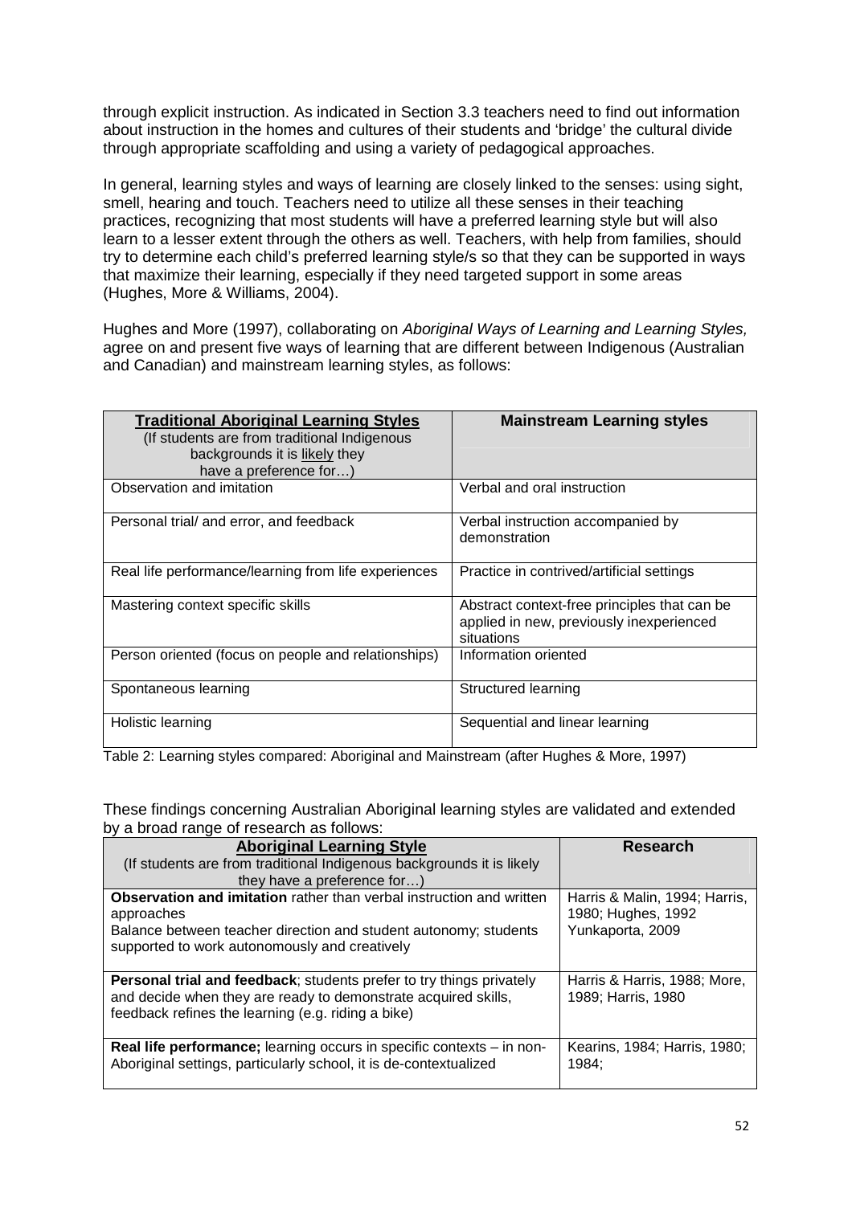through explicit instruction. As indicated in Section 3.3 teachers need to find out information about instruction in the homes and cultures of their students and 'bridge' the cultural divide through appropriate scaffolding and using a variety of pedagogical approaches.

In general, learning styles and ways of learning are closely linked to the senses: using sight, smell, hearing and touch. Teachers need to utilize all these senses in their teaching practices, recognizing that most students will have a preferred learning style but will also learn to a lesser extent through the others as well. Teachers, with help from families, should try to determine each child's preferred learning style/s so that they can be supported in ways that maximize their learning, especially if they need targeted support in some areas (Hughes, More & Williams, 2004).

Hughes and More (1997), collaborating on *Aboriginal Ways of Learning and Learning Styles,* agree on and present five ways of learning that are different between Indigenous (Australian and Canadian) and mainstream learning styles, as follows:

| **Traditional Aboriginal Learning Styles** (If students are from traditional Indigenous backgrounds it is likely they have a preference for…) | **Mainstream Learning styles** |
|---|---|
| Observation and imitation | Verbal and oral instruction |
| Personal trial/ and error, and feedback | Verbal instruction accompanied by demonstration |
| Real life performance/learning from life experiences | Practice in contrived/artificial settings |
| Mastering context specific skills | Abstract context-free principles that can be applied in new, previously inexperienced situations |
| Person oriented (focus on people and relationships) | Information oriented |
| Spontaneous learning | Structured learning |
| Holistic learning | Sequential and linear learning |

Table 2: Learning styles compared: Aboriginal and Mainstream (after Hughes & More, 1997)

These findings concerning Australian Aboriginal learning styles are validated and extended by a broad range of research as follows:

| **Aboriginal Learning Style** (If students are from traditional Indigenous backgrounds it is likely they have a preference for…) | **Research** |
|---|---|
| **Observation and imitation** rather than verbal instruction and written approaches<br>Balance between teacher direction and student autonomy; students supported to work autonomously and creatively | Harris & Malin, 1994; Harris, 1980; Hughes, 1992<br>Yunkaporta, 2009 |
| **Personal trial and feedback**; students prefer to try things privately and decide when they are ready to demonstrate acquired skills, feedback refines the learning (e.g. riding a bike) | Harris & Harris, 1988; More, 1989; Harris, 1980 |
| **Real life performance;** learning occurs in specific contexts – in non-Aboriginal settings, particularly school, it is de-contextualized | Kearins, 1984; Harris, 1980; 1984; |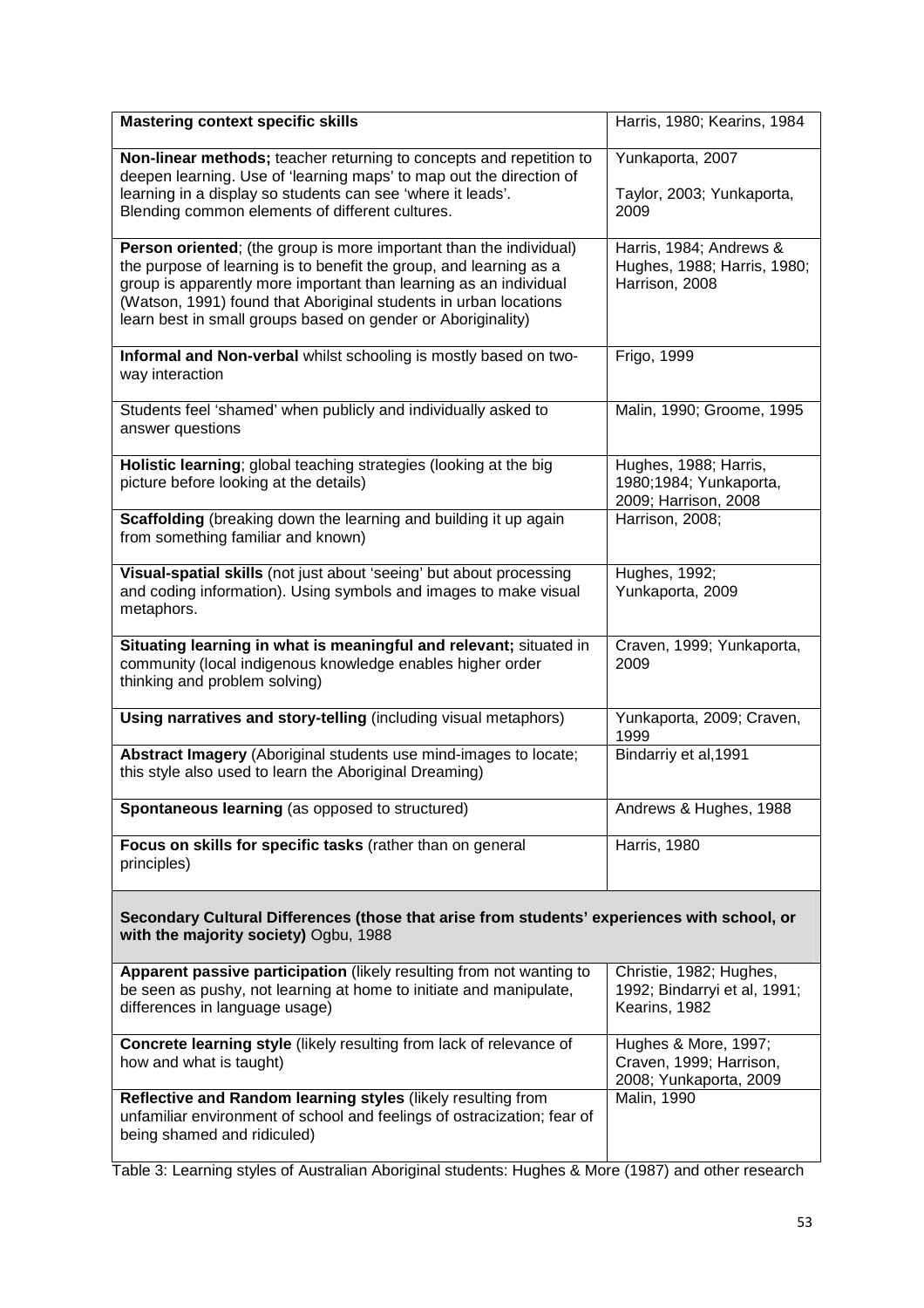| **Mastering context specific skills** | Harris, 1980; Kearins, 1984 |
|---|---|
| **Non-linear methods;** teacher returning to concepts and repetition to deepen learning. Use of 'learning maps' to map out the direction of learning in a display so students can see 'where it leads'. Blending common elements of different cultures. | Yunkaporta, 2007<br><br>Taylor, 2003; Yunkaporta, 2009 |
| **Person oriented**; (the group is more important than the individual) the purpose of learning is to benefit the group, and learning as a group is apparently more important than learning as an individual (Watson, 1991) found that Aboriginal students in urban locations learn best in small groups based on gender or Aboriginality) | Harris, 1984; Andrews & Hughes, 1988; Harris, 1980; Harrison, 2008 |
| **Informal and Non-verbal** whilst schooling is mostly based on two-way interaction | Frigo, 1999 |
| Students feel 'shamed' when publicly and individually asked to answer questions | Malin, 1990; Groome, 1995 |
| **Holistic learning**; global teaching strategies (looking at the big picture before looking at the details) | Hughes, 1988; Harris, 1980;1984; Yunkaporta, 2009; Harrison, 2008 |
| **Scaffolding** (breaking down the learning and building it up again from something familiar and known) | Harrison, 2008; |
| **Visual-spatial skills** (not just about 'seeing' but about processing and coding information). Using symbols and images to make visual metaphors. | Hughes, 1992; Yunkaporta, 2009 |
| **Situating learning in what is meaningful and relevant;** situated in community (local indigenous knowledge enables higher order thinking and problem solving) | Craven, 1999; Yunkaporta, 2009 |
| **Using narratives and story-telling** (including visual metaphors) | Yunkaporta, 2009; Craven, 1999 |
| **Abstract Imagery** (Aboriginal students use mind-images to locate; this style also used to learn the Aboriginal Dreaming) | Bindarriy et al,1991 |
| **Spontaneous learning** (as opposed to structured) | Andrews & Hughes, 1988 |
| **Focus on skills for specific tasks** (rather than on general principles) | Harris, 1980 |
| **Secondary Cultural Differences (those that arise from students' experiences with school, or with the majority society)** Ogbu, 1988 | |
| **Apparent passive participation** (likely resulting from not wanting to be seen as pushy, not learning at home to initiate and manipulate, differences in language usage) | Christie, 1982; Hughes, 1992; Bindarryi et al, 1991; Kearins, 1982 |
| **Concrete learning style** (likely resulting from lack of relevance of how and what is taught) | Hughes & More, 1997; Craven, 1999; Harrison, 2008; Yunkaporta, 2009 |
| **Reflective and Random learning styles** (likely resulting from unfamiliar environment of school and feelings of ostracization; fear of being shamed and ridiculed) | Malin, 1990 |

Table 3: Learning styles of Australian Aboriginal students: Hughes & More (1987) and other research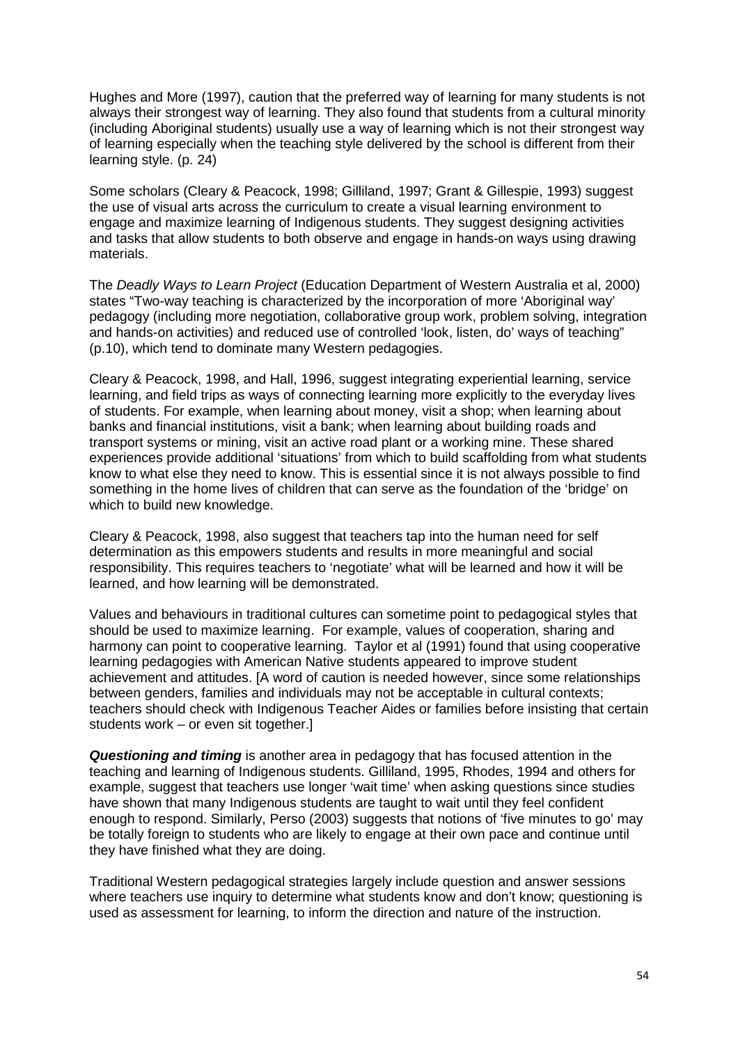Hughes and More (1997), caution that the preferred way of learning for many students is not always their strongest way of learning. They also found that students from a cultural minority (including Aboriginal students) usually use a way of learning which is not their strongest way of learning especially when the teaching style delivered by the school is different from their learning style. (p. 24)

Some scholars (Cleary & Peacock, 1998; Gilliland, 1997; Grant & Gillespie, 1993) suggest the use of visual arts across the curriculum to create a visual learning environment to engage and maximize learning of Indigenous students. They suggest designing activities and tasks that allow students to both observe and engage in hands-on ways using drawing materials.

The *Deadly Ways to Learn Project* (Education Department of Western Australia et al, 2000) states "Two-way teaching is characterized by the incorporation of more 'Aboriginal way' pedagogy (including more negotiation, collaborative group work, problem solving, integration and hands-on activities) and reduced use of controlled 'look, listen, do' ways of teaching" (p.10), which tend to dominate many Western pedagogies.

Cleary & Peacock, 1998, and Hall, 1996, suggest integrating experiential learning, service learning, and field trips as ways of connecting learning more explicitly to the everyday lives of students. For example, when learning about money, visit a shop; when learning about banks and financial institutions, visit a bank; when learning about building roads and transport systems or mining, visit an active road plant or a working mine. These shared experiences provide additional 'situations' from which to build scaffolding from what students know to what else they need to know. This is essential since it is not always possible to find something in the home lives of children that can serve as the foundation of the 'bridge' on which to build new knowledge.

Cleary & Peacock, 1998, also suggest that teachers tap into the human need for self determination as this empowers students and results in more meaningful and social responsibility. This requires teachers to 'negotiate' what will be learned and how it will be learned, and how learning will be demonstrated.

Values and behaviours in traditional cultures can sometime point to pedagogical styles that should be used to maximize learning. For example, values of cooperation, sharing and harmony can point to cooperative learning. Taylor et al (1991) found that using cooperative learning pedagogies with American Native students appeared to improve student achievement and attitudes. [A word of caution is needed however, since some relationships between genders, families and individuals may not be acceptable in cultural contexts; teachers should check with Indigenous Teacher Aides or families before insisting that certain students work – or even sit together.]

***Questioning and timing*** is another area in pedagogy that has focused attention in the teaching and learning of Indigenous students. Gilliland, 1995, Rhodes, 1994 and others for example, suggest that teachers use longer 'wait time' when asking questions since studies have shown that many Indigenous students are taught to wait until they feel confident enough to respond. Similarly, Perso (2003) suggests that notions of 'five minutes to go' may be totally foreign to students who are likely to engage at their own pace and continue until they have finished what they are doing.

Traditional Western pedagogical strategies largely include question and answer sessions where teachers use inquiry to determine what students know and don't know; questioning is used as assessment for learning, to inform the direction and nature of the instruction.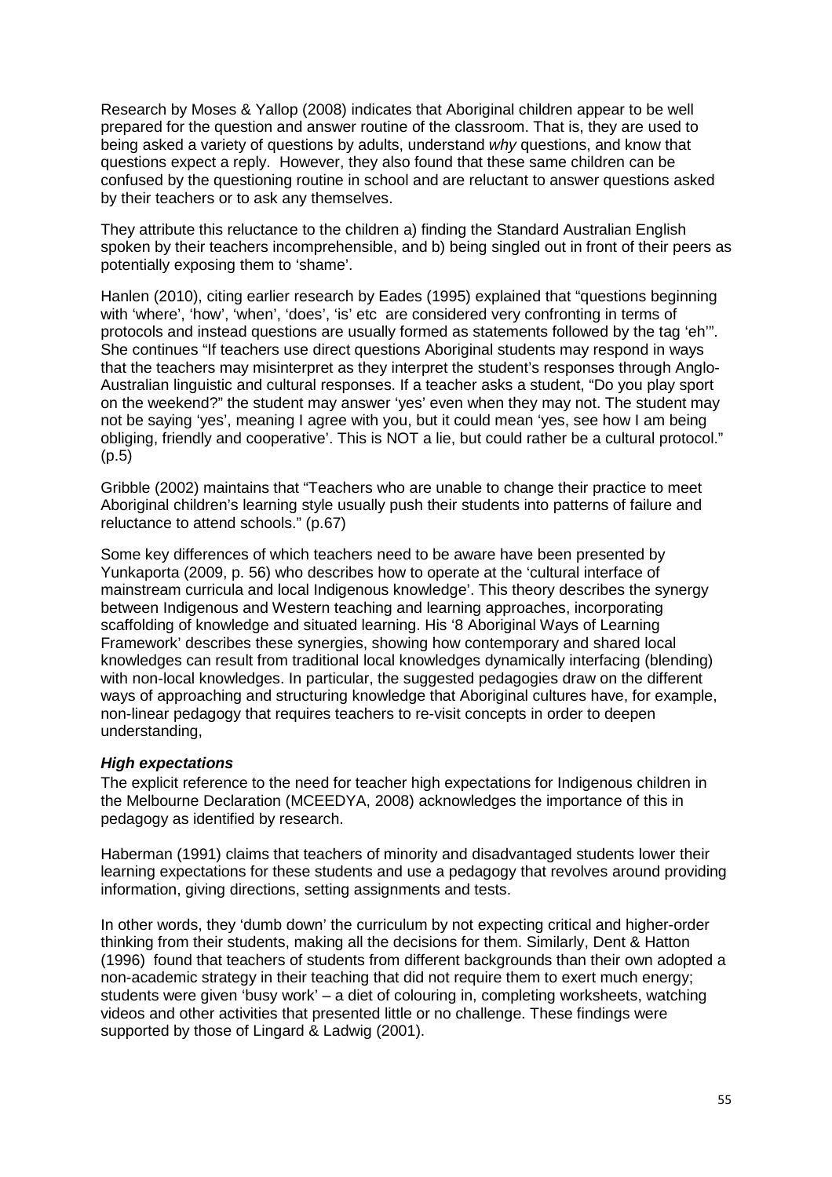Research by Moses & Yallop (2008) indicates that Aboriginal children appear to be well prepared for the question and answer routine of the classroom. That is, they are used to being asked a variety of questions by adults, understand *why* questions, and know that questions expect a reply. However, they also found that these same children can be confused by the questioning routine in school and are reluctant to answer questions asked by their teachers or to ask any themselves.

They attribute this reluctance to the children a) finding the Standard Australian English spoken by their teachers incomprehensible, and b) being singled out in front of their peers as potentially exposing them to 'shame'.

Hanlen (2010), citing earlier research by Eades (1995) explained that "questions beginning with 'where', 'how', 'when', 'does', 'is' etc are considered very confronting in terms of protocols and instead questions are usually formed as statements followed by the tag 'eh'". She continues "If teachers use direct questions Aboriginal students may respond in ways that the teachers may misinterpret as they interpret the student's responses through Anglo-Australian linguistic and cultural responses. If a teacher asks a student, "Do you play sport on the weekend?" the student may answer 'yes' even when they may not. The student may not be saying 'yes', meaning I agree with you, but it could mean 'yes, see how I am being obliging, friendly and cooperative'. This is NOT a lie, but could rather be a cultural protocol." (p.5)

Gribble (2002) maintains that "Teachers who are unable to change their practice to meet Aboriginal children's learning style usually push their students into patterns of failure and reluctance to attend schools." (p.67)

Some key differences of which teachers need to be aware have been presented by Yunkaporta (2009, p. 56) who describes how to operate at the 'cultural interface of mainstream curricula and local Indigenous knowledge'. This theory describes the synergy between Indigenous and Western teaching and learning approaches, incorporating scaffolding of knowledge and situated learning. His '8 Aboriginal Ways of Learning Framework' describes these synergies, showing how contemporary and shared local knowledges can result from traditional local knowledges dynamically interfacing (blending) with non-local knowledges. In particular, the suggested pedagogies draw on the different ways of approaching and structuring knowledge that Aboriginal cultures have, for example, non-linear pedagogy that requires teachers to re-visit concepts in order to deepen understanding,

***High expectations***

The explicit reference to the need for teacher high expectations for Indigenous children in the Melbourne Declaration (MCEEDYA, 2008) acknowledges the importance of this in pedagogy as identified by research.

Haberman (1991) claims that teachers of minority and disadvantaged students lower their learning expectations for these students and use a pedagogy that revolves around providing information, giving directions, setting assignments and tests.

In other words, they 'dumb down' the curriculum by not expecting critical and higher-order thinking from their students, making all the decisions for them. Similarly, Dent & Hatton (1996) found that teachers of students from different backgrounds than their own adopted a non-academic strategy in their teaching that did not require them to exert much energy; students were given 'busy work' – a diet of colouring in, completing worksheets, watching videos and other activities that presented little or no challenge. These findings were supported by those of Lingard & Ladwig (2001).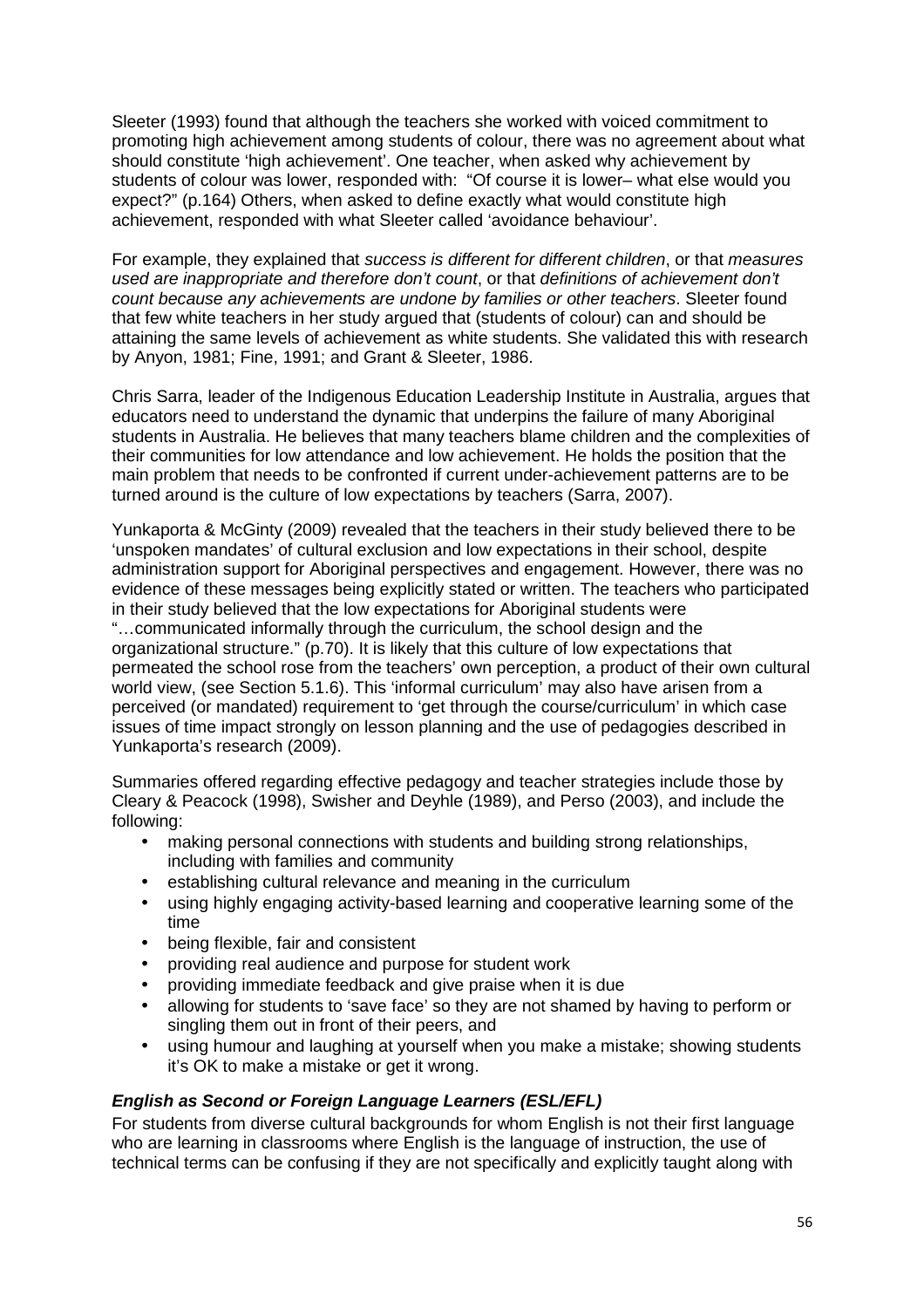Sleeter (1993) found that although the teachers she worked with voiced commitment to promoting high achievement among students of colour, there was no agreement about what should constitute 'high achievement'. One teacher, when asked why achievement by students of colour was lower, responded with: "Of course it is lower– what else would you expect?" (p.164) Others, when asked to define exactly what would constitute high achievement, responded with what Sleeter called 'avoidance behaviour'.

For example, they explained that *success is different for different children*, or that *measures used are inappropriate and therefore don't count*, or that *definitions of achievement don't count because any achievements are undone by families or other teachers*. Sleeter found that few white teachers in her study argued that (students of colour) can and should be attaining the same levels of achievement as white students. She validated this with research by Anyon, 1981; Fine, 1991; and Grant & Sleeter, 1986.

Chris Sarra, leader of the Indigenous Education Leadership Institute in Australia, argues that educators need to understand the dynamic that underpins the failure of many Aboriginal students in Australia. He believes that many teachers blame children and the complexities of their communities for low attendance and low achievement. He holds the position that the main problem that needs to be confronted if current under-achievement patterns are to be turned around is the culture of low expectations by teachers (Sarra, 2007).

Yunkaporta & McGinty (2009) revealed that the teachers in their study believed there to be 'unspoken mandates' of cultural exclusion and low expectations in their school, despite administration support for Aboriginal perspectives and engagement. However, there was no evidence of these messages being explicitly stated or written. The teachers who participated in their study believed that the low expectations for Aboriginal students were "…communicated informally through the curriculum, the school design and the organizational structure." (p.70). It is likely that this culture of low expectations that permeated the school rose from the teachers' own perception, a product of their own cultural world view, (see Section 5.1.6). This 'informal curriculum' may also have arisen from a perceived (or mandated) requirement to 'get through the course/curriculum' in which case issues of time impact strongly on lesson planning and the use of pedagogies described in Yunkaporta's research (2009).

Summaries offered regarding effective pedagogy and teacher strategies include those by Cleary & Peacock (1998), Swisher and Deyhle (1989), and Perso (2003), and include the following:

- making personal connections with students and building strong relationships, including with families and community
- establishing cultural relevance and meaning in the curriculum
- using highly engaging activity-based learning and cooperative learning some of the time
- being flexible, fair and consistent
- providing real audience and purpose for student work
- providing immediate feedback and give praise when it is due
- allowing for students to 'save face' so they are not shamed by having to perform or singling them out in front of their peers, and
- using humour and laughing at yourself when you make a mistake; showing students it's OK to make a mistake or get it wrong.

***English as Second or Foreign Language Learners (ESL/EFL)***

For students from diverse cultural backgrounds for whom English is not their first language who are learning in classrooms where English is the language of instruction, the use of technical terms can be confusing if they are not specifically and explicitly taught along with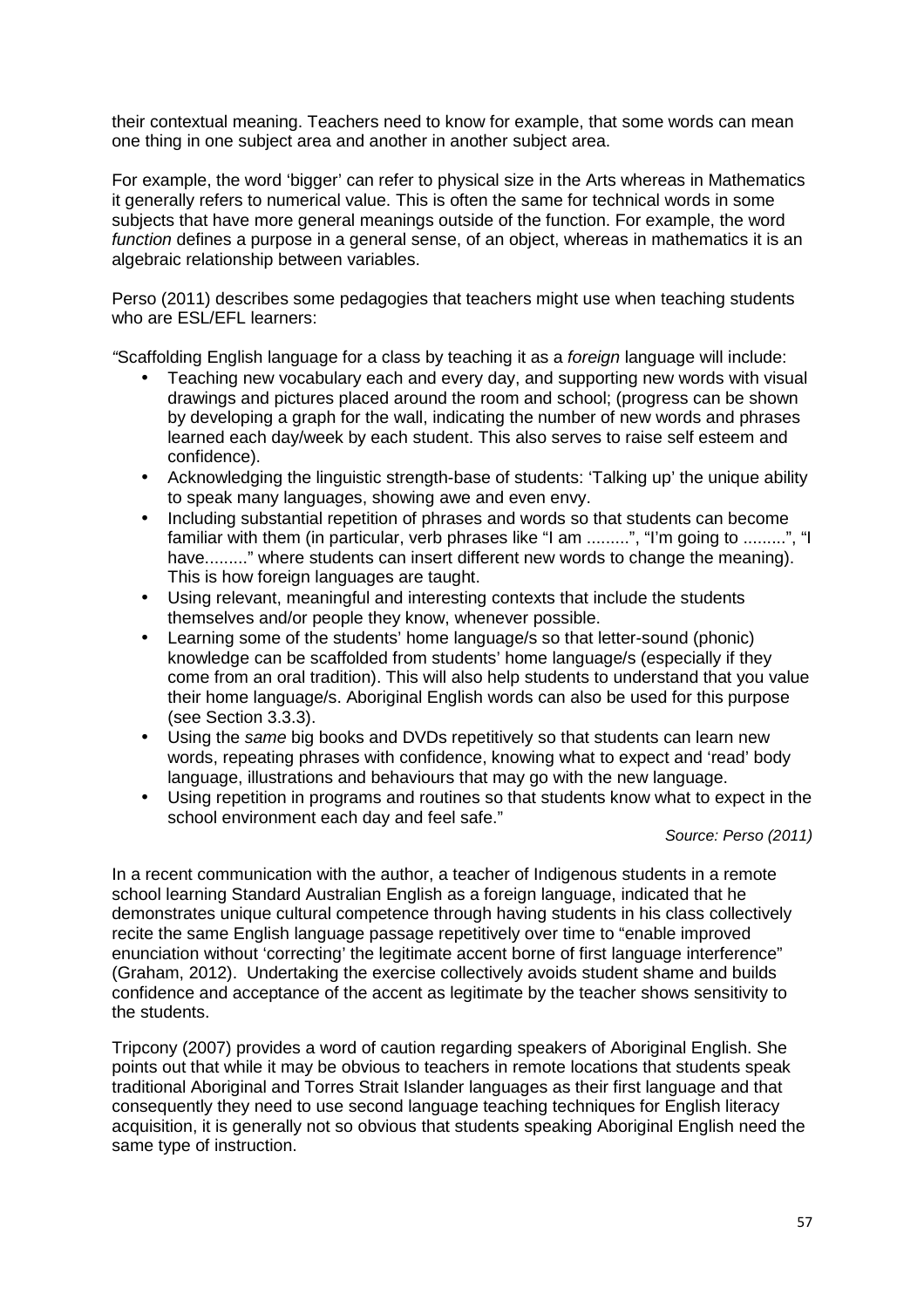their contextual meaning. Teachers need to know for example, that some words can mean one thing in one subject area and another in another subject area.

For example, the word 'bigger' can refer to physical size in the Arts whereas in Mathematics it generally refers to numerical value. This is often the same for technical words in some subjects that have more general meanings outside of the function. For example, the word *function* defines a purpose in a general sense, of an object, whereas in mathematics it is an algebraic relationship between variables.

Perso (2011) describes some pedagogies that teachers might use when teaching students who are ESL/EFL learners:

"Scaffolding English language for a class by teaching it as a *foreign* language will include:

- Teaching new vocabulary each and every day, and supporting new words with visual drawings and pictures placed around the room and school; (progress can be shown by developing a graph for the wall, indicating the number of new words and phrases learned each day/week by each student. This also serves to raise self esteem and confidence).
- Acknowledging the linguistic strength-base of students: 'Talking up' the unique ability to speak many languages, showing awe and even envy.
- Including substantial repetition of phrases and words so that students can become familiar with them (in particular, verb phrases like "I am .........", "I'm going to .........", "I have........." where students can insert different new words to change the meaning). This is how foreign languages are taught.
- Using relevant, meaningful and interesting contexts that include the students themselves and/or people they know, whenever possible.
- Learning some of the students' home language/s so that letter-sound (phonic) knowledge can be scaffolded from students' home language/s (especially if they come from an oral tradition). This will also help students to understand that you value their home language/s. Aboriginal English words can also be used for this purpose (see Section 3.3.3).
- Using the *same* big books and DVDs repetitively so that students can learn new words, repeating phrases with confidence, knowing what to expect and 'read' body language, illustrations and behaviours that may go with the new language.
- Using repetition in programs and routines so that students know what to expect in the school environment each day and feel safe."

*Source: Perso (2011)*

In a recent communication with the author, a teacher of Indigenous students in a remote school learning Standard Australian English as a foreign language, indicated that he demonstrates unique cultural competence through having students in his class collectively recite the same English language passage repetitively over time to "enable improved enunciation without 'correcting' the legitimate accent borne of first language interference" (Graham, 2012). Undertaking the exercise collectively avoids student shame and builds confidence and acceptance of the accent as legitimate by the teacher shows sensitivity to the students.

Tripcony (2007) provides a word of caution regarding speakers of Aboriginal English. She points out that while it may be obvious to teachers in remote locations that students speak traditional Aboriginal and Torres Strait Islander languages as their first language and that consequently they need to use second language teaching techniques for English literacy acquisition, it is generally not so obvious that students speaking Aboriginal English need the same type of instruction.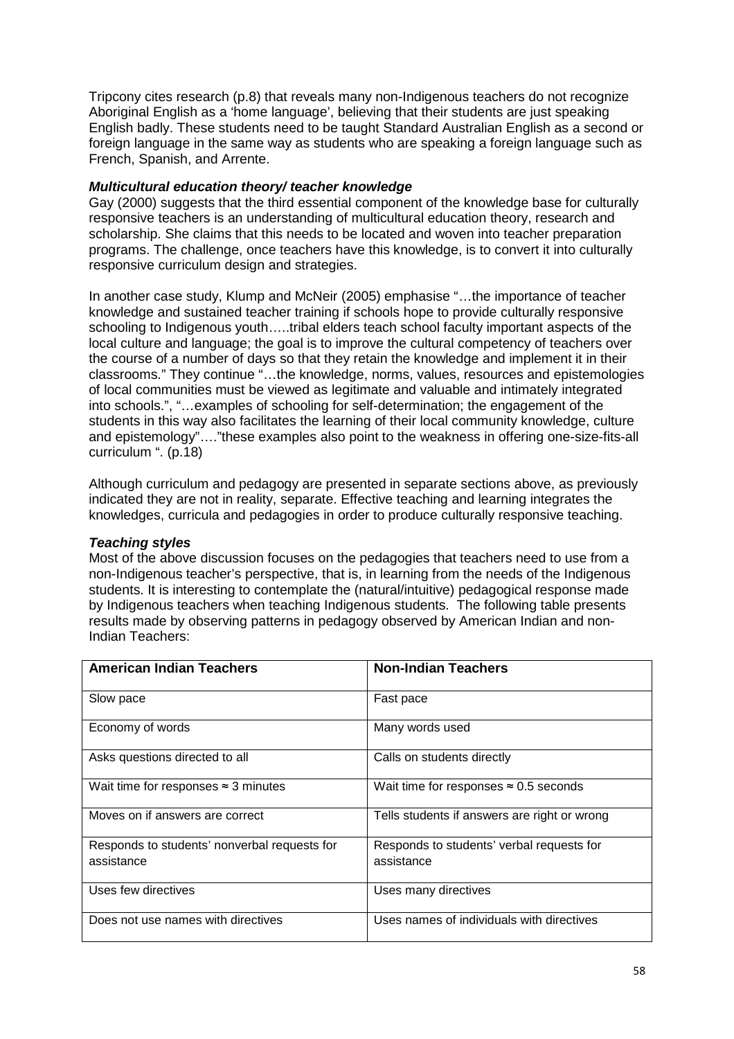Tripcony cites research (p.8) that reveals many non-Indigenous teachers do not recognize Aboriginal English as a 'home language', believing that their students are just speaking English badly. These students need to be taught Standard Australian English as a second or foreign language in the same way as students who are speaking a foreign language such as French, Spanish, and Arrente.

***Multicultural education theory/ teacher knowledge***

Gay (2000) suggests that the third essential component of the knowledge base for culturally responsive teachers is an understanding of multicultural education theory, research and scholarship. She claims that this needs to be located and woven into teacher preparation programs. The challenge, once teachers have this knowledge, is to convert it into culturally responsive curriculum design and strategies.

In another case study, Klump and McNeir (2005) emphasise "…the importance of teacher knowledge and sustained teacher training if schools hope to provide culturally responsive schooling to Indigenous youth…..tribal elders teach school faculty important aspects of the local culture and language; the goal is to improve the cultural competency of teachers over the course of a number of days so that they retain the knowledge and implement it in their classrooms." They continue "…the knowledge, norms, values, resources and epistemologies of local communities must be viewed as legitimate and valuable and intimately integrated into schools.", "…examples of schooling for self-determination; the engagement of the students in this way also facilitates the learning of their local community knowledge, culture and epistemology"…."these examples also point to the weakness in offering one-size-fits-all curriculum ". (p.18)

Although curriculum and pedagogy are presented in separate sections above, as previously indicated they are not in reality, separate. Effective teaching and learning integrates the knowledges, curricula and pedagogies in order to produce culturally responsive teaching.

***Teaching styles***

Most of the above discussion focuses on the pedagogies that teachers need to use from a non-Indigenous teacher's perspective, that is, in learning from the needs of the Indigenous students. It is interesting to contemplate the (natural/intuitive) pedagogical response made by Indigenous teachers when teaching Indigenous students. The following table presents results made by observing patterns in pedagogy observed by American Indian and non-Indian Teachers:

| American Indian Teachers | Non-Indian Teachers |
|---|---|
| Slow pace | Fast pace |
| Economy of words | Many words used |
| Asks questions directed to all | Calls on students directly |
| Wait time for responses ≈ 3 minutes | Wait time for responses ≈ 0.5 seconds |
| Moves on if answers are correct | Tells students if answers are right or wrong |
| Responds to students' nonverbal requests for assistance | Responds to students' verbal requests for assistance |
| Uses few directives | Uses many directives |
| Does not use names with directives | Uses names of individuals with directives |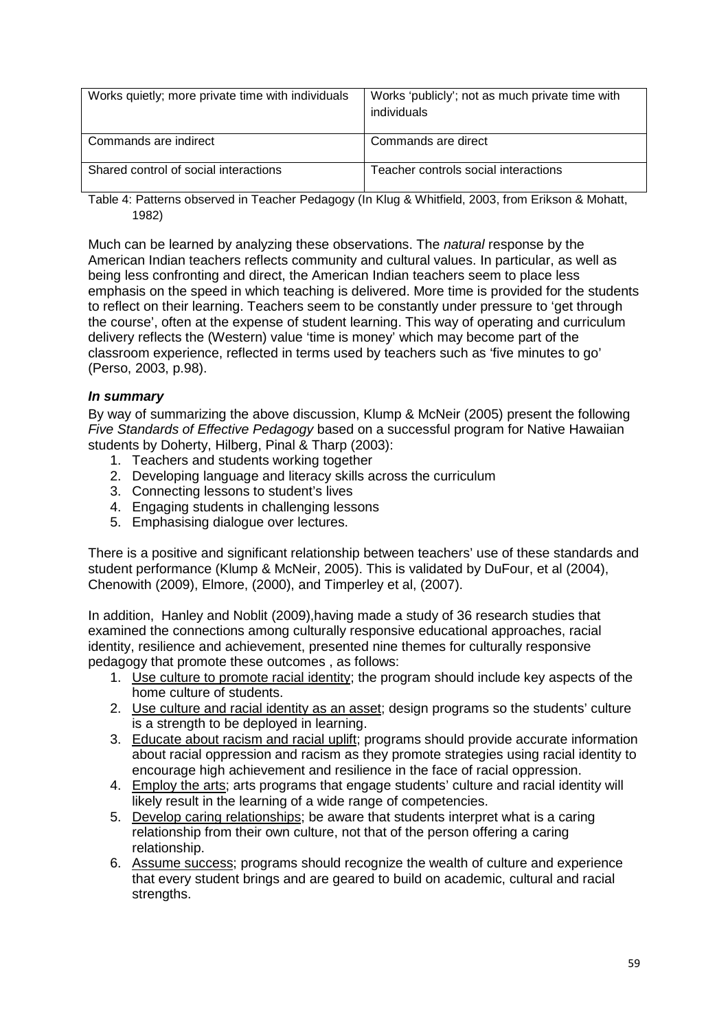| Works quietly; more private time with individuals | Works 'publicly'; not as much private time with individuals |
|---|---|
| Commands are indirect | Commands are direct |
| Shared control of social interactions | Teacher controls social interactions |

Table 4: Patterns observed in Teacher Pedagogy (In Klug & Whitfield, 2003, from Erikson & Mohatt, 1982)

Much can be learned by analyzing these observations. The *natural* response by the American Indian teachers reflects community and cultural values. In particular, as well as being less confronting and direct, the American Indian teachers seem to place less emphasis on the speed in which teaching is delivered. More time is provided for the students to reflect on their learning. Teachers seem to be constantly under pressure to 'get through the course', often at the expense of student learning. This way of operating and curriculum delivery reflects the (Western) value 'time is money' which may become part of the classroom experience, reflected in terms used by teachers such as 'five minutes to go' (Perso, 2003, p.98).

***In summary***

By way of summarizing the above discussion, Klump & McNeir (2005) present the following *Five Standards of Effective Pedagogy* based on a successful program for Native Hawaiian students by Doherty, Hilberg, Pinal & Tharp (2003):

1. Teachers and students working together
2. Developing language and literacy skills across the curriculum
3. Connecting lessons to student's lives
4. Engaging students in challenging lessons
5. Emphasising dialogue over lectures.

There is a positive and significant relationship between teachers' use of these standards and student performance (Klump & McNeir, 2005). This is validated by DuFour, et al (2004), Chenowith (2009), Elmore, (2000), and Timperley et al, (2007).

In addition, Hanley and Noblit (2009),having made a study of 36 research studies that examined the connections among culturally responsive educational approaches, racial identity, resilience and achievement, presented nine themes for culturally responsive pedagogy that promote these outcomes , as follows:

1. Use culture to promote racial identity; the program should include key aspects of the home culture of students.
2. Use culture and racial identity as an asset; design programs so the students' culture is a strength to be deployed in learning.
3. Educate about racism and racial uplift; programs should provide accurate information about racial oppression and racism as they promote strategies using racial identity to encourage high achievement and resilience in the face of racial oppression.
4. Employ the arts; arts programs that engage students' culture and racial identity will likely result in the learning of a wide range of competencies.
5. Develop caring relationships; be aware that students interpret what is a caring relationship from their own culture, not that of the person offering a caring relationship.
6. Assume success; programs should recognize the wealth of culture and experience that every student brings and are geared to build on academic, cultural and racial strengths.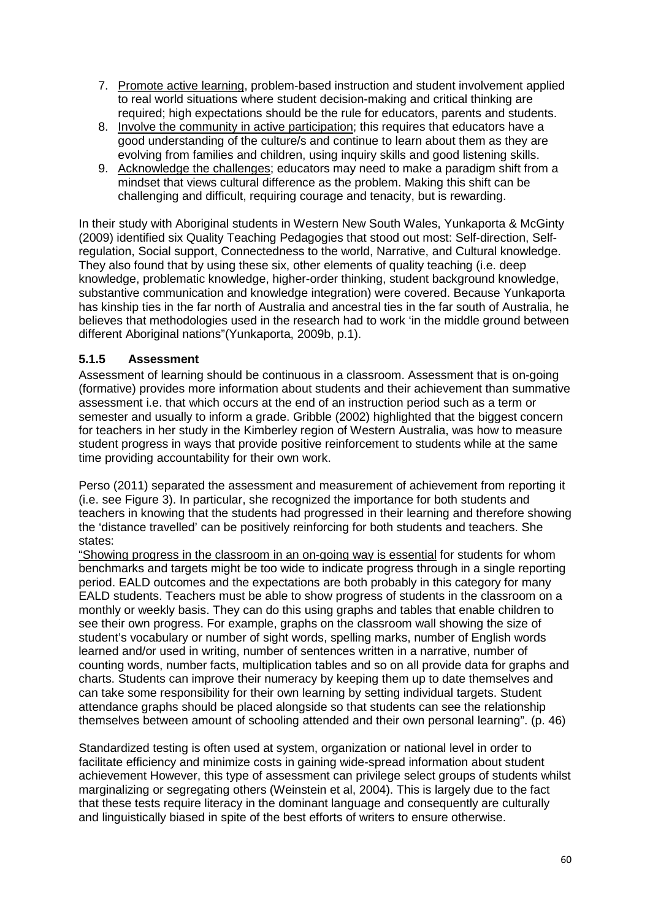7. <u>Promote active learning</u>, problem-based instruction and student involvement applied to real world situations where student decision-making and critical thinking are required; high expectations should be the rule for educators, parents and students.
8. <u>Involve the community in active participation</u>; this requires that educators have a good understanding of the culture/s and continue to learn about them as they are evolving from families and children, using inquiry skills and good listening skills.
9. <u>Acknowledge the challenges</u>; educators may need to make a paradigm shift from a mindset that views cultural difference as the problem. Making this shift can be challenging and difficult, requiring courage and tenacity, but is rewarding.

In their study with Aboriginal students in Western New South Wales, Yunkaporta & McGinty (2009) identified six Quality Teaching Pedagogies that stood out most: Self-direction, Self-regulation, Social support, Connectedness to the world, Narrative, and Cultural knowledge. They also found that by using these six, other elements of quality teaching (i.e. deep knowledge, problematic knowledge, higher-order thinking, student background knowledge, substantive communication and knowledge integration) were covered. Because Yunkaporta has kinship ties in the far north of Australia and ancestral ties in the far south of Australia, he believes that methodologies used in the research had to work 'in the middle ground between different Aboriginal nations"(Yunkaporta, 2009b, p.1).

### 5.1.5 Assessment

Assessment of learning should be continuous in a classroom. Assessment that is on-going (formative) provides more information about students and their achievement than summative assessment i.e. that which occurs at the end of an instruction period such as a term or semester and usually to inform a grade. Gribble (2002) highlighted that the biggest concern for teachers in her study in the Kimberley region of Western Australia, was how to measure student progress in ways that provide positive reinforcement to students while at the same time providing accountability for their own work.

Perso (2011) separated the assessment and measurement of achievement from reporting it (i.e. see Figure 3). In particular, she recognized the importance for both students and teachers in knowing that the students had progressed in their learning and therefore showing the 'distance travelled' can be positively reinforcing for both students and teachers. She states:

<u>"Showing progress in the classroom in an on-going way is essential</u> for students for whom benchmarks and targets might be too wide to indicate progress through in a single reporting period. EALD outcomes and the expectations are both probably in this category for many EALD students. Teachers must be able to show progress of students in the classroom on a monthly or weekly basis. They can do this using graphs and tables that enable children to see their own progress. For example, graphs on the classroom wall showing the size of student's vocabulary or number of sight words, spelling marks, number of English words learned and/or used in writing, number of sentences written in a narrative, number of counting words, number facts, multiplication tables and so on all provide data for graphs and charts. Students can improve their numeracy by keeping them up to date themselves and can take some responsibility for their own learning by setting individual targets. Student attendance graphs should be placed alongside so that students can see the relationship themselves between amount of schooling attended and their own personal learning". (p. 46)

Standardized testing is often used at system, organization or national level in order to facilitate efficiency and minimize costs in gaining wide-spread information about student achievement However, this type of assessment can privilege select groups of students whilst marginalizing or segregating others (Weinstein et al, 2004). This is largely due to the fact that these tests require literacy in the dominant language and consequently are culturally and linguistically biased in spite of the best efforts of writers to ensure otherwise.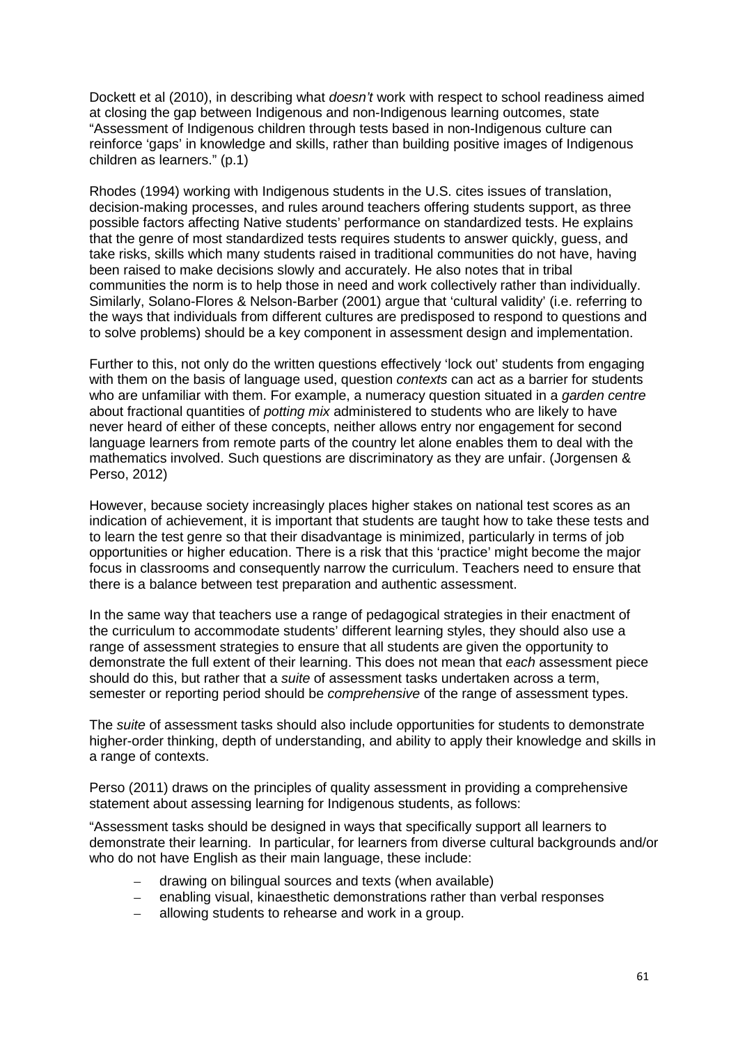Dockett et al (2010), in describing what *doesn't* work with respect to school readiness aimed at closing the gap between Indigenous and non-Indigenous learning outcomes, state "Assessment of Indigenous children through tests based in non-Indigenous culture can reinforce 'gaps' in knowledge and skills, rather than building positive images of Indigenous children as learners." (p.1)

Rhodes (1994) working with Indigenous students in the U.S. cites issues of translation, decision-making processes, and rules around teachers offering students support, as three possible factors affecting Native students' performance on standardized tests. He explains that the genre of most standardized tests requires students to answer quickly, guess, and take risks, skills which many students raised in traditional communities do not have, having been raised to make decisions slowly and accurately. He also notes that in tribal communities the norm is to help those in need and work collectively rather than individually. Similarly, Solano-Flores & Nelson-Barber (2001) argue that 'cultural validity' (i.e. referring to the ways that individuals from different cultures are predisposed to respond to questions and to solve problems) should be a key component in assessment design and implementation.

Further to this, not only do the written questions effectively 'lock out' students from engaging with them on the basis of language used, question *contexts* can act as a barrier for students who are unfamiliar with them. For example, a numeracy question situated in a *garden centre* about fractional quantities of *potting mix* administered to students who are likely to have never heard of either of these concepts, neither allows entry nor engagement for second language learners from remote parts of the country let alone enables them to deal with the mathematics involved. Such questions are discriminatory as they are unfair. (Jorgensen & Perso, 2012)

However, because society increasingly places higher stakes on national test scores as an indication of achievement, it is important that students are taught how to take these tests and to learn the test genre so that their disadvantage is minimized, particularly in terms of job opportunities or higher education. There is a risk that this 'practice' might become the major focus in classrooms and consequently narrow the curriculum. Teachers need to ensure that there is a balance between test preparation and authentic assessment.

In the same way that teachers use a range of pedagogical strategies in their enactment of the curriculum to accommodate students' different learning styles, they should also use a range of assessment strategies to ensure that all students are given the opportunity to demonstrate the full extent of their learning. This does not mean that *each* assessment piece should do this, but rather that a *suite* of assessment tasks undertaken across a term, semester or reporting period should be *comprehensive* of the range of assessment types.

The *suite* of assessment tasks should also include opportunities for students to demonstrate higher-order thinking, depth of understanding, and ability to apply their knowledge and skills in a range of contexts.

Perso (2011) draws on the principles of quality assessment in providing a comprehensive statement about assessing learning for Indigenous students, as follows:

"Assessment tasks should be designed in ways that specifically support all learners to demonstrate their learning. In particular, for learners from diverse cultural backgrounds and/or who do not have English as their main language, these include:

- drawing on bilingual sources and texts (when available)
- enabling visual, kinaesthetic demonstrations rather than verbal responses
- allowing students to rehearse and work in a group.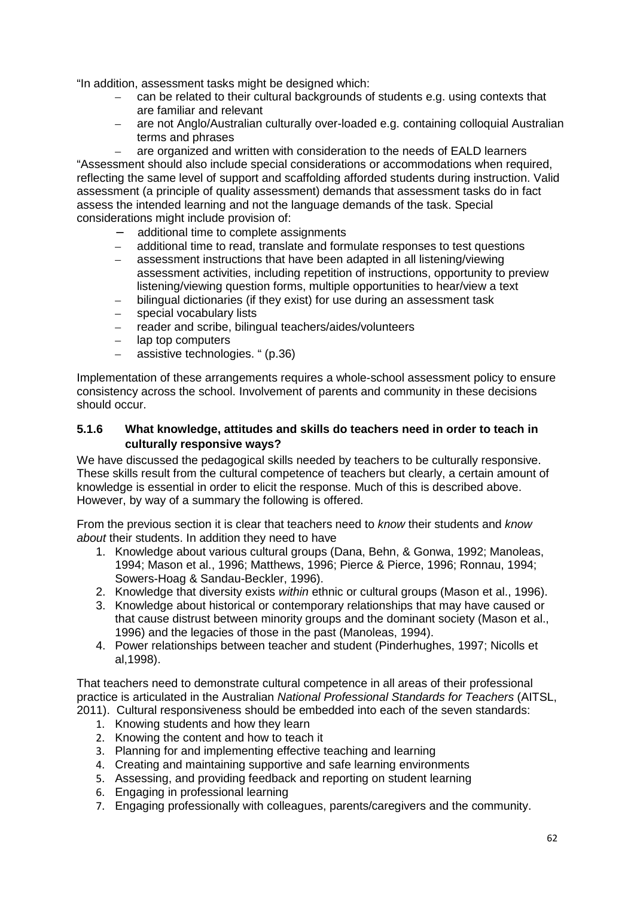"In addition, assessment tasks might be designed which:

- can be related to their cultural backgrounds of students e.g. using contexts that are familiar and relevant
- are not Anglo/Australian culturally over-loaded e.g. containing colloquial Australian terms and phrases
- are organized and written with consideration to the needs of EALD learners

"Assessment should also include special considerations or accommodations when required, reflecting the same level of support and scaffolding afforded students during instruction. Valid assessment (a principle of quality assessment) demands that assessment tasks do in fact assess the intended learning and not the language demands of the task. Special considerations might include provision of:

- additional time to complete assignments
- additional time to read, translate and formulate responses to test questions
- assessment instructions that have been adapted in all listening/viewing assessment activities, including repetition of instructions, opportunity to preview listening/viewing question forms, multiple opportunities to hear/view a text
- bilingual dictionaries (if they exist) for use during an assessment task
- special vocabulary lists
- reader and scribe, bilingual teachers/aides/volunteers
- lap top computers
- assistive technologies. " (p.36)

Implementation of these arrangements requires a whole-school assessment policy to ensure consistency across the school. Involvement of parents and community in these decisions should occur.

### 5.1.6 What knowledge, attitudes and skills do teachers need in order to teach in culturally responsive ways?

We have discussed the pedagogical skills needed by teachers to be culturally responsive. These skills result from the cultural competence of teachers but clearly, a certain amount of knowledge is essential in order to elicit the response. Much of this is described above. However, by way of a summary the following is offered.

From the previous section it is clear that teachers need to *know* their students and *know about* their students. In addition they need to have

1. Knowledge about various cultural groups (Dana, Behn, & Gonwa, 1992; Manoleas, 1994; Mason et al., 1996; Matthews, 1996; Pierce & Pierce, 1996; Ronnau, 1994; Sowers-Hoag & Sandau-Beckler, 1996).
2. Knowledge that diversity exists *within* ethnic or cultural groups (Mason et al., 1996).
3. Knowledge about historical or contemporary relationships that may have caused or that cause distrust between minority groups and the dominant society (Mason et al., 1996) and the legacies of those in the past (Manoleas, 1994).
4. Power relationships between teacher and student (Pinderhughes, 1997; Nicolls et al,1998).

That teachers need to demonstrate cultural competence in all areas of their professional practice is articulated in the Australian *National Professional Standards for Teachers* (AITSL, 2011). Cultural responsiveness should be embedded into each of the seven standards:

1. Knowing students and how they learn
2. Knowing the content and how to teach it
3. Planning for and implementing effective teaching and learning
4. Creating and maintaining supportive and safe learning environments
5. Assessing, and providing feedback and reporting on student learning
6. Engaging in professional learning
7. Engaging professionally with colleagues, parents/caregivers and the community.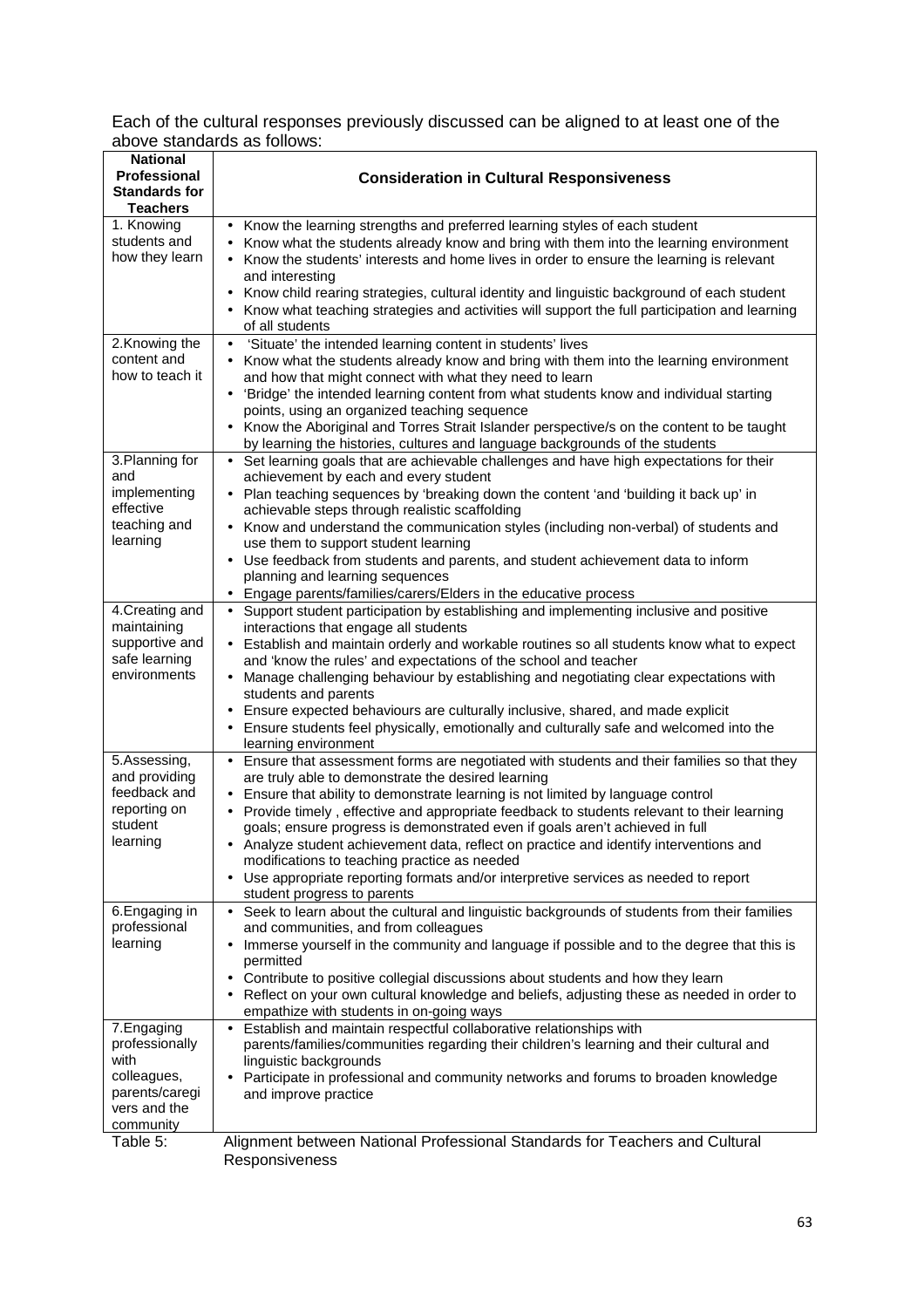Each of the cultural responses previously discussed can be aligned to at least one of the above standards as follows:

| National Professional Standards for Teachers | Consideration in Cultural Responsiveness |
| --- | --- |
| 1. Knowing students and how they learn | • Know the learning strengths and preferred learning styles of each student<br>• Know what the students already know and bring with them into the learning environment<br>• Know the students' interests and home lives in order to ensure the learning is relevant and interesting<br>• Know child rearing strategies, cultural identity and linguistic background of each student<br>• Know what teaching strategies and activities will support the full participation and learning of all students |
| 2.Knowing the content and how to teach it | • 'Situate' the intended learning content in students' lives<br>• Know what the students already know and bring with them into the learning environment and how that might connect with what they need to learn<br>• 'Bridge' the intended learning content from what students know and individual starting points, using an organized teaching sequence<br>• Know the Aboriginal and Torres Strait Islander perspective/s on the content to be taught by learning the histories, cultures and language backgrounds of the students |
| 3.Planning for and implementing effective teaching and learning | • Set learning goals that are achievable challenges and have high expectations for their achievement by each and every student<br>• Plan teaching sequences by 'breaking down the content 'and 'building it back up' in achievable steps through realistic scaffolding<br>• Know and understand the communication styles (including non-verbal) of students and use them to support student learning<br>• Use feedback from students and parents, and student achievement data to inform planning and learning sequences<br>• Engage parents/families/carers/Elders in the educative process |
| 4.Creating and maintaining supportive and safe learning environments | • Support student participation by establishing and implementing inclusive and positive interactions that engage all students<br>• Establish and maintain orderly and workable routines so all students know what to expect and 'know the rules' and expectations of the school and teacher<br>• Manage challenging behaviour by establishing and negotiating clear expectations with students and parents<br>• Ensure expected behaviours are culturally inclusive, shared, and made explicit<br>• Ensure students feel physically, emotionally and culturally safe and welcomed into the learning environment |
| 5.Assessing, and providing feedback and reporting on student learning | • Ensure that assessment forms are negotiated with students and their families so that they are truly able to demonstrate the desired learning<br>• Ensure that ability to demonstrate learning is not limited by language control<br>• Provide timely , effective and appropriate feedback to students relevant to their learning goals; ensure progress is demonstrated even if goals aren't achieved in full<br>• Analyze student achievement data, reflect on practice and identify interventions and modifications to teaching practice as needed<br>• Use appropriate reporting formats and/or interpretive services as needed to report student progress to parents |
| 6.Engaging in professional learning | • Seek to learn about the cultural and linguistic backgrounds of students from their families and communities, and from colleagues<br>• Immerse yourself in the community and language if possible and to the degree that this is permitted<br>• Contribute to positive collegial discussions about students and how they learn<br>• Reflect on your own cultural knowledge and beliefs, adjusting these as needed in order to empathize with students in on-going ways |
| 7.Engaging professionally with colleagues, parents/caregivers and the community | • Establish and maintain respectful collaborative relationships with parents/families/communities regarding their children's learning and their cultural and linguistic backgrounds<br>• Participate in professional and community networks and forums to broaden knowledge and improve practice |

Table 5: Alignment between National Professional Standards for Teachers and Cultural Responsiveness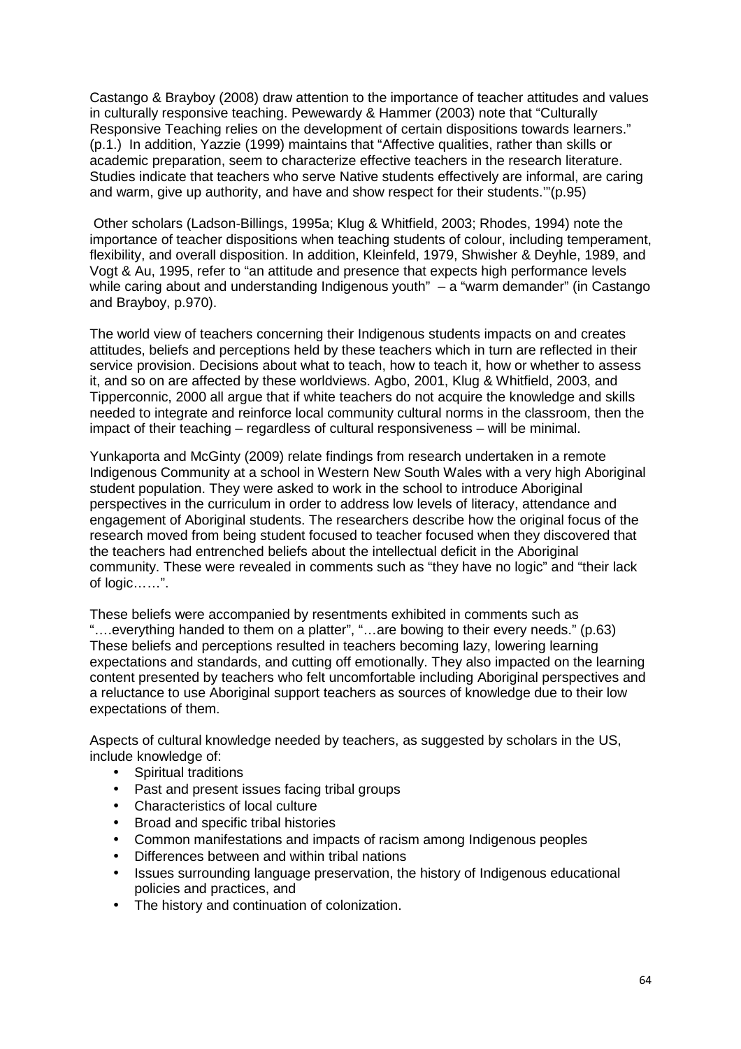Castango & Brayboy (2008) draw attention to the importance of teacher attitudes and values in culturally responsive teaching. Pewewardy & Hammer (2003) note that "Culturally Responsive Teaching relies on the development of certain dispositions towards learners." (p.1.) In addition, Yazzie (1999) maintains that "Affective qualities, rather than skills or academic preparation, seem to characterize effective teachers in the research literature. Studies indicate that teachers who serve Native students effectively are informal, are caring and warm, give up authority, and have and show respect for their students.'"(p.95)

Other scholars (Ladson-Billings, 1995a; Klug & Whitfield, 2003; Rhodes, 1994) note the importance of teacher dispositions when teaching students of colour, including temperament, flexibility, and overall disposition. In addition, Kleinfeld, 1979, Shwisher & Deyhle, 1989, and Vogt & Au, 1995, refer to "an attitude and presence that expects high performance levels while caring about and understanding Indigenous youth" – a "warm demander" (in Castango and Brayboy, p.970).

The world view of teachers concerning their Indigenous students impacts on and creates attitudes, beliefs and perceptions held by these teachers which in turn are reflected in their service provision. Decisions about what to teach, how to teach it, how or whether to assess it, and so on are affected by these worldviews. Agbo, 2001, Klug & Whitfield, 2003, and Tipperconnic, 2000 all argue that if white teachers do not acquire the knowledge and skills needed to integrate and reinforce local community cultural norms in the classroom, then the impact of their teaching – regardless of cultural responsiveness – will be minimal.

Yunkaporta and McGinty (2009) relate findings from research undertaken in a remote Indigenous Community at a school in Western New South Wales with a very high Aboriginal student population. They were asked to work in the school to introduce Aboriginal perspectives in the curriculum in order to address low levels of literacy, attendance and engagement of Aboriginal students. The researchers describe how the original focus of the research moved from being student focused to teacher focused when they discovered that the teachers had entrenched beliefs about the intellectual deficit in the Aboriginal community. These were revealed in comments such as "they have no logic" and "their lack of logic……".

These beliefs were accompanied by resentments exhibited in comments such as "….everything handed to them on a platter", "…are bowing to their every needs." (p.63) These beliefs and perceptions resulted in teachers becoming lazy, lowering learning expectations and standards, and cutting off emotionally. They also impacted on the learning content presented by teachers who felt uncomfortable including Aboriginal perspectives and a reluctance to use Aboriginal support teachers as sources of knowledge due to their low expectations of them.

Aspects of cultural knowledge needed by teachers, as suggested by scholars in the US, include knowledge of:

- Spiritual traditions
- Past and present issues facing tribal groups
- Characteristics of local culture
- Broad and specific tribal histories
- Common manifestations and impacts of racism among Indigenous peoples
- Differences between and within tribal nations
- Issues surrounding language preservation, the history of Indigenous educational policies and practices, and
- The history and continuation of colonization.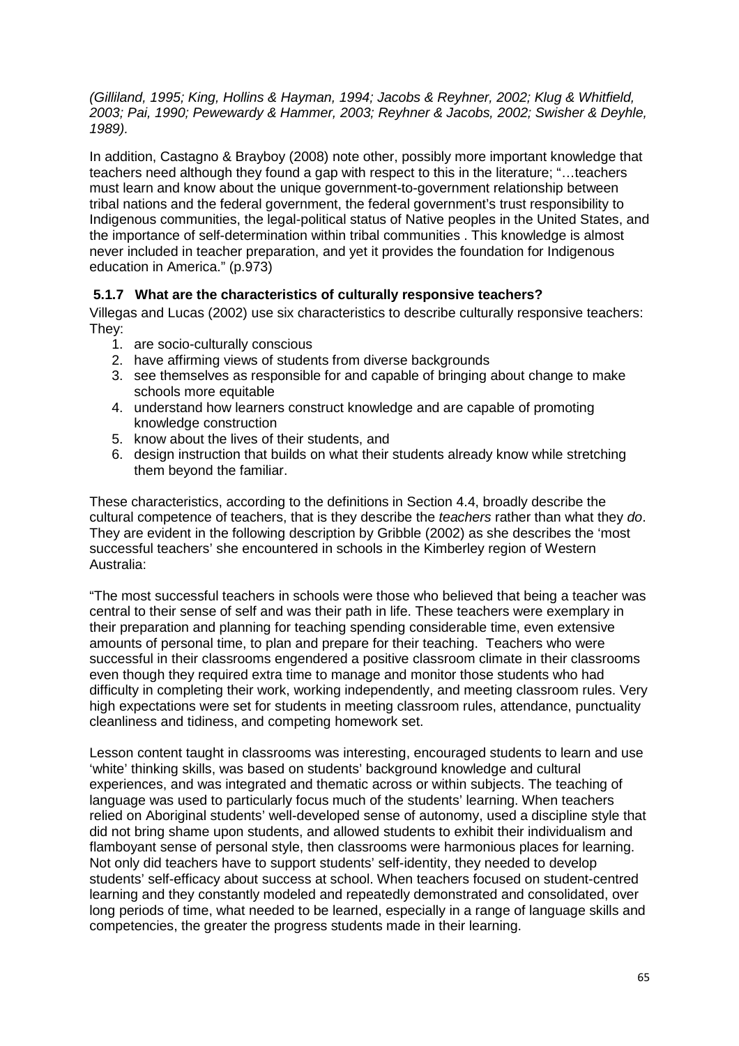*(Gilliland, 1995; King, Hollins & Hayman, 1994; Jacobs & Reyhner, 2002; Klug & Whitfield, 2003; Pai, 1990; Pewewardy & Hammer, 2003; Reyhner & Jacobs, 2002; Swisher & Deyhle, 1989).*

In addition, Castagno & Brayboy (2008) note other, possibly more important knowledge that teachers need although they found a gap with respect to this in the literature; "…teachers must learn and know about the unique government-to-government relationship between tribal nations and the federal government, the federal government's trust responsibility to Indigenous communities, the legal-political status of Native peoples in the United States, and the importance of self-determination within tribal communities . This knowledge is almost never included in teacher preparation, and yet it provides the foundation for Indigenous education in America." (p.973)

### 5.1.7 What are the characteristics of culturally responsive teachers?

Villegas and Lucas (2002) use six characteristics to describe culturally responsive teachers: They:

1. are socio-culturally conscious
2. have affirming views of students from diverse backgrounds
3. see themselves as responsible for and capable of bringing about change to make schools more equitable
4. understand how learners construct knowledge and are capable of promoting knowledge construction
5. know about the lives of their students, and
6. design instruction that builds on what their students already know while stretching them beyond the familiar.

These characteristics, according to the definitions in Section 4.4, broadly describe the cultural competence of teachers, that is they describe the *teachers* rather than what they *do*. They are evident in the following description by Gribble (2002) as she describes the 'most successful teachers' she encountered in schools in the Kimberley region of Western Australia:

"The most successful teachers in schools were those who believed that being a teacher was central to their sense of self and was their path in life. These teachers were exemplary in their preparation and planning for teaching spending considerable time, even extensive amounts of personal time, to plan and prepare for their teaching. Teachers who were successful in their classrooms engendered a positive classroom climate in their classrooms even though they required extra time to manage and monitor those students who had difficulty in completing their work, working independently, and meeting classroom rules. Very high expectations were set for students in meeting classroom rules, attendance, punctuality cleanliness and tidiness, and competing homework set.

Lesson content taught in classrooms was interesting, encouraged students to learn and use 'white' thinking skills, was based on students' background knowledge and cultural experiences, and was integrated and thematic across or within subjects. The teaching of language was used to particularly focus much of the students' learning. When teachers relied on Aboriginal students' well-developed sense of autonomy, used a discipline style that did not bring shame upon students, and allowed students to exhibit their individualism and flamboyant sense of personal style, then classrooms were harmonious places for learning. Not only did teachers have to support students' self-identity, they needed to develop students' self-efficacy about success at school. When teachers focused on student-centred learning and they constantly modeled and repeatedly demonstrated and consolidated, over long periods of time, what needed to be learned, especially in a range of language skills and competencies, the greater the progress students made in their learning.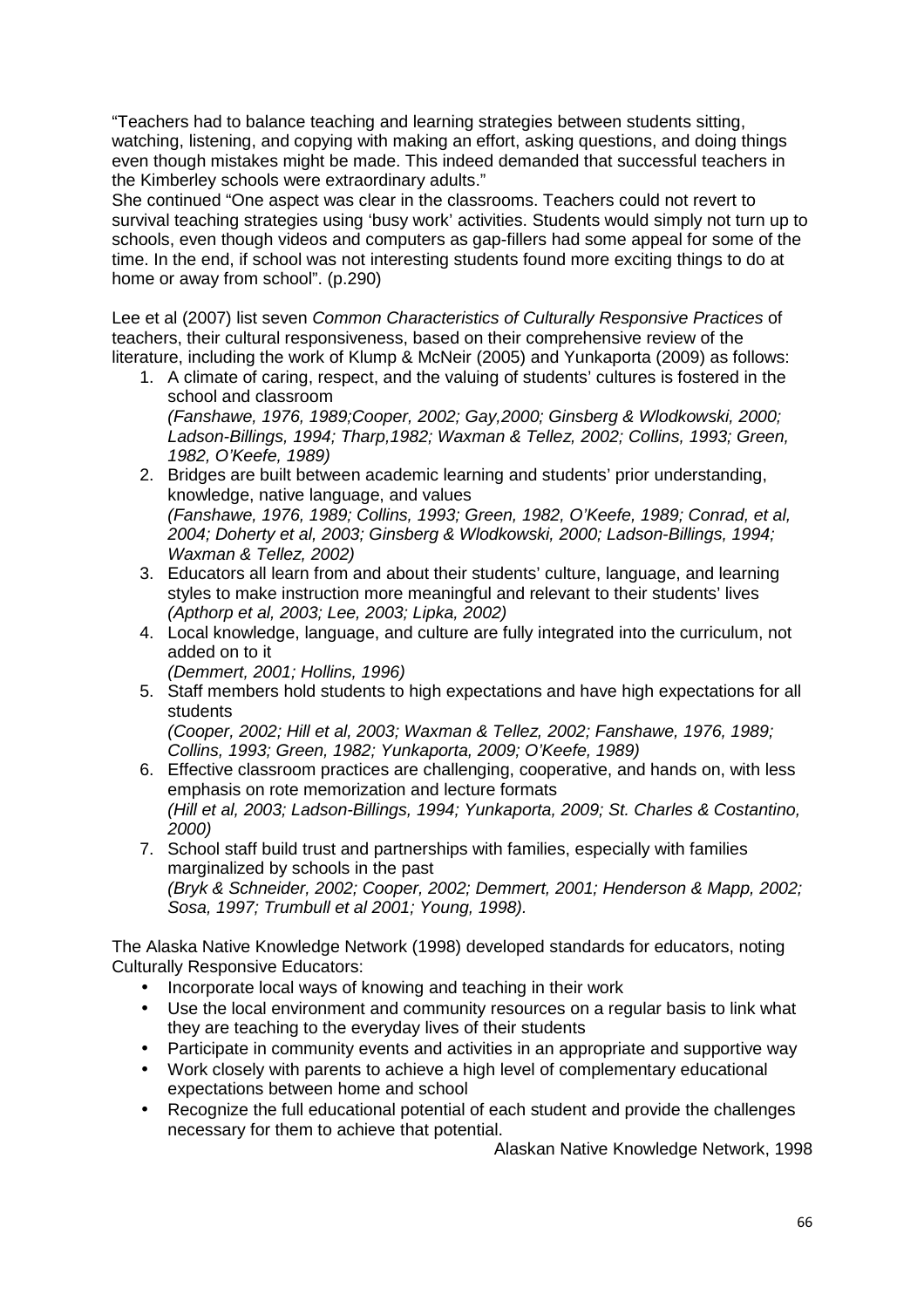“Teachers had to balance teaching and learning strategies between students sitting, watching, listening, and copying with making an effort, asking questions, and doing things even though mistakes might be made. This indeed demanded that successful teachers in the Kimberley schools were extraordinary adults.”

She continued “One aspect was clear in the classrooms. Teachers could not revert to survival teaching strategies using ‘busy work’ activities. Students would simply not turn up to schools, even though videos and computers as gap-fillers had some appeal for some of the time. In the end, if school was not interesting students found more exciting things to do at home or away from school”. (p.290)

Lee et al (2007) list seven *Common Characteristics of Culturally Responsive Practices* of teachers, their cultural responsiveness, based on their comprehensive review of the literature, including the work of Klump & McNeir (2005) and Yunkaporta (2009) as follows:

1. A climate of caring, respect, and the valuing of students’ cultures is fostered in the school and classroom
   *(Fanshawe, 1976, 1989;Cooper, 2002; Gay,2000; Ginsberg & Wlodkowski, 2000; Ladson-Billings, 1994; Tharp,1982; Waxman & Tellez, 2002; Collins, 1993; Green, 1982, O’Keefe, 1989)*
2. Bridges are built between academic learning and students’ prior understanding, knowledge, native language, and values
   *(Fanshawe, 1976, 1989; Collins, 1993; Green, 1982, O’Keefe, 1989; Conrad, et al, 2004; Doherty et al, 2003; Ginsberg & Wlodkowski, 2000; Ladson-Billings, 1994; Waxman & Tellez, 2002)*
3. Educators all learn from and about their students’ culture, language, and learning styles to make instruction more meaningful and relevant to their students’ lives
   *(Apthorp et al, 2003; Lee, 2003; Lipka, 2002)*
4. Local knowledge, language, and culture are fully integrated into the curriculum, not added on to it
   *(Demmert, 2001; Hollins, 1996)*
5. Staff members hold students to high expectations and have high expectations for all students
   *(Cooper, 2002; Hill et al, 2003; Waxman & Tellez, 2002; Fanshawe, 1976, 1989; Collins, 1993; Green, 1982; Yunkaporta, 2009; O’Keefe, 1989)*
6. Effective classroom practices are challenging, cooperative, and hands on, with less emphasis on rote memorization and lecture formats
   *(Hill et al, 2003; Ladson-Billings, 1994; Yunkaporta, 2009; St. Charles & Costantino, 2000)*
7. School staff build trust and partnerships with families, especially with families marginalized by schools in the past
   *(Bryk & Schneider, 2002; Cooper, 2002; Demmert, 2001; Henderson & Mapp, 2002; Sosa, 1997; Trumbull et al 2001; Young, 1998).*

The Alaska Native Knowledge Network (1998) developed standards for educators, noting Culturally Responsive Educators:

- Incorporate local ways of knowing and teaching in their work
- Use the local environment and community resources on a regular basis to link what they are teaching to the everyday lives of their students
- Participate in community events and activities in an appropriate and supportive way
- Work closely with parents to achieve a high level of complementary educational expectations between home and school
- Recognize the full educational potential of each student and provide the challenges necessary for them to achieve that potential.

Alaskan Native Knowledge Network, 1998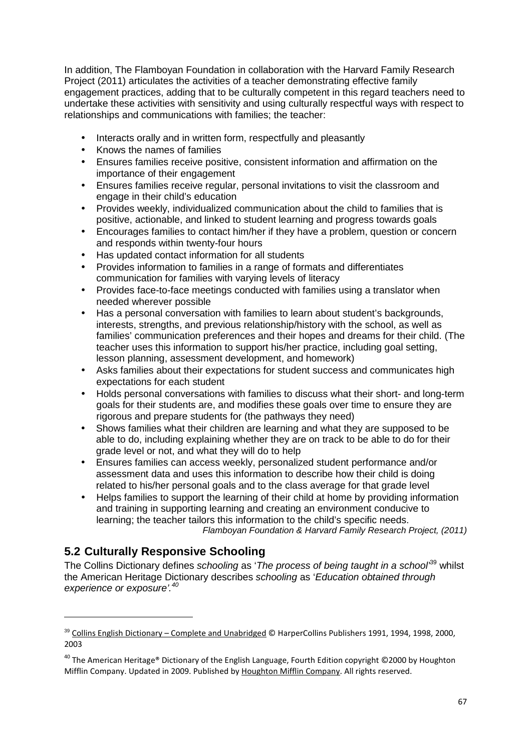In addition, The Flamboyan Foundation in collaboration with the Harvard Family Research Project (2011) articulates the activities of a teacher demonstrating effective family engagement practices, adding that to be culturally competent in this regard teachers need to undertake these activities with sensitivity and using culturally respectful ways with respect to relationships and communications with families; the teacher:

- Interacts orally and in written form, respectfully and pleasantly
- Knows the names of families
- Ensures families receive positive, consistent information and affirmation on the importance of their engagement
- Ensures families receive regular, personal invitations to visit the classroom and engage in their child's education
- Provides weekly, individualized communication about the child to families that is positive, actionable, and linked to student learning and progress towards goals
- Encourages families to contact him/her if they have a problem, question or concern and responds within twenty-four hours
- Has updated contact information for all students
- Provides information to families in a range of formats and differentiates communication for families with varying levels of literacy
- Provides face-to-face meetings conducted with families using a translator when needed wherever possible
- Has a personal conversation with families to learn about student's backgrounds, interests, strengths, and previous relationship/history with the school, as well as families' communication preferences and their hopes and dreams for their child. (The teacher uses this information to support his/her practice, including goal setting, lesson planning, assessment development, and homework)
- Asks families about their expectations for student success and communicates high expectations for each student
- Holds personal conversations with families to discuss what their short- and long-term goals for their students are, and modifies these goals over time to ensure they are rigorous and prepare students for (the pathways they need)
- Shows families what their children are learning and what they are supposed to be able to do, including explaining whether they are on track to be able to do for their grade level or not, and what they will do to help
- Ensures families can access weekly, personalized student performance and/or assessment data and uses this information to describe how their child is doing related to his/her personal goals and to the class average for that grade level
- Helps families to support the learning of their child at home by providing information and training in supporting learning and creating an environment conducive to learning; the teacher tailors this information to the child's specific needs.

*Flamboyan Foundation & Harvard Family Research Project, (2011)*

## 5.2 Culturally Responsive Schooling

The Collins Dictionary defines *schooling* as '*The process of being taught in a school*'[39] whilst the American Heritage Dictionary describes *schooling* as '*Education obtained through experience or exposure*'.[40]

---

[39] Collins English Dictionary – Complete and Unabridged © HarperCollins Publishers 1991, 1994, 1998, 2000, 2003

[40] The American Heritage® Dictionary of the English Language, Fourth Edition copyright ©2000 by Houghton Mifflin Company. Updated in 2009. Published by Houghton Mifflin Company. All rights reserved.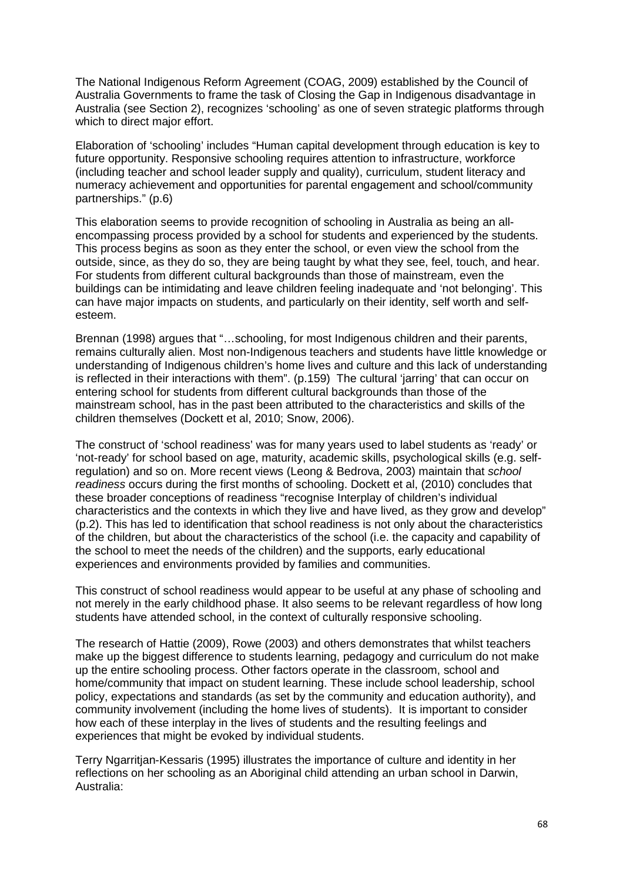The National Indigenous Reform Agreement (COAG, 2009) established by the Council of Australia Governments to frame the task of Closing the Gap in Indigenous disadvantage in Australia (see Section 2), recognizes 'schooling' as one of seven strategic platforms through which to direct major effort.

Elaboration of 'schooling' includes "Human capital development through education is key to future opportunity. Responsive schooling requires attention to infrastructure, workforce (including teacher and school leader supply and quality), curriculum, student literacy and numeracy achievement and opportunities for parental engagement and school/community partnerships." (p.6)

This elaboration seems to provide recognition of schooling in Australia as being an all-encompassing process provided by a school for students and experienced by the students. This process begins as soon as they enter the school, or even view the school from the outside, since, as they do so, they are being taught by what they see, feel, touch, and hear. For students from different cultural backgrounds than those of mainstream, even the buildings can be intimidating and leave children feeling inadequate and 'not belonging'. This can have major impacts on students, and particularly on their identity, self worth and self-esteem.

Brennan (1998) argues that "…schooling, for most Indigenous children and their parents, remains culturally alien. Most non-Indigenous teachers and students have little knowledge or understanding of Indigenous children's home lives and culture and this lack of understanding is reflected in their interactions with them". (p.159) The cultural 'jarring' that can occur on entering school for students from different cultural backgrounds than those of the mainstream school, has in the past been attributed to the characteristics and skills of the children themselves (Dockett et al, 2010; Snow, 2006).

The construct of 'school readiness' was for many years used to label students as 'ready' or 'not-ready' for school based on age, maturity, academic skills, psychological skills (e.g. self-regulation) and so on. More recent views (Leong & Bedrova, 2003) maintain that *school readiness* occurs during the first months of schooling. Dockett et al, (2010) concludes that these broader conceptions of readiness "recognise Interplay of children's individual characteristics and the contexts in which they live and have lived, as they grow and develop" (p.2). This has led to identification that school readiness is not only about the characteristics of the children, but about the characteristics of the school (i.e. the capacity and capability of the school to meet the needs of the children) and the supports, early educational experiences and environments provided by families and communities.

This construct of school readiness would appear to be useful at any phase of schooling and not merely in the early childhood phase. It also seems to be relevant regardless of how long students have attended school, in the context of culturally responsive schooling.

The research of Hattie (2009), Rowe (2003) and others demonstrates that whilst teachers make up the biggest difference to students learning, pedagogy and curriculum do not make up the entire schooling process. Other factors operate in the classroom, school and home/community that impact on student learning. These include school leadership, school policy, expectations and standards (as set by the community and education authority), and community involvement (including the home lives of students). It is important to consider how each of these interplay in the lives of students and the resulting feelings and experiences that might be evoked by individual students.

Terry Ngarritjan-Kessaris (1995) illustrates the importance of culture and identity in her reflections on her schooling as an Aboriginal child attending an urban school in Darwin, Australia: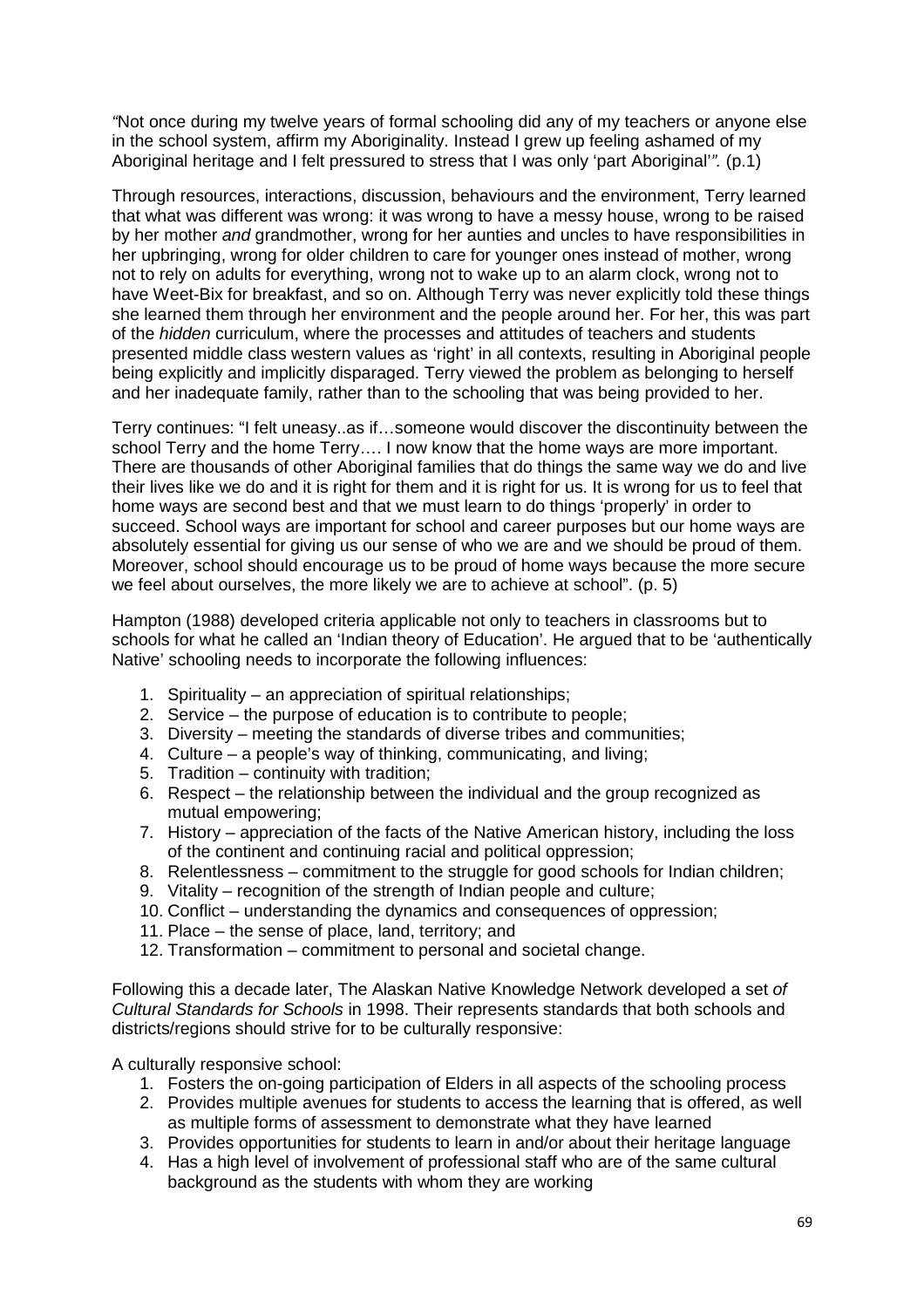*"*Not once during my twelve years of formal schooling did any of my teachers or anyone else in the school system, affirm my Aboriginality. Instead I grew up feeling ashamed of my Aboriginal heritage and I felt pressured to stress that I was only 'part Aboriginal'*".* (p.1)

Through resources, interactions, discussion, behaviours and the environment, Terry learned that what was different was wrong: it was wrong to have a messy house, wrong to be raised by her mother *and* grandmother, wrong for her aunties and uncles to have responsibilities in her upbringing, wrong for older children to care for younger ones instead of mother, wrong not to rely on adults for everything, wrong not to wake up to an alarm clock, wrong not to have Weet-Bix for breakfast, and so on. Although Terry was never explicitly told these things she learned them through her environment and the people around her. For her, this was part of the *hidden* curriculum, where the processes and attitudes of teachers and students presented middle class western values as 'right' in all contexts, resulting in Aboriginal people being explicitly and implicitly disparaged. Terry viewed the problem as belonging to herself and her inadequate family, rather than to the schooling that was being provided to her.

Terry continues: "I felt uneasy..as if…someone would discover the discontinuity between the school Terry and the home Terry…. I now know that the home ways are more important. There are thousands of other Aboriginal families that do things the same way we do and live their lives like we do and it is right for them and it is right for us. It is wrong for us to feel that home ways are second best and that we must learn to do things 'properly' in order to succeed. School ways are important for school and career purposes but our home ways are absolutely essential for giving us our sense of who we are and we should be proud of them. Moreover, school should encourage us to be proud of home ways because the more secure we feel about ourselves, the more likely we are to achieve at school". (p. 5)

Hampton (1988) developed criteria applicable not only to teachers in classrooms but to schools for what he called an 'Indian theory of Education'. He argued that to be 'authentically Native' schooling needs to incorporate the following influences:

1. Spirituality – an appreciation of spiritual relationships;
2. Service – the purpose of education is to contribute to people;
3. Diversity – meeting the standards of diverse tribes and communities;
4. Culture – a people's way of thinking, communicating, and living;
5. Tradition – continuity with tradition;
6. Respect – the relationship between the individual and the group recognized as mutual empowering;
7. History – appreciation of the facts of the Native American history, including the loss of the continent and continuing racial and political oppression;
8. Relentlessness – commitment to the struggle for good schools for Indian children;
9. Vitality – recognition of the strength of Indian people and culture;
10. Conflict – understanding the dynamics and consequences of oppression;
11. Place – the sense of place, land, territory; and
12. Transformation – commitment to personal and societal change.

Following this a decade later, The Alaskan Native Knowledge Network developed a set *of Cultural Standards for Schools* in 1998. Their represents standards that both schools and districts/regions should strive for to be culturally responsive:

A culturally responsive school:

1. Fosters the on-going participation of Elders in all aspects of the schooling process
2. Provides multiple avenues for students to access the learning that is offered, as well as multiple forms of assessment to demonstrate what they have learned
3. Provides opportunities for students to learn in and/or about their heritage language
4. Has a high level of involvement of professional staff who are of the same cultural background as the students with whom they are working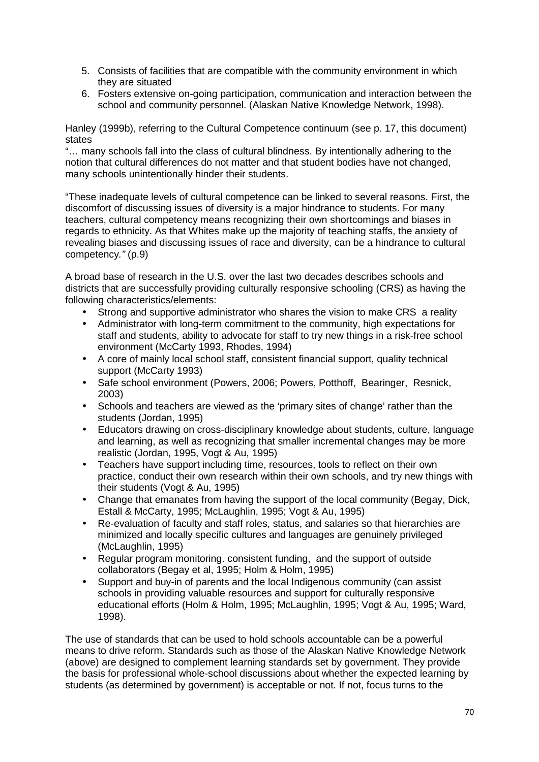5. Consists of facilities that are compatible with the community environment in which they are situated
6. Fosters extensive on-going participation, communication and interaction between the school and community personnel. (Alaskan Native Knowledge Network, 1998).

Hanley (1999b), referring to the Cultural Competence continuum (see p. 17, this document) states

"… many schools fall into the class of cultural blindness. By intentionally adhering to the notion that cultural differences do not matter and that student bodies have not changed, many schools unintentionally hinder their students.

"These inadequate levels of cultural competence can be linked to several reasons. First, the discomfort of discussing issues of diversity is a major hindrance to students. For many teachers, cultural competency means recognizing their own shortcomings and biases in regards to ethnicity. As that Whites make up the majority of teaching staffs, the anxiety of revealing biases and discussing issues of race and diversity, can be a hindrance to cultural competency.*"* (p.9)

A broad base of research in the U.S. over the last two decades describes schools and districts that are successfully providing culturally responsive schooling (CRS) as having the following characteristics/elements:

- Strong and supportive administrator who shares the vision to make CRS a reality
- Administrator with long-term commitment to the community, high expectations for staff and students, ability to advocate for staff to try new things in a risk-free school environment (McCarty 1993, Rhodes, 1994)
- A core of mainly local school staff, consistent financial support, quality technical support (McCarty 1993)
- Safe school environment (Powers, 2006; Powers, Potthoff, Bearinger, Resnick, 2003)
- Schools and teachers are viewed as the 'primary sites of change' rather than the students (Jordan, 1995)
- Educators drawing on cross-disciplinary knowledge about students, culture, language and learning, as well as recognizing that smaller incremental changes may be more realistic (Jordan, 1995, Vogt & Au, 1995)
- Teachers have support including time, resources, tools to reflect on their own practice, conduct their own research within their own schools, and try new things with their students (Vogt & Au, 1995)
- Change that emanates from having the support of the local community (Begay, Dick, Estall & McCarty, 1995; McLaughlin, 1995; Vogt & Au, 1995)
- Re-evaluation of faculty and staff roles, status, and salaries so that hierarchies are minimized and locally specific cultures and languages are genuinely privileged (McLaughlin, 1995)
- Regular program monitoring. consistent funding, and the support of outside collaborators (Begay et al, 1995; Holm & Holm, 1995)
- Support and buy-in of parents and the local Indigenous community (can assist schools in providing valuable resources and support for culturally responsive educational efforts (Holm & Holm, 1995; McLaughlin, 1995; Vogt & Au, 1995; Ward, 1998).

The use of standards that can be used to hold schools accountable can be a powerful means to drive reform. Standards such as those of the Alaskan Native Knowledge Network (above) are designed to complement learning standards set by government. They provide the basis for professional whole-school discussions about whether the expected learning by students (as determined by government) is acceptable or not. If not, focus turns to the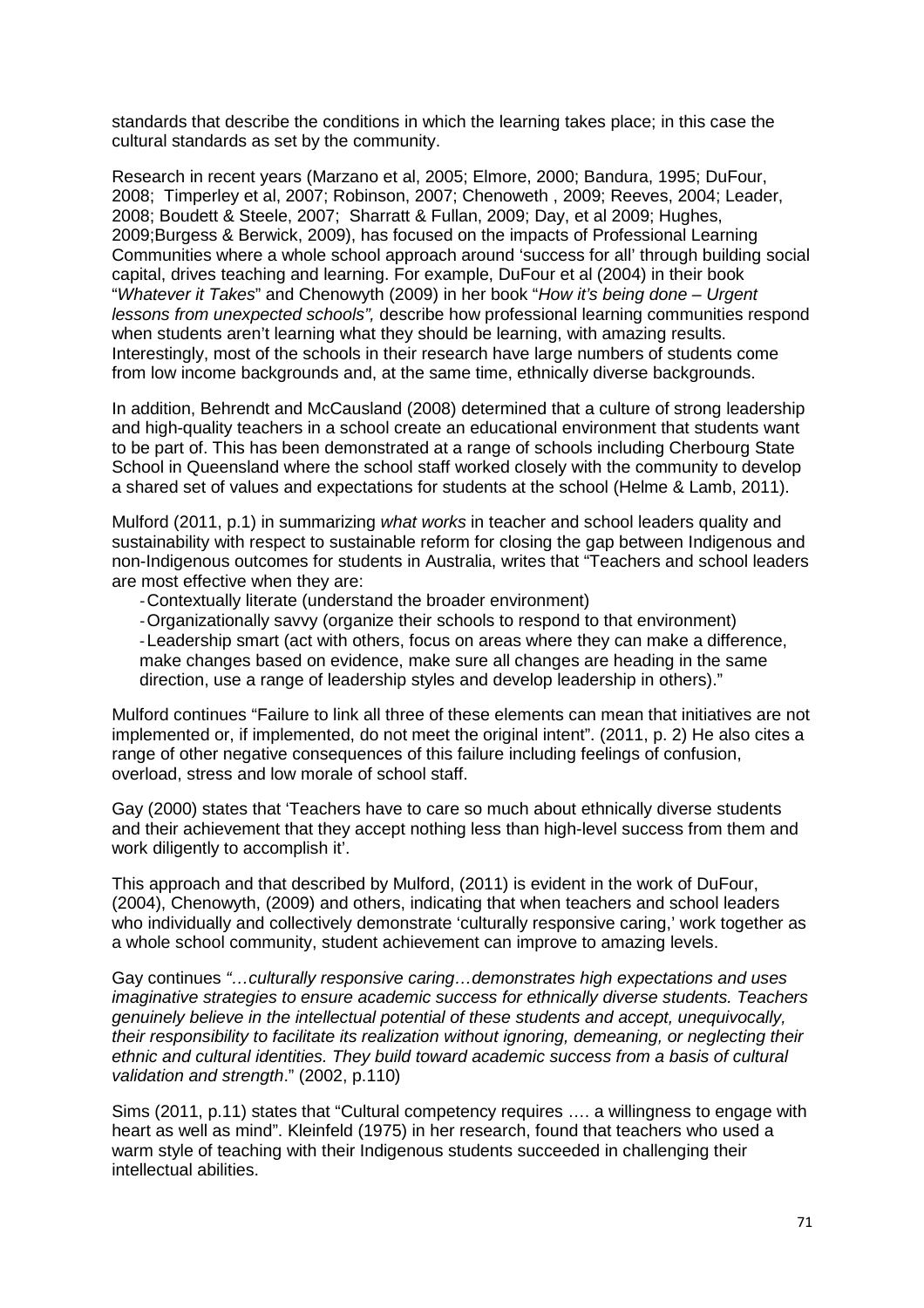standards that describe the conditions in which the learning takes place; in this case the cultural standards as set by the community.

Research in recent years (Marzano et al, 2005; Elmore, 2000; Bandura, 1995; DuFour, 2008; Timperley et al, 2007; Robinson, 2007; Chenoweth , 2009; Reeves, 2004; Leader, 2008; Boudett & Steele, 2007; Sharratt & Fullan, 2009; Day, et al 2009; Hughes, 2009;Burgess & Berwick, 2009), has focused on the impacts of Professional Learning Communities where a whole school approach around 'success for all' through building social capital, drives teaching and learning. For example, DuFour et al (2004) in their book "*Whatever it Takes*" and Chenowyth (2009) in her book "*How it's being done – Urgent lessons from unexpected schools",* describe how professional learning communities respond when students aren't learning what they should be learning, with amazing results. Interestingly, most of the schools in their research have large numbers of students come from low income backgrounds and, at the same time, ethnically diverse backgrounds.

In addition, Behrendt and McCausland (2008) determined that a culture of strong leadership and high-quality teachers in a school create an educational environment that students want to be part of. This has been demonstrated at a range of schools including Cherbourg State School in Queensland where the school staff worked closely with the community to develop a shared set of values and expectations for students at the school (Helme & Lamb, 2011).

Mulford (2011, p.1) in summarizing *what works* in teacher and school leaders quality and sustainability with respect to sustainable reform for closing the gap between Indigenous and non-Indigenous outcomes for students in Australia, writes that "Teachers and school leaders are most effective when they are:

- Contextually literate (understand the broader environment)
- Organizationally savvy (organize their schools to respond to that environment)
- Leadership smart (act with others, focus on areas where they can make a difference, make changes based on evidence, make sure all changes are heading in the same direction, use a range of leadership styles and develop leadership in others)."

Mulford continues "Failure to link all three of these elements can mean that initiatives are not implemented or, if implemented, do not meet the original intent". (2011, p. 2) He also cites a range of other negative consequences of this failure including feelings of confusion, overload, stress and low morale of school staff.

Gay (2000) states that 'Teachers have to care so much about ethnically diverse students and their achievement that they accept nothing less than high-level success from them and work diligently to accomplish it'.

This approach and that described by Mulford, (2011) is evident in the work of DuFour, (2004), Chenowyth, (2009) and others, indicating that when teachers and school leaders who individually and collectively demonstrate 'culturally responsive caring,' work together as a whole school community, student achievement can improve to amazing levels.

Gay continues *"…culturally responsive caring…demonstrates high expectations and uses imaginative strategies to ensure academic success for ethnically diverse students. Teachers genuinely believe in the intellectual potential of these students and accept, unequivocally, their responsibility to facilitate its realization without ignoring, demeaning, or neglecting their ethnic and cultural identities. They build toward academic success from a basis of cultural validation and strength*." (2002, p.110)

Sims (2011, p.11) states that "Cultural competency requires …. a willingness to engage with heart as well as mind". Kleinfeld (1975) in her research, found that teachers who used a warm style of teaching with their Indigenous students succeeded in challenging their intellectual abilities.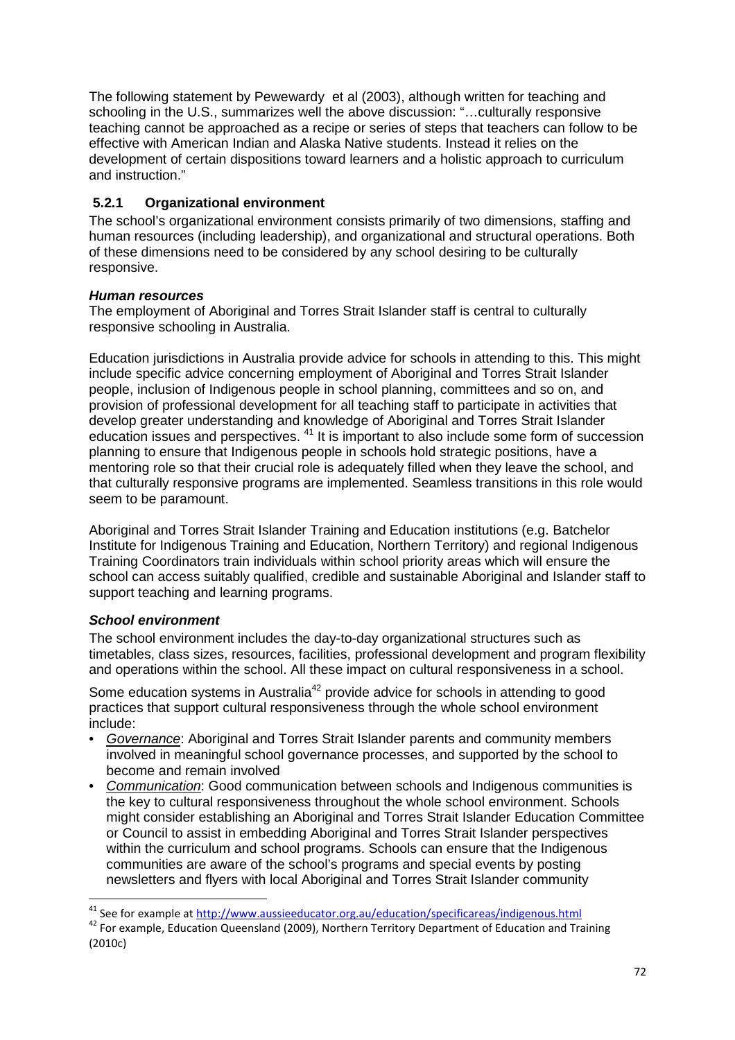The following statement by Pewewardy et al (2003), although written for teaching and schooling in the U.S., summarizes well the above discussion: "…culturally responsive teaching cannot be approached as a recipe or series of steps that teachers can follow to be effective with American Indian and Alaska Native students. Instead it relies on the development of certain dispositions toward learners and a holistic approach to curriculum and instruction."

### 5.2.1 Organizational environment

The school's organizational environment consists primarily of two dimensions, staffing and human resources (including leadership), and organizational and structural operations. Both of these dimensions need to be considered by any school desiring to be culturally responsive.

***Human resources***

The employment of Aboriginal and Torres Strait Islander staff is central to culturally responsive schooling in Australia.

Education jurisdictions in Australia provide advice for schools in attending to this. This might include specific advice concerning employment of Aboriginal and Torres Strait Islander people, inclusion of Indigenous people in school planning, committees and so on, and provision of professional development for all teaching staff to participate in activities that develop greater understanding and knowledge of Aboriginal and Torres Strait Islander education issues and perspectives. [41] It is important to also include some form of succession planning to ensure that Indigenous people in schools hold strategic positions, have a mentoring role so that their crucial role is adequately filled when they leave the school, and that culturally responsive programs are implemented. Seamless transitions in this role would seem to be paramount.

Aboriginal and Torres Strait Islander Training and Education institutions (e.g. Batchelor Institute for Indigenous Training and Education, Northern Territory) and regional Indigenous Training Coordinators train individuals within school priority areas which will ensure the school can access suitably qualified, credible and sustainable Aboriginal and Islander staff to support teaching and learning programs.

***School environment***

The school environment includes the day-to-day organizational structures such as timetables, class sizes, resources, facilities, professional development and program flexibility and operations within the school. All these impact on cultural responsiveness in a school.

Some education systems in Australia[42] provide advice for schools in attending to good practices that support cultural responsiveness through the whole school environment include:

- *Governance*: Aboriginal and Torres Strait Islander parents and community members involved in meaningful school governance processes, and supported by the school to become and remain involved
- *Communication*: Good communication between schools and Indigenous communities is the key to cultural responsiveness throughout the whole school environment. Schools might consider establishing an Aboriginal and Torres Strait Islander Education Committee or Council to assist in embedding Aboriginal and Torres Strait Islander perspectives within the curriculum and school programs. Schools can ensure that the Indigenous communities are aware of the school's programs and special events by posting newsletters and flyers with local Aboriginal and Torres Strait Islander community

---

[41] See for example at http://www.aussieeducator.org.au/education/specificareas/indigenous.html

[42] For example, Education Queensland (2009), Northern Territory Department of Education and Training (2010c)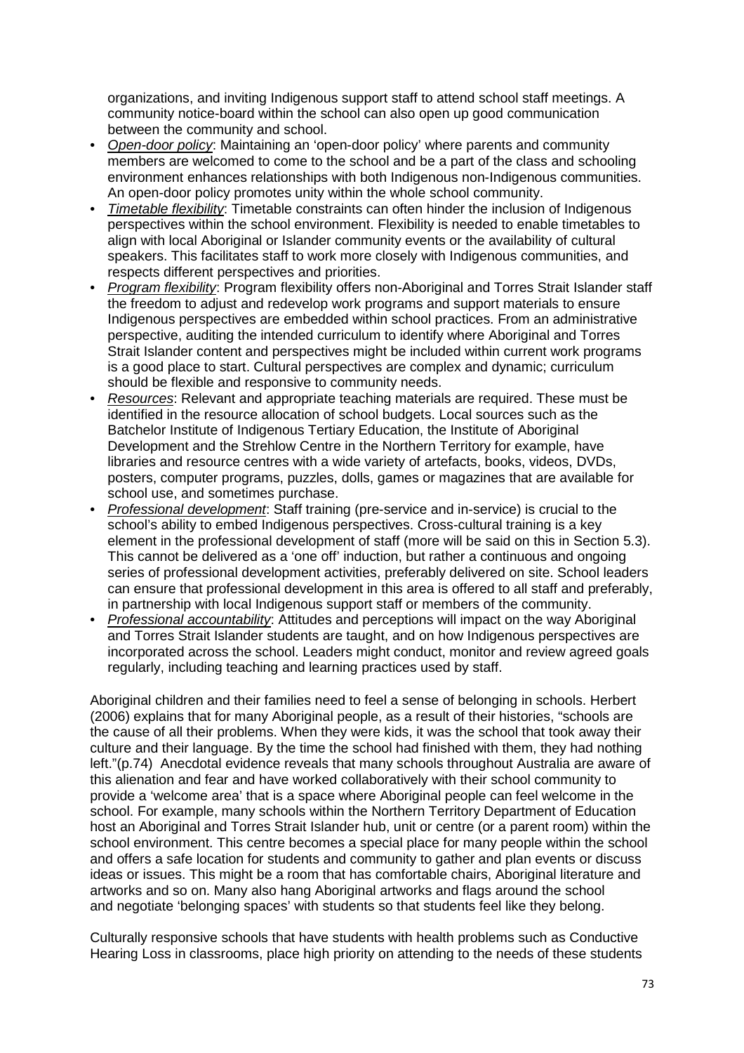organizations, and inviting Indigenous support staff to attend school staff meetings. A community notice-board within the school can also open up good communication between the community and school.

- *Open-door policy*: Maintaining an 'open-door policy' where parents and community members are welcomed to come to the school and be a part of the class and schooling environment enhances relationships with both Indigenous non-Indigenous communities. An open-door policy promotes unity within the whole school community.
- *Timetable flexibility*: Timetable constraints can often hinder the inclusion of Indigenous perspectives within the school environment. Flexibility is needed to enable timetables to align with local Aboriginal or Islander community events or the availability of cultural speakers. This facilitates staff to work more closely with Indigenous communities, and respects different perspectives and priorities.
- *Program flexibility*: Program flexibility offers non-Aboriginal and Torres Strait Islander staff the freedom to adjust and redevelop work programs and support materials to ensure Indigenous perspectives are embedded within school practices. From an administrative perspective, auditing the intended curriculum to identify where Aboriginal and Torres Strait Islander content and perspectives might be included within current work programs is a good place to start. Cultural perspectives are complex and dynamic; curriculum should be flexible and responsive to community needs.
- *Resources*: Relevant and appropriate teaching materials are required. These must be identified in the resource allocation of school budgets. Local sources such as the Batchelor Institute of Indigenous Tertiary Education, the Institute of Aboriginal Development and the Strehlow Centre in the Northern Territory for example, have libraries and resource centres with a wide variety of artefacts, books, videos, DVDs, posters, computer programs, puzzles, dolls, games or magazines that are available for school use, and sometimes purchase.
- *Professional development*: Staff training (pre-service and in-service) is crucial to the school's ability to embed Indigenous perspectives. Cross-cultural training is a key element in the professional development of staff (more will be said on this in Section 5.3). This cannot be delivered as a 'one off' induction, but rather a continuous and ongoing series of professional development activities, preferably delivered on site. School leaders can ensure that professional development in this area is offered to all staff and preferably, in partnership with local Indigenous support staff or members of the community.
- *Professional accountability*: Attitudes and perceptions will impact on the way Aboriginal and Torres Strait Islander students are taught, and on how Indigenous perspectives are incorporated across the school. Leaders might conduct, monitor and review agreed goals regularly, including teaching and learning practices used by staff.

Aboriginal children and their families need to feel a sense of belonging in schools. Herbert (2006) explains that for many Aboriginal people, as a result of their histories, "schools are the cause of all their problems. When they were kids, it was the school that took away their culture and their language. By the time the school had finished with them, they had nothing left."(p.74) Anecdotal evidence reveals that many schools throughout Australia are aware of this alienation and fear and have worked collaboratively with their school community to provide a 'welcome area' that is a space where Aboriginal people can feel welcome in the school. For example, many schools within the Northern Territory Department of Education host an Aboriginal and Torres Strait Islander hub, unit or centre (or a parent room) within the school environment. This centre becomes a special place for many people within the school and offers a safe location for students and community to gather and plan events or discuss ideas or issues. This might be a room that has comfortable chairs, Aboriginal literature and artworks and so on. Many also hang Aboriginal artworks and flags around the school and negotiate 'belonging spaces' with students so that students feel like they belong.

Culturally responsive schools that have students with health problems such as Conductive Hearing Loss in classrooms, place high priority on attending to the needs of these students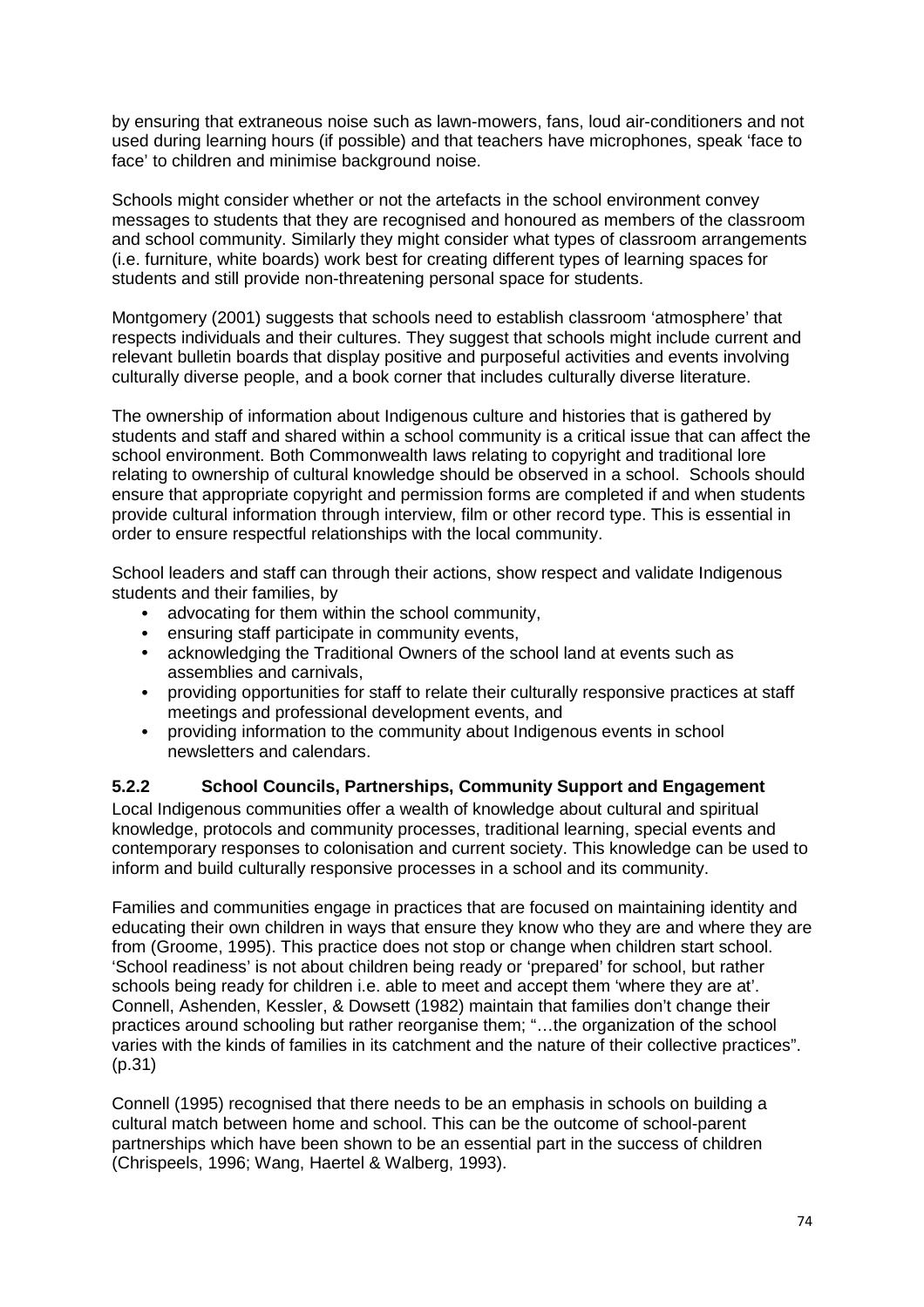by ensuring that extraneous noise such as lawn-mowers, fans, loud air-conditioners and not used during learning hours (if possible) and that teachers have microphones, speak 'face to face' to children and minimise background noise.

Schools might consider whether or not the artefacts in the school environment convey messages to students that they are recognised and honoured as members of the classroom and school community. Similarly they might consider what types of classroom arrangements (i.e. furniture, white boards) work best for creating different types of learning spaces for students and still provide non-threatening personal space for students.

Montgomery (2001) suggests that schools need to establish classroom 'atmosphere' that respects individuals and their cultures. They suggest that schools might include current and relevant bulletin boards that display positive and purposeful activities and events involving culturally diverse people, and a book corner that includes culturally diverse literature.

The ownership of information about Indigenous culture and histories that is gathered by students and staff and shared within a school community is a critical issue that can affect the school environment. Both Commonwealth laws relating to copyright and traditional lore relating to ownership of cultural knowledge should be observed in a school. Schools should ensure that appropriate copyright and permission forms are completed if and when students provide cultural information through interview, film or other record type. This is essential in order to ensure respectful relationships with the local community.

School leaders and staff can through their actions, show respect and validate Indigenous students and their families, by

- advocating for them within the school community,
- ensuring staff participate in community events,
- acknowledging the Traditional Owners of the school land at events such as assemblies and carnivals,
- providing opportunities for staff to relate their culturally responsive practices at staff meetings and professional development events, and
- providing information to the community about Indigenous events in school newsletters and calendars.

### 5.2.2 School Councils, Partnerships, Community Support and Engagement

Local Indigenous communities offer a wealth of knowledge about cultural and spiritual knowledge, protocols and community processes, traditional learning, special events and contemporary responses to colonisation and current society. This knowledge can be used to inform and build culturally responsive processes in a school and its community.

Families and communities engage in practices that are focused on maintaining identity and educating their own children in ways that ensure they know who they are and where they are from (Groome, 1995). This practice does not stop or change when children start school. 'School readiness' is not about children being ready or 'prepared' for school, but rather schools being ready for children i.e. able to meet and accept them 'where they are at'. Connell, Ashenden, Kessler, & Dowsett (1982) maintain that families don't change their practices around schooling but rather reorganise them; "…the organization of the school varies with the kinds of families in its catchment and the nature of their collective practices". (p.31)

Connell (1995) recognised that there needs to be an emphasis in schools on building a cultural match between home and school. This can be the outcome of school-parent partnerships which have been shown to be an essential part in the success of children (Chrispeels, 1996; Wang, Haertel & Walberg, 1993).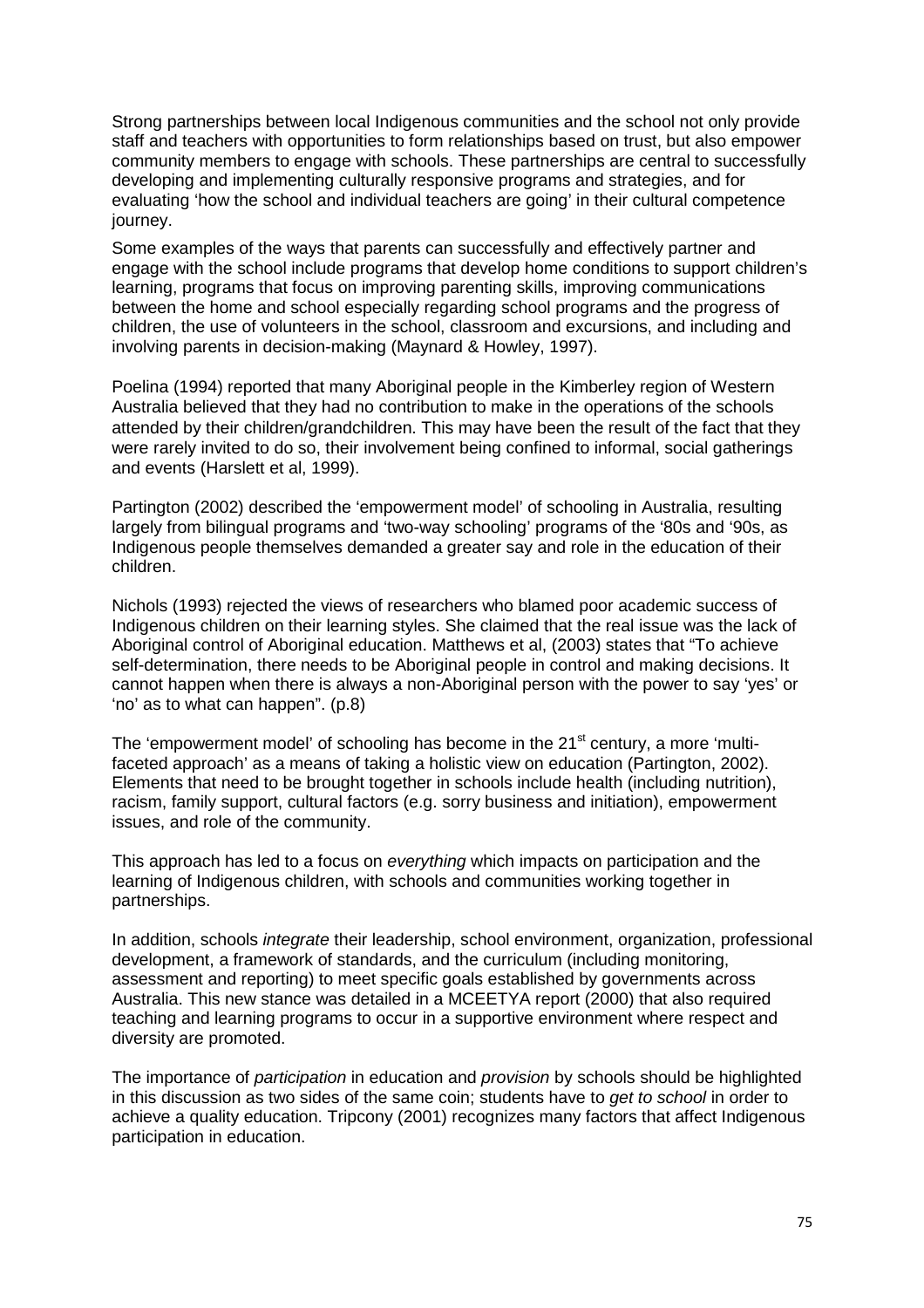Strong partnerships between local Indigenous communities and the school not only provide staff and teachers with opportunities to form relationships based on trust, but also empower community members to engage with schools. These partnerships are central to successfully developing and implementing culturally responsive programs and strategies, and for evaluating 'how the school and individual teachers are going' in their cultural competence journey.

Some examples of the ways that parents can successfully and effectively partner and engage with the school include programs that develop home conditions to support children's learning, programs that focus on improving parenting skills, improving communications between the home and school especially regarding school programs and the progress of children, the use of volunteers in the school, classroom and excursions, and including and involving parents in decision-making (Maynard & Howley, 1997).

Poelina (1994) reported that many Aboriginal people in the Kimberley region of Western Australia believed that they had no contribution to make in the operations of the schools attended by their children/grandchildren. This may have been the result of the fact that they were rarely invited to do so, their involvement being confined to informal, social gatherings and events (Harslett et al, 1999).

Partington (2002) described the 'empowerment model' of schooling in Australia, resulting largely from bilingual programs and 'two-way schooling' programs of the '80s and '90s, as Indigenous people themselves demanded a greater say and role in the education of their children.

Nichols (1993) rejected the views of researchers who blamed poor academic success of Indigenous children on their learning styles. She claimed that the real issue was the lack of Aboriginal control of Aboriginal education. Matthews et al, (2003) states that "To achieve self-determination, there needs to be Aboriginal people in control and making decisions. It cannot happen when there is always a non-Aboriginal person with the power to say 'yes' or 'no' as to what can happen". (p.8)

The 'empowerment model' of schooling has become in the 21st century, a more 'multi-faceted approach' as a means of taking a holistic view on education (Partington, 2002). Elements that need to be brought together in schools include health (including nutrition), racism, family support, cultural factors (e.g. sorry business and initiation), empowerment issues, and role of the community.

This approach has led to a focus on *everything* which impacts on participation and the learning of Indigenous children, with schools and communities working together in partnerships.

In addition, schools *integrate* their leadership, school environment, organization, professional development, a framework of standards, and the curriculum (including monitoring, assessment and reporting) to meet specific goals established by governments across Australia. This new stance was detailed in a MCEETYA report (2000) that also required teaching and learning programs to occur in a supportive environment where respect and diversity are promoted.

The importance of *participation* in education and *provision* by schools should be highlighted in this discussion as two sides of the same coin; students have to *get to school* in order to achieve a quality education. Tripcony (2001) recognizes many factors that affect Indigenous participation in education.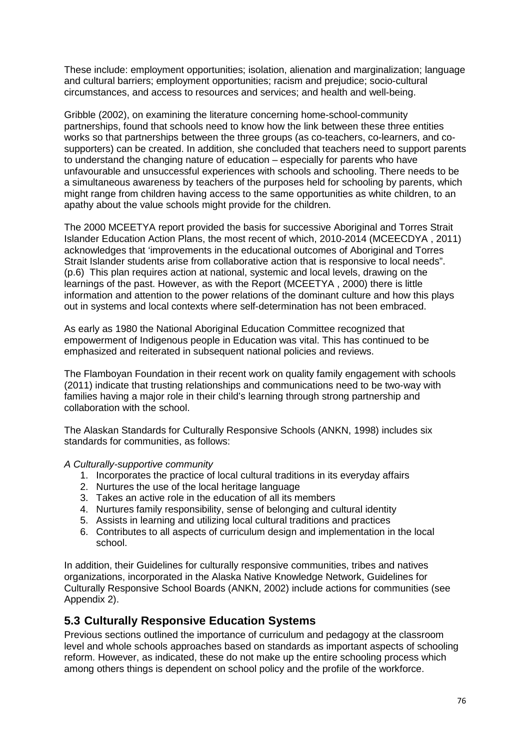These include: employment opportunities; isolation, alienation and marginalization; language and cultural barriers; employment opportunities; racism and prejudice; socio-cultural circumstances, and access to resources and services; and health and well-being.

Gribble (2002), on examining the literature concerning home-school-community partnerships, found that schools need to know how the link between these three entities works so that partnerships between the three groups (as co-teachers, co-learners, and co-supporters) can be created. In addition, she concluded that teachers need to support parents to understand the changing nature of education – especially for parents who have unfavourable and unsuccessful experiences with schools and schooling. There needs to be a simultaneous awareness by teachers of the purposes held for schooling by parents, which might range from children having access to the same opportunities as white children, to an apathy about the value schools might provide for the children.

The 2000 MCEETYA report provided the basis for successive Aboriginal and Torres Strait Islander Education Action Plans, the most recent of which, 2010-2014 (MCEECDYA , 2011) acknowledges that 'improvements in the educational outcomes of Aboriginal and Torres Strait Islander students arise from collaborative action that is responsive to local needs". (p.6) This plan requires action at national, systemic and local levels, drawing on the learnings of the past. However, as with the Report (MCEETYA , 2000) there is little information and attention to the power relations of the dominant culture and how this plays out in systems and local contexts where self-determination has not been embraced.

As early as 1980 the National Aboriginal Education Committee recognized that empowerment of Indigenous people in Education was vital. This has continued to be emphasized and reiterated in subsequent national policies and reviews.

The Flamboyan Foundation in their recent work on quality family engagement with schools (2011) indicate that trusting relationships and communications need to be two-way with families having a major role in their child's learning through strong partnership and collaboration with the school.

The Alaskan Standards for Culturally Responsive Schools (ANKN, 1998) includes six standards for communities, as follows:

*A Culturally-supportive community*

1. Incorporates the practice of local cultural traditions in its everyday affairs
2. Nurtures the use of the local heritage language
3. Takes an active role in the education of all its members
4. Nurtures family responsibility, sense of belonging and cultural identity
5. Assists in learning and utilizing local cultural traditions and practices
6. Contributes to all aspects of curriculum design and implementation in the local school.

In addition, their Guidelines for culturally responsive communities, tribes and natives organizations, incorporated in the Alaska Native Knowledge Network, Guidelines for Culturally Responsive School Boards (ANKN, 2002) include actions for communities (see Appendix 2).

## 5.3 Culturally Responsive Education Systems

Previous sections outlined the importance of curriculum and pedagogy at the classroom level and whole schools approaches based on standards as important aspects of schooling reform. However, as indicated, these do not make up the entire schooling process which among others things is dependent on school policy and the profile of the workforce.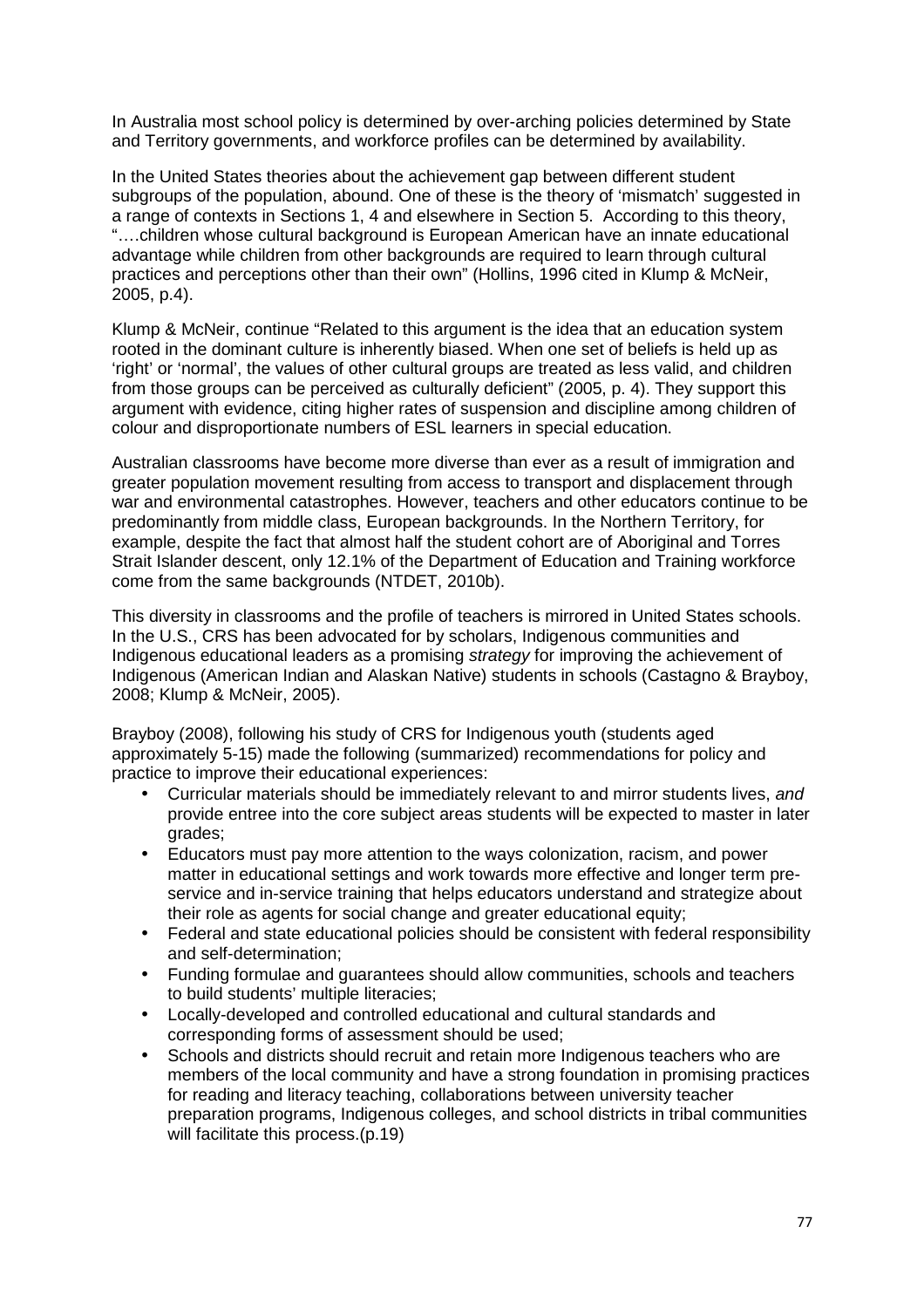In Australia most school policy is determined by over-arching policies determined by State and Territory governments, and workforce profiles can be determined by availability.

In the United States theories about the achievement gap between different student subgroups of the population, abound. One of these is the theory of 'mismatch' suggested in a range of contexts in Sections 1, 4 and elsewhere in Section 5. According to this theory, "….children whose cultural background is European American have an innate educational advantage while children from other backgrounds are required to learn through cultural practices and perceptions other than their own" (Hollins, 1996 cited in Klump & McNeir, 2005, p.4).

Klump & McNeir, continue "Related to this argument is the idea that an education system rooted in the dominant culture is inherently biased. When one set of beliefs is held up as 'right' or 'normal', the values of other cultural groups are treated as less valid, and children from those groups can be perceived as culturally deficient" (2005, p. 4). They support this argument with evidence, citing higher rates of suspension and discipline among children of colour and disproportionate numbers of ESL learners in special education.

Australian classrooms have become more diverse than ever as a result of immigration and greater population movement resulting from access to transport and displacement through war and environmental catastrophes. However, teachers and other educators continue to be predominantly from middle class, European backgrounds. In the Northern Territory, for example, despite the fact that almost half the student cohort are of Aboriginal and Torres Strait Islander descent, only 12.1% of the Department of Education and Training workforce come from the same backgrounds (NTDET, 2010b).

This diversity in classrooms and the profile of teachers is mirrored in United States schools. In the U.S., CRS has been advocated for by scholars, Indigenous communities and Indigenous educational leaders as a promising *strategy* for improving the achievement of Indigenous (American Indian and Alaskan Native) students in schools (Castagno & Brayboy, 2008; Klump & McNeir, 2005).

Brayboy (2008), following his study of CRS for Indigenous youth (students aged approximately 5-15) made the following (summarized) recommendations for policy and practice to improve their educational experiences:

- Curricular materials should be immediately relevant to and mirror students lives, *and* provide entree into the core subject areas students will be expected to master in later grades;
- Educators must pay more attention to the ways colonization, racism, and power matter in educational settings and work towards more effective and longer term pre-service and in-service training that helps educators understand and strategize about their role as agents for social change and greater educational equity;
- Federal and state educational policies should be consistent with federal responsibility and self-determination;
- Funding formulae and guarantees should allow communities, schools and teachers to build students' multiple literacies;
- Locally-developed and controlled educational and cultural standards and corresponding forms of assessment should be used;
- Schools and districts should recruit and retain more Indigenous teachers who are members of the local community and have a strong foundation in promising practices for reading and literacy teaching, collaborations between university teacher preparation programs, Indigenous colleges, and school districts in tribal communities will facilitate this process.(p.19)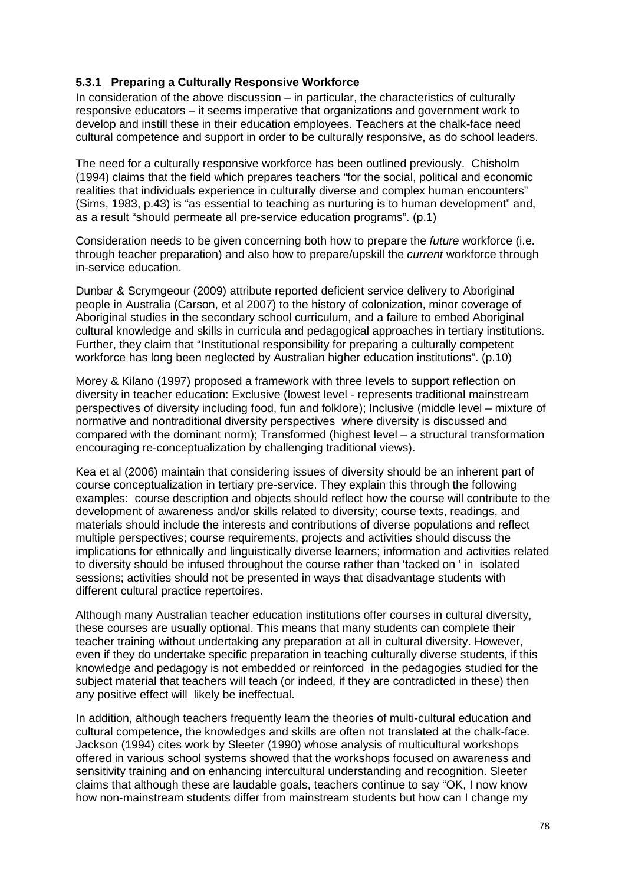### 5.3.1 Preparing a Culturally Responsive Workforce

In consideration of the above discussion – in particular, the characteristics of culturally responsive educators – it seems imperative that organizations and government work to develop and instill these in their education employees. Teachers at the chalk-face need cultural competence and support in order to be culturally responsive, as do school leaders.

The need for a culturally responsive workforce has been outlined previously. Chisholm (1994) claims that the field which prepares teachers "for the social, political and economic realities that individuals experience in culturally diverse and complex human encounters" (Sims, 1983, p.43) is "as essential to teaching as nurturing is to human development" and, as a result "should permeate all pre-service education programs". (p.1)

Consideration needs to be given concerning both how to prepare the *future* workforce (i.e. through teacher preparation) and also how to prepare/upskill the *current* workforce through in-service education.

Dunbar & Scrymgeour (2009) attribute reported deficient service delivery to Aboriginal people in Australia (Carson, et al 2007) to the history of colonization, minor coverage of Aboriginal studies in the secondary school curriculum, and a failure to embed Aboriginal cultural knowledge and skills in curricula and pedagogical approaches in tertiary institutions. Further, they claim that "Institutional responsibility for preparing a culturally competent workforce has long been neglected by Australian higher education institutions". (p.10)

Morey & Kilano (1997) proposed a framework with three levels to support reflection on diversity in teacher education: Exclusive (lowest level - represents traditional mainstream perspectives of diversity including food, fun and folklore); Inclusive (middle level – mixture of normative and nontraditional diversity perspectives where diversity is discussed and compared with the dominant norm); Transformed (highest level – a structural transformation encouraging re-conceptualization by challenging traditional views).

Kea et al (2006) maintain that considering issues of diversity should be an inherent part of course conceptualization in tertiary pre-service. They explain this through the following examples: course description and objects should reflect how the course will contribute to the development of awareness and/or skills related to diversity; course texts, readings, and materials should include the interests and contributions of diverse populations and reflect multiple perspectives; course requirements, projects and activities should discuss the implications for ethnically and linguistically diverse learners; information and activities related to diversity should be infused throughout the course rather than 'tacked on ' in isolated sessions; activities should not be presented in ways that disadvantage students with different cultural practice repertoires.

Although many Australian teacher education institutions offer courses in cultural diversity, these courses are usually optional. This means that many students can complete their teacher training without undertaking any preparation at all in cultural diversity. However, even if they do undertake specific preparation in teaching culturally diverse students, if this knowledge and pedagogy is not embedded or reinforced in the pedagogies studied for the subject material that teachers will teach (or indeed, if they are contradicted in these) then any positive effect will likely be ineffectual.

In addition, although teachers frequently learn the theories of multi-cultural education and cultural competence, the knowledges and skills are often not translated at the chalk-face. Jackson (1994) cites work by Sleeter (1990) whose analysis of multicultural workshops offered in various school systems showed that the workshops focused on awareness and sensitivity training and on enhancing intercultural understanding and recognition. Sleeter claims that although these are laudable goals, teachers continue to say "OK, I now know how non-mainstream students differ from mainstream students but how can I change my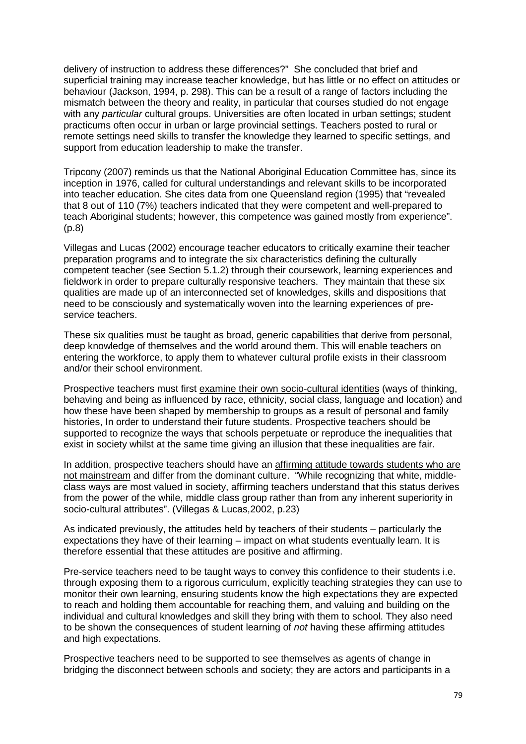delivery of instruction to address these differences?" She concluded that brief and superficial training may increase teacher knowledge, but has little or no effect on attitudes or behaviour (Jackson, 1994, p. 298). This can be a result of a range of factors including the mismatch between the theory and reality, in particular that courses studied do not engage with any *particular* cultural groups. Universities are often located in urban settings; student practicums often occur in urban or large provincial settings. Teachers posted to rural or remote settings need skills to transfer the knowledge they learned to specific settings, and support from education leadership to make the transfer.

Tripcony (2007) reminds us that the National Aboriginal Education Committee has, since its inception in 1976, called for cultural understandings and relevant skills to be incorporated into teacher education. She cites data from one Queensland region (1995) that "revealed that 8 out of 110 (7%) teachers indicated that they were competent and well-prepared to teach Aboriginal students; however, this competence was gained mostly from experience". (p.8)

Villegas and Lucas (2002) encourage teacher educators to critically examine their teacher preparation programs and to integrate the six characteristics defining the culturally competent teacher (see Section 5.1.2) through their coursework, learning experiences and fieldwork in order to prepare culturally responsive teachers. They maintain that these six qualities are made up of an interconnected set of knowledges, skills and dispositions that need to be consciously and systematically woven into the learning experiences of pre-service teachers.

These six qualities must be taught as broad, generic capabilities that derive from personal, deep knowledge of themselves and the world around them. This will enable teachers on entering the workforce, to apply them to whatever cultural profile exists in their classroom and/or their school environment.

Prospective teachers must first <u>examine their own socio-cultural identities</u> (ways of thinking, behaving and being as influenced by race, ethnicity, social class, language and location) and how these have been shaped by membership to groups as a result of personal and family histories, In order to understand their future students. Prospective teachers should be supported to recognize the ways that schools perpetuate or reproduce the inequalities that exist in society whilst at the same time giving an illusion that these inequalities are fair.

In addition, prospective teachers should have an <u>affirming attitude towards students who are not mainstream</u> and differ from the dominant culture. "While recognizing that white, middle-class ways are most valued in society, affirming teachers understand that this status derives from the power of the while, middle class group rather than from any inherent superiority in socio-cultural attributes". (Villegas & Lucas,2002, p.23)

As indicated previously, the attitudes held by teachers of their students – particularly the expectations they have of their learning – impact on what students eventually learn. It is therefore essential that these attitudes are positive and affirming.

Pre-service teachers need to be taught ways to convey this confidence to their students i.e. through exposing them to a rigorous curriculum, explicitly teaching strategies they can use to monitor their own learning, ensuring students know the high expectations they are expected to reach and holding them accountable for reaching them, and valuing and building on the individual and cultural knowledges and skill they bring with them to school. They also need to be shown the consequences of student learning of *not* having these affirming attitudes and high expectations.

Prospective teachers need to be supported to see themselves as agents of change in bridging the disconnect between schools and society; they are actors and participants in a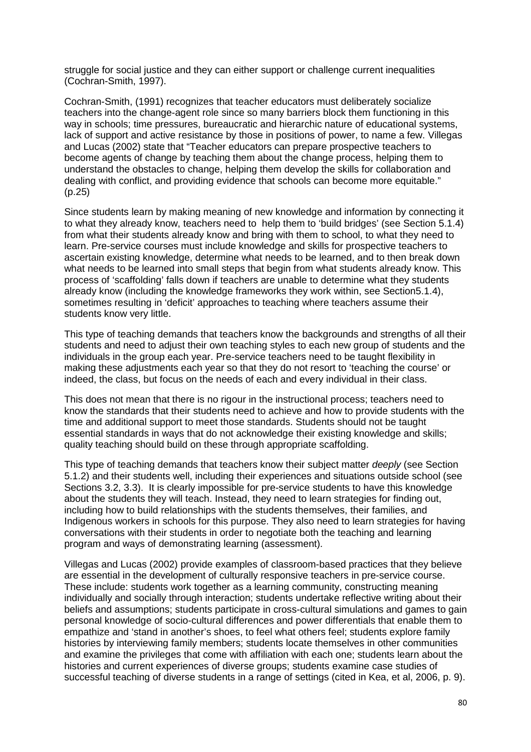struggle for social justice and they can either support or challenge current inequalities (Cochran-Smith, 1997).

Cochran-Smith, (1991) recognizes that teacher educators must deliberately socialize teachers into the change-agent role since so many barriers block them functioning in this way in schools; time pressures, bureaucratic and hierarchic nature of educational systems, lack of support and active resistance by those in positions of power, to name a few. Villegas and Lucas (2002) state that "Teacher educators can prepare prospective teachers to become agents of change by teaching them about the change process, helping them to understand the obstacles to change, helping them develop the skills for collaboration and dealing with conflict, and providing evidence that schools can become more equitable." (p.25)

Since students learn by making meaning of new knowledge and information by connecting it to what they already know, teachers need to help them to 'build bridges' (see Section 5.1.4) from what their students already know and bring with them to school, to what they need to learn. Pre-service courses must include knowledge and skills for prospective teachers to ascertain existing knowledge, determine what needs to be learned, and to then break down what needs to be learned into small steps that begin from what students already know. This process of 'scaffolding' falls down if teachers are unable to determine what they students already know (including the knowledge frameworks they work within, see Section5.1.4), sometimes resulting in 'deficit' approaches to teaching where teachers assume their students know very little.

This type of teaching demands that teachers know the backgrounds and strengths of all their students and need to adjust their own teaching styles to each new group of students and the individuals in the group each year. Pre-service teachers need to be taught flexibility in making these adjustments each year so that they do not resort to 'teaching the course' or indeed, the class, but focus on the needs of each and every individual in their class.

This does not mean that there is no rigour in the instructional process; teachers need to know the standards that their students need to achieve and how to provide students with the time and additional support to meet those standards. Students should not be taught essential standards in ways that do not acknowledge their existing knowledge and skills; quality teaching should build on these through appropriate scaffolding.

This type of teaching demands that teachers know their subject matter *deeply* (see Section 5.1.2) and their students well, including their experiences and situations outside school (see Sections 3.2, 3.3). It is clearly impossible for pre-service students to have this knowledge about the students they will teach. Instead, they need to learn strategies for finding out, including how to build relationships with the students themselves, their families, and Indigenous workers in schools for this purpose. They also need to learn strategies for having conversations with their students in order to negotiate both the teaching and learning program and ways of demonstrating learning (assessment).

Villegas and Lucas (2002) provide examples of classroom-based practices that they believe are essential in the development of culturally responsive teachers in pre-service course. These include: students work together as a learning community, constructing meaning individually and socially through interaction; students undertake reflective writing about their beliefs and assumptions; students participate in cross-cultural simulations and games to gain personal knowledge of socio-cultural differences and power differentials that enable them to empathize and 'stand in another's shoes, to feel what others feel; students explore family histories by interviewing family members; students locate themselves in other communities and examine the privileges that come with affiliation with each one; students learn about the histories and current experiences of diverse groups; students examine case studies of successful teaching of diverse students in a range of settings (cited in Kea, et al, 2006, p. 9).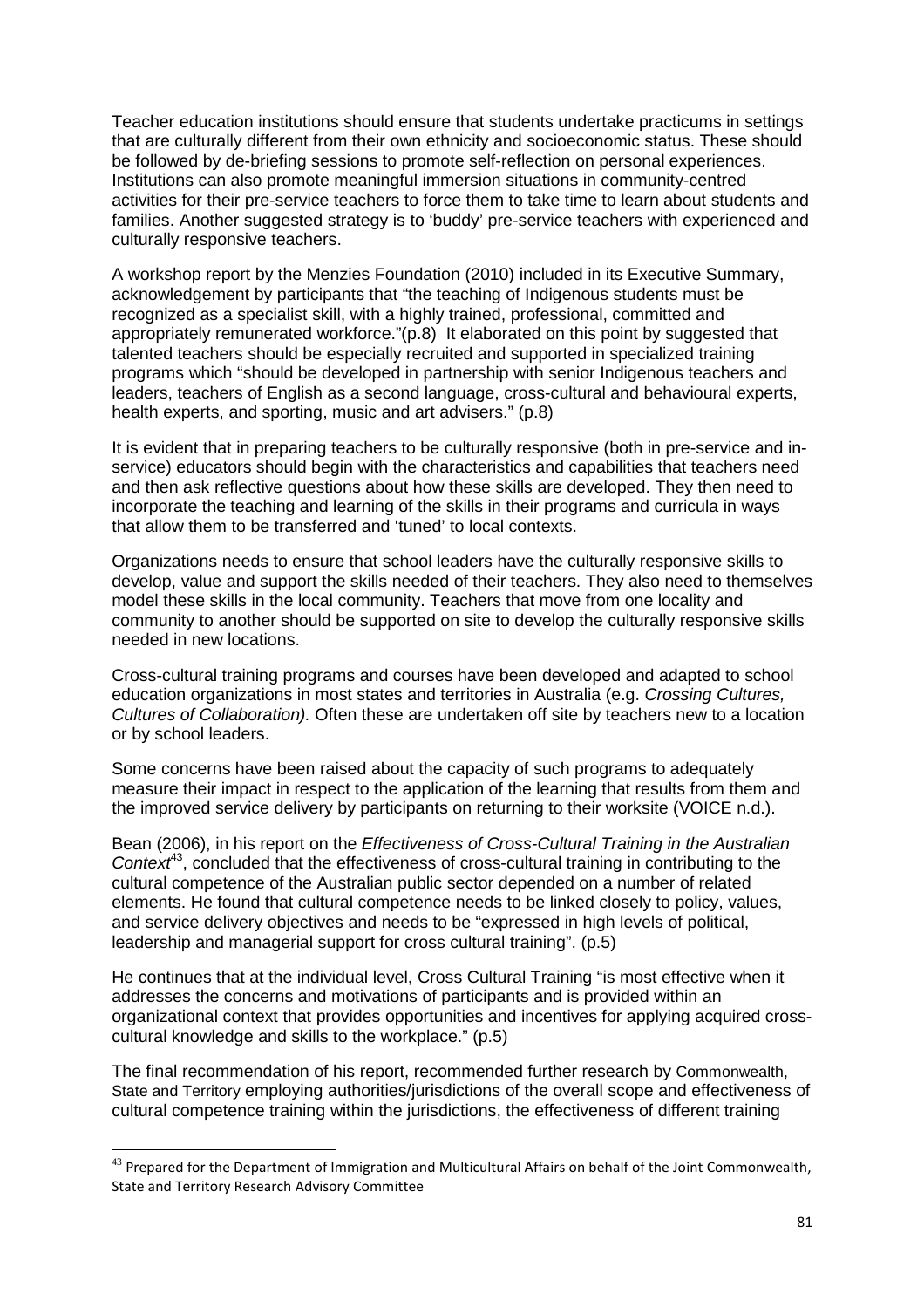Teacher education institutions should ensure that students undertake practicums in settings that are culturally different from their own ethnicity and socioeconomic status. These should be followed by de-briefing sessions to promote self-reflection on personal experiences. Institutions can also promote meaningful immersion situations in community-centred activities for their pre-service teachers to force them to take time to learn about students and families. Another suggested strategy is to 'buddy' pre-service teachers with experienced and culturally responsive teachers.

A workshop report by the Menzies Foundation (2010) included in its Executive Summary, acknowledgement by participants that "the teaching of Indigenous students must be recognized as a specialist skill, with a highly trained, professional, committed and appropriately remunerated workforce."(p.8) It elaborated on this point by suggested that talented teachers should be especially recruited and supported in specialized training programs which "should be developed in partnership with senior Indigenous teachers and leaders, teachers of English as a second language, cross-cultural and behavioural experts, health experts, and sporting, music and art advisers." (p.8)

It is evident that in preparing teachers to be culturally responsive (both in pre-service and in-service) educators should begin with the characteristics and capabilities that teachers need and then ask reflective questions about how these skills are developed. They then need to incorporate the teaching and learning of the skills in their programs and curricula in ways that allow them to be transferred and 'tuned' to local contexts.

Organizations needs to ensure that school leaders have the culturally responsive skills to develop, value and support the skills needed of their teachers. They also need to themselves model these skills in the local community. Teachers that move from one locality and community to another should be supported on site to develop the culturally responsive skills needed in new locations.

Cross-cultural training programs and courses have been developed and adapted to school education organizations in most states and territories in Australia (e.g. *Crossing Cultures, Cultures of Collaboration).* Often these are undertaken off site by teachers new to a location or by school leaders.

Some concerns have been raised about the capacity of such programs to adequately measure their impact in respect to the application of the learning that results from them and the improved service delivery by participants on returning to their worksite (VOICE n.d.).

Bean (2006), in his report on the *Effectiveness of Cross-Cultural Training in the Australian Context*[43], concluded that the effectiveness of cross-cultural training in contributing to the cultural competence of the Australian public sector depended on a number of related elements. He found that cultural competence needs to be linked closely to policy, values, and service delivery objectives and needs to be "expressed in high levels of political, leadership and managerial support for cross cultural training". (p.5)

He continues that at the individual level, Cross Cultural Training "is most effective when it addresses the concerns and motivations of participants and is provided within an organizational context that provides opportunities and incentives for applying acquired cross-cultural knowledge and skills to the workplace." (p.5)

The final recommendation of his report, recommended further research by Commonwealth, State and Territory employing authorities/jurisdictions of the overall scope and effectiveness of cultural competence training within the jurisdictions, the effectiveness of different training

[43] Prepared for the Department of Immigration and Multicultural Affairs on behalf of the Joint Commonwealth, State and Territory Research Advisory Committee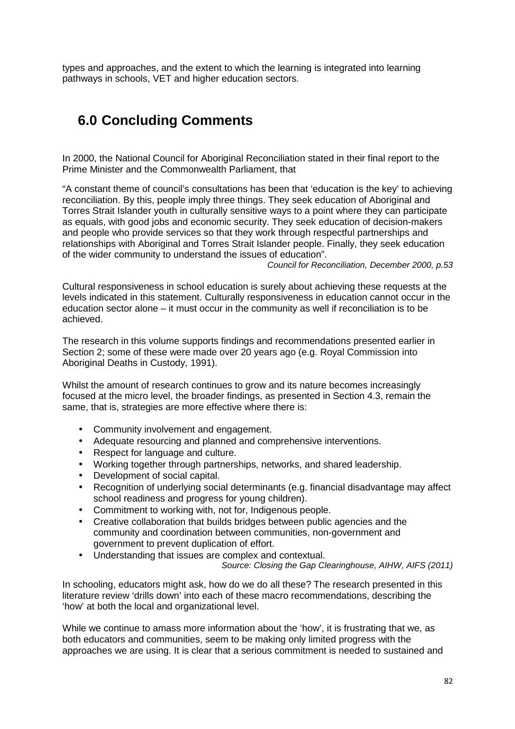types and approaches, and the extent to which the learning is integrated into learning pathways in schools, VET and higher education sectors.

# 6.0 Concluding Comments

In 2000, the National Council for Aboriginal Reconciliation stated in their final report to the Prime Minister and the Commonwealth Parliament, that

"A constant theme of council's consultations has been that 'education is the key' to achieving reconciliation. By this, people imply three things. They seek education of Aboriginal and Torres Strait Islander youth in culturally sensitive ways to a point where they can participate as equals, with good jobs and economic security. They seek education of decision-makers and people who provide services so that they work through respectful partnerships and relationships with Aboriginal and Torres Strait Islander people. Finally, they seek education of the wider community to understand the issues of education".

*Council for Reconciliation, December 2000, p.53*

Cultural responsiveness in school education is surely about achieving these requests at the levels indicated in this statement. Culturally responsiveness in education cannot occur in the education sector alone – it must occur in the community as well if reconciliation is to be achieved.

The research in this volume supports findings and recommendations presented earlier in Section 2; some of these were made over 20 years ago (e.g. Royal Commission into Aboriginal Deaths in Custody, 1991).

Whilst the amount of research continues to grow and its nature becomes increasingly focused at the micro level, the broader findings, as presented in Section 4.3, remain the same, that is, strategies are more effective where there is:

- Community involvement and engagement.
- Adequate resourcing and planned and comprehensive interventions.
- Respect for language and culture.
- Working together through partnerships, networks, and shared leadership.
- Development of social capital.
- Recognition of underlying social determinants (e.g. financial disadvantage may affect school readiness and progress for young children).
- Commitment to working with, not for, Indigenous people.
- Creative collaboration that builds bridges between public agencies and the community and coordination between communities, non-government and government to prevent duplication of effort.
- Understanding that issues are complex and contextual.

*Source: Closing the Gap Clearinghouse, AIHW, AIFS (2011)*

In schooling, educators might ask, how do we do all these? The research presented in this literature review 'drills down' into each of these macro recommendations, describing the 'how' at both the local and organizational level.

While we continue to amass more information about the 'how', it is frustrating that we, as both educators and communities, seem to be making only limited progress with the approaches we are using. It is clear that a serious commitment is needed to sustained and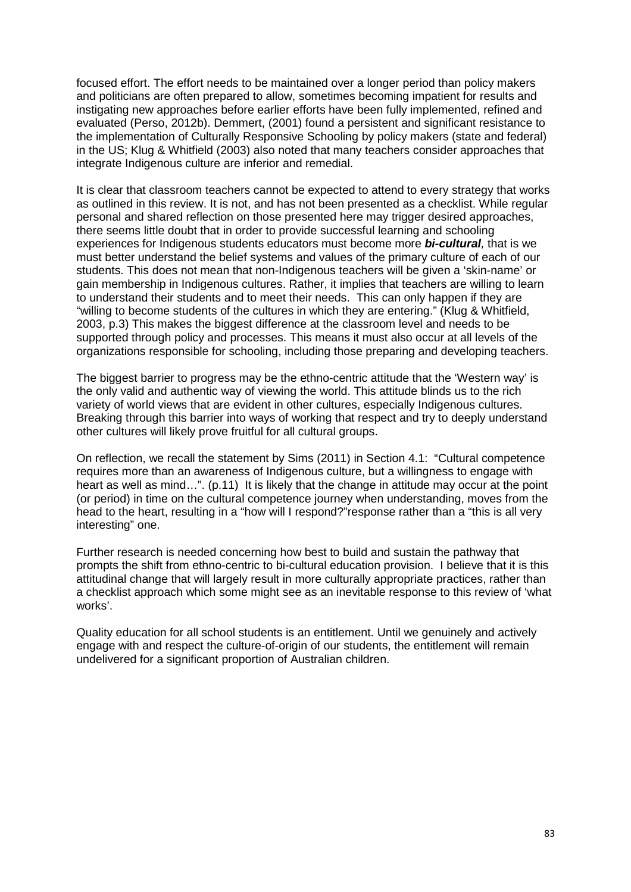focused effort. The effort needs to be maintained over a longer period than policy makers and politicians are often prepared to allow, sometimes becoming impatient for results and instigating new approaches before earlier efforts have been fully implemented, refined and evaluated (Perso, 2012b). Demmert, (2001) found a persistent and significant resistance to the implementation of Culturally Responsive Schooling by policy makers (state and federal) in the US; Klug & Whitfield (2003) also noted that many teachers consider approaches that integrate Indigenous culture are inferior and remedial.

It is clear that classroom teachers cannot be expected to attend to every strategy that works as outlined in this review. It is not, and has not been presented as a checklist. While regular personal and shared reflection on those presented here may trigger desired approaches, there seems little doubt that in order to provide successful learning and schooling experiences for Indigenous students educators must become more ***bi-cultural**,* that is we must better understand the belief systems and values of the primary culture of each of our students. This does not mean that non-Indigenous teachers will be given a 'skin-name' or gain membership in Indigenous cultures. Rather, it implies that teachers are willing to learn to understand their students and to meet their needs. This can only happen if they are "willing to become students of the cultures in which they are entering." (Klug & Whitfield, 2003, p.3) This makes the biggest difference at the classroom level and needs to be supported through policy and processes. This means it must also occur at all levels of the organizations responsible for schooling, including those preparing and developing teachers.

The biggest barrier to progress may be the ethno-centric attitude that the 'Western way' is the only valid and authentic way of viewing the world. This attitude blinds us to the rich variety of world views that are evident in other cultures, especially Indigenous cultures. Breaking through this barrier into ways of working that respect and try to deeply understand other cultures will likely prove fruitful for all cultural groups.

On reflection, we recall the statement by Sims (2011) in Section 4.1: "Cultural competence requires more than an awareness of Indigenous culture, but a willingness to engage with heart as well as mind…". (p.11) It is likely that the change in attitude may occur at the point (or period) in time on the cultural competence journey when understanding, moves from the head to the heart, resulting in a "how will I respond?"response rather than a "this is all very interesting" one.

Further research is needed concerning how best to build and sustain the pathway that prompts the shift from ethno-centric to bi-cultural education provision. I believe that it is this attitudinal change that will largely result in more culturally appropriate practices, rather than a checklist approach which some might see as an inevitable response to this review of 'what works'.

Quality education for all school students is an entitlement. Until we genuinely and actively engage with and respect the culture-of-origin of our students, the entitlement will remain undelivered for a significant proportion of Australian children.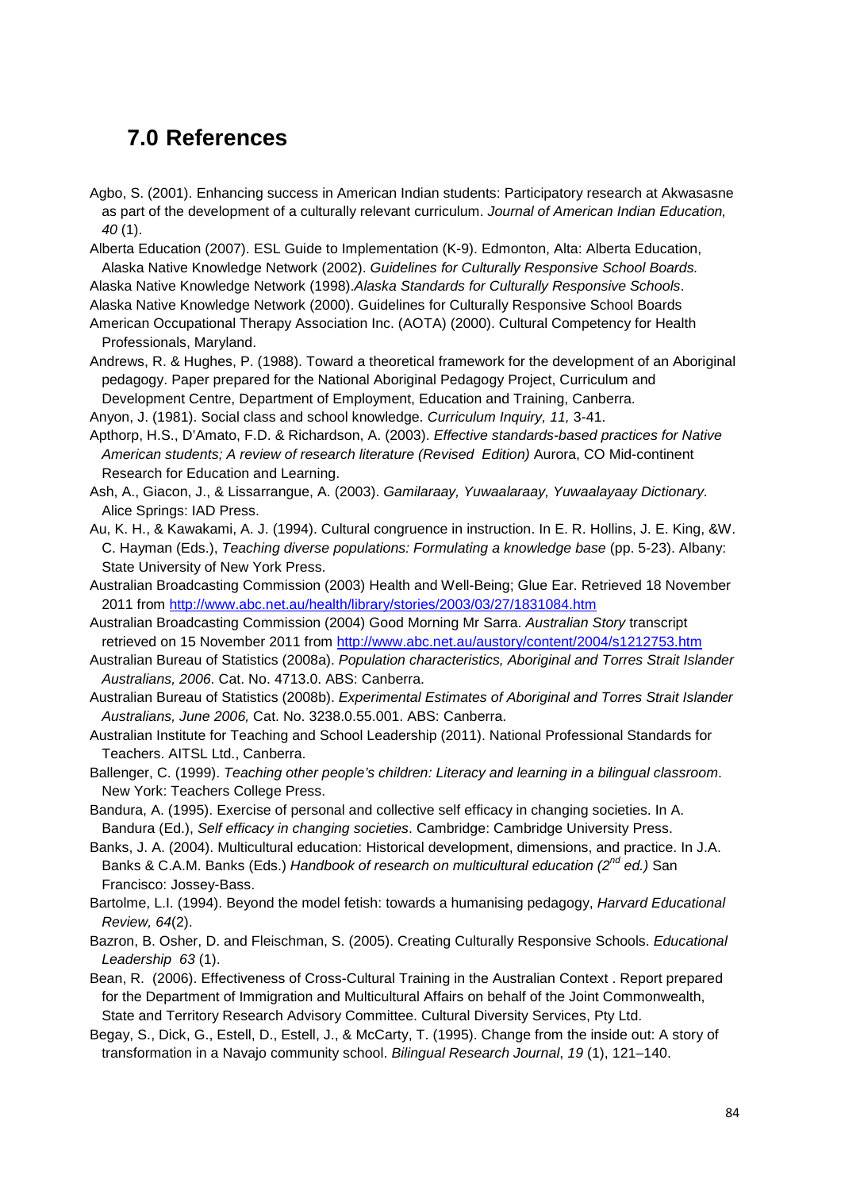## 7.0 References

Agbo, S. (2001). Enhancing success in American Indian students: Participatory research at Akwasasne as part of the development of a culturally relevant curriculum. *Journal of American Indian Education, 40* (1).

Alberta Education (2007). ESL Guide to Implementation (K-9). Edmonton, Alta: Alberta Education, Alaska Native Knowledge Network (2002). *Guidelines for Culturally Responsive School Boards.*

Alaska Native Knowledge Network (1998).*Alaska Standards for Culturally Responsive Schools*.

Alaska Native Knowledge Network (2000). Guidelines for Culturally Responsive School Boards

American Occupational Therapy Association Inc. (AOTA) (2000). Cultural Competency for Health Professionals, Maryland.

Andrews, R. & Hughes, P. (1988). Toward a theoretical framework for the development of an Aboriginal pedagogy. Paper prepared for the National Aboriginal Pedagogy Project, Curriculum and Development Centre, Department of Employment, Education and Training, Canberra.

Anyon, J. (1981). Social class and school knowledge. *Curriculum Inquiry, 11,* 3-41.

Apthorp, H.S., D'Amato, F.D. & Richardson, A. (2003). *Effective standards-based practices for Native American students; A review of research literature (Revised Edition)* Aurora, CO Mid-continent Research for Education and Learning.

Ash, A., Giacon, J., & Lissarrangue, A. (2003). *Gamilaraay, Yuwaalaraay, Yuwaalayaay Dictionary.* Alice Springs: IAD Press.

Au, K. H., & Kawakami, A. J. (1994). Cultural congruence in instruction. In E. R. Hollins, J. E. King, &W. C. Hayman (Eds.), *Teaching diverse populations: Formulating a knowledge base* (pp. 5-23). Albany: State University of New York Press.

Australian Broadcasting Commission (2003) Health and Well-Being; Glue Ear. Retrieved 18 November 2011 from http://www.abc.net.au/health/library/stories/2003/03/27/1831084.htm

Australian Broadcasting Commission (2004) Good Morning Mr Sarra. *Australian Story* transcript retrieved on 15 November 2011 from http://www.abc.net.au/austory/content/2004/s1212753.htm

Australian Bureau of Statistics (2008a). *Population characteristics, Aboriginal and Torres Strait Islander Australians, 2006*. Cat. No. 4713.0. ABS: Canberra.

Australian Bureau of Statistics (2008b). *Experimental Estimates of Aboriginal and Torres Strait Islander Australians, June 2006,* Cat. No. 3238.0.55.001. ABS: Canberra.

Australian Institute for Teaching and School Leadership (2011). National Professional Standards for Teachers. AITSL Ltd., Canberra.

Ballenger, C. (1999). *Teaching other people's children: Literacy and learning in a bilingual classroom*. New York: Teachers College Press.

Bandura, A. (1995). Exercise of personal and collective self efficacy in changing societies. In A. Bandura (Ed.), *Self efficacy in changing societies*. Cambridge: Cambridge University Press.

Banks, J. A. (2004). Multicultural education: Historical development, dimensions, and practice. In J.A. Banks & C.A.M. Banks (Eds.) *Handbook of research on multicultural education (2nd ed.)* San Francisco: Jossey-Bass.

Bartolme, L.I. (1994). Beyond the model fetish: towards a humanising pedagogy, *Harvard Educational Review, 64*(2).

Bazron, B. Osher, D. and Fleischman, S. (2005). Creating Culturally Responsive Schools. *Educational Leadership 63* (1).

Bean, R. (2006). Effectiveness of Cross-Cultural Training in the Australian Context . Report prepared for the Department of Immigration and Multicultural Affairs on behalf of the Joint Commonwealth, State and Territory Research Advisory Committee. Cultural Diversity Services, Pty Ltd.

Begay, S., Dick, G., Estell, D., Estell, J., & McCarty, T. (1995). Change from the inside out: A story of transformation in a Navajo community school. *Bilingual Research Journal*, *19* (1), 121–140.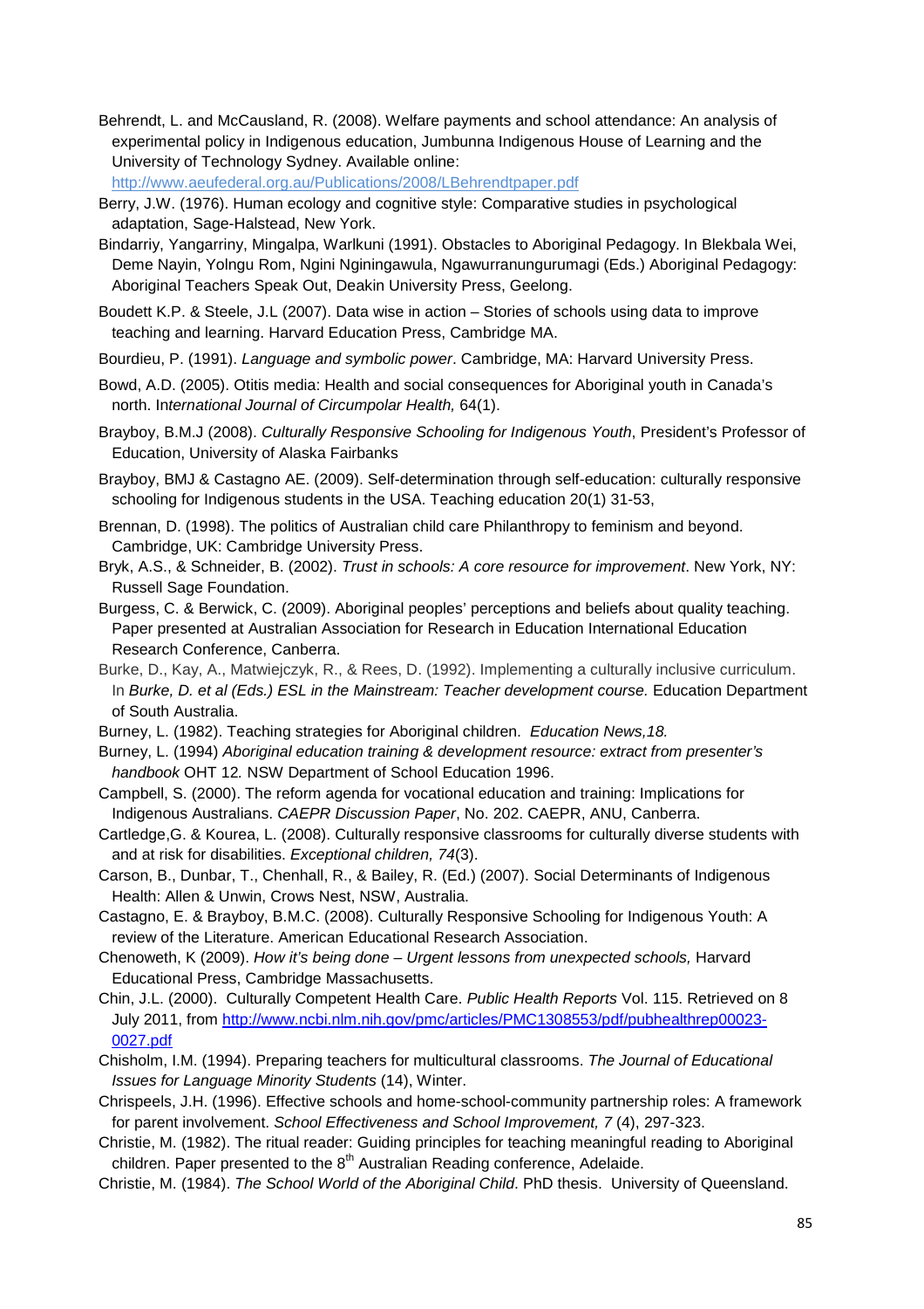Behrendt, L. and McCausland, R. (2008). Welfare payments and school attendance: An analysis of experimental policy in Indigenous education, Jumbunna Indigenous House of Learning and the University of Technology Sydney. Available online: http://www.aeufederal.org.au/Publications/2008/LBehrendtpaper.pdf

Berry, J.W. (1976). Human ecology and cognitive style: Comparative studies in psychological adaptation, Sage-Halstead, New York.

Bindarriy, Yangarriny, Mingalpa, Warlkuni (1991). Obstacles to Aboriginal Pedagogy. In Blekbala Wei, Deme Nayin, Yolngu Rom, Ngini Nginingawula, Ngawurranungurumagi (Eds.) Aboriginal Pedagogy: Aboriginal Teachers Speak Out, Deakin University Press, Geelong.

Boudett K.P. & Steele, J.L (2007). Data wise in action – Stories of schools using data to improve teaching and learning. Harvard Education Press, Cambridge MA.

Bourdieu, P. (1991). *Language and symbolic power*. Cambridge, MA: Harvard University Press.

Bowd, A.D. (2005). Otitis media: Health and social consequences for Aboriginal youth in Canada's north. I*nternational Journal of Circumpolar Health,* 64(1).

Brayboy, B.M.J (2008). *Culturally Responsive Schooling for Indigenous Youth*, President's Professor of Education, University of Alaska Fairbanks

Brayboy, BMJ & Castagno AE. (2009). Self-determination through self-education: culturally responsive schooling for Indigenous students in the USA. Teaching education 20(1) 31-53,

Brennan, D. (1998). The politics of Australian child care Philanthropy to feminism and beyond. Cambridge, UK: Cambridge University Press.

Bryk, A.S., & Schneider, B. (2002). *Trust in schools: A core resource for improvement*. New York, NY: Russell Sage Foundation.

Burgess, C. & Berwick, C. (2009). Aboriginal peoples' perceptions and beliefs about quality teaching. Paper presented at Australian Association for Research in Education International Education Research Conference, Canberra.

Burke, D., Kay, A., Matwiejczyk, R., & Rees, D. (1992). Implementing a culturally inclusive curriculum. In *Burke, D. et al (Eds.) ESL in the Mainstream: Teacher development course.* Education Department of South Australia.

Burney, L. (1982). Teaching strategies for Aboriginal children. *Education News,18.*

Burney, L. (1994) *Aboriginal education training & development resource: extract from presenter's handbook* OHT 12*.* NSW Department of School Education 1996.

Campbell, S. (2000). The reform agenda for vocational education and training: Implications for Indigenous Australians. *CAEPR Discussion Paper*, No. 202. CAEPR, ANU, Canberra.

Cartledge,G. & Kourea, L. (2008). Culturally responsive classrooms for culturally diverse students with and at risk for disabilities. *Exceptional children, 74*(3).

Carson, B., Dunbar, T., Chenhall, R., & Bailey, R. (Ed.) (2007). Social Determinants of Indigenous Health: Allen & Unwin, Crows Nest, NSW, Australia.

Castagno, E. & Brayboy, B.M.C. (2008). Culturally Responsive Schooling for Indigenous Youth: A review of the Literature. American Educational Research Association.

Chenoweth, K (2009). *How it's being done – Urgent lessons from unexpected schools,* Harvard Educational Press, Cambridge Massachusetts.

Chin, J.L. (2000). Culturally Competent Health Care. *Public Health Reports* Vol. 115. Retrieved on 8 July 2011, from http://www.ncbi.nlm.nih.gov/pmc/articles/PMC1308553/pdf/pubhealthrep00023-0027.pdf

Chisholm, I.M. (1994). Preparing teachers for multicultural classrooms. *The Journal of Educational Issues for Language Minority Students* (14), Winter.

Chrispeels, J.H. (1996). Effective schools and home-school-community partnership roles: A framework for parent involvement. *School Effectiveness and School Improvement, 7* (4), 297-323.

Christie, M. (1982). The ritual reader: Guiding principles for teaching meaningful reading to Aboriginal children. Paper presented to the 8th Australian Reading conference, Adelaide.

Christie, M. (1984). *The School World of the Aboriginal Child*. PhD thesis. University of Queensland.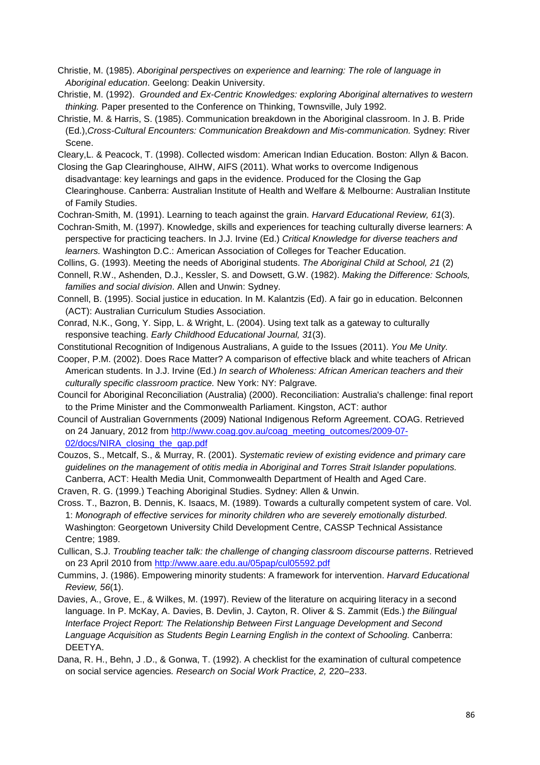Christie, M. (1985). *Aboriginal perspectives on experience and learning: The role of language in Aboriginal education*. Geelong: Deakin University.

Christie, M. (1992). *Grounded and Ex-Centric Knowledges: exploring Aboriginal alternatives to western thinking.* Paper presented to the Conference on Thinking, Townsville, July 1992.

Christie, M. & Harris, S. (1985). Communication breakdown in the Aboriginal classroom. In J. B. Pride (Ed.),*Cross-Cultural Encounters: Communication Breakdown and Mis-communication.* Sydney: River Scene.

Cleary,L. & Peacock, T. (1998). Collected wisdom: American Indian Education. Boston: Allyn & Bacon.

Closing the Gap Clearinghouse, AIHW, AIFS (2011). What works to overcome Indigenous disadvantage: key learnings and gaps in the evidence. Produced for the Closing the Gap Clearinghouse. Canberra: Australian Institute of Health and Welfare & Melbourne: Australian Institute of Family Studies.

Cochran-Smith, M. (1991). Learning to teach against the grain. *Harvard Educational Review, 61*(3).

Cochran-Smith, M. (1997). Knowledge, skills and experiences for teaching culturally diverse learners: A perspective for practicing teachers. In J.J. Irvine (Ed.) *Critical Knowledge for diverse teachers and learners.* Washington D.C.: American Association of Colleges for Teacher Education.

Collins, G. (1993). Meeting the needs of Aboriginal students. *The Aboriginal Child at School, 21* (2)

Connell, R.W., Ashenden, D.J., Kessler, S. and Dowsett, G.W. (1982). *Making the Difference: Schools, families and social division.* Allen and Unwin: Sydney.

Connell, B. (1995). Social justice in education. In M. Kalantzis (Ed). A fair go in education. Belconnen (ACT): Australian Curriculum Studies Association.

Conrad, N.K., Gong, Y. Sipp, L. & Wright, L. (2004). Using text talk as a gateway to culturally responsive teaching. *Early Childhood Educational Journal, 31*(3).

Constitutional Recognition of Indigenous Australians, A guide to the Issues (2011). *You Me Unity.*

Cooper, P.M. (2002). Does Race Matter? A comparison of effective black and white teachers of African American students. In J.J. Irvine (Ed.) *In search of Wholeness: African American teachers and their culturally specific classroom practice.* New York: NY: Palgrave*.*

Council for Aboriginal Reconciliation (Australia) (2000). Reconciliation: Australia's challenge: final report to the Prime Minister and the Commonwealth Parliament. Kingston, ACT: author

Council of Australian Governments (2009) National Indigenous Reform Agreement. COAG. Retrieved on 24 January, 2012 from http://www.coag.gov.au/coag_meeting_outcomes/2009-07-02/docs/NIRA_closing_the_gap.pdf

Couzos, S., Metcalf, S., & Murray, R. (2001). *Systematic review of existing evidence and primary care guidelines on the management of otitis media in Aboriginal and Torres Strait Islander populations.* Canberra, ACT: Health Media Unit, Commonwealth Department of Health and Aged Care.

Craven, R. G. (1999.) Teaching Aboriginal Studies. Sydney: Allen & Unwin.

Cross. T., Bazron, B. Dennis, K. Isaacs, M. (1989). Towards a culturally competent system of care. Vol. 1: *Monograph of effective services for minority children who are severely emotionally disturbed*. Washington: Georgetown University Child Development Centre, CASSP Technical Assistance Centre; 1989.

Cullican, S.J. *Troubling teacher talk: the challenge of changing classroom discourse patterns*. Retrieved on 23 April 2010 from http://www.aare.edu.au/05pap/cul05592.pdf

Cummins, J. (1986). Empowering minority students: A framework for intervention. *Harvard Educational Review, 56*(1).

Davies, A., Grove, E., & Wilkes, M. (1997). Review of the literature on acquiring literacy in a second language. In P. McKay, A. Davies, B. Devlin, J. Cayton, R. Oliver & S. Zammit (Eds.) *the Bilingual Interface Project Report: The Relationship Between First Language Development and Second Language Acquisition as Students Begin Learning English in the context of Schooling.* Canberra: DEETYA.

Dana, R. H., Behn, J .D., & Gonwa, T. (1992). A checklist for the examination of cultural competence on social service agencies*. Research on Social Work Practice, 2,* 220–233.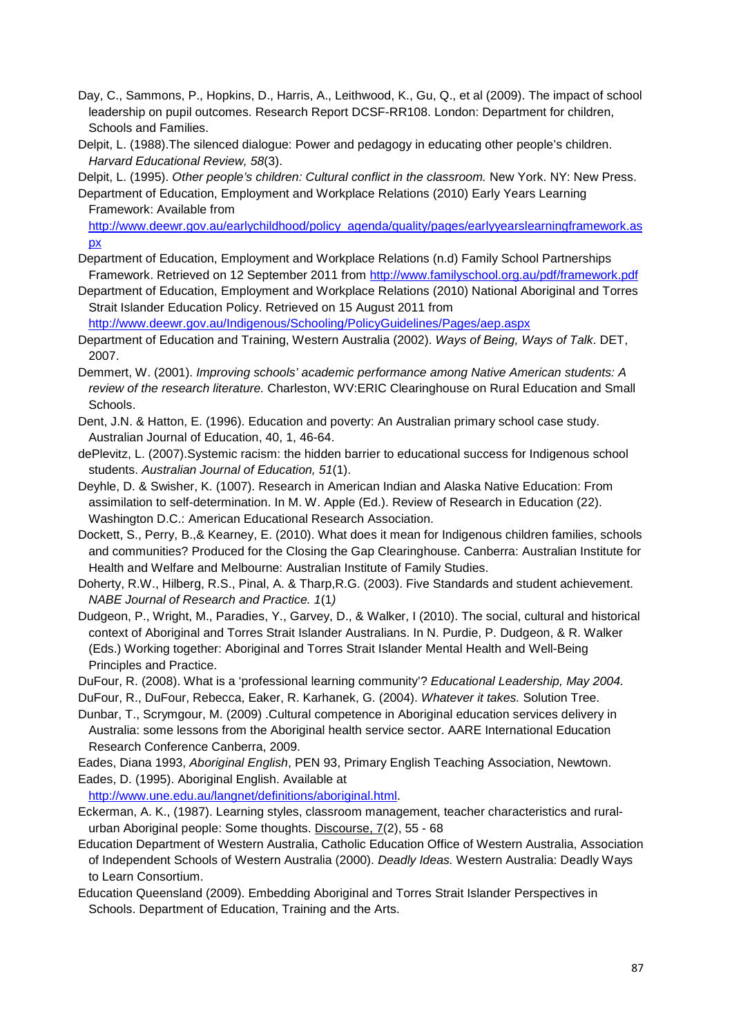Day, C., Sammons, P., Hopkins, D., Harris, A., Leithwood, K., Gu, Q., et al (2009). The impact of school leadership on pupil outcomes. Research Report DCSF-RR108. London: Department for children, Schools and Families.

Delpit, L. (1988).The silenced dialogue: Power and pedagogy in educating other people's children. *Harvard Educational Review, 58*(3).

Delpit, L. (1995). *Other people's children: Cultural conflict in the classroom.* New York. NY: New Press.

Department of Education, Employment and Workplace Relations (2010) Early Years Learning Framework: Available from http://www.deewr.gov.au/earlychildhood/policy_agenda/quality/pages/earlyyearslearningframework.aspx

Department of Education, Employment and Workplace Relations (n.d) Family School Partnerships Framework. Retrieved on 12 September 2011 from http://www.familyschool.org.au/pdf/framework.pdf

Department of Education, Employment and Workplace Relations (2010) National Aboriginal and Torres Strait Islander Education Policy. Retrieved on 15 August 2011 from http://www.deewr.gov.au/Indigenous/Schooling/PolicyGuidelines/Pages/aep.aspx

Department of Education and Training, Western Australia (2002). *Ways of Being, Ways of Talk*. DET, 2007.

Demmert, W. (2001). *Improving schools' academic performance among Native American students: A review of the research literature.* Charleston, WV:ERIC Clearinghouse on Rural Education and Small Schools.

Dent, J.N. & Hatton, E. (1996). Education and poverty: An Australian primary school case study. Australian Journal of Education, 40, 1, 46-64.

dePlevitz, L. (2007).Systemic racism: the hidden barrier to educational success for Indigenous school students. *Australian Journal of Education, 51*(1).

Deyhle, D. & Swisher, K. (1007). Research in American Indian and Alaska Native Education: From assimilation to self-determination. In M. W. Apple (Ed.). Review of Research in Education (22). Washington D.C.: American Educational Research Association.

Dockett, S., Perry, B.,& Kearney, E. (2010). What does it mean for Indigenous children families, schools and communities? Produced for the Closing the Gap Clearinghouse. Canberra: Australian Institute for Health and Welfare and Melbourne: Australian Institute of Family Studies.

Doherty, R.W., Hilberg, R.S., Pinal, A. & Tharp,R.G. (2003). Five Standards and student achievement. *NABE Journal of Research and Practice. 1*(1*)*

Dudgeon, P., Wright, M., Paradies, Y., Garvey, D., & Walker, I (2010). The social, cultural and historical context of Aboriginal and Torres Strait Islander Australians. In N. Purdie, P. Dudgeon, & R. Walker (Eds.) Working together: Aboriginal and Torres Strait Islander Mental Health and Well-Being Principles and Practice.

DuFour, R. (2008). What is a 'professional learning community'? *Educational Leadership, May 2004.*

DuFour, R., DuFour, Rebecca, Eaker, R. Karhanek, G. (2004). *Whatever it takes.* Solution Tree.

Dunbar, T., Scrymgour, M. (2009) .Cultural competence in Aboriginal education services delivery in Australia: some lessons from the Aboriginal health service sector. AARE International Education Research Conference Canberra, 2009.

Eades, Diana 1993, *Aboriginal English*, PEN 93, Primary English Teaching Association, Newtown.

Eades, D. (1995). Aboriginal English. Available at http://www.une.edu.au/langnet/definitions/aboriginal.html.

Eckerman, A. K., (1987). Learning styles, classroom management, teacher characteristics and rural-urban Aboriginal people: Some thoughts. Discourse, 7(2), 55 - 68

Education Department of Western Australia, Catholic Education Office of Western Australia, Association of Independent Schools of Western Australia (2000). *Deadly Ideas.* Western Australia: Deadly Ways to Learn Consortium.

Education Queensland (2009). Embedding Aboriginal and Torres Strait Islander Perspectives in Schools. Department of Education, Training and the Arts.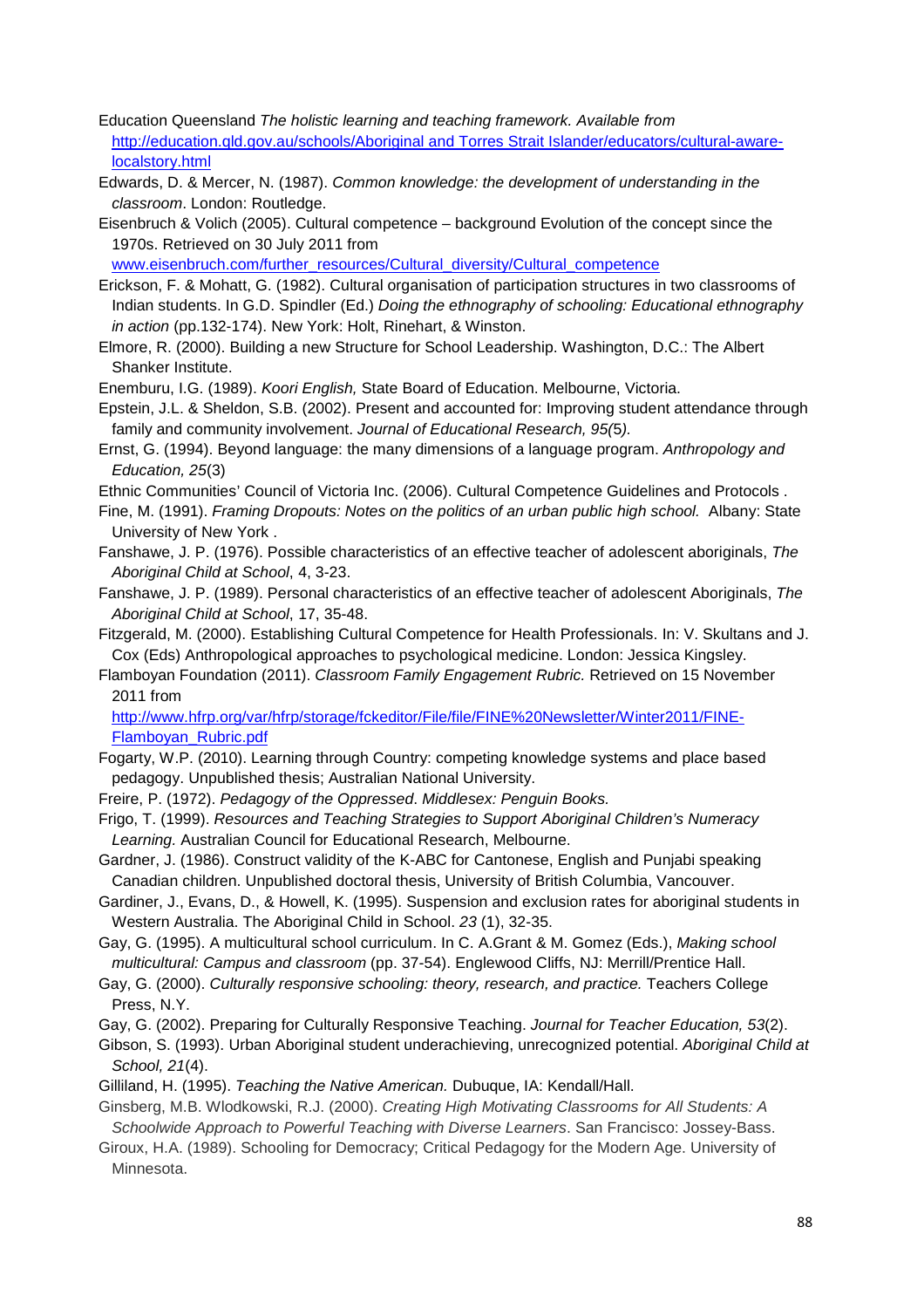Education Queensland *The holistic learning and teaching framework. Available from* http://education.qld.gov.au/schools/Aboriginal and Torres Strait Islander/educators/cultural-aware-localstory.html

Edwards, D. & Mercer, N. (1987). *Common knowledge: the development of understanding in the classroom*. London: Routledge.

Eisenbruch & Volich (2005). Cultural competence – background Evolution of the concept since the 1970s. Retrieved on 30 July 2011 from www.eisenbruch.com/further_resources/Cultural_diversity/Cultural_competence

Erickson, F. & Mohatt, G. (1982). Cultural organisation of participation structures in two classrooms of Indian students. In G.D. Spindler (Ed.) *Doing the ethnography of schooling: Educational ethnography in action* (pp.132-174). New York: Holt, Rinehart, & Winston.

Elmore, R. (2000). Building a new Structure for School Leadership. Washington, D.C.: The Albert Shanker Institute.

Enemburu, I.G. (1989). *Koori English,* State Board of Education. Melbourne, Victoria.

Epstein, J.L. & Sheldon, S.B. (2002). Present and accounted for: Improving student attendance through family and community involvement. *Journal of Educational Research, 95(*5*).*

Ernst, G. (1994). Beyond language: the many dimensions of a language program. *Anthropology and Education, 25*(3)

Ethnic Communities' Council of Victoria Inc. (2006). Cultural Competence Guidelines and Protocols .

Fine, M. (1991). *Framing Dropouts: Notes on the politics of an urban public high school.* Albany: State University of New York .

Fanshawe, J. P. (1976). Possible characteristics of an effective teacher of adolescent aboriginals, *The Aboriginal Child at School*, 4, 3-23.

Fanshawe, J. P. (1989). Personal characteristics of an effective teacher of adolescent Aboriginals, *The Aboriginal Child at School*, 17, 35-48.

Fitzgerald, M. (2000). Establishing Cultural Competence for Health Professionals. In: V. Skultans and J. Cox (Eds) Anthropological approaches to psychological medicine. London: Jessica Kingsley.

Flamboyan Foundation (2011). *Classroom Family Engagement Rubric.* Retrieved on 15 November 2011 from http://www.hfrp.org/var/hfrp/storage/fckeditor/File/file/FINE%20Newsletter/Winter2011/FINE-Flamboyan_Rubric.pdf

Fogarty, W.P. (2010). Learning through Country: competing knowledge systems and place based pedagogy. Unpublished thesis; Australian National University.

Freire, P. (1972). *Pedagogy of the Oppressed*. *Middlesex: Penguin Books.*

Frigo, T. (1999). *Resources and Teaching Strategies to Support Aboriginal Children's Numeracy Learning.* Australian Council for Educational Research, Melbourne.

Gardner, J. (1986). Construct validity of the K-ABC for Cantonese, English and Punjabi speaking Canadian children. Unpublished doctoral thesis, University of British Columbia, Vancouver.

Gardiner, J., Evans, D., & Howell, K. (1995). Suspension and exclusion rates for aboriginal students in Western Australia. The Aboriginal Child in School. *23* (1), 32-35.

Gay, G. (1995). A multicultural school curriculum. In C. A.Grant & M. Gomez (Eds.), *Making school multicultural: Campus and classroom* (pp. 37-54). Englewood Cliffs, NJ: Merrill/Prentice Hall.

Gay, G. (2000). *Culturally responsive schooling: theory, research, and practice.* Teachers College Press, N.Y.

Gay, G. (2002). Preparing for Culturally Responsive Teaching. *Journal for Teacher Education, 53*(2).

Gibson, S. (1993). Urban Aboriginal student underachieving, unrecognized potential. *Aboriginal Child at School, 21*(4).

Gilliland, H. (1995). *Teaching the Native American.* Dubuque, IA: Kendall/Hall.

Ginsberg, M.B. Wlodkowski, R.J. (2000). *Creating High Motivating Classrooms for All Students: A Schoolwide Approach to Powerful Teaching with Diverse Learners*. San Francisco: Jossey-Bass.

Giroux, H.A. (1989). Schooling for Democracy; Critical Pedagogy for the Modern Age. University of Minnesota.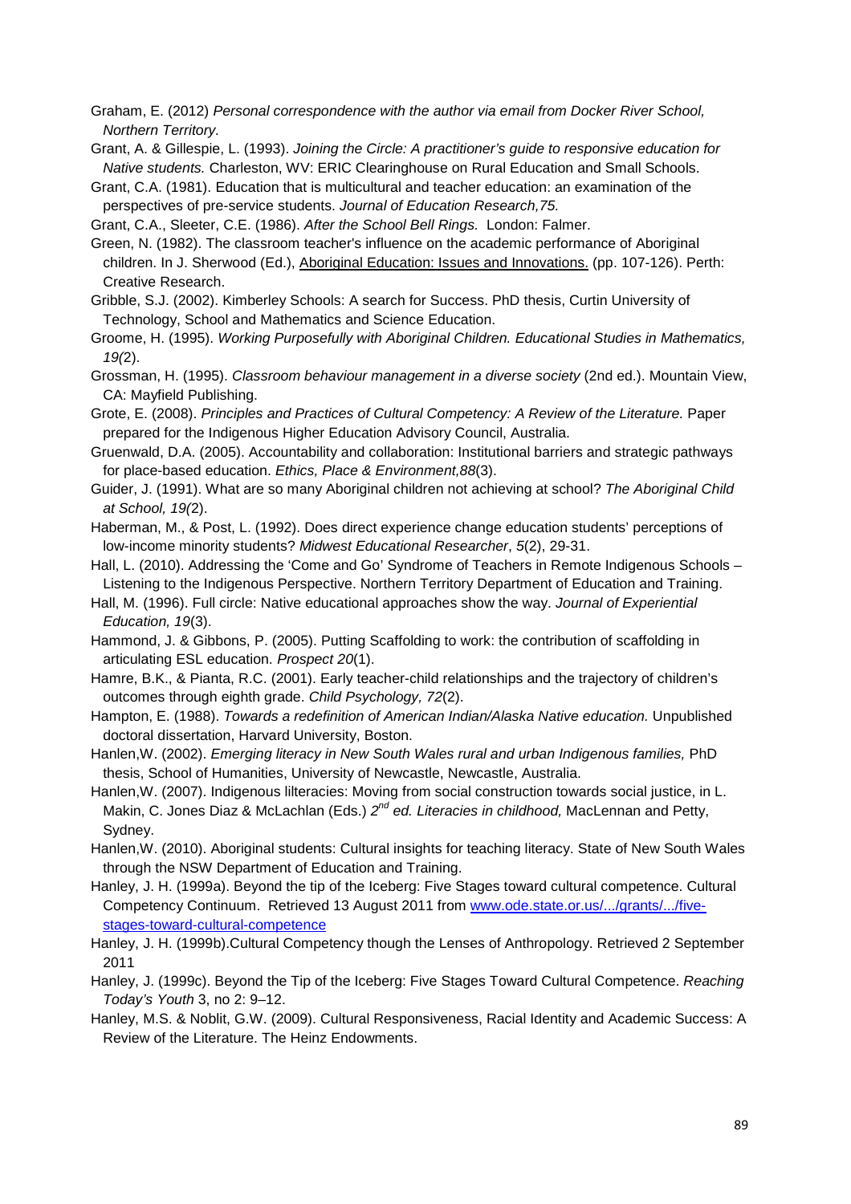Graham, E. (2012) *Personal correspondence with the author via email from Docker River School, Northern Territory.*

Grant, A. & Gillespie, L. (1993). *Joining the Circle: A practitioner's guide to responsive education for Native students.* Charleston, WV: ERIC Clearinghouse on Rural Education and Small Schools.

Grant, C.A. (1981). Education that is multicultural and teacher education: an examination of the perspectives of pre-service students. *Journal of Education Research,75.*

Grant, C.A., Sleeter, C.E. (1986). *After the School Bell Rings.* London: Falmer.

Green, N. (1982). The classroom teacher's influence on the academic performance of Aboriginal children. In J. Sherwood (Ed.), Aboriginal Education: Issues and Innovations. (pp. 107-126). Perth: Creative Research.

Gribble, S.J. (2002). Kimberley Schools: A search for Success. PhD thesis, Curtin University of Technology, School and Mathematics and Science Education.

Groome, H. (1995). *Working Purposefully with Aboriginal Children. Educational Studies in Mathematics, 19(*2).

Grossman, H. (1995). *Classroom behaviour management in a diverse society* (2nd ed.). Mountain View, CA: Mayfield Publishing.

Grote, E. (2008). *Principles and Practices of Cultural Competency: A Review of the Literature.* Paper prepared for the Indigenous Higher Education Advisory Council, Australia.

Gruenwald, D.A. (2005). Accountability and collaboration: Institutional barriers and strategic pathways for place-based education. *Ethics, Place & Environment,88*(3).

Guider, J. (1991). What are so many Aboriginal children not achieving at school? *The Aboriginal Child at School, 19(*2).

Haberman, M., & Post, L. (1992). Does direct experience change education students' perceptions of low-income minority students? *Midwest Educational Researcher*, *5*(2), 29-31.

Hall, L. (2010). Addressing the 'Come and Go' Syndrome of Teachers in Remote Indigenous Schools – Listening to the Indigenous Perspective. Northern Territory Department of Education and Training.

Hall, M. (1996). Full circle: Native educational approaches show the way. *Journal of Experiential Education, 19*(3).

Hammond, J. & Gibbons, P. (2005). Putting Scaffolding to work: the contribution of scaffolding in articulating ESL education. *Prospect 20*(1).

Hamre, B.K., & Pianta, R.C. (2001). Early teacher-child relationships and the trajectory of children's outcomes through eighth grade. *Child Psychology, 72*(2).

Hampton, E. (1988). *Towards a redefinition of American Indian/Alaska Native education.* Unpublished doctoral dissertation, Harvard University, Boston.

Hanlen,W. (2002). *Emerging literacy in New South Wales rural and urban Indigenous families,* PhD thesis, School of Humanities, University of Newcastle, Newcastle, Australia.

Hanlen,W. (2007). Indigenous lilteracies: Moving from social construction towards social justice, in L. Makin, C. Jones Diaz & McLachlan (Eds.) *2nd ed. Literacies in childhood,* MacLennan and Petty, Sydney.

Hanlen,W. (2010). Aboriginal students: Cultural insights for teaching literacy. State of New South Wales through the NSW Department of Education and Training.

Hanley, J. H. (1999a). Beyond the tip of the Iceberg: Five Stages toward cultural competence. Cultural Competency Continuum. Retrieved 13 August 2011 from www.ode.state.or.us/.../grants/.../five-stages-toward-cultural-competence

Hanley, J. H. (1999b).Cultural Competency though the Lenses of Anthropology. Retrieved 2 September 2011

Hanley, J. (1999c). Beyond the Tip of the Iceberg: Five Stages Toward Cultural Competence. *Reaching Today's Youth* 3, no 2: 9–12.

Hanley, M.S. & Noblit, G.W. (2009). Cultural Responsiveness, Racial Identity and Academic Success: A Review of the Literature. The Heinz Endowments.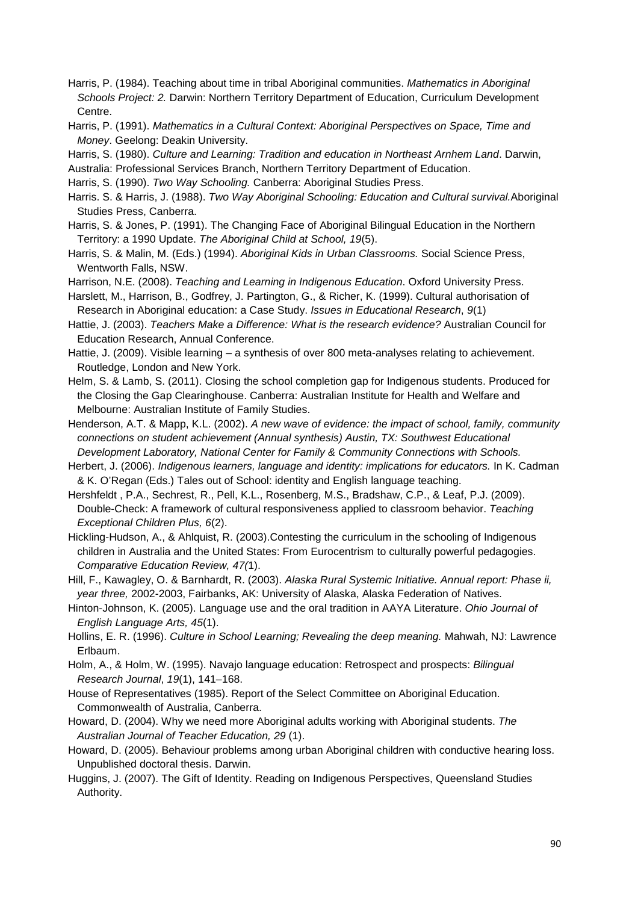Harris, P. (1984). Teaching about time in tribal Aboriginal communities. *Mathematics in Aboriginal Schools Project: 2.* Darwin: Northern Territory Department of Education, Curriculum Development Centre.

Harris, P. (1991). *Mathematics in a Cultural Context: Aboriginal Perspectives on Space, Time and Money*. Geelong: Deakin University.

Harris, S. (1980). *Culture and Learning: Tradition and education in Northeast Arnhem Land*. Darwin, Australia: Professional Services Branch, Northern Territory Department of Education.

Harris, S. (1990). *Two Way Schooling.* Canberra: Aboriginal Studies Press.

Harris. S. & Harris, J. (1988). *Two Way Aboriginal Schooling: Education and Cultural survival.*Aboriginal Studies Press, Canberra.

Harris, S. & Jones, P. (1991). The Changing Face of Aboriginal Bilingual Education in the Northern Territory: a 1990 Update. *The Aboriginal Child at School, 19*(5).

Harris, S. & Malin, M. (Eds.) (1994). *Aboriginal Kids in Urban Classrooms.* Social Science Press, Wentworth Falls, NSW.

Harrison, N.E. (2008). *Teaching and Learning in Indigenous Education*. Oxford University Press.

Harslett, M., Harrison, B., Godfrey, J. Partington, G., & Richer, K. (1999). Cultural authorisation of Research in Aboriginal education: a Case Study. *Issues in Educational Research*, *9*(1)

Hattie, J. (2003). *Teachers Make a Difference: What is the research evidence?* Australian Council for Education Research, Annual Conference.

Hattie, J. (2009). Visible learning – a synthesis of over 800 meta-analyses relating to achievement. Routledge, London and New York.

Helm, S. & Lamb, S. (2011). Closing the school completion gap for Indigenous students. Produced for the Closing the Gap Clearinghouse. Canberra: Australian Institute for Health and Welfare and Melbourne: Australian Institute of Family Studies.

Henderson, A.T. & Mapp, K.L. (2002). *A new wave of evidence: the impact of school, family, community connections on student achievement (Annual synthesis) Austin, TX: Southwest Educational Development Laboratory, National Center for Family & Community Connections with Schools.*

Herbert, J. (2006). *Indigenous learners, language and identity: implications for educators.* In K. Cadman & K. O'Regan (Eds.) Tales out of School: identity and English language teaching.

Hershfeldt , P.A., Sechrest, R., Pell, K.L., Rosenberg, M.S., Bradshaw, C.P., & Leaf, P.J. (2009). Double-Check: A framework of cultural responsiveness applied to classroom behavior. *Teaching Exceptional Children Plus, 6*(2).

Hickling-Hudson, A., & Ahlquist, R. (2003).Contesting the curriculum in the schooling of Indigenous children in Australia and the United States: From Eurocentrism to culturally powerful pedagogies. *Comparative Education Review, 47(*1).

Hill, F., Kawagley, O. & Barnhardt, R. (2003). *Alaska Rural Systemic Initiative. Annual report: Phase ii, year three,* 2002-2003, Fairbanks, AK: University of Alaska, Alaska Federation of Natives.

Hinton-Johnson, K. (2005). Language use and the oral tradition in AAYA Literature. *Ohio Journal of English Language Arts, 45*(1).

Hollins, E. R. (1996). *Culture in School Learning; Revealing the deep meaning.* Mahwah, NJ: Lawrence Erlbaum.

Holm, A., & Holm, W. (1995). Navajo language education: Retrospect and prospects: *Bilingual Research Journal*, *19*(1), 141–168.

House of Representatives (1985). Report of the Select Committee on Aboriginal Education. Commonwealth of Australia, Canberra.

Howard, D. (2004). Why we need more Aboriginal adults working with Aboriginal students. *The Australian Journal of Teacher Education, 29* (1).

Howard, D. (2005). Behaviour problems among urban Aboriginal children with conductive hearing loss. Unpublished doctoral thesis. Darwin.

Huggins, J. (2007). The Gift of Identity. Reading on Indigenous Perspectives, Queensland Studies Authority.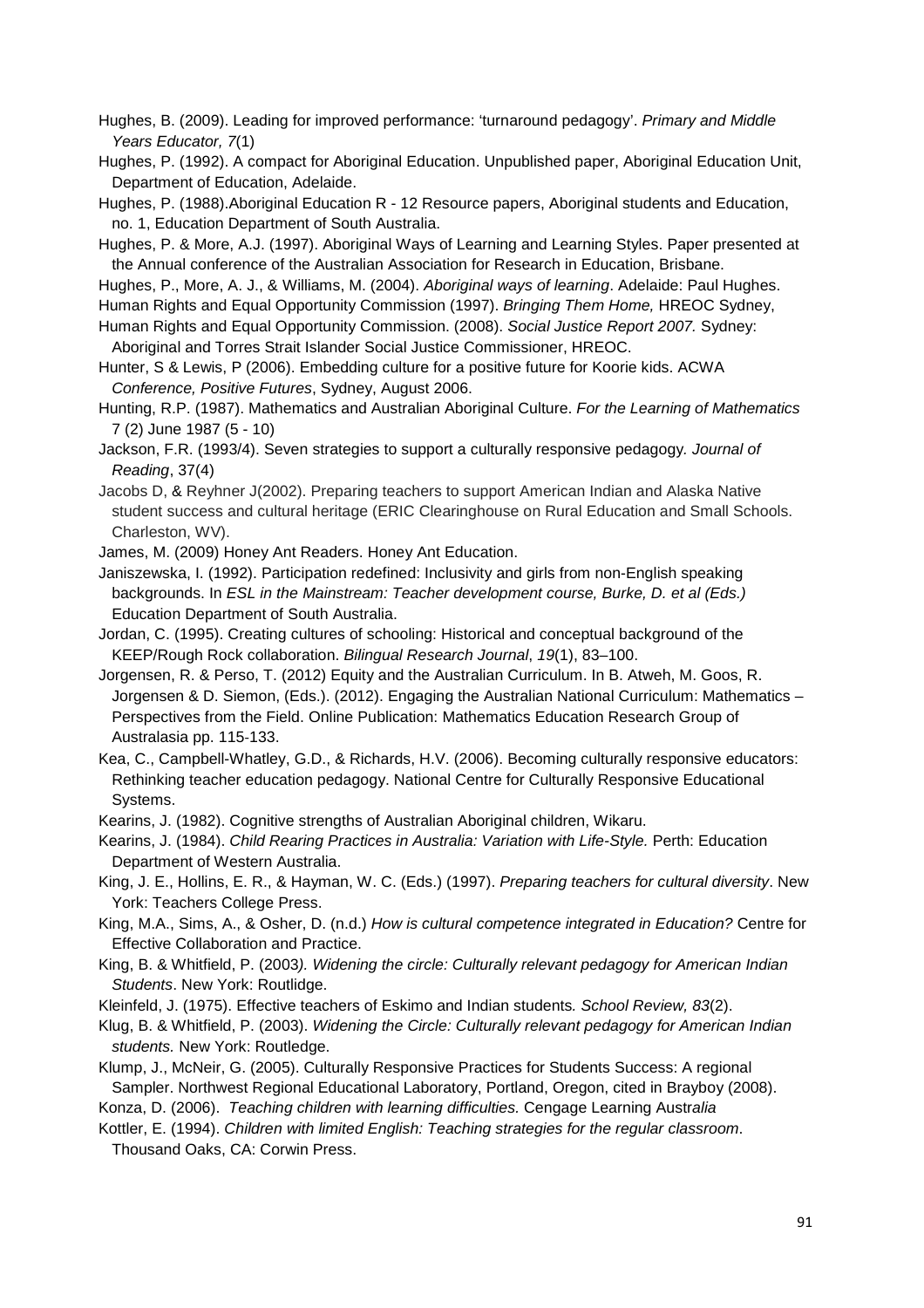Hughes, B. (2009). Leading for improved performance: 'turnaround pedagogy'. *Primary and Middle Years Educator, 7*(1)

Hughes, P. (1992). A compact for Aboriginal Education. Unpublished paper, Aboriginal Education Unit, Department of Education, Adelaide.

Hughes, P. (1988).Aboriginal Education R - 12 Resource papers, Aboriginal students and Education, no. 1, Education Department of South Australia.

Hughes, P. & More, A.J. (1997). Aboriginal Ways of Learning and Learning Styles. Paper presented at the Annual conference of the Australian Association for Research in Education, Brisbane.

Hughes, P., More, A. J., & Williams, M. (2004). *Aboriginal ways of learning*. Adelaide: Paul Hughes.

Human Rights and Equal Opportunity Commission (1997). *Bringing Them Home,* HREOC Sydney,

Human Rights and Equal Opportunity Commission. (2008). *Social Justice Report 2007.* Sydney: Aboriginal and Torres Strait Islander Social Justice Commissioner, HREOC.

Hunter, S & Lewis, P (2006). Embedding culture for a positive future for Koorie kids. ACWA *Conference, Positive Futures*, Sydney, August 2006.

Hunting, R.P. (1987). Mathematics and Australian Aboriginal Culture. *For the Learning of Mathematics* 7 (2) June 1987 (5 - 10)

Jackson, F.R. (1993/4). Seven strategies to support a culturally responsive pedagogy. *Journal of Reading*, 37(4)

Jacobs D, & Reyhner J(2002). Preparing teachers to support American Indian and Alaska Native student success and cultural heritage (ERIC Clearinghouse on Rural Education and Small Schools. Charleston, WV).

James, M. (2009) Honey Ant Readers. Honey Ant Education.

Janiszewska, I. (1992). Participation redefined: Inclusivity and girls from non-English speaking backgrounds. In *ESL in the Mainstream: Teacher development course, Burke, D. et al (Eds.)* Education Department of South Australia.

Jordan, C. (1995). Creating cultures of schooling: Historical and conceptual background of the KEEP/Rough Rock collaboration. *Bilingual Research Journal*, *19*(1), 83–100.

Jorgensen, R. & Perso, T. (2012) Equity and the Australian Curriculum. In B. Atweh, M. Goos, R. Jorgensen & D. Siemon, (Eds.). (2012). Engaging the Australian National Curriculum: Mathematics – Perspectives from the Field. Online Publication: Mathematics Education Research Group of Australasia pp. 115-133.

Kea, C., Campbell-Whatley, G.D., & Richards, H.V. (2006). Becoming culturally responsive educators: Rethinking teacher education pedagogy. National Centre for Culturally Responsive Educational Systems.

Kearins, J. (1982). Cognitive strengths of Australian Aboriginal children, Wikaru.

Kearins, J. (1984). *Child Rearing Practices in Australia: Variation with Life-Style.* Perth: Education Department of Western Australia.

King, J. E., Hollins, E. R., & Hayman, W. C. (Eds.) (1997). *Preparing teachers for cultural diversity*. New York: Teachers College Press.

King, M.A., Sims, A., & Osher, D. (n.d.) *How is cultural competence integrated in Education?* Centre for Effective Collaboration and Practice.

King, B. & Whitfield, P. (2003*). Widening the circle: Culturally relevant pedagogy for American Indian Students*. New York: Routlidge.

Kleinfeld, J. (1975). Effective teachers of Eskimo and Indian students*. School Review, 83*(2).

Klug, B. & Whitfield, P. (2003). *Widening the Circle: Culturally relevant pedagogy for American Indian students.* New York: Routledge.

Klump, J., McNeir, G. (2005). Culturally Responsive Practices for Students Success: A regional Sampler. Northwest Regional Educational Laboratory, Portland, Oregon, cited in Brayboy (2008).

Konza, D. (2006). *Teaching children with learning difficulties.* Cengage Learning Australia

Kottler, E. (1994). *Children with limited English: Teaching strategies for the regular classroom*. Thousand Oaks, CA: Corwin Press.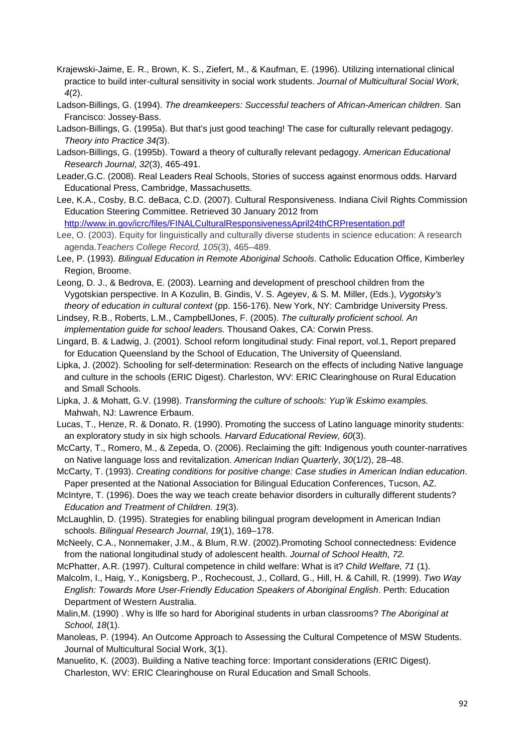Krajewski-Jaime, E. R., Brown, K. S., Ziefert, M., & Kaufman, E. (1996). Utilizing international clinical practice to build inter-cultural sensitivity in social work students. *Journal of Multicultural Social Work, 4*(2).

Ladson-Billings, G. (1994). *The dreamkeepers: Successful teachers of African-American children*. San Francisco: Jossey-Bass.

Ladson-Billings, G. (1995a). But that's just good teaching! The case for culturally relevant pedagogy. *Theory into Practice 34(*3).

Ladson-Billings, G. (1995b). Toward a theory of culturally relevant pedagogy. *American Educational Research Journal*, *32*(3), 465-491.

Leader,G.C. (2008). Real Leaders Real Schools, Stories of success against enormous odds. Harvard Educational Press, Cambridge, Massachusetts.

Lee, K.A., Cosby, B.C. deBaca, C.D. (2007). Cultural Responsiveness. Indiana Civil Rights Commission Education Steering Committee. Retrieved 30 January 2012 from http://www.in.gov/icrc/files/FINALCulturalResponsivenessApril24thCRPresentation.pdf

Lee, O. (2003). Equity for linguistically and culturally diverse students in science education: A research agenda.*Teachers College Record, 105*(3), 465–489.

Lee, P. (1993). *Bilingual Education in Remote Aboriginal Schools*. Catholic Education Office, Kimberley Region, Broome.

Leong, D. J., & Bedrova, E. (2003). Learning and development of preschool children from the Vygotskian perspective. In A Kozulin, B. Gindis, V. S. Ageyev, & S. M. Miller, (Eds.), *Vygotsky's theory of education in cultural context* (pp. 156-176). New York, NY: Cambridge University Press.

Lindsey, R.B., Roberts, L.M., CampbellJones, F. (2005). *The culturally proficient school. An implementation guide for school leaders.* Thousand Oakes, CA: Corwin Press.

Lingard, B. & Ladwig, J. (2001). School reform longitudinal study: Final report, vol.1, Report prepared for Education Queensland by the School of Education, The University of Queensland.

Lipka, J. (2002). Schooling for self-determination: Research on the effects of including Native language and culture in the schools (ERIC Digest). Charleston, WV: ERIC Clearinghouse on Rural Education and Small Schools.

Lipka, J. & Mohatt, G.V. (1998). *Transforming the culture of schools: Yup'ik Eskimo examples.* Mahwah, NJ: Lawrence Erbaum.

Lucas, T., Henze, R. & Donato, R. (1990). Promoting the success of Latino language minority students: an exploratory study in six high schools. *Harvard Educational Review, 60*(3).

McCarty, T., Romero, M., & Zepeda, O. (2006). Reclaiming the gift: Indigenous youth counter-narratives on Native language loss and revitalization. *American Indian Quarterly*, *30*(1/2), 28–48.

McCarty, T. (1993). *Creating conditions for positive change: Case studies in American Indian education*. Paper presented at the National Association for Bilingual Education Conferences, Tucson, AZ.

McIntyre, T. (1996). Does the way we teach create behavior disorders in culturally different students? *Education and Treatment of Children. 19*(3).

McLaughlin, D. (1995). Strategies for enabling bilingual program development in American Indian schools. *Bilingual Research Journal*, *19*(1), 169–178.

McNeely, C.A., Nonnemaker, J.M., & Blum, R.W. (2002).Promoting School connectedness: Evidence from the national longitudinal study of adolescent health. *Journal of School Health, 72.*

McPhatter, A.R. (1997). Cultural competence in child welfare: What is it? *Child Welfare, 71* (1).

Malcolm, I., Haig, Y., Konigsberg, P., Rochecoust, J., Collard, G., Hill, H. & Cahill, R. (1999). *Two Way English: Towards More User-Friendly Education Speakers of Aboriginal English*. Perth: Education Department of Western Australia.

Malin,M. (1990) . Why is llfe so hard for Aboriginal students in urban classrooms? *The Aboriginal at School, 18*(1).

Manoleas, P. (1994). An Outcome Approach to Assessing the Cultural Competence of MSW Students. Journal of Multicultural Social Work, 3(1).

Manuelito, K. (2003). Building a Native teaching force: Important considerations (ERIC Digest). Charleston, WV: ERIC Clearinghouse on Rural Education and Small Schools.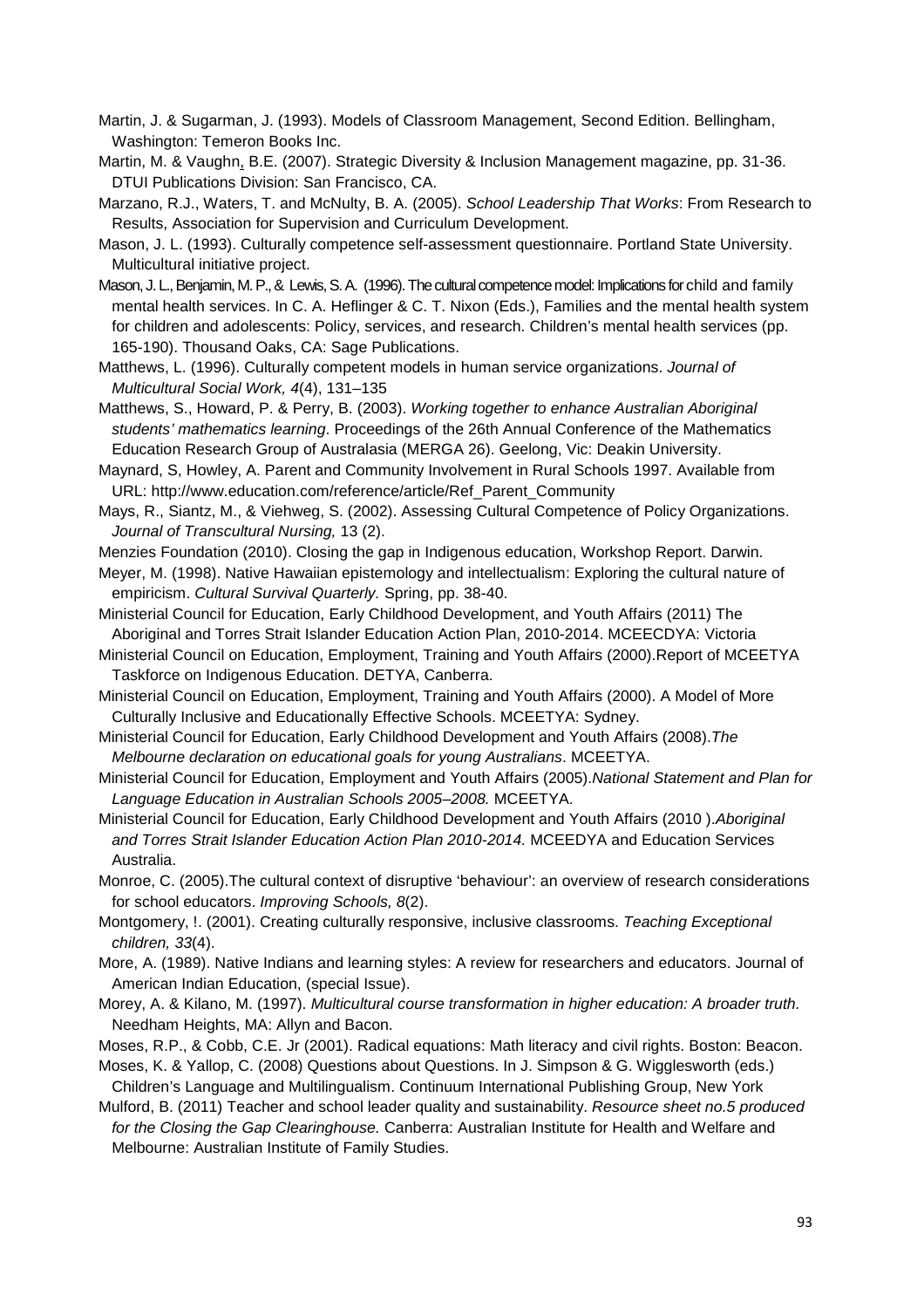Martin, J. & Sugarman, J. (1993). Models of Classroom Management, Second Edition. Bellingham, Washington: Temeron Books Inc.

Martin, M. & Vaughn, B.E. (2007). Strategic Diversity & Inclusion Management magazine, pp. 31-36. DTUI Publications Division: San Francisco, CA.

Marzano, R.J., Waters, T. and McNulty, B. A. (2005). *School Leadership That Works*: From Research to Results, Association for Supervision and Curriculum Development.

Mason, J. L. (1993). Culturally competence self-assessment questionnaire. Portland State University. Multicultural initiative project.

Mason, J. L., Benjamin, M. P., & Lewis, S. A. (1996). The cultural competence model: Implications for child and family mental health services. In C. A. Heflinger & C. T. Nixon (Eds.), Families and the mental health system for children and adolescents: Policy, services, and research. Children's mental health services (pp. 165-190). Thousand Oaks, CA: Sage Publications.

Matthews, L. (1996). Culturally competent models in human service organizations. *Journal of Multicultural Social Work, 4*(4), 131–135

Matthews, S., Howard, P. & Perry, B. (2003). *Working together to enhance Australian Aboriginal students' mathematics learning*. Proceedings of the 26th Annual Conference of the Mathematics Education Research Group of Australasia (MERGA 26). Geelong, Vic: Deakin University.

Maynard, S, Howley, A. Parent and Community Involvement in Rural Schools 1997. Available from URL: http://www.education.com/reference/article/Ref_Parent_Community

Mays, R., Siantz, M., & Viehweg, S. (2002). Assessing Cultural Competence of Policy Organizations. *Journal of Transcultural Nursing,* 13 (2).

Menzies Foundation (2010). Closing the gap in Indigenous education, Workshop Report. Darwin.

Meyer, M. (1998). Native Hawaiian epistemology and intellectualism: Exploring the cultural nature of empiricism. *Cultural Survival Quarterly.* Spring, pp. 38-40.

Ministerial Council for Education, Early Childhood Development, and Youth Affairs (2011) The Aboriginal and Torres Strait Islander Education Action Plan, 2010-2014. MCEECDYA: Victoria

Ministerial Council on Education, Employment, Training and Youth Affairs (2000).Report of MCEETYA Taskforce on Indigenous Education. DETYA, Canberra.

Ministerial Council on Education, Employment, Training and Youth Affairs (2000). A Model of More Culturally Inclusive and Educationally Effective Schools. MCEETYA: Sydney.

Ministerial Council for Education, Early Childhood Development and Youth Affairs (2008).*The Melbourne declaration on educational goals for young Australians*. MCEETYA.

Ministerial Council for Education, Employment and Youth Affairs (2005).*National Statement and Plan for Language Education in Australian Schools 2005–2008.* MCEETYA.

Ministerial Council for Education, Early Childhood Development and Youth Affairs (2010 ).*Aboriginal and Torres Strait Islander Education Action Plan 2010-2014.* MCEEDYA and Education Services Australia.

Monroe, C. (2005).The cultural context of disruptive 'behaviour': an overview of research considerations for school educators. *Improving Schools, 8*(2).

Montgomery, !. (2001). Creating culturally responsive, inclusive classrooms. *Teaching Exceptional children, 33*(4).

More, A. (1989). Native Indians and learning styles: A review for researchers and educators. Journal of American Indian Education, (special Issue).

Morey, A. & Kilano, M. (1997). *Multicultural course transformation in higher education: A broader truth*. Needham Heights, MA: Allyn and Bacon.

Moses, R.P., & Cobb, C.E. Jr (2001). Radical equations: Math literacy and civil rights. Boston: Beacon.

Moses, K. & Yallop, C. (2008) Questions about Questions. In J. Simpson & G. Wigglesworth (eds.) Children's Language and Multilingualism. Continuum International Publishing Group, New York

Mulford, B. (2011) Teacher and school leader quality and sustainability. *Resource sheet no.5 produced for the Closing the Gap Clearinghouse.* Canberra: Australian Institute for Health and Welfare and Melbourne: Australian Institute of Family Studies.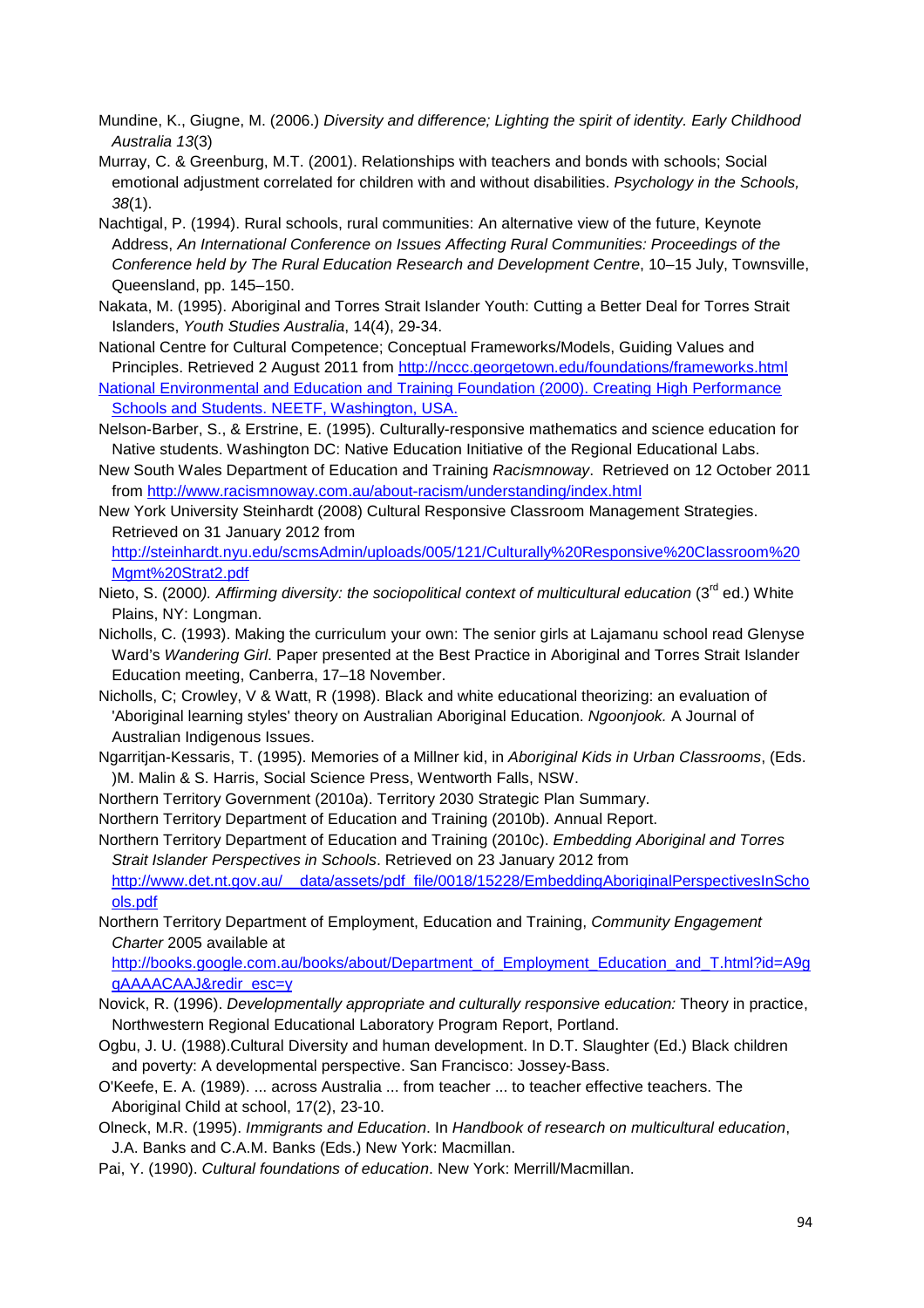Mundine, K., Giugne, M. (2006.) *Diversity and difference; Lighting the spirit of identity. Early Childhood Australia 13*(3)

Murray, C. & Greenburg, M.T. (2001). Relationships with teachers and bonds with schools; Social emotional adjustment correlated for children with and without disabilities. *Psychology in the Schools, 38*(1).

Nachtigal, P. (1994). Rural schools, rural communities: An alternative view of the future, Keynote Address, *An International Conference on Issues Affecting Rural Communities: Proceedings of the Conference held by The Rural Education Research and Development Centre*, 10–15 July, Townsville, Queensland, pp. 145–150.

Nakata, M. (1995). Aboriginal and Torres Strait Islander Youth: Cutting a Better Deal for Torres Strait Islanders, *Youth Studies Australia*, 14(4), 29-34.

National Centre for Cultural Competence; Conceptual Frameworks/Models, Guiding Values and Principles. Retrieved 2 August 2011 from http://nccc.georgetown.edu/foundations/frameworks.html

National Environmental and Education and Training Foundation (2000). Creating High Performance Schools and Students. NEETF, Washington, USA.

Nelson-Barber, S., & Erstrine, E. (1995). Culturally-responsive mathematics and science education for Native students. Washington DC: Native Education Initiative of the Regional Educational Labs.

New South Wales Department of Education and Training *Racismnoway*. Retrieved on 12 October 2011 from http://www.racismnoway.com.au/about-racism/understanding/index.html

New York University Steinhardt (2008) Cultural Responsive Classroom Management Strategies. Retrieved on 31 January 2012 from http://steinhardt.nyu.edu/scmsAdmin/uploads/005/121/Culturally%20Responsive%20Classroom%20Mgmt%20Strat2.pdf

Nieto, S. (2000*). Affirming diversity: the sociopolitical context of multicultural education* (3rd ed.) White Plains, NY: Longman.

Nicholls, C. (1993). Making the curriculum your own: The senior girls at Lajamanu school read Glenyse Ward's *Wandering Girl*. Paper presented at the Best Practice in Aboriginal and Torres Strait Islander Education meeting, Canberra, 17–18 November.

Nicholls, C; Crowley, V & Watt, R (1998). Black and white educational theorizing: an evaluation of 'Aboriginal learning styles' theory on Australian Aboriginal Education. *Ngoonjook.* A Journal of Australian Indigenous Issues.

Ngarritjan-Kessaris, T. (1995). Memories of a Millner kid, in *Aboriginal Kids in Urban Classrooms*, (Eds. )M. Malin & S. Harris, Social Science Press, Wentworth Falls, NSW.

Northern Territory Government (2010a). Territory 2030 Strategic Plan Summary.

Northern Territory Department of Education and Training (2010b). Annual Report.

Northern Territory Department of Education and Training (2010c). *Embedding Aboriginal and Torres Strait Islander Perspectives in Schools*. Retrieved on 23 January 2012 from http://www.det.nt.gov.au/__data/assets/pdf_file/0018/15228/EmbeddingAboriginalPerspectivesInSchools.pdf

Northern Territory Department of Employment, Education and Training, *Community Engagement Charter* 2005 available at http://books.google.com.au/books/about/Department_of_Employment_Education_and_T.html?id=A9gqAAAACAAJ&redir_esc=y

Novick, R. (1996). *Developmentally appropriate and culturally responsive education:* Theory in practice, Northwestern Regional Educational Laboratory Program Report, Portland.

Ogbu, J. U. (1988).Cultural Diversity and human development. In D.T. Slaughter (Ed.) Black children and poverty: A developmental perspective. San Francisco: Jossey-Bass.

O'Keefe, E. A. (1989). ... across Australia ... from teacher ... to teacher effective teachers. The Aboriginal Child at school, 17(2), 23-10.

Olneck, M.R. (1995). *Immigrants and Education*. In *Handbook of research on multicultural education*, J.A. Banks and C.A.M. Banks (Eds.) New York: Macmillan.

Pai, Y. (1990). *Cultural foundations of education*. New York: Merrill/Macmillan.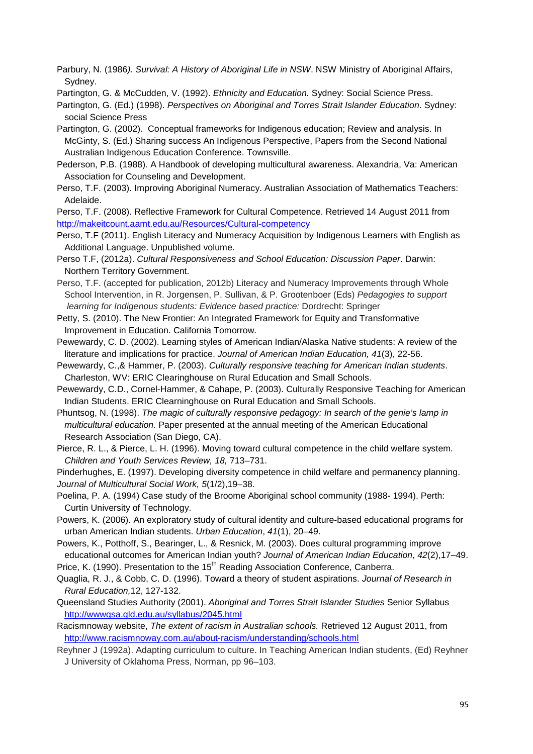Parbury, N. (1986*). Survival: A History of Aboriginal Life in NSW*. NSW Ministry of Aboriginal Affairs, Sydney.

Partington, G. & McCudden, V. (1992). *Ethnicity and Education.* Sydney: Social Science Press.

Partington, G. (Ed.) (1998). *Perspectives on Aboriginal and Torres Strait Islander Education*. Sydney: social Science Press

Partington, G. (2002). Conceptual frameworks for Indigenous education; Review and analysis. In McGinty, S. (Ed.) Sharing success An Indigenous Perspective, Papers from the Second National Australian Indigenous Education Conference. Townsville.

Pederson, P.B. (1988). A Handbook of developing multicultural awareness. Alexandria, Va: American Association for Counseling and Development.

Perso, T.F. (2003). Improving Aboriginal Numeracy. Australian Association of Mathematics Teachers: Adelaide.

Perso, T.F. (2008). Reflective Framework for Cultural Competence. Retrieved 14 August 2011 from http://makeitcount.aamt.edu.au/Resources/Cultural-competency

Perso, T.F (2011). English Literacy and Numeracy Acquisition by Indigenous Learners with English as Additional Language. Unpublished volume.

Perso T.F, (2012a). *Cultural Responsiveness and School Education: Discussion Paper*. Darwin: Northern Territory Government.

Perso, T.F. (accepted for publication, 2012b) Literacy and Numeracy Improvements through Whole School Intervention, in R. Jorgensen, P. Sullivan, & P. Grootenboer (Eds) *Pedagogies to support learning for Indigenous students: Evidence based practice:* Dordrecht: Springer

Petty, S. (2010). The New Frontier: An Integrated Framework for Equity and Transformative Improvement in Education. California Tomorrow.

Pewewardy, C. D. (2002). Learning styles of American Indian/Alaska Native students: A review of the literature and implications for practice. *Journal of American Indian Education, 41*(3), 22-56.

Pewewardy, C.,& Hammer, P. (2003). *Culturally responsive teaching for American Indian students*. Charleston, WV: ERIC Clearinghouse on Rural Education and Small Schools.

Pewewardy, C.D., Cornel-Hammer, & Cahape, P. (2003). Culturally Responsive Teaching for American Indian Students. ERIC Clearninghouse on Rural Education and Small Schools.

Phuntsog, N. (1998). *The magic of culturally responsive pedagogy: In search of the genie's lamp in multicultural education.* Paper presented at the annual meeting of the American Educational Research Association (San Diego, CA).

Pierce, R. L., & Pierce, L. H. (1996). Moving toward cultural competence in the child welfare system. *Children and Youth Services Review, 18,* 713–731.

Pinderhughes, E. (1997). Developing diversity competence in child welfare and permanency planning. *Journal of Multicultural Social Work, 5*(1/2),19–38.

Poelina, P. A. (1994) Case study of the Broome Aboriginal school community (1988- 1994). Perth: Curtin University of Technology.

Powers, K. (2006). An exploratory study of cultural identity and culture-based educational programs for urban American Indian students. *Urban Education*, *41*(1), 20–49.

Powers, K., Potthoff, S., Bearinger, L., & Resnick, M. (2003). Does cultural programming improve educational outcomes for American Indian youth? *Journal of American Indian Education*, *42*(2),17–49.

Price, K. (1990). Presentation to the 15th Reading Association Conference, Canberra.

Quaglia, R. J., & Cobb, C. D. (1996). Toward a theory of student aspirations. *Journal of Research in Rural Education,*12, 127-132.

Queensland Studies Authority (2001). *Aboriginal and Torres Strait Islander Studies* Senior Syllabus http://wwwqsa.qld.edu.au/syllabus/2045.html

Racismnoway website, *The extent of racism in Australian schools.* Retrieved 12 August 2011, from http://www.racismnoway.com.au/about-racism/understanding/schools.html

Reyhner J (1992a). Adapting curriculum to culture. In Teaching American Indian students, (Ed) Reyhner J University of Oklahoma Press, Norman, pp 96–103.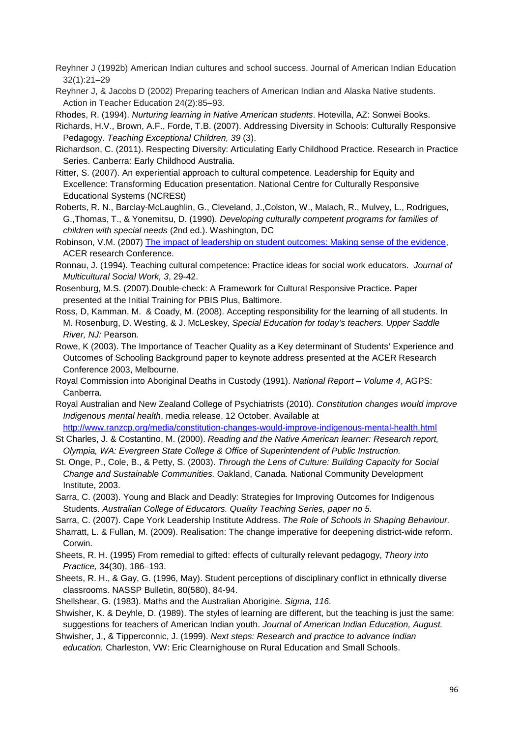Reyhner J (1992b) American Indian cultures and school success. Journal of American Indian Education 32(1):21–29

Reyhner J, & Jacobs D (2002) Preparing teachers of American Indian and Alaska Native students. Action in Teacher Education 24(2):85–93.

Rhodes, R. (1994). *Nurturing learning in Native American students*. Hotevilla, AZ: Sonwei Books.

Richards, H.V., Brown, A.F., Forde, T.B. (2007). Addressing Diversity in Schools: Culturally Responsive Pedagogy. *Teaching Exceptional Children, 39* (3).

Richardson, C. (2011). Respecting Diversity: Articulating Early Childhood Practice. Research in Practice Series. Canberra: Early Childhood Australia.

Ritter, S. (2007). An experiential approach to cultural competence. Leadership for Equity and Excellence: Transforming Education presentation. National Centre for Culturally Responsive Educational Systems (NCRESt)

Roberts, R. N., Barclay-McLaughlin, G., Cleveland, J.,Colston, W., Malach, R., Mulvey, L., Rodrigues, G.,Thomas, T., & Yonemitsu, D. (1990). *Developing culturally competent programs for families of children with special needs* (2nd ed.). Washington, DC

Robinson, V.M. (2007) The impact of leadership on student outcomes: Making sense of the evidence, ACER research Conference.

Ronnau, J. (1994). Teaching cultural competence: Practice ideas for social work educators. *Journal of Multicultural Social Work, 3*, 29-42.

Rosenburg, M.S. (2007).Double-check: A Framework for Cultural Responsive Practice. Paper presented at the Initial Training for PBIS Plus, Baltimore.

Ross, D, Kamman, M. & Coady, M. (2008). Accepting responsibility for the learning of all students. In M. Rosenburg, D. Westing, & J. McLeskey, *Special Education for today's teachers. Upper Saddle River, NJ:* Pearson*.*

Rowe, K (2003). The Importance of Teacher Quality as a Key determinant of Students' Experience and Outcomes of Schooling Background paper to keynote address presented at the ACER Research Conference 2003, Melbourne.

Royal Commission into Aboriginal Deaths in Custody (1991). *National Report – Volume 4*, AGPS: Canberra.

Royal Australian and New Zealand College of Psychiatrists (2010). *Constitution changes would improve Indigenous mental health*, media release, 12 October. Available at http://www.ranzcp.org/media/constitution-changes-would-improve-indigenous-mental-health.html

St Charles, J. & Costantino, M. (2000). *Reading and the Native American learner: Research report, Olympia, WA: Evergreen State College & Office of Superintendent of Public Instruction.*

St. Onge, P., Cole, B., & Petty, S. (2003). *Through the Lens of Culture: Building Capacity for Social Change and Sustainable Communities.* Oakland, Canada. National Community Development Institute, 2003.

Sarra, C. (2003). Young and Black and Deadly: Strategies for Improving Outcomes for Indigenous Students. *Australian College of Educators. Quality Teaching Series, paper no 5.*

Sarra, C. (2007). Cape York Leadership Institute Address. *The Role of Schools in Shaping Behaviour.*

Sharratt, L. & Fullan, M. (2009). Realisation: The change imperative for deepening district-wide reform. Corwin.

Sheets, R. H. (1995) From remedial to gifted: effects of culturally relevant pedagogy, *Theory into Practice,* 34(30), 186–193.

Sheets, R. H., & Gay, G. (1996, May). Student perceptions of disciplinary conflict in ethnically diverse classrooms. NASSP Bulletin, 80(580), 84-94.

Shellshear, G. (1983). Maths and the Australian Aborigine. *Sigma, 116.*

Shwisher, K. & Deyhle, D. (1989). The styles of learning are different, but the teaching is just the same: suggestions for teachers of American Indian youth. *Journal of American Indian Education, August.*

Shwisher, J., & Tipperconnic, J. (1999). *Next steps: Research and practice to advance Indian education.* Charleston, VW: Eric Clearnighouse on Rural Education and Small Schools.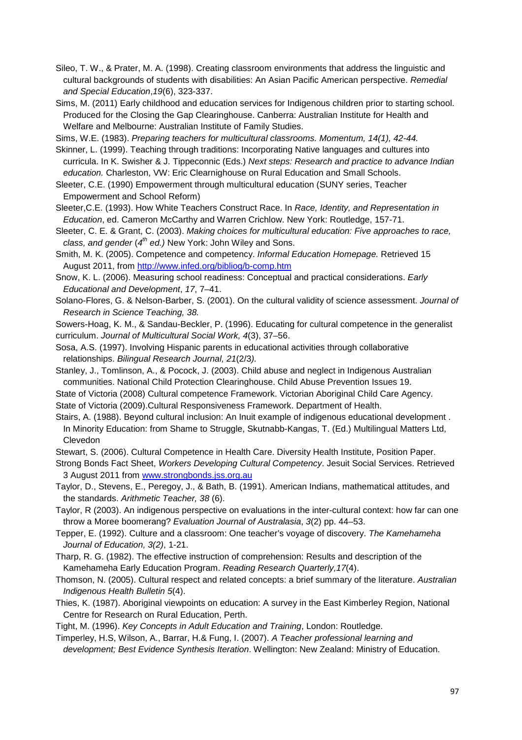Sileo, T. W., & Prater, M. A. (1998). Creating classroom environments that address the linguistic and cultural backgrounds of students with disabilities: An Asian Pacific American perspective. *Remedial and Special Education*,*19*(6), 323-337.

Sims, M. (2011) Early childhood and education services for Indigenous children prior to starting school. Produced for the Closing the Gap Clearinghouse. Canberra: Australian Institute for Health and Welfare and Melbourne: Australian Institute of Family Studies.

Sims, W.E. (1983). *Preparing teachers for multicultural classrooms. Momentum, 14(1), 42-44.*

Skinner, L. (1999). Teaching through traditions: Incorporating Native languages and cultures into curricula. In K. Swisher & J. Tippeconnic (Eds.) *Next steps: Research and practice to advance Indian education.* Charleston, VW: Eric Clearnighouse on Rural Education and Small Schools.

Sleeter, C.E. (1990) Empowerment through multicultural education (SUNY series, Teacher Empowerment and School Reform)

Sleeter,C.E. (1993). How White Teachers Construct Race. In *Race, Identity, and Representation in Education*, ed. Cameron McCarthy and Warren Crichlow. New York: Routledge, 157-71.

Sleeter, C. E. & Grant, C. (2003). *Making choices for multicultural education: Five approaches to race, class, and gender* (*4th ed.)* New York: John Wiley and Sons.

Smith, M. K. (2005). Competence and competency. *Informal Education Homepage.* Retrieved 15 August 2011, from http://www.infed.org/biblio/b-comp.htm

Snow, K. L. (2006). Measuring school readiness: Conceptual and practical considerations. *Early Educational and Development*, *17*, 7–41.

Solano-Flores, G. & Nelson-Barber, S. (2001). On the cultural validity of science assessment. *Journal of Research in Science Teaching, 38.*

Sowers-Hoag, K. M., & Sandau-Beckler, P. (1996). Educating for cultural competence in the generalist curriculum. *Journal of Multicultural Social Work, 4*(3), 37–56.

Sosa, A.S. (1997). Involving Hispanic parents in educational activities through collaborative relationships. *Bilingual Research Journal, 21*(2/3*).*

Stanley, J., Tomlinson, A., & Pocock, J. (2003). Child abuse and neglect in Indigenous Australian communities. National Child Protection Clearinghouse. Child Abuse Prevention Issues 19.

State of Victoria (2008) Cultural competence Framework. Victorian Aboriginal Child Care Agency.

State of Victoria (2009).Cultural Responsiveness Framework. Department of Health.

Stairs, A. (1988). Beyond cultural inclusion: An Inuit example of indigenous educational development . In Minority Education: from Shame to Struggle, Skutnabb-Kangas, T. (Ed.) Multilingual Matters Ltd, Clevedon

Stewart, S. (2006). Cultural Competence in Health Care. Diversity Health Institute, Position Paper.

Strong Bonds Fact Sheet, *Workers Developing Cultural Competency*. Jesuit Social Services. Retrieved 3 August 2011 from www.strongbonds.jss.org.au

Taylor, D., Stevens, E., Peregoy, J., & Bath, B. (1991). American Indians, mathematical attitudes, and the standards. *Arithmetic Teacher, 38* (6).

Taylor, R (2003). An indigenous perspective on evaluations in the inter-cultural context: how far can one throw a Moree boomerang? *Evaluation Journal of Australasia*, *3*(2) pp. 44–53.

Tepper, E. (1992). Culture and a classroom: One teacher's voyage of discovery. *The Kamehameha Journal of Education, 3(2)*, 1-21.

Tharp, R. G. (1982). The effective instruction of comprehension: Results and description of the Kamehameha Early Education Program. *Reading Research Quarterly,17*(4).

Thomson, N. (2005). Cultural respect and related concepts: a brief summary of the literature. *Australian Indigenous Health Bulletin 5*(4).

Thies, K. (1987). Aboriginal viewpoints on education: A survey in the East Kimberley Region, National Centre for Research on Rural Education, Perth.

Tight, M. (1996). *Key Concepts in Adult Education and Training*, London: Routledge.

Timperley, H.S, Wilson, A., Barrar, H.& Fung, I. (2007). *A Teacher professional learning and development; Best Evidence Synthesis Iteration*. Wellington: New Zealand: Ministry of Education.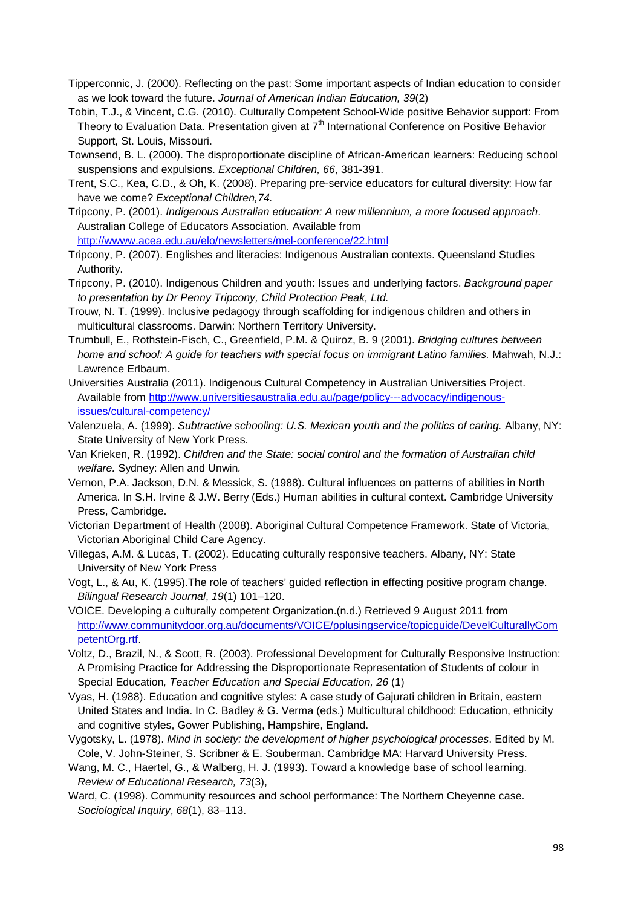Tipperconnic, J. (2000). Reflecting on the past: Some important aspects of Indian education to consider as we look toward the future. *Journal of American Indian Education, 39*(2)

Tobin, T.J., & Vincent, C.G. (2010). Culturally Competent School-Wide positive Behavior support: From Theory to Evaluation Data. Presentation given at 7th International Conference on Positive Behavior Support, St. Louis, Missouri.

Townsend, B. L. (2000). The disproportionate discipline of African-American learners: Reducing school suspensions and expulsions. *Exceptional Children, 66*, 381-391.

Trent, S.C., Kea, C.D., & Oh, K. (2008). Preparing pre-service educators for cultural diversity: How far have we come? *Exceptional Children,74.*

Tripcony, P. (2001). *Indigenous Australian education: A new millennium, a more focused approach*. Australian College of Educators Association. Available from http://wwww.acea.edu.au/elo/newsletters/mel-conference/22.html

Tripcony, P. (2007). Englishes and literacies: Indigenous Australian contexts. Queensland Studies Authority.

Tripcony, P. (2010). Indigenous Children and youth: Issues and underlying factors. *Background paper to presentation by Dr Penny Tripcony, Child Protection Peak, Ltd.*

Trouw, N. T. (1999). Inclusive pedagogy through scaffolding for indigenous children and others in multicultural classrooms. Darwin: Northern Territory University.

Trumbull, E., Rothstein-Fisch, C., Greenfield, P.M. & Quiroz, B. 9 (2001). *Bridging cultures between home and school: A guide for teachers with special focus on immigrant Latino families.* Mahwah, N.J.: Lawrence Erlbaum.

Universities Australia (2011). Indigenous Cultural Competency in Australian Universities Project. Available from http://www.universitiesaustralia.edu.au/page/policy---advocacy/indigenous-issues/cultural-competency/

Valenzuela, A. (1999). *Subtractive schooling: U.S. Mexican youth and the politics of caring.* Albany, NY: State University of New York Press.

Van Krieken, R. (1992). *Children and the State: social control and the formation of Australian child welfare.* Sydney: Allen and Unwin*.*

Vernon, P.A. Jackson, D.N. & Messick, S. (1988). Cultural influences on patterns of abilities in North America. In S.H. Irvine & J.W. Berry (Eds.) Human abilities in cultural context. Cambridge University Press, Cambridge.

Victorian Department of Health (2008). Aboriginal Cultural Competence Framework. State of Victoria, Victorian Aboriginal Child Care Agency.

Villegas, A.M. & Lucas, T. (2002). Educating culturally responsive teachers. Albany, NY: State University of New York Press

Vogt, L., & Au, K. (1995).The role of teachers' guided reflection in effecting positive program change. *Bilingual Research Journal*, *19*(1) 101–120.

VOICE. Developing a culturally competent Organization.(n.d.) Retrieved 9 August 2011 from http://www.communitydoor.org.au/documents/VOICE/pplusingservice/topicguide/DevelCulturallyCompetentOrg.rtf.

Voltz, D., Brazil, N., & Scott, R. (2003). Professional Development for Culturally Responsive Instruction: A Promising Practice for Addressing the Disproportionate Representation of Students of colour in Special Education*, Teacher Education and Special Education, 26* (1)

Vyas, H. (1988). Education and cognitive styles: A case study of Gajurati children in Britain, eastern United States and India. In C. Badley & G. Verma (eds.) Multicultural childhood: Education, ethnicity and cognitive styles, Gower Publishing, Hampshire, England.

Vygotsky, L. (1978). *Mind in society: the development of higher psychological processes*. Edited by M. Cole, V. John-Steiner, S. Scribner & E. Souberman. Cambridge MA: Harvard University Press.

Wang, M. C., Haertel, G., & Walberg, H. J. (1993). Toward a knowledge base of school learning. *Review of Educational Research, 73*(3),

Ward, C. (1998). Community resources and school performance: The Northern Cheyenne case. *Sociological Inquiry*, *68*(1), 83–113.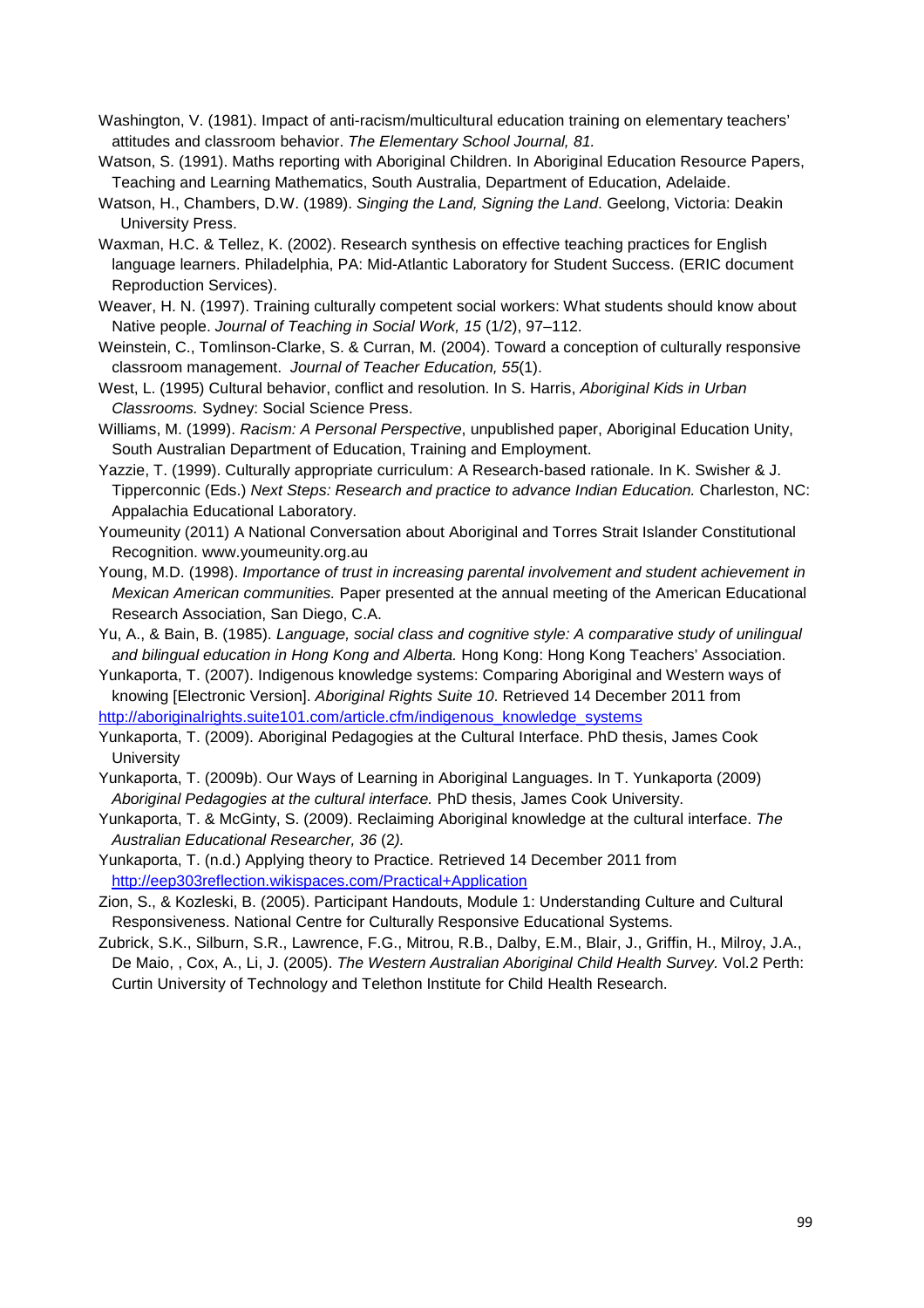Washington, V. (1981). Impact of anti-racism/multicultural education training on elementary teachers' attitudes and classroom behavior. *The Elementary School Journal, 81.*

Watson, S. (1991). Maths reporting with Aboriginal Children. In Aboriginal Education Resource Papers, Teaching and Learning Mathematics, South Australia, Department of Education, Adelaide.

Watson, H., Chambers, D.W. (1989). *Singing the Land, Signing the Land*. Geelong, Victoria: Deakin University Press.

Waxman, H.C. & Tellez, K. (2002). Research synthesis on effective teaching practices for English language learners. Philadelphia, PA: Mid-Atlantic Laboratory for Student Success. (ERIC document Reproduction Services).

Weaver, H. N. (1997). Training culturally competent social workers: What students should know about Native people. *Journal of Teaching in Social Work, 15* (1/2), 97–112.

Weinstein, C., Tomlinson-Clarke, S. & Curran, M. (2004). Toward a conception of culturally responsive classroom management. *Journal of Teacher Education, 55*(1).

West, L. (1995) Cultural behavior, conflict and resolution. In S. Harris, *Aboriginal Kids in Urban Classrooms.* Sydney: Social Science Press.

Williams, M. (1999). *Racism: A Personal Perspective*, unpublished paper, Aboriginal Education Unity, South Australian Department of Education, Training and Employment.

Yazzie, T. (1999). Culturally appropriate curriculum: A Research-based rationale. In K. Swisher & J. Tipperconnic (Eds.) *Next Steps: Research and practice to advance Indian Education.* Charleston, NC: Appalachia Educational Laboratory.

Youmeunity (2011) A National Conversation about Aboriginal and Torres Strait Islander Constitutional Recognition. www.youmeunity.org.au

Young, M.D. (1998). *Importance of trust in increasing parental involvement and student achievement in Mexican American communities.* Paper presented at the annual meeting of the American Educational Research Association, San Diego, C.A.

Yu, A., & Bain, B. (1985). *Language, social class and cognitive style: A comparative study of unilingual and bilingual education in Hong Kong and Alberta.* Hong Kong: Hong Kong Teachers' Association.

Yunkaporta, T. (2007). Indigenous knowledge systems: Comparing Aboriginal and Western ways of knowing [Electronic Version]. *Aboriginal Rights Suite 10*. Retrieved 14 December 2011 from http://aboriginalrights.suite101.com/article.cfm/indigenous_knowledge_systems

Yunkaporta, T. (2009). Aboriginal Pedagogies at the Cultural Interface. PhD thesis, James Cook University

Yunkaporta, T. (2009b). Our Ways of Learning in Aboriginal Languages. In T. Yunkaporta (2009) *Aboriginal Pedagogies at the cultural interface.* PhD thesis, James Cook University.

Yunkaporta, T. & McGinty, S. (2009). Reclaiming Aboriginal knowledge at the cultural interface. *The Australian Educational Researcher, 36* (2*).*

Yunkaporta, T. (n.d.) Applying theory to Practice. Retrieved 14 December 2011 from http://eep303reflection.wikispaces.com/Practical+Application

Zion, S., & Kozleski, B. (2005). Participant Handouts, Module 1: Understanding Culture and Cultural Responsiveness. National Centre for Culturally Responsive Educational Systems.

Zubrick, S.K., Silburn, S.R., Lawrence, F.G., Mitrou, R.B., Dalby, E.M., Blair, J., Griffin, H., Milroy, J.A., De Maio, , Cox, A., Li, J. (2005). *The Western Australian Aboriginal Child Health Survey.* Vol.2 Perth: Curtin University of Technology and Telethon Institute for Child Health Research.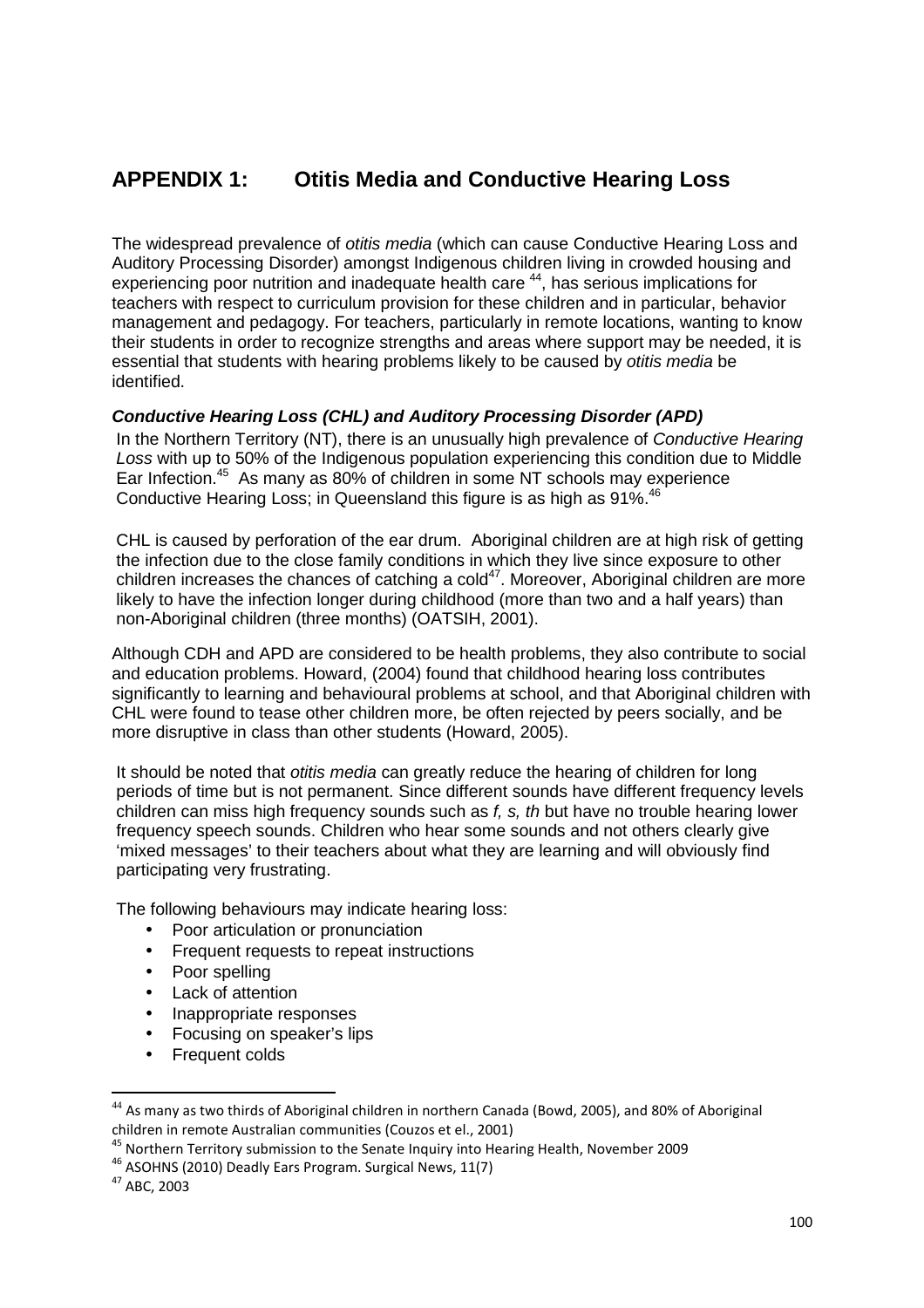# APPENDIX 1: Otitis Media and Conductive Hearing Loss

The widespread prevalence of *otitis media* (which can cause Conductive Hearing Loss and Auditory Processing Disorder) amongst Indigenous children living in crowded housing and experiencing poor nutrition and inadequate health care [44], has serious implications for teachers with respect to curriculum provision for these children and in particular, behavior management and pedagogy. For teachers, particularly in remote locations, wanting to know their students in order to recognize strengths and areas where support may be needed, it is essential that students with hearing problems likely to be caused by *otitis media* be identified.

### *Conductive Hearing Loss (CHL) and Auditory Processing Disorder (APD)*

In the Northern Territory (NT), there is an unusually high prevalence of *Conductive Hearing Loss* with up to 50% of the Indigenous population experiencing this condition due to Middle Ear Infection.[45] As many as 80% of children in some NT schools may experience Conductive Hearing Loss; in Queensland this figure is as high as 91%.[46]

CHL is caused by perforation of the ear drum. Aboriginal children are at high risk of getting the infection due to the close family conditions in which they live since exposure to other children increases the chances of catching a cold[47]. Moreover, Aboriginal children are more likely to have the infection longer during childhood (more than two and a half years) than non-Aboriginal children (three months) (OATSIH, 2001).

Although CDH and APD are considered to be health problems, they also contribute to social and education problems. Howard, (2004) found that childhood hearing loss contributes significantly to learning and behavioural problems at school, and that Aboriginal children with CHL were found to tease other children more, be often rejected by peers socially, and be more disruptive in class than other students (Howard, 2005).

It should be noted that *otitis media* can greatly reduce the hearing of children for long periods of time but is not permanent. Since different sounds have different frequency levels children can miss high frequency sounds such as *f, s, th* but have no trouble hearing lower frequency speech sounds. Children who hear some sounds and not others clearly give 'mixed messages' to their teachers about what they are learning and will obviously find participating very frustrating.

The following behaviours may indicate hearing loss:

- Poor articulation or pronunciation
- Frequent requests to repeat instructions
- Poor spelling
- Lack of attention
- Inappropriate responses
- Focusing on speaker's lips
- Frequent colds

---

[44] As many as two thirds of Aboriginal children in northern Canada (Bowd, 2005), and 80% of Aboriginal children in remote Australian communities (Couzos et el., 2001)

[45] Northern Territory submission to the Senate Inquiry into Hearing Health, November 2009

[46] ASOHNS (2010) Deadly Ears Program. Surgical News, 11(7)

[47] ABC, 2003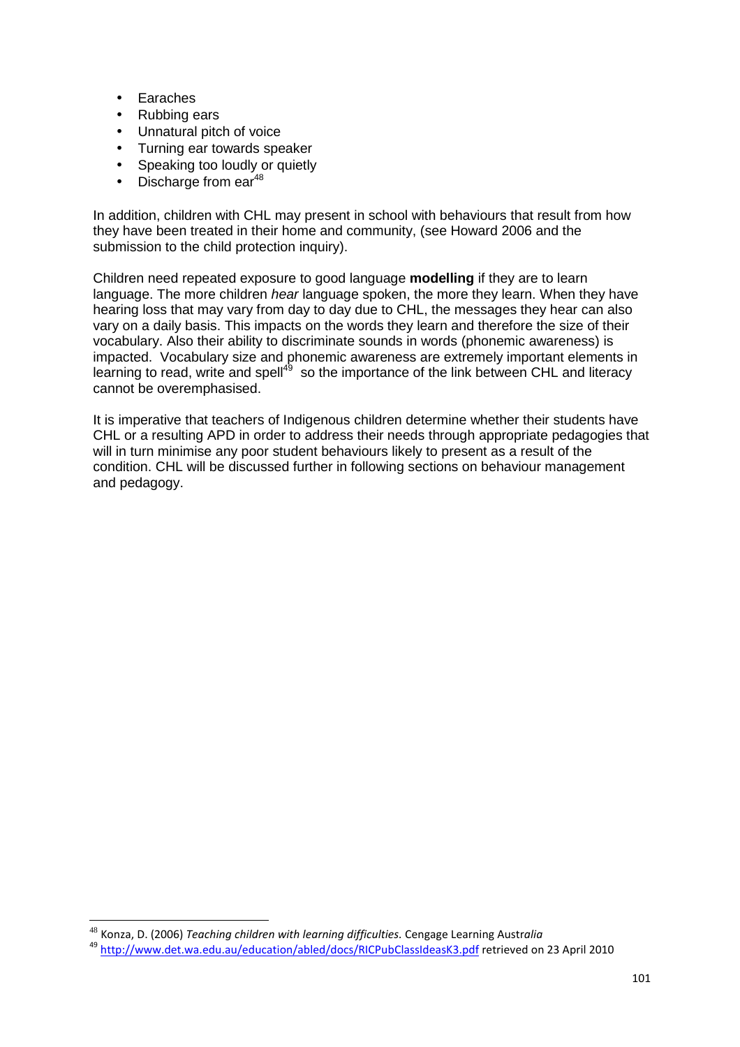- Earaches
- Rubbing ears
- Unnatural pitch of voice
- Turning ear towards speaker
- Speaking too loudly or quietly
- Discharge from ear[48]

In addition, children with CHL may present in school with behaviours that result from how they have been treated in their home and community, (see Howard 2006 and the submission to the child protection inquiry).

Children need repeated exposure to good language **modelling** if they are to learn language. The more children *hear* language spoken, the more they learn. When they have hearing loss that may vary from day to day due to CHL, the messages they hear can also vary on a daily basis. This impacts on the words they learn and therefore the size of their vocabulary. Also their ability to discriminate sounds in words (phonemic awareness) is impacted. Vocabulary size and phonemic awareness are extremely important elements in learning to read, write and spell[49] so the importance of the link between CHL and literacy cannot be overemphasised.

It is imperative that teachers of Indigenous children determine whether their students have CHL or a resulting APD in order to address their needs through appropriate pedagogies that will in turn minimise any poor student behaviours likely to present as a result of the condition. CHL will be discussed further in following sections on behaviour management and pedagogy.

---

[48] Konza, D. (2006) *Teaching children with learning difficulties.* Cengage Learning Austr*alia*

[49] http://www.det.wa.edu.au/education/abled/docs/RICPubClassIdeasK3.pdf retrieved on 23 April 2010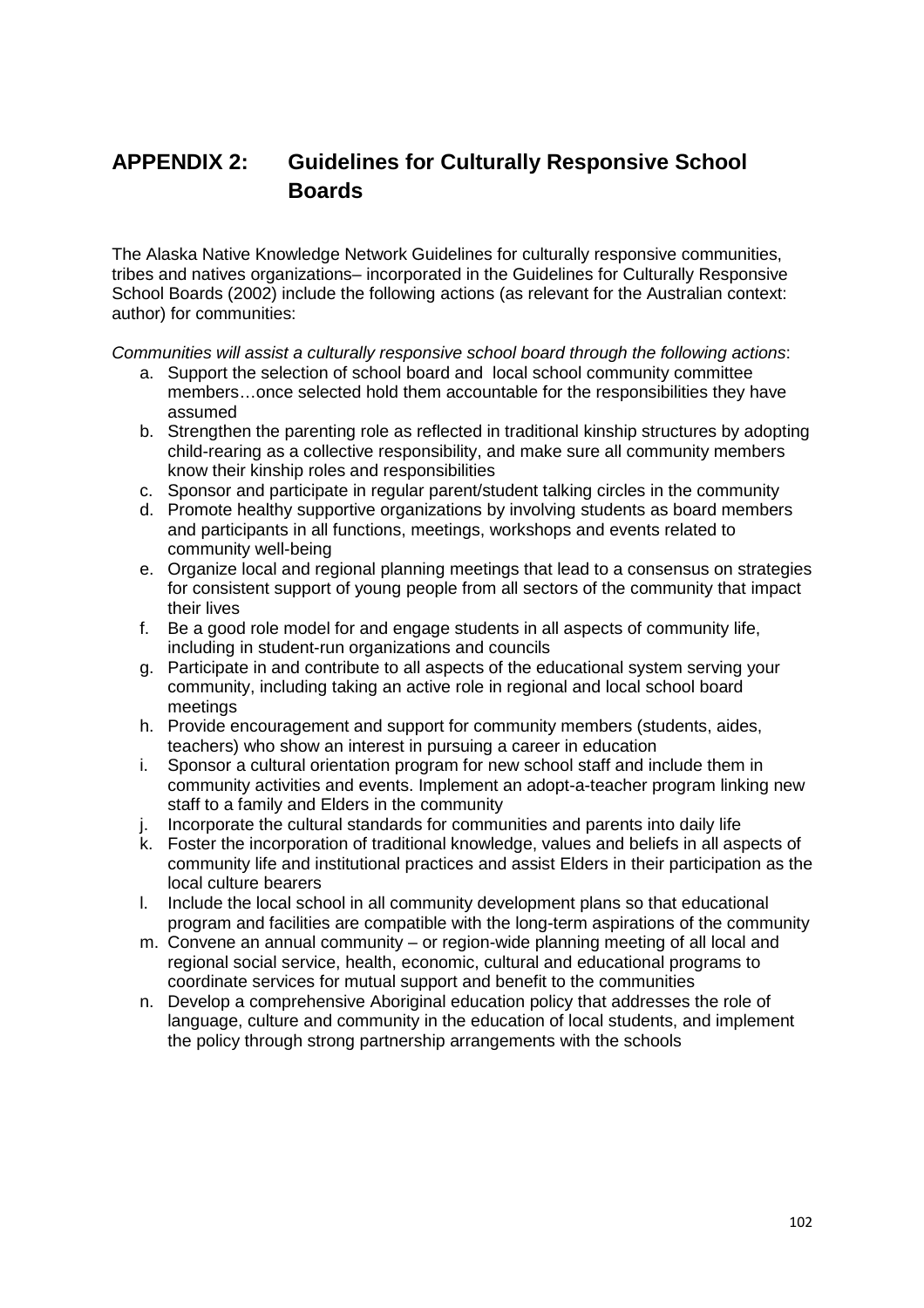# APPENDIX 2: Guidelines for Culturally Responsive School Boards

The Alaska Native Knowledge Network Guidelines for culturally responsive communities, tribes and natives organizations– incorporated in the Guidelines for Culturally Responsive School Boards (2002) include the following actions (as relevant for the Australian context: author) for communities:

*Communities will assist a culturally responsive school board through the following actions*:

a. Support the selection of school board and local school community committee members…once selected hold them accountable for the responsibilities they have assumed
b. Strengthen the parenting role as reflected in traditional kinship structures by adopting child-rearing as a collective responsibility, and make sure all community members know their kinship roles and responsibilities
c. Sponsor and participate in regular parent/student talking circles in the community
d. Promote healthy supportive organizations by involving students as board members and participants in all functions, meetings, workshops and events related to community well-being
e. Organize local and regional planning meetings that lead to a consensus on strategies for consistent support of young people from all sectors of the community that impact their lives
f. Be a good role model for and engage students in all aspects of community life, including in student-run organizations and councils
g. Participate in and contribute to all aspects of the educational system serving your community, including taking an active role in regional and local school board meetings
h. Provide encouragement and support for community members (students, aides, teachers) who show an interest in pursuing a career in education
i. Sponsor a cultural orientation program for new school staff and include them in community activities and events. Implement an adopt-a-teacher program linking new staff to a family and Elders in the community
j. Incorporate the cultural standards for communities and parents into daily life
k. Foster the incorporation of traditional knowledge, values and beliefs in all aspects of community life and institutional practices and assist Elders in their participation as the local culture bearers
l. Include the local school in all community development plans so that educational program and facilities are compatible with the long-term aspirations of the community
m. Convene an annual community – or region-wide planning meeting of all local and regional social service, health, economic, cultural and educational programs to coordinate services for mutual support and benefit to the communities
n. Develop a comprehensive Aboriginal education policy that addresses the role of language, culture and community in the education of local students, and implement the policy through strong partnership arrangements with the schools